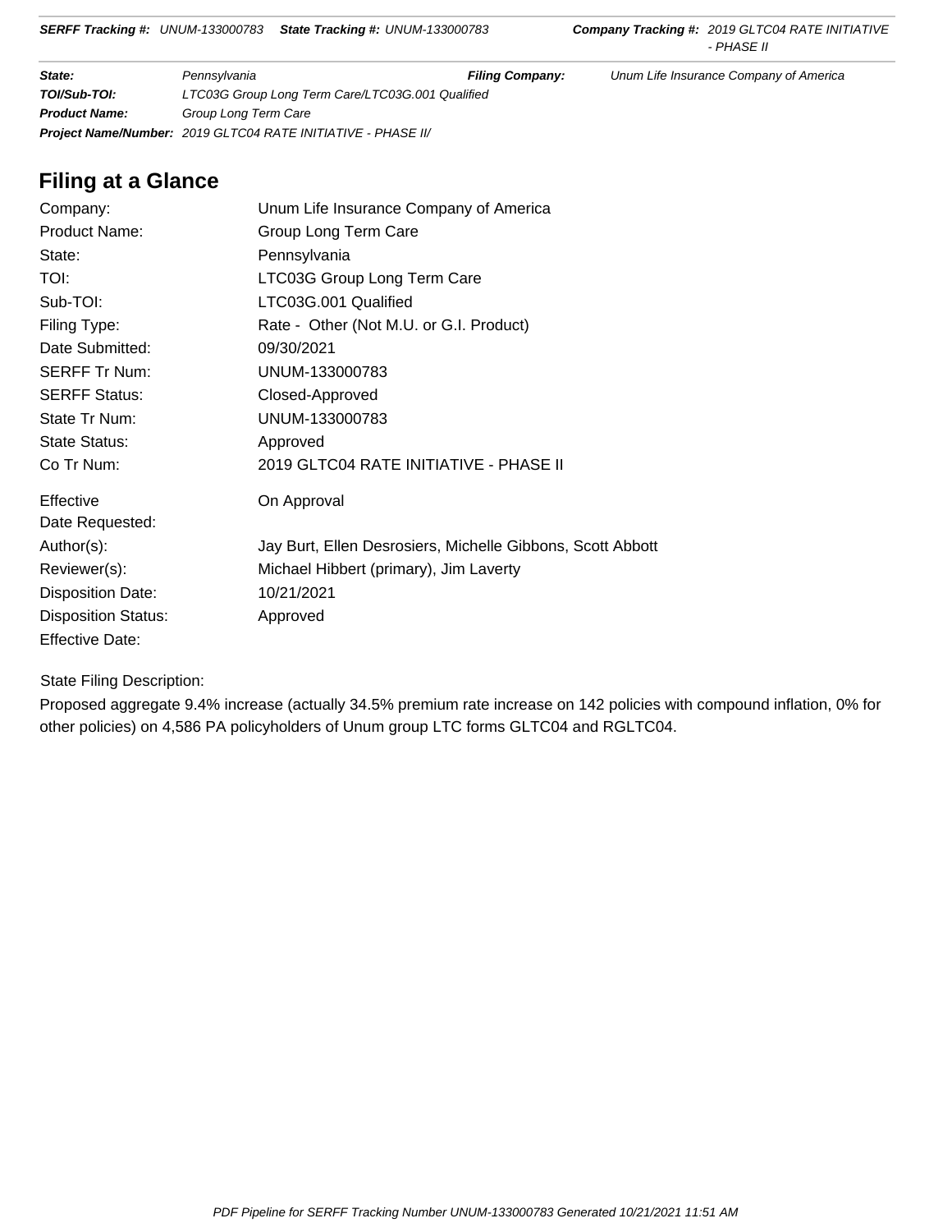| | | | |
|---|---|---|---|
| **State:** | Pennsylvania | **Filing Company:** | Unum Life Insurance Company of America |
| **TOI/Sub-TOI:** | LTC03G Group Long Term Care/LTC03G.001 Qualified | | |
| **Product Name:** | Group Long Term Care | | |
| **Project Name/Number:** | 2019 GLTC04 RATE INITIATIVE - PHASE II/ | | |

## Filing at a Glance

| | |
|---|---|
| Company: | Unum Life Insurance Company of America |
| Product Name: | Group Long Term Care |
| State: | Pennsylvania |
| TOI: | LTC03G Group Long Term Care |
| Sub-TOI: | LTC03G.001 Qualified |
| Filing Type: | Rate - Other (Not M.U. or G.I. Product) |
| Date Submitted: | 09/30/2021 |
| SERFF Tr Num: | UNUM-133000783 |
| SERFF Status: | Closed-Approved |
| State Tr Num: | UNUM-133000783 |
| State Status: | Approved |
| Co Tr Num: | 2019 GLTC04 RATE INITIATIVE - PHASE II |
| Effective Date Requested: | On Approval |
| Author(s): | Jay Burt, Ellen Desrosiers, Michelle Gibbons, Scott Abbott |
| Reviewer(s): | Michael Hibbert (primary), Jim Laverty |
| Disposition Date: | 10/21/2021 |
| Disposition Status: | Approved |
| Effective Date: | |

State Filing Description:

Proposed aggregate 9.4% increase (actually 34.5% premium rate increase on 142 policies with compound inflation, 0% for other policies) on 4,586 PA policyholders of Unum group LTC forms GLTC04 and RGLTC04.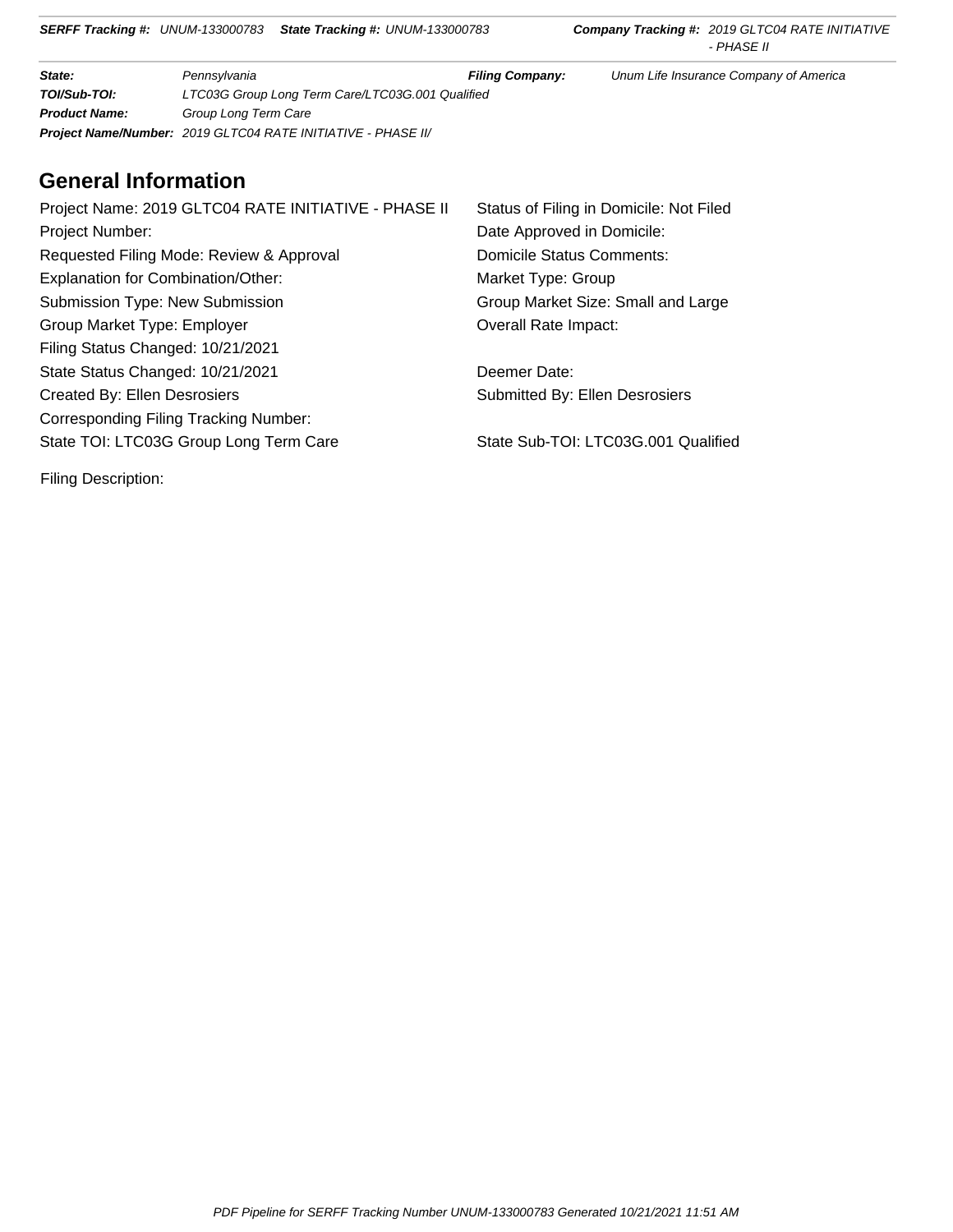## General Information

Project Name: 2019 GLTC04 RATE INITIATIVE - PHASE II

Project Number:

Requested Filing Mode: Review & Approval

Explanation for Combination/Other:

Submission Type: New Submission

Group Market Type: Employer

Filing Status Changed: 10/21/2021

State Status Changed: 10/21/2021

Created By: Ellen Desrosiers

Corresponding Filing Tracking Number:

State TOI: LTC03G Group Long Term Care

Status of Filing in Domicile: Not Filed

Date Approved in Domicile:

Domicile Status Comments:

Market Type: Group

Group Market Size: Small and Large

Overall Rate Impact:

Deemer Date:

Submitted By: Ellen Desrosiers

State Sub-TOI: LTC03G.001 Qualified

Filing Description: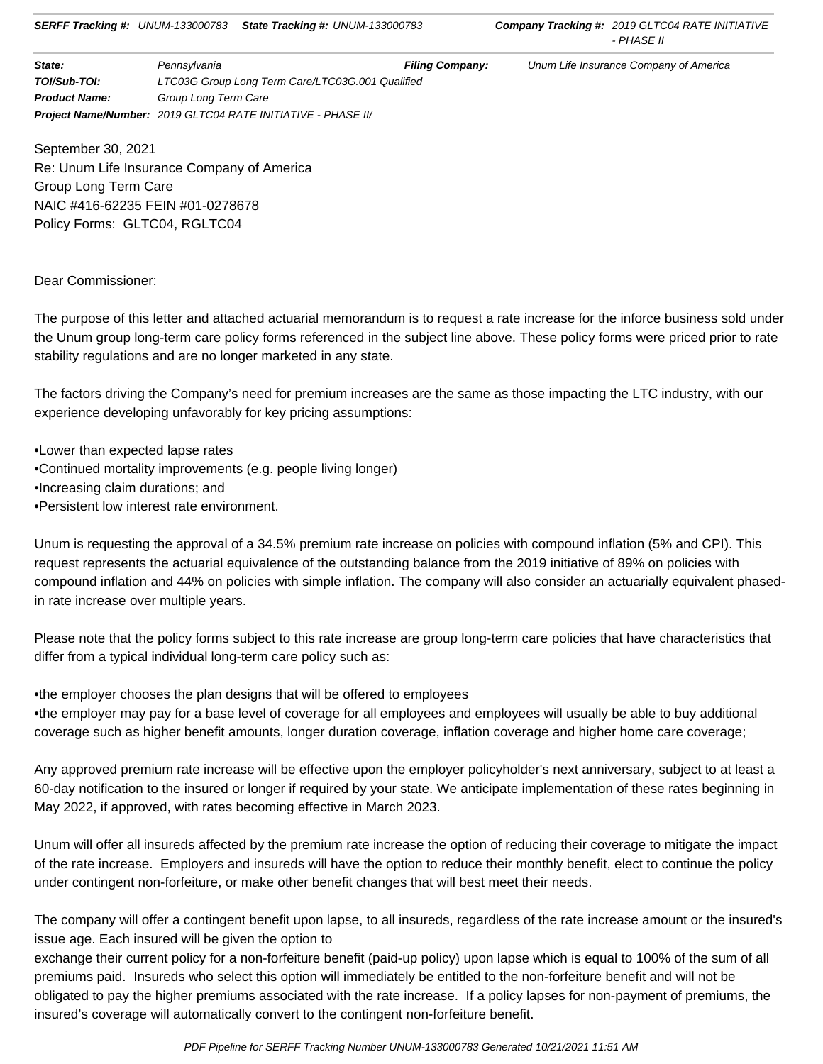September 30, 2021
Re: Unum Life Insurance Company of America
Group Long Term Care
NAIC #416-62235 FEIN #01-0278678
Policy Forms: GLTC04, RGLTC04

Dear Commissioner:

The purpose of this letter and attached actuarial memorandum is to request a rate increase for the inforce business sold under the Unum group long-term care policy forms referenced in the subject line above. These policy forms were priced prior to rate stability regulations and are no longer marketed in any state.

The factors driving the Company's need for premium increases are the same as those impacting the LTC industry, with our experience developing unfavorably for key pricing assumptions:

- Lower than expected lapse rates
- Continued mortality improvements (e.g. people living longer)
- Increasing claim durations; and
- Persistent low interest rate environment.

Unum is requesting the approval of a 34.5% premium rate increase on policies with compound inflation (5% and CPI). This request represents the actuarial equivalence of the outstanding balance from the 2019 initiative of 89% on policies with compound inflation and 44% on policies with simple inflation. The company will also consider an actuarially equivalent phased-in rate increase over multiple years.

Please note that the policy forms subject to this rate increase are group long-term care policies that have characteristics that differ from a typical individual long-term care policy such as:

- the employer chooses the plan designs that will be offered to employees
- the employer may pay for a base level of coverage for all employees and employees will usually be able to buy additional coverage such as higher benefit amounts, longer duration coverage, inflation coverage and higher home care coverage;

Any approved premium rate increase will be effective upon the employer policyholder's next anniversary, subject to at least a 60-day notification to the insured or longer if required by your state. We anticipate implementation of these rates beginning in May 2022, if approved, with rates becoming effective in March 2023.

Unum will offer all insureds affected by the premium rate increase the option of reducing their coverage to mitigate the impact of the rate increase. Employers and insureds will have the option to reduce their monthly benefit, elect to continue the policy under contingent non-forfeiture, or make other benefit changes that will best meet their needs.

The company will offer a contingent benefit upon lapse, to all insureds, regardless of the rate increase amount or the insured's issue age. Each insured will be given the option to
exchange their current policy for a non-forfeiture benefit (paid-up policy) upon lapse which is equal to 100% of the sum of all premiums paid. Insureds who select this option will immediately be entitled to the non-forfeiture benefit and will not be obligated to pay the higher premiums associated with the rate increase. If a policy lapses for non-payment of premiums, the insured's coverage will automatically convert to the contingent non-forfeiture benefit.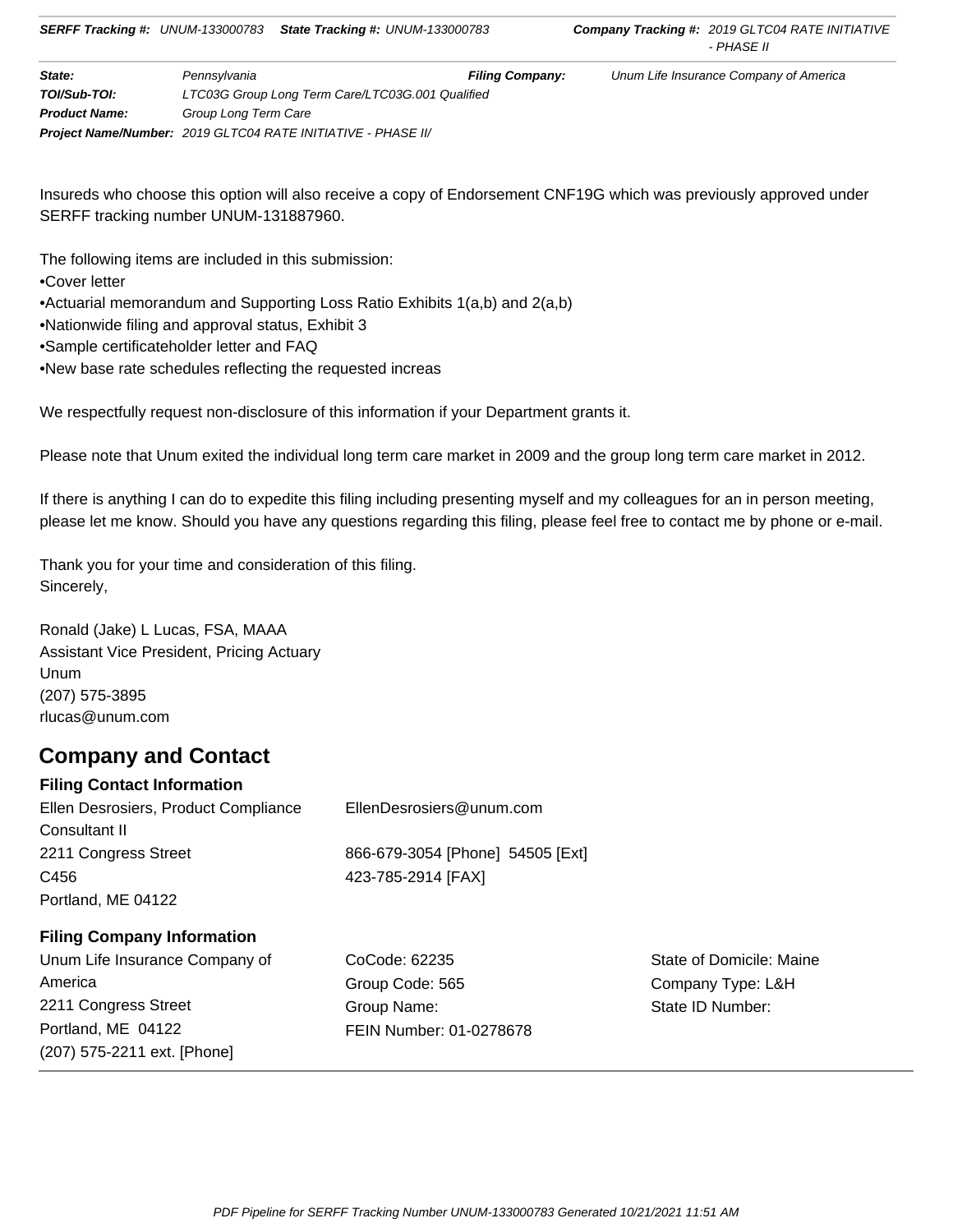Insureds who choose this option will also receive a copy of Endorsement CNF19G which was previously approved under SERFF tracking number UNUM-131887960.

The following items are included in this submission:

- •Cover letter
- •Actuarial memorandum and Supporting Loss Ratio Exhibits 1(a,b) and 2(a,b)
- •Nationwide filing and approval status, Exhibit 3
- •Sample certificateholder letter and FAQ
- •New base rate schedules reflecting the requested increas

We respectfully request non-disclosure of this information if your Department grants it.

Please note that Unum exited the individual long term care market in 2009 and the group long term care market in 2012.

If there is anything I can do to expedite this filing including presenting myself and my colleagues for an in person meeting, please let me know. Should you have any questions regarding this filing, please feel free to contact me by phone or e-mail.

Thank you for your time and consideration of this filing.
Sincerely,

Ronald (Jake) L Lucas, FSA, MAAA
Assistant Vice President, Pricing Actuary
Unum
(207) 575-3895
rlucas@unum.com

## Company and Contact

### Filing Contact Information

Ellen Desrosiers, Product Compliance Consultant II
2211 Congress Street
C456
Portland, ME 04122

EllenDesrosiers@unum.com
866-679-3054 [Phone] 54505 [Ext]
423-785-2914 [FAX]

### Filing Company Information

Unum Life Insurance Company of America
2211 Congress Street
Portland, ME 04122
(207) 575-2211 ext. [Phone]

CoCode: 62235
Group Code: 565
Group Name:
FEIN Number: 01-0278678

State of Domicile: Maine
Company Type: L&H
State ID Number: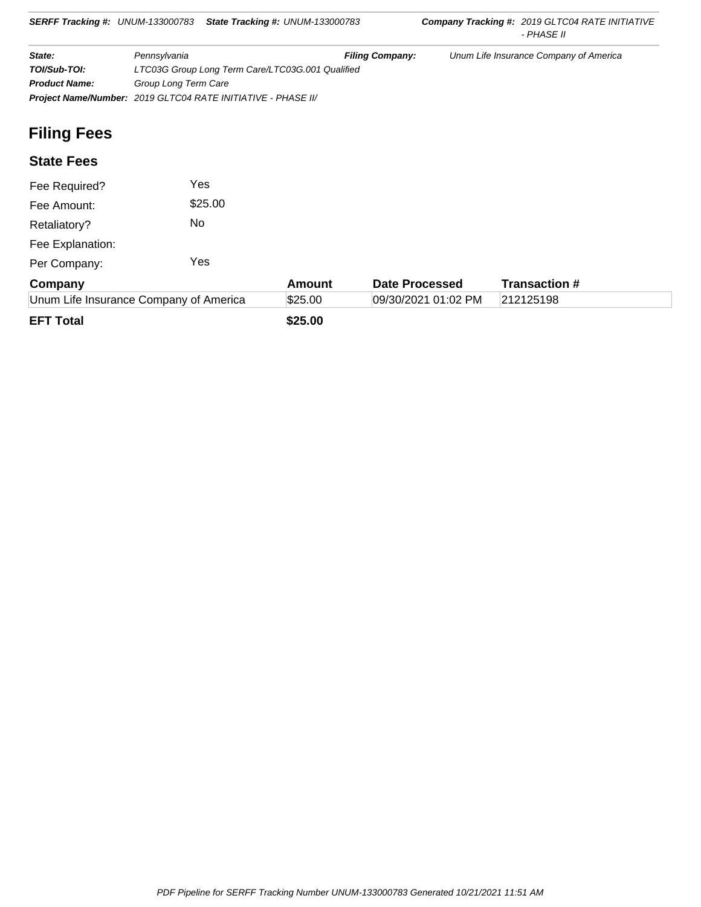## Filing Fees

### State Fees

Fee Required? Yes

Fee Amount: $25.00

Retaliatory? No

Fee Explanation:

Per Company: Yes

| Company | Amount | Date Processed | Transaction # |
|---|---|---|---|
| Unum Life Insurance Company of America | $25.00 | 09/30/2021 01:02 PM | 212125198 |
| **EFT Total** | **$25.00** | | |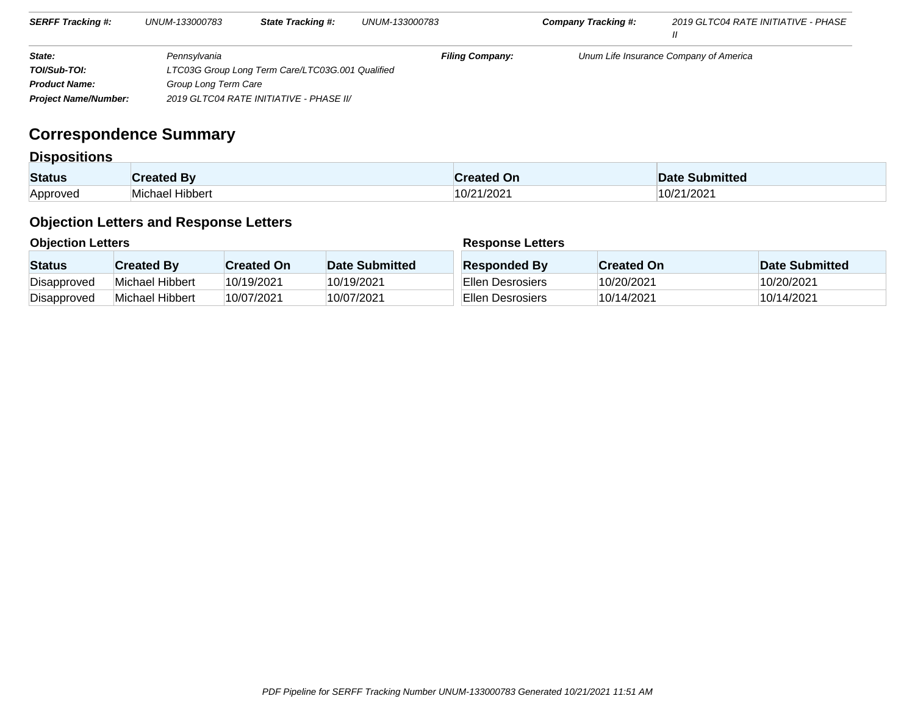| SERFF Tracking #: | UNUM-133000783 | State Tracking #: | UNUM-133000783 | Company Tracking #: | 2019 GLTC04 RATE INITIATIVE - PHASE II |
|---|---|---|---|---|---|

| | | | |
|---|---|---|---|
| **State:** | Pennsylvania | **Filing Company:** | Unum Life Insurance Company of America |
| **TOI/Sub-TOI:** | LTC03G Group Long Term Care/LTC03G.001 Qualified | | |
| **Product Name:** | Group Long Term Care | | |
| **Project Name/Number:** | 2019 GLTC04 RATE INITIATIVE - PHASE II/ | | |

# Correspondence Summary

## Dispositions

| Status | Created By | Created On | Date Submitted |
|---|---|---|---|
| Approved | Michael Hibbert | 10/21/2021 | 10/21/2021 |

## Objection Letters and Response Letters

### Objection Letters

| Status | Created By | Created On | Date Submitted |
|---|---|---|---|
| Disapproved | Michael Hibbert | 10/19/2021 | 10/19/2021 |
| Disapproved | Michael Hibbert | 10/07/2021 | 10/07/2021 |

### Response Letters

| Responded By | Created On | Date Submitted |
|---|---|---|
| Ellen Desrosiers | 10/20/2021 | 10/20/2021 |
| Ellen Desrosiers | 10/14/2021 | 10/14/2021 |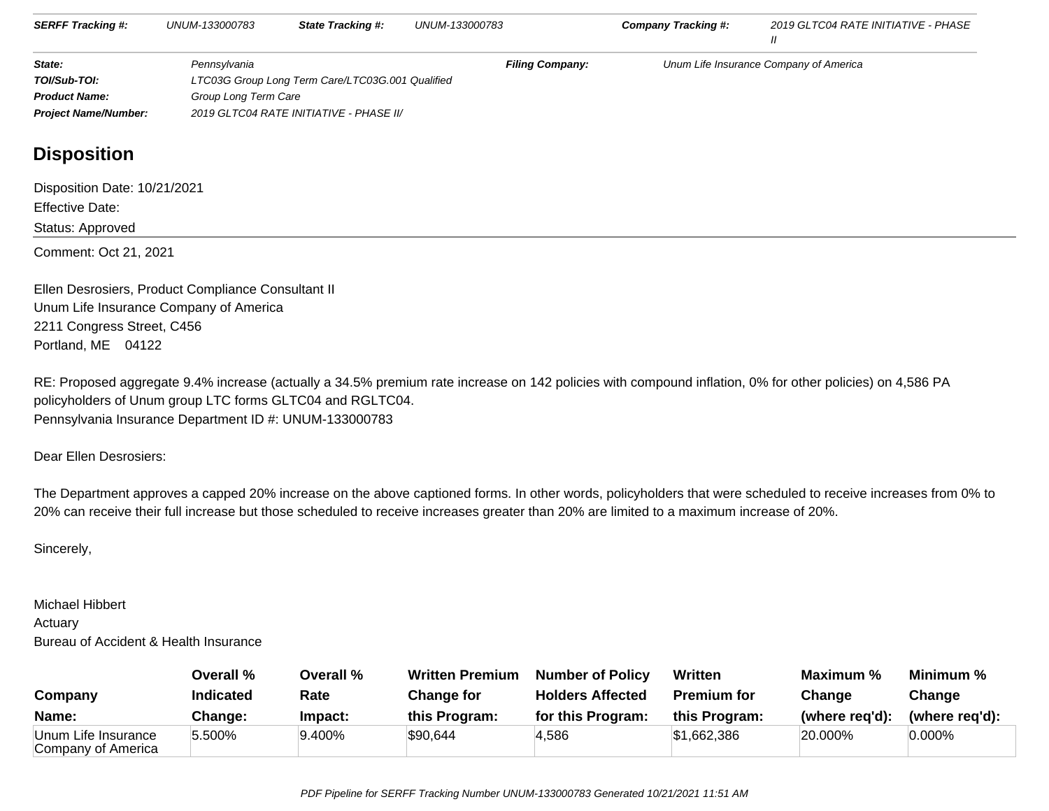| SERFF Tracking #: | UNUM-133000783 | State Tracking #: | UNUM-133000783 | Company Tracking #: | 2019 GLTC04 RATE INITIATIVE - PHASE II |
|---|---|---|---|---|---|

| | | | |
|---|---|---|---|
| **State:** | Pennsylvania | **Filing Company:** | Unum Life Insurance Company of America |
| **TOI/Sub-TOI:** | LTC03G Group Long Term Care/LTC03G.001 Qualified | | |
| **Product Name:** | Group Long Term Care | | |
| **Project Name/Number:** | 2019 GLTC04 RATE INITIATIVE - PHASE II/ | | |

## Disposition

Disposition Date: 10/21/2021

Effective Date:

Status: Approved

Comment: Oct 21, 2021

Ellen Desrosiers, Product Compliance Consultant II
Unum Life Insurance Company of America
2211 Congress Street, C456
Portland, ME 04122

RE: Proposed aggregate 9.4% increase (actually a 34.5% premium rate increase on 142 policies with compound inflation, 0% for other policies) on 4,586 PA policyholders of Unum group LTC forms GLTC04 and RGLTC04.
Pennsylvania Insurance Department ID #: UNUM-133000783

Dear Ellen Desrosiers:

The Department approves a capped 20% increase on the above captioned forms. In other words, policyholders that were scheduled to receive increases from 0% to 20% can receive their full increase but those scheduled to receive increases greater than 20% are limited to a maximum increase of 20%.

Sincerely,

Michael Hibbert
Actuary
Bureau of Accident & Health Insurance

| Company Name: | Overall % Indicated Change: | Overall % Rate Impact: | Written Premium Change for this Program: | Number of Policy Holders Affected for this Program: | Written Premium for this Program: | Maximum % Change (where req'd): | Minimum % Change (where req'd): |
|---|---|---|---|---|---|---|---|
| Unum Life Insurance Company of America | 5.500% | 9.400% | $90,644 | 4,586 | $1,662,386 | 20.000% | 0.000% |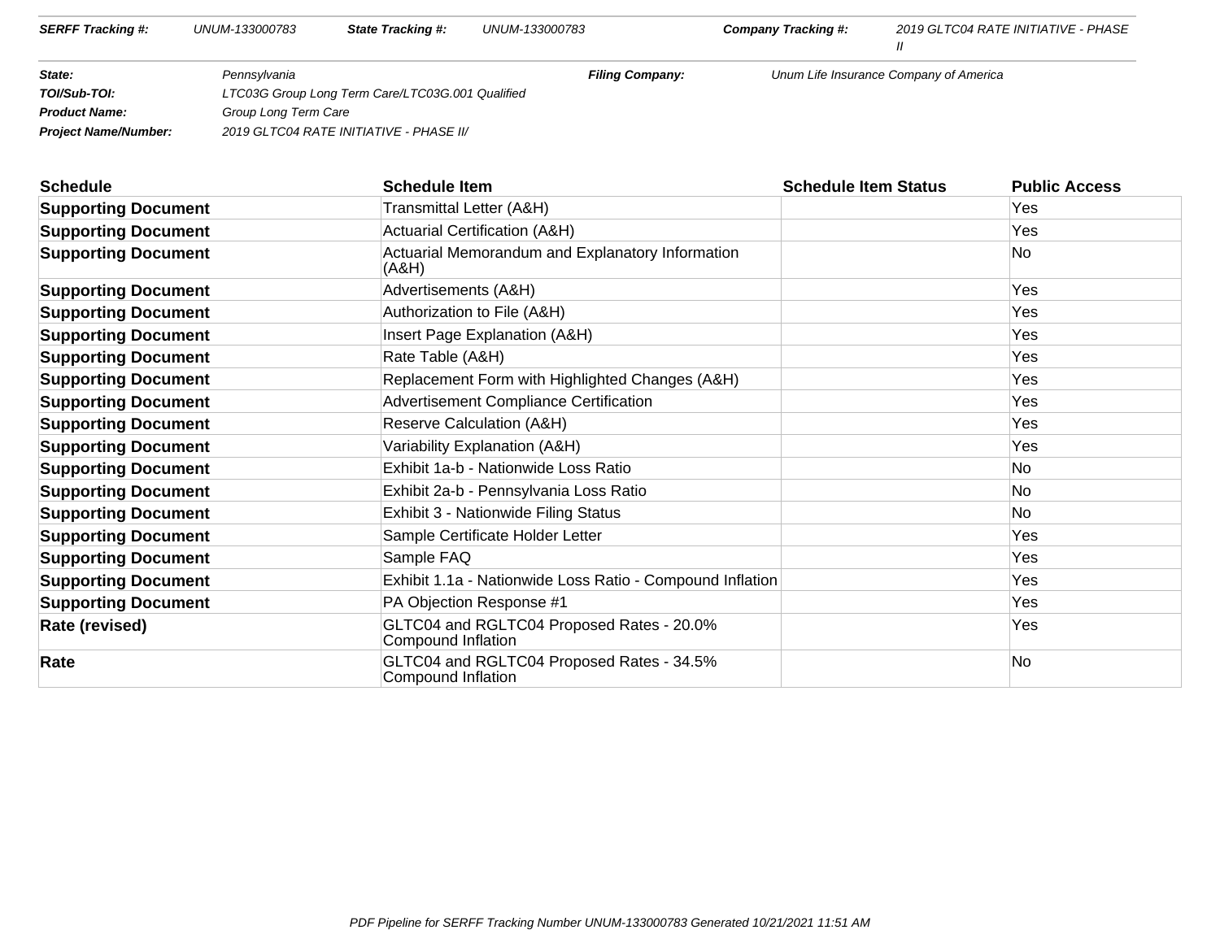| SERFF Tracking #: | UNUM-133000783 | State Tracking #: | UNUM-133000783 | Company Tracking #: | 2019 GLTC04 RATE INITIATIVE - PHASE II |
|---|---|---|---|---|---|

| | | | |
|---|---|---|---|
| **State:** | Pennsylvania | **Filing Company:** | Unum Life Insurance Company of America |
| **TOI/Sub-TOI:** | LTC03G Group Long Term Care/LTC03G.001 Qualified | | |
| **Product Name:** | Group Long Term Care | | |
| **Project Name/Number:** | 2019 GLTC04 RATE INITIATIVE - PHASE II/ | | |

| Schedule | Schedule Item | Schedule Item Status | Public Access |
|---|---|---|---|
| **Supporting Document** | Transmittal Letter (A&H) | | Yes |
| **Supporting Document** | Actuarial Certification (A&H) | | Yes |
| **Supporting Document** | Actuarial Memorandum and Explanatory Information (A&H) | | No |
| **Supporting Document** | Advertisements (A&H) | | Yes |
| **Supporting Document** | Authorization to File (A&H) | | Yes |
| **Supporting Document** | Insert Page Explanation (A&H) | | Yes |
| **Supporting Document** | Rate Table (A&H) | | Yes |
| **Supporting Document** | Replacement Form with Highlighted Changes (A&H) | | Yes |
| **Supporting Document** | Advertisement Compliance Certification | | Yes |
| **Supporting Document** | Reserve Calculation (A&H) | | Yes |
| **Supporting Document** | Variability Explanation (A&H) | | Yes |
| **Supporting Document** | Exhibit 1a-b - Nationwide Loss Ratio | | No |
| **Supporting Document** | Exhibit 2a-b - Pennsylvania Loss Ratio | | No |
| **Supporting Document** | Exhibit 3 - Nationwide Filing Status | | No |
| **Supporting Document** | Sample Certificate Holder Letter | | Yes |
| **Supporting Document** | Sample FAQ | | Yes |
| **Supporting Document** | Exhibit 1.1a - Nationwide Loss Ratio - Compound Inflation | | Yes |
| **Supporting Document** | PA Objection Response #1 | | Yes |
| **Rate (revised)** | GLTC04 and RGLTC04 Proposed Rates - 20.0% Compound Inflation | | Yes |
| **Rate** | GLTC04 and RGLTC04 Proposed Rates - 34.5% Compound Inflation | | No |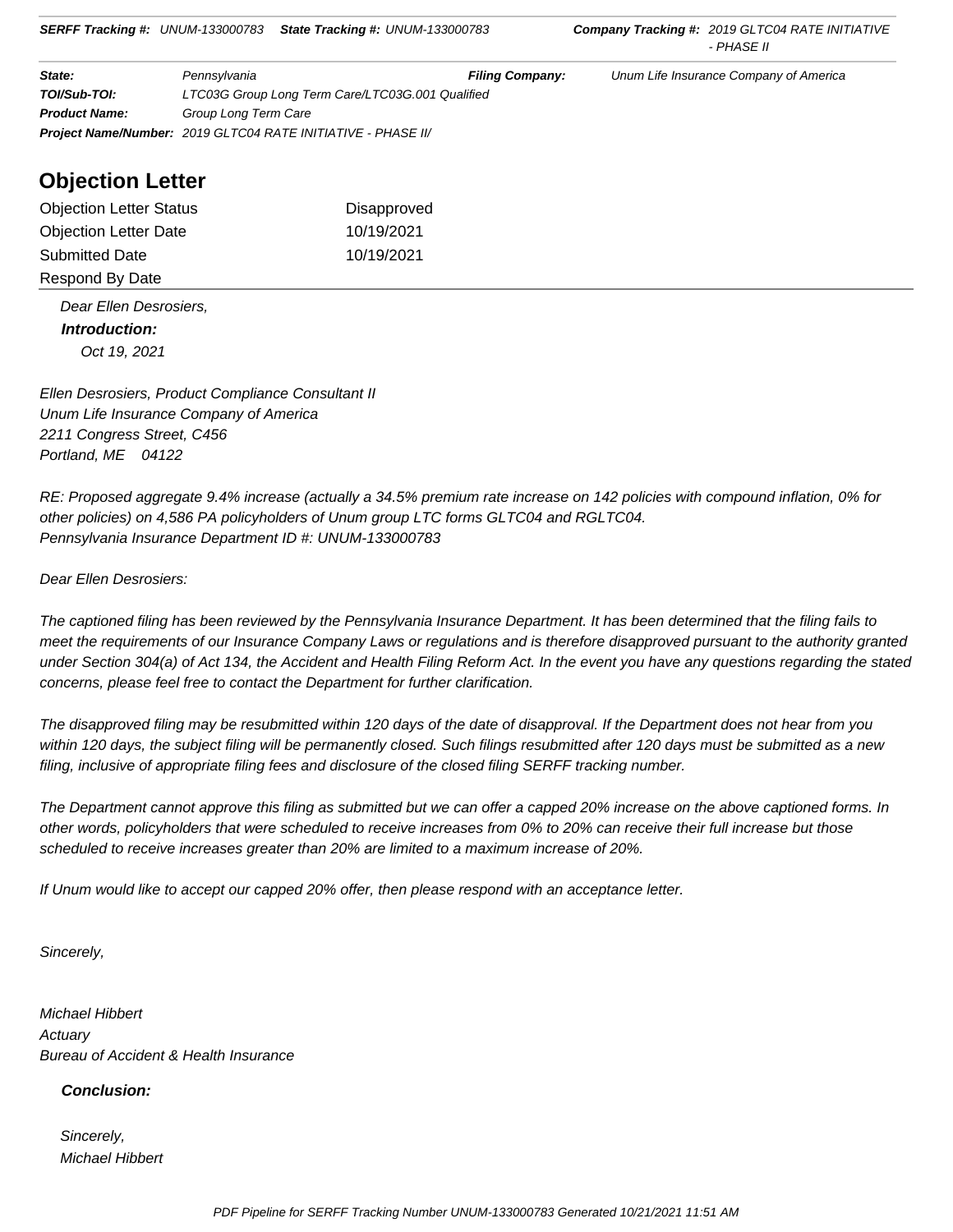| | | | |
|---|---|---|---|
| **State:** | Pennsylvania | **Filing Company:** | Unum Life Insurance Company of America |
| **TOI/Sub-TOI:** | LTC03G Group Long Term Care/LTC03G.001 Qualified | | |
| **Product Name:** | Group Long Term Care | | |
| **Project Name/Number:** | 2019 GLTC04 RATE INITIATIVE - PHASE II/ | | |

## Objection Letter

| | |
|---|---|
| Objection Letter Status | Disapproved |
| Objection Letter Date | 10/19/2021 |
| Submitted Date | 10/19/2021 |
| Respond By Date | |

*Dear Ellen Desrosiers,*

***Introduction:***

*Oct 19, 2021*

*Ellen Desrosiers, Product Compliance Consultant II*
*Unum Life Insurance Company of America*
*2211 Congress Street, C456*
*Portland, ME 04122*

*RE: Proposed aggregate 9.4% increase (actually a 34.5% premium rate increase on 142 policies with compound inflation, 0% for other policies) on 4,586 PA policyholders of Unum group LTC forms GLTC04 and RGLTC04.*
*Pennsylvania Insurance Department ID #: UNUM-133000783*

*Dear Ellen Desrosiers:*

*The captioned filing has been reviewed by the Pennsylvania Insurance Department. It has been determined that the filing fails to meet the requirements of our Insurance Company Laws or regulations and is therefore disapproved pursuant to the authority granted under Section 304(a) of Act 134, the Accident and Health Filing Reform Act. In the event you have any questions regarding the stated concerns, please feel free to contact the Department for further clarification.*

*The disapproved filing may be resubmitted within 120 days of the date of disapproval. If the Department does not hear from you within 120 days, the subject filing will be permanently closed. Such filings resubmitted after 120 days must be submitted as a new filing, inclusive of appropriate filing fees and disclosure of the closed filing SERFF tracking number.*

*The Department cannot approve this filing as submitted but we can offer a capped 20% increase on the above captioned forms. In other words, policyholders that were scheduled to receive increases from 0% to 20% can receive their full increase but those scheduled to receive increases greater than 20% are limited to a maximum increase of 20%.*

*If Unum would like to accept our capped 20% offer, then please respond with an acceptance letter.*

*Sincerely,*

*Michael Hibbert*
*Actuary*
*Bureau of Accident & Health Insurance*

***Conclusion:***

*Sincerely,*
*Michael Hibbert*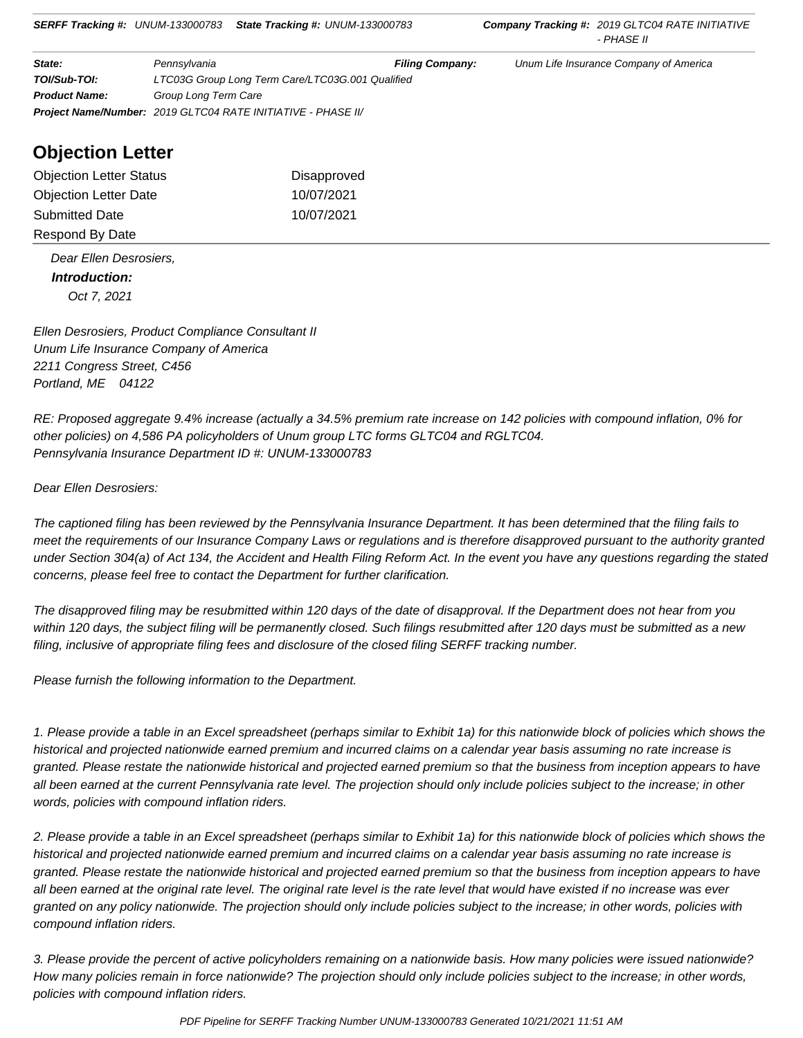**SERFF Tracking #:** UNUM-133000783 **State Tracking #:** UNUM-133000783 **Company Tracking #:** 2019 GLTC04 RATE INITIATIVE - PHASE II

| | | | |
|---|---|---|---|
| **State:** | Pennsylvania | **Filing Company:** | Unum Life Insurance Company of America |
| **TOI/Sub-TOI:** | LTC03G Group Long Term Care/LTC03G.001 Qualified | | |
| **Product Name:** | Group Long Term Care | | |
| **Project Name/Number:** | 2019 GLTC04 RATE INITIATIVE - PHASE II/ | | |

## Objection Letter

| | |
|---|---|
| Objection Letter Status | Disapproved |
| Objection Letter Date | 10/07/2021 |
| Submitted Date | 10/07/2021 |
| Respond By Date | |

*Dear Ellen Desrosiers,*

***Introduction:***

*Oct 7, 2021*

*Ellen Desrosiers, Product Compliance Consultant II*
*Unum Life Insurance Company of America*
*2211 Congress Street, C456*
*Portland, ME 04122*

*RE: Proposed aggregate 9.4% increase (actually a 34.5% premium rate increase on 142 policies with compound inflation, 0% for other policies) on 4,586 PA policyholders of Unum group LTC forms GLTC04 and RGLTC04.*
*Pennsylvania Insurance Department ID #: UNUM-133000783*

*Dear Ellen Desrosiers:*

*The captioned filing has been reviewed by the Pennsylvania Insurance Department. It has been determined that the filing fails to meet the requirements of our Insurance Company Laws or regulations and is therefore disapproved pursuant to the authority granted under Section 304(a) of Act 134, the Accident and Health Filing Reform Act. In the event you have any questions regarding the stated concerns, please feel free to contact the Department for further clarification.*

*The disapproved filing may be resubmitted within 120 days of the date of disapproval. If the Department does not hear from you within 120 days, the subject filing will be permanently closed. Such filings resubmitted after 120 days must be submitted as a new filing, inclusive of appropriate filing fees and disclosure of the closed filing SERFF tracking number.*

*Please furnish the following information to the Department.*

*1. Please provide a table in an Excel spreadsheet (perhaps similar to Exhibit 1a) for this nationwide block of policies which shows the historical and projected nationwide earned premium and incurred claims on a calendar year basis assuming no rate increase is granted. Please restate the nationwide historical and projected earned premium so that the business from inception appears to have all been earned at the current Pennsylvania rate level. The projection should only include policies subject to the increase; in other words, policies with compound inflation riders.*

*2. Please provide a table in an Excel spreadsheet (perhaps similar to Exhibit 1a) for this nationwide block of policies which shows the historical and projected nationwide earned premium and incurred claims on a calendar year basis assuming no rate increase is granted. Please restate the nationwide historical and projected earned premium so that the business from inception appears to have all been earned at the original rate level. The original rate level is the rate level that would have existed if no increase was ever granted on any policy nationwide. The projection should only include policies subject to the increase; in other words, policies with compound inflation riders.*

*3. Please provide the percent of active policyholders remaining on a nationwide basis. How many policies were issued nationwide? How many policies remain in force nationwide? The projection should only include policies subject to the increase; in other words, policies with compound inflation riders.*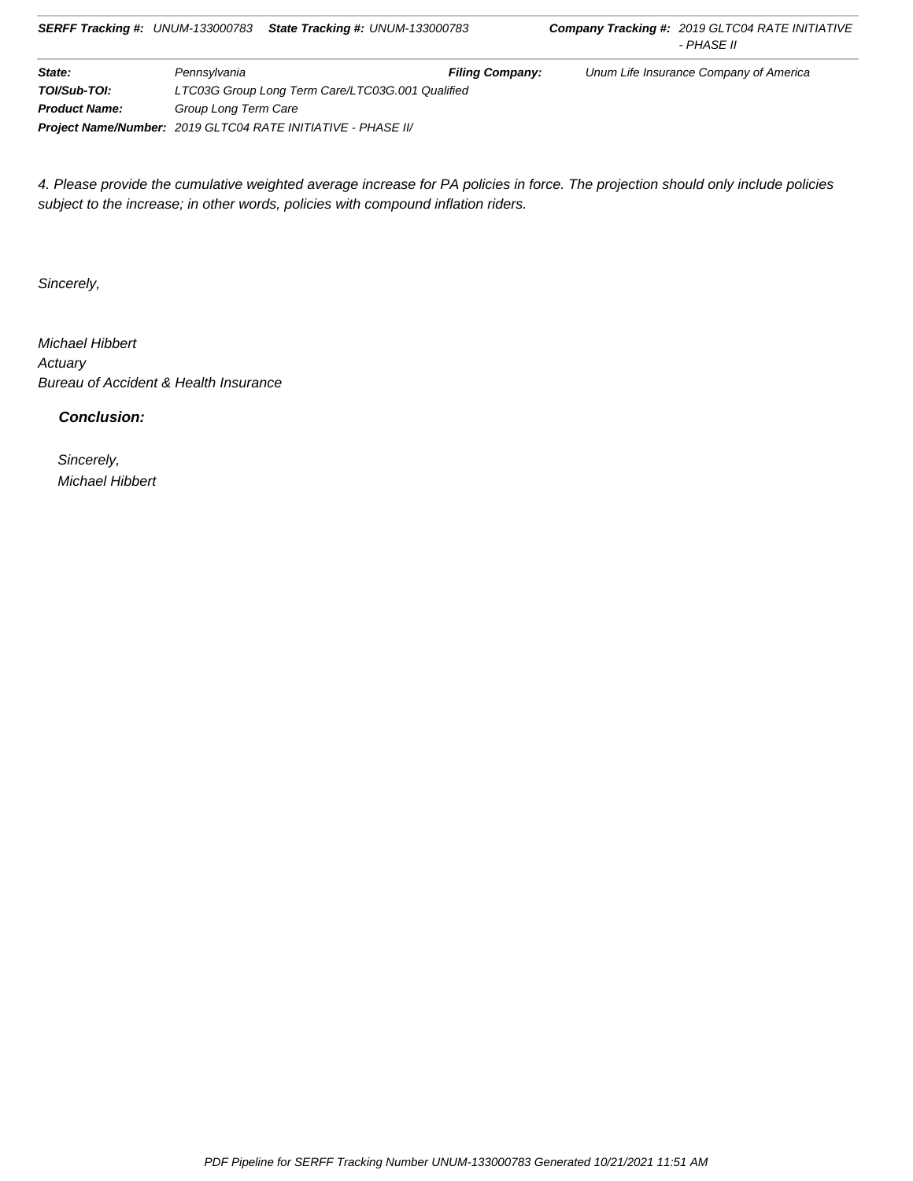*4. Please provide the cumulative weighted average increase for PA policies in force. The projection should only include policies subject to the increase; in other words, policies with compound inflation riders.*

*Sincerely,*

*Michael Hibbert*
*Actuary*
*Bureau of Accident & Health Insurance*

***Conclusion:***

*Sincerely,*
*Michael Hibbert*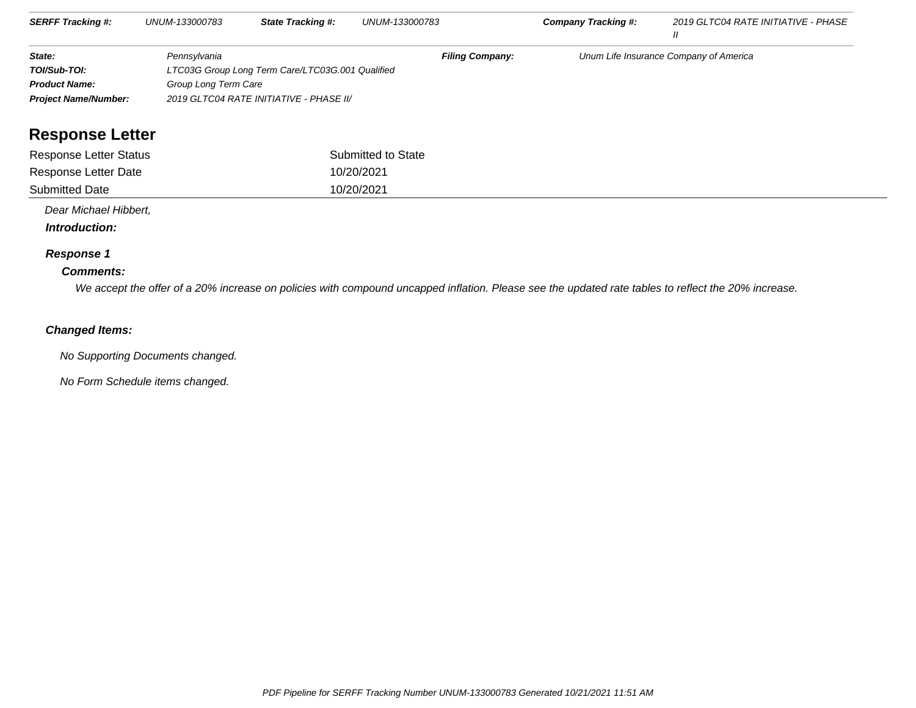| SERFF Tracking #: | UNUM-133000783 | State Tracking #: | UNUM-133000783 | Company Tracking #: | 2019 GLTC04 RATE INITIATIVE - PHASE II |
|---|---|---|---|---|---|

| | | | |
|---|---|---|---|
| **State:** | Pennsylvania | **Filing Company:** | Unum Life Insurance Company of America |
| **TOI/Sub-TOI:** | LTC03G Group Long Term Care/LTC03G.001 Qualified | | |
| **Product Name:** | Group Long Term Care | | |
| **Project Name/Number:** | 2019 GLTC04 RATE INITIATIVE - PHASE II/ | | |

## Response Letter

| | |
|---|---|
| Response Letter Status | Submitted to State |
| Response Letter Date | 10/20/2021 |
| Submitted Date | 10/20/2021 |

*Dear Michael Hibbert,*

***Introduction:***

### *Response 1*

***Comments:***

*We accept the offer of a 20% increase on policies with compound uncapped inflation. Please see the updated rate tables to reflect the 20% increase.*

***Changed Items:***

*No Supporting Documents changed.*

*No Form Schedule items changed.*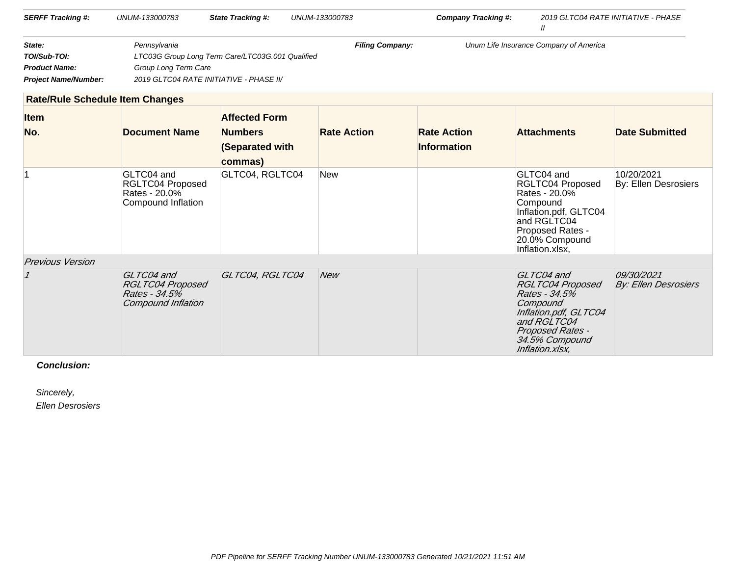| SERFF Tracking #: | UNUM-133000783 | State Tracking #: | UNUM-133000783 | Company Tracking #: | 2019 GLTC04 RATE INITIATIVE - PHASE II |
|---|---|---|---|---|---|

| State: | Pennsylvania | Filing Company: | Unum Life Insurance Company of America |
|---|---|---|---|
| TOI/Sub-TOI: | LTC03G Group Long Term Care/LTC03G.001 Qualified | | |
| Product Name: | Group Long Term Care | | |
| Project Name/Number: | 2019 GLTC04 RATE INITIATIVE - PHASE II/ | | |

## Rate/Rule Schedule Item Changes

| Item No. | Document Name | Affected Form Numbers (Separated with commas) | Rate Action | Rate Action Information | Attachments | Date Submitted |
|---|---|---|---|---|---|---|
| 1 | GLTC04 and RGLTC04 Proposed Rates - 20.0% Compound Inflation | GLTC04, RGLTC04 | New | | GLTC04 and RGLTC04 Proposed Rates - 20.0% Compound Inflation.pdf, GLTC04 and RGLTC04 Proposed Rates - 20.0% Compound Inflation.xlsx, | 10/20/2021 By: Ellen Desrosiers |
| *Previous Version* | | | | | | |
| *1* | *GLTC04 and RGLTC04 Proposed Rates - 34.5% Compound Inflation* | *GLTC04, RGLTC04* | *New* | | *GLTC04 and RGLTC04 Proposed Rates - 34.5% Compound Inflation.pdf, GLTC04 and RGLTC04 Proposed Rates - 34.5% Compound Inflation.xlsx,* | *09/30/2021 By: Ellen Desrosiers* |

**Conclusion:**

Sincerely,
Ellen Desrosiers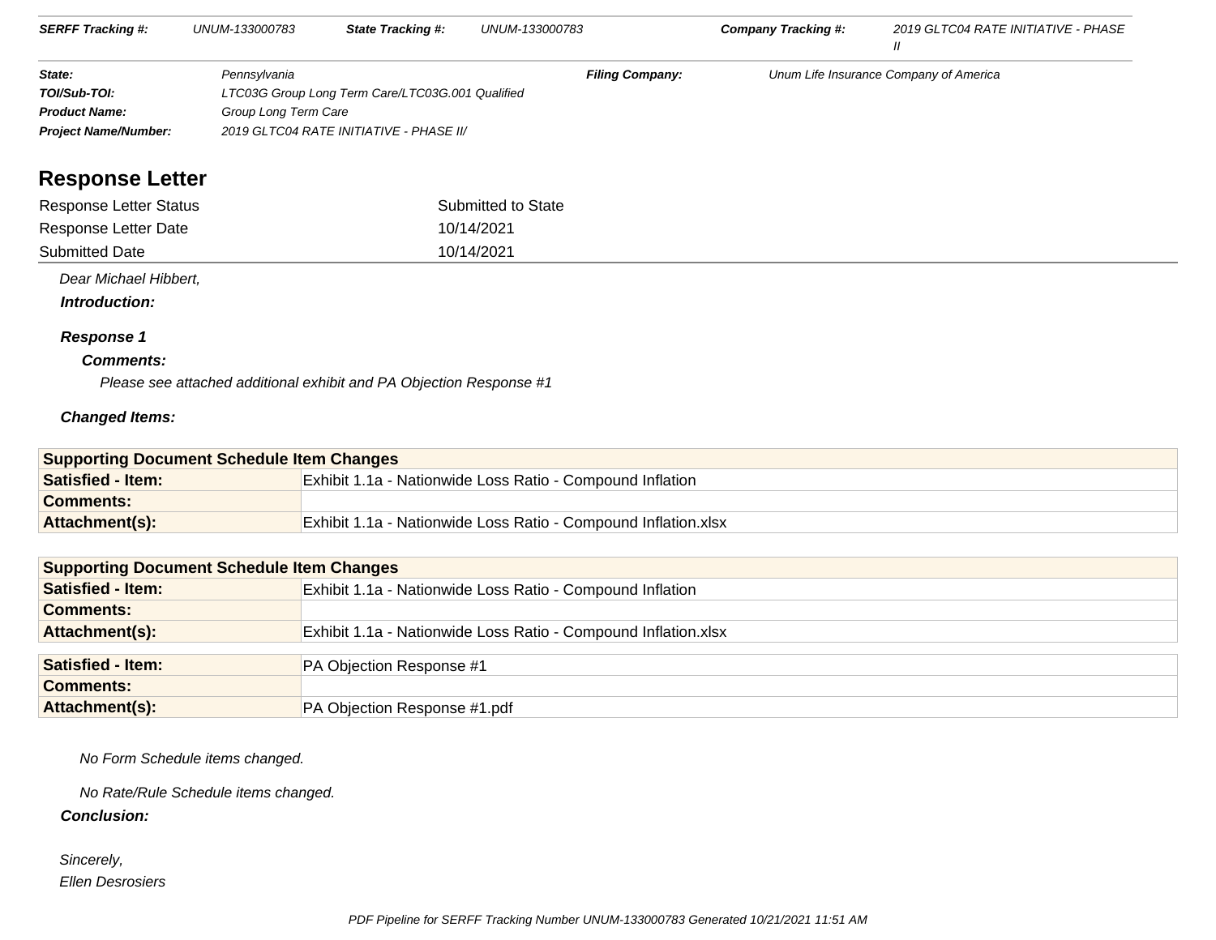| SERFF Tracking #: | UNUM-133000783 | State Tracking #: | UNUM-133000783 | Company Tracking #: | 2019 GLTC04 RATE INITIATIVE - PHASE II |
|---|---|---|---|---|---|

| | | | |
|---|---|---|---|
| **State:** | Pennsylvania | **Filing Company:** | Unum Life Insurance Company of America |
| **TOI/Sub-TOI:** | LTC03G Group Long Term Care/LTC03G.001 Qualified | | |
| **Product Name:** | Group Long Term Care | | |
| **Project Name/Number:** | 2019 GLTC04 RATE INITIATIVE - PHASE II/ | | |

## Response Letter

| | |
|---|---|
| Response Letter Status | Submitted to State |
| Response Letter Date | 10/14/2021 |
| Submitted Date | 10/14/2021 |

*Dear Michael Hibbert,*

***Introduction:***

***Response 1***

***Comments:***

*Please see attached additional exhibit and PA Objection Response #1*

***Changed Items:***

| Supporting Document Schedule Item Changes | |
|---|---|
| **Satisfied - Item:** | Exhibit 1.1a - Nationwide Loss Ratio - Compound Inflation |
| **Comments:** | |
| **Attachment(s):** | Exhibit 1.1a - Nationwide Loss Ratio - Compound Inflation.xlsx |

| Supporting Document Schedule Item Changes | |
|---|---|
| **Satisfied - Item:** | Exhibit 1.1a - Nationwide Loss Ratio - Compound Inflation |
| **Comments:** | |
| **Attachment(s):** | Exhibit 1.1a - Nationwide Loss Ratio - Compound Inflation.xlsx |

| | |
|---|---|
| **Satisfied - Item:** | PA Objection Response #1 |
| **Comments:** | |
| **Attachment(s):** | PA Objection Response #1.pdf |

*No Form Schedule items changed.*

*No Rate/Rule Schedule items changed.*

***Conclusion:***

*Sincerely,*
*Ellen Desrosiers*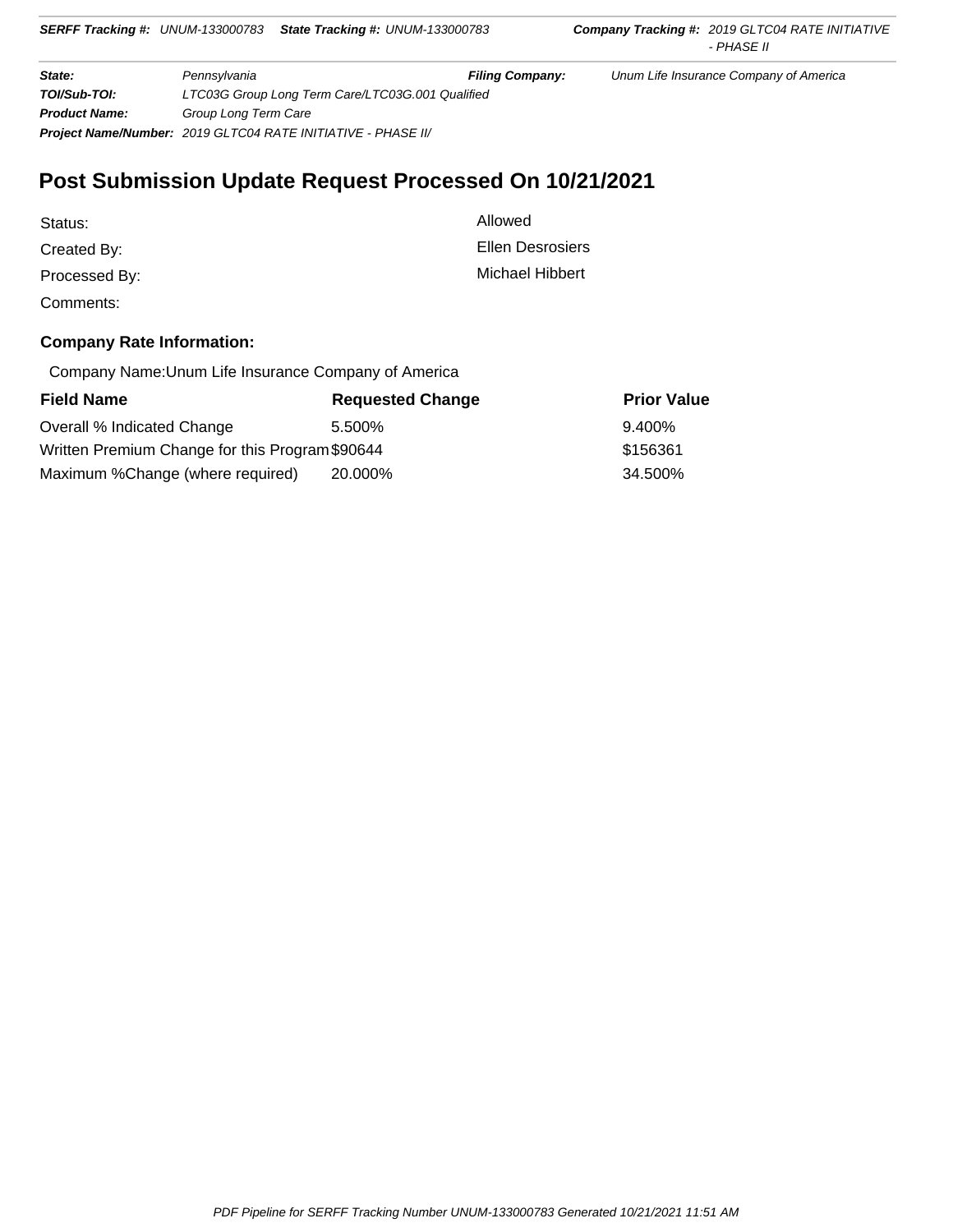**SERFF Tracking #:** UNUM-133000783 **State Tracking #:** UNUM-133000783 **Company Tracking #:** 2019 GLTC04 RATE INITIATIVE - PHASE II

| | | | |
|---|---|---|---|
| **State:** | Pennsylvania | **Filing Company:** | Unum Life Insurance Company of America |
| **TOI/Sub-TOI:** | LTC03G Group Long Term Care/LTC03G.001 Qualified | | |
| **Product Name:** | Group Long Term Care | | |
| **Project Name/Number:** | 2019 GLTC04 RATE INITIATIVE - PHASE II/ | | |

## Post Submission Update Request Processed On 10/21/2021

| | |
|---|---|
| Status: | Allowed |
| Created By: | Ellen Desrosiers |
| Processed By: | Michael Hibbert |
| Comments: | |

### Company Rate Information:

Company Name:Unum Life Insurance Company of America

| Field Name | Requested Change | Prior Value |
|---|---|---|
| Overall % Indicated Change | 5.500% | 9.400% |
| Written Premium Change for this Program | $90644 | $156361 |
| Maximum %Change (where required) | 20.000% | 34.500% |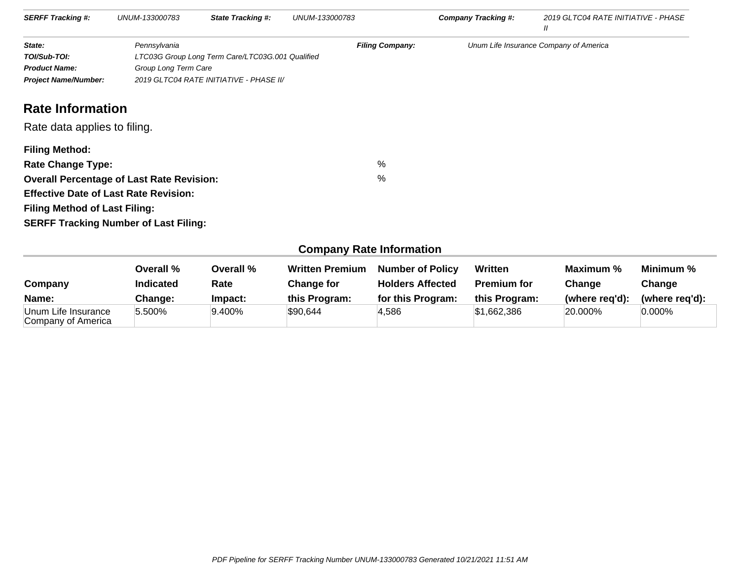| SERFF Tracking #: | UNUM-133000783 | State Tracking #: | UNUM-133000783 | Company Tracking #: | 2019 GLTC04 RATE INITIATIVE - PHASE II |
|---|---|---|---|---|---|

| | | | |
|---|---|---|---|
| **State:** | Pennsylvania | **Filing Company:** | Unum Life Insurance Company of America |
| **TOI/Sub-TOI:** | LTC03G Group Long Term Care/LTC03G.001 Qualified | | |
| **Product Name:** | Group Long Term Care | | |
| **Project Name/Number:** | 2019 GLTC04 RATE INITIATIVE - PHASE II/ | | |

## Rate Information

Rate data applies to filing.

**Filing Method:**

**Rate Change Type:**

**Overall Percentage of Last Rate Revision:** %

**Effective Date of Last Rate Revision:** %

**Filing Method of Last Filing:**

**SERFF Tracking Number of Last Filing:**

### Company Rate Information

| Company Name: | Overall % Indicated Change: | Overall % Rate Impact: | Written Premium Change for this Program: | Number of Policy Holders Affected for this Program: | Written Premium for this Program: | Maximum % Change (where req'd): | Minimum % Change (where req'd): |
|---|---|---|---|---|---|---|---|
| Unum Life Insurance Company of America | 5.500% | 9.400% | $90,644 | 4,586 | $1,662,386 | 20.000% | 0.000% |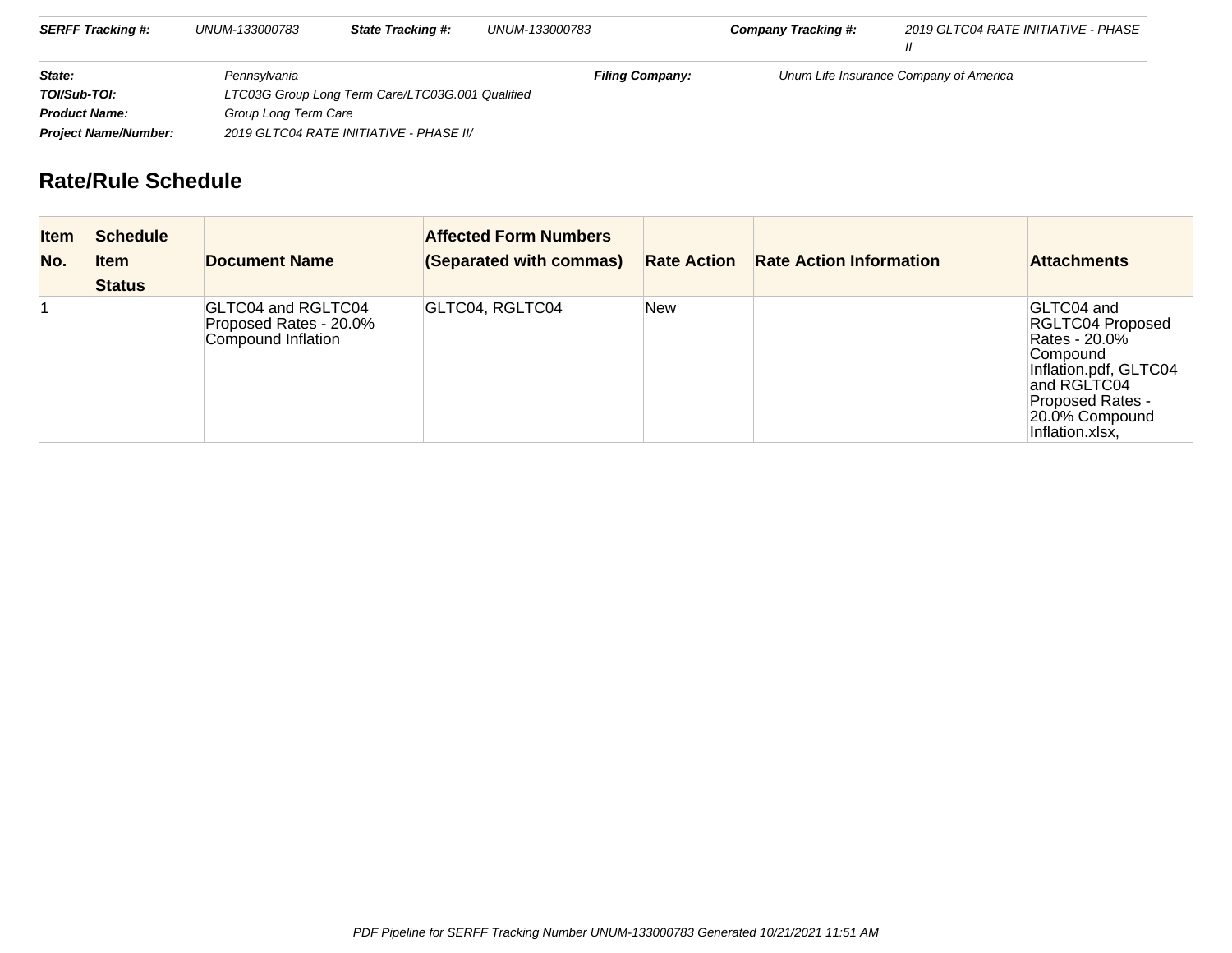| **SERFF Tracking #:** | UNUM-133000783 | **State Tracking #:** | UNUM-133000783 | **Company Tracking #:** | 2019 GLTC04 RATE INITIATIVE - PHASE II |
|---|---|---|---|---|---|

| | | | |
|---|---|---|---|
| **State:** | Pennsylvania | **Filing Company:** | Unum Life Insurance Company of America |
| **TOI/Sub-TOI:** | LTC03G Group Long Term Care/LTC03G.001 Qualified | | |
| **Product Name:** | Group Long Term Care | | |
| **Project Name/Number:** | 2019 GLTC04 RATE INITIATIVE - PHASE II/ | | |

## Rate/Rule Schedule

| Item No. | Schedule Item Status | Document Name | Affected Form Numbers (Separated with commas) | Rate Action | Rate Action Information | Attachments |
|---|---|---|---|---|---|---|
| 1 | | GLTC04 and RGLTC04 Proposed Rates - 20.0% Compound Inflation | GLTC04, RGLTC04 | New | | GLTC04 and RGLTC04 Proposed Rates - 20.0% Compound Inflation.pdf, GLTC04 and RGLTC04 Proposed Rates - 20.0% Compound Inflation.xlsx, |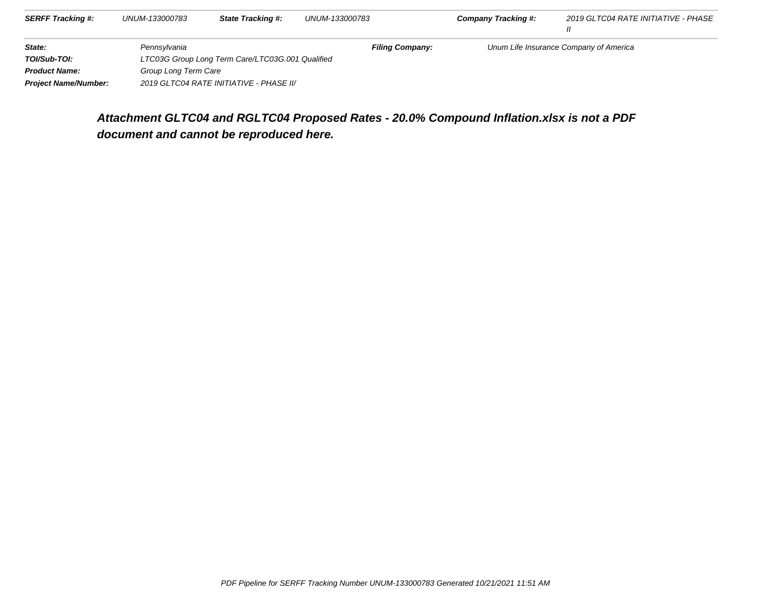| **SERFF Tracking #:** | UNUM-133000783 | **State Tracking #:** | UNUM-133000783 | **Company Tracking #:** | 2019 GLTC04 RATE INITIATIVE - PHASE II |
| --- | --- | --- | --- | --- | --- |

| | | | |
| --- | --- | --- | --- |
| **State:** | Pennsylvania | **Filing Company:** | Unum Life Insurance Company of America |
| **TOI/Sub-TOI:** | LTC03G Group Long Term Care/LTC03G.001 Qualified | | |
| **Product Name:** | Group Long Term Care | | |
| **Project Name/Number:** | 2019 GLTC04 RATE INITIATIVE - PHASE II/ | | |

**Attachment GLTC04 and RGLTC04 Proposed Rates - 20.0% Compound Inflation.xlsx is not a PDF document and cannot be reproduced here.**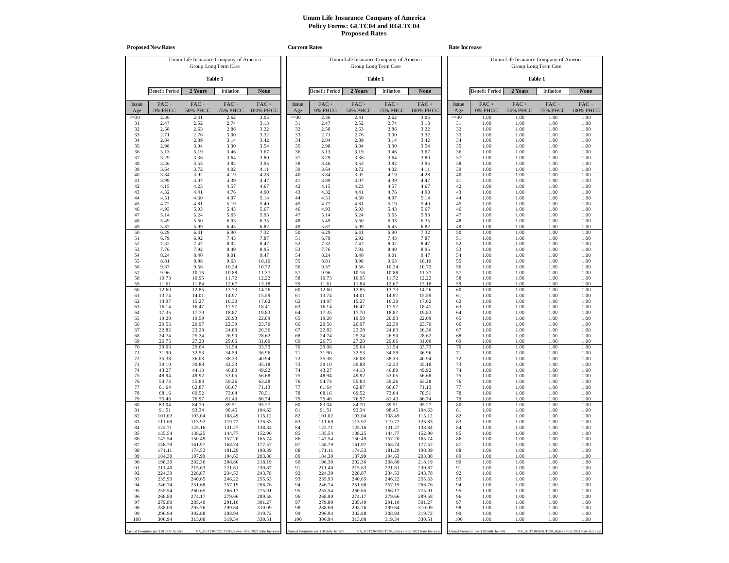# Unum Life Insurance Company of America
## Policy Forms: GLTC04 and RGLTC04
## Proposed Rates

### Proposed New Rates

Unum Life Insurance Company of America
Group Long Term Care

**Table 1**

| Benefit Period | **2 Years** | Inflation | **None** |
|---|---|---|---|

| Issue Age | FAC + 0% PHCC | FAC + 50% PHCC | FAC + 75% PHCC | FAC + 100% PHCC |
|---|---|---|---|---|
| <=30 | 2.36 | 2.41 | 2.62 | 3.05 |
| 31 | 2.47 | 2.52 | 2.74 | 3.13 |
| 32 | 2.58 | 2.63 | 2.86 | 3.22 |
| 33 | 2.71 | 2.76 | 3.00 | 3.32 |
| 34 | 2.84 | 2.89 | 3.14 | 3.42 |
| 35 | 2.98 | 3.04 | 3.30 | 3.54 |
| 36 | 3.13 | 3.19 | 3.46 | 3.67 |
| 37 | 3.29 | 3.36 | 3.64 | 3.80 |
| 38 | 3.46 | 3.53 | 3.82 | 3.95 |
| 39 | 3.64 | 3.72 | 4.02 | 4.11 |
| 40 | 3.84 | 3.92 | 4.19 | 4.28 |
| 41 | 3.99 | 4.07 | 4.39 | 4.47 |
| 42 | 4.15 | 4.23 | 4.57 | 4.67 |
| 43 | 4.32 | 4.41 | 4.76 | 4.90 |
| 44 | 4.51 | 4.60 | 4.97 | 5.14 |
| 45 | 4.72 | 4.81 | 5.19 | 5.40 |
| 46 | 4.93 | 5.03 | 5.43 | 5.67 |
| 47 | 5.14 | 5.24 | 5.65 | 5.93 |
| 48 | 5.49 | 5.60 | 6.03 | 6.35 |
| 49 | 5.87 | 5.99 | 6.45 | 6.82 |
| 50 | 6.29 | 6.41 | 6.90 | 7.32 |
| 51 | 6.79 | 6.92 | 7.43 | 7.87 |
| 52 | 7.32 | 7.47 | 8.02 | 8.47 |
| 53 | 7.76 | 7.92 | 8.49 | 8.95 |
| 54 | 8.24 | 8.40 | 9.01 | 9.47 |
| 55 | 8.81 | 8.98 | 9.63 | 10.10 |
| 56 | 9.37 | 9.56 | 10.24 | 10.72 |
| 57 | 9.96 | 10.16 | 10.88 | 11.37 |
| 58 | 10.73 | 10.95 | 11.72 | 12.22 |
| 59 | 11.61 | 11.84 | 12.67 | 13.18 |
| 60 | 12.60 | 12.85 | 13.73 | 14.26 |
| 61 | 13.74 | 14.01 | 14.97 | 15.59 |
| 62 | 14.97 | 15.27 | 16.30 | 17.02 |
| 63 | 16.14 | 16.47 | 17.57 | 18.41 |
| 64 | 17.35 | 17.70 | 18.87 | 19.83 |
| 65 | 19.20 | 19.59 | 20.93 | 22.09 |
| 66 | 20.56 | 20.97 | 22.39 | 23.70 |
| 67 | 22.82 | 23.28 | 24.83 | 26.36 |
| 68 | 24.74 | 25.24 | 26.90 | 28.62 |
| 69 | 26.75 | 27.28 | 29.06 | 31.00 |
| 70 | 29.06 | 29.64 | 31.54 | 33.73 |
| 71 | 31.90 | 32.53 | 34.59 | 36.96 |
| 72 | 35.38 | 36.08 | 38.33 | 40.94 |
| 73 | 39.10 | 39.88 | 42.33 | 45.18 |
| 74 | 43.27 | 44.13 | 46.80 | 49.92 |
| 75 | 48.94 | 49.92 | 53.05 | 56.68 |
| 76 | 54.74 | 55.83 | 59.26 | 63.28 |
| 77 | 61.64 | 62.87 | 66.67 | 71.13 |
| 78 | 68.16 | 69.52 | 73.64 | 78.51 |
| 79 | 75.46 | 76.97 | 81.43 | 86.74 |
| 80 | 83.04 | 84.70 | 89.51 | 95.27 |
| 81 | 91.51 | 93.34 | 98.45 | 104.63 |
| 82 | 101.02 | 103.04 | 108.49 | 115.12 |
| 83 | 111.69 | 113.92 | 119.72 | 126.83 |
| 84 | 122.71 | 125.16 | 131.27 | 138.84 |
| 85 | 135.54 | 138.25 | 144.77 | 152.90 |
| 86 | 147.54 | 150.49 | 157.20 | 165.74 |
| 87 | 158.79 | 161.97 | 168.74 | 177.57 |
| 88 | 171.11 | 174.53 | 181.29 | 190.39 |
| 89 | 184.30 | 187.99 | 194.63 | 203.88 |
| 90 | 198.39 | 202.36 | 208.80 | 218.19 |
| 91 | 211.40 | 215.63 | 221.61 | 230.87 |
| 92 | 224.39 | 228.87 | 234.53 | 243.78 |
| 93 | 235.93 | 240.65 | 246.22 | 255.63 |
| 94 | 246.74 | 251.68 | 257.19 | 266.76 |
| 95 | 255.54 | 260.65 | 266.17 | 275.91 |
| 96 | 268.80 | 274.17 | 279.66 | 289.58 |
| 97 | 279.80 | 285.40 | 291.10 | 301.27 |
| 98 | 288.00 | 293.76 | 299.64 | 310.09 |
| 99 | 296.94 | 302.88 | 308.94 | 319.72 |
| 100 | 306.94 | 313.08 | 319.34 | 330.51 |

Annual Premium per $10 daily benefit — PA_GLTC04/RGLTC04_Rates - Post 2021 Rate Increase

### Current Rates

Unum Life Insurance Company of America
Group Long Term Care

**Table 1**

| Benefit Period | **2 Years** | Inflation | **None** |
|---|---|---|---|

| Issue Age | FAC + 0% PHCC | FAC + 50% PHCC | FAC + 75% PHCC | FAC + 100% PHCC |
|---|---|---|---|---|
| <=30 | 2.36 | 2.41 | 2.62 | 3.05 |
| 31 | 2.47 | 2.52 | 2.74 | 3.13 |
| 32 | 2.58 | 2.63 | 2.86 | 3.22 |
| 33 | 2.71 | 2.76 | 3.00 | 3.32 |
| 34 | 2.84 | 2.89 | 3.14 | 3.42 |
| 35 | 2.98 | 3.04 | 3.30 | 3.54 |
| 36 | 3.13 | 3.19 | 3.46 | 3.67 |
| 37 | 3.29 | 3.36 | 3.64 | 3.80 |
| 38 | 3.46 | 3.53 | 3.82 | 3.95 |
| 39 | 3.64 | 3.72 | 4.02 | 4.11 |
| 40 | 3.84 | 3.92 | 4.19 | 4.28 |
| 41 | 3.99 | 4.07 | 4.39 | 4.47 |
| 42 | 4.15 | 4.23 | 4.57 | 4.67 |
| 43 | 4.32 | 4.41 | 4.76 | 4.90 |
| 44 | 4.51 | 4.60 | 4.97 | 5.14 |
| 45 | 4.72 | 4.81 | 5.19 | 5.40 |
| 46 | 4.93 | 5.03 | 5.43 | 5.67 |
| 47 | 5.14 | 5.24 | 5.65 | 5.93 |
| 48 | 5.49 | 5.60 | 6.03 | 6.35 |
| 49 | 5.87 | 5.99 | 6.45 | 6.82 |
| 50 | 6.29 | 6.41 | 6.90 | 7.32 |
| 51 | 6.79 | 6.92 | 7.43 | 7.87 |
| 52 | 7.32 | 7.47 | 8.02 | 8.47 |
| 53 | 7.76 | 7.92 | 8.49 | 8.95 |
| 54 | 8.24 | 8.40 | 9.01 | 9.47 |
| 55 | 8.81 | 8.98 | 9.63 | 10.10 |
| 56 | 9.37 | 9.56 | 10.24 | 10.72 |
| 57 | 9.96 | 10.16 | 10.88 | 11.37 |
| 58 | 10.73 | 10.95 | 11.72 | 12.22 |
| 59 | 11.61 | 11.84 | 12.67 | 13.18 |
| 60 | 12.60 | 12.85 | 13.73 | 14.26 |
| 61 | 13.74 | 14.01 | 14.97 | 15.59 |
| 62 | 14.97 | 15.27 | 16.30 | 17.02 |
| 63 | 16.14 | 16.47 | 17.57 | 18.41 |
| 64 | 17.35 | 17.70 | 18.87 | 19.83 |
| 65 | 19.20 | 19.59 | 20.93 | 22.09 |
| 66 | 20.56 | 20.97 | 22.39 | 23.70 |
| 67 | 22.82 | 23.28 | 24.83 | 26.36 |
| 68 | 24.74 | 25.24 | 26.90 | 28.62 |
| 69 | 26.75 | 27.28 | 29.06 | 31.00 |
| 70 | 29.06 | 29.64 | 31.54 | 33.73 |
| 71 | 31.90 | 32.53 | 34.59 | 36.96 |
| 72 | 35.38 | 36.08 | 38.33 | 40.94 |
| 73 | 39.10 | 39.88 | 42.33 | 45.18 |
| 74 | 43.27 | 44.13 | 46.80 | 49.92 |
| 75 | 48.94 | 49.92 | 53.05 | 56.68 |
| 76 | 54.74 | 55.83 | 59.26 | 63.28 |
| 77 | 61.64 | 62.87 | 66.67 | 71.13 |
| 78 | 68.16 | 69.52 | 73.64 | 78.51 |
| 79 | 75.46 | 76.97 | 81.43 | 86.74 |
| 80 | 83.04 | 84.70 | 89.51 | 95.27 |
| 81 | 91.51 | 93.34 | 98.45 | 104.63 |
| 82 | 101.02 | 103.04 | 108.49 | 115.12 |
| 83 | 111.69 | 113.92 | 119.72 | 126.83 |
| 84 | 122.71 | 125.16 | 131.27 | 138.84 |
| 85 | 135.54 | 138.25 | 144.77 | 152.90 |
| 86 | 147.54 | 150.49 | 157.20 | 165.74 |
| 87 | 158.79 | 161.97 | 168.74 | 177.57 |
| 88 | 171.11 | 174.53 | 181.29 | 190.39 |
| 89 | 184.30 | 187.99 | 194.63 | 203.88 |
| 90 | 198.39 | 202.36 | 208.80 | 218.19 |
| 91 | 211.40 | 215.63 | 221.61 | 230.87 |
| 92 | 224.39 | 228.87 | 234.53 | 243.78 |
| 93 | 235.93 | 240.65 | 246.22 | 255.63 |
| 94 | 246.74 | 251.68 | 257.19 | 266.76 |
| 95 | 255.54 | 260.65 | 266.17 | 275.91 |
| 96 | 268.80 | 274.17 | 279.66 | 289.58 |
| 97 | 279.80 | 285.40 | 291.10 | 301.27 |
| 98 | 288.00 | 293.76 | 299.64 | 310.09 |
| 99 | 296.94 | 302.88 | 308.94 | 319.72 |
| 100 | 306.94 | 313.08 | 319.34 | 330.51 |

Annual Premium per $10 daily benefit — PA_GLTC04/RGLTC04_Rates - Post 2021 Rate Increase

### Rate Increase

Unum Life Insurance Company of America
Group Long Term Care

**Table 1**

| Benefit Period | **2 Years** | Inflation | **None** |
|---|---|---|---|

| Issue Age | FAC + 0% PHCC | FAC + 50% PHCC | FAC + 75% PHCC | FAC + 100% PHCC |
|---|---|---|---|---|
| <=30 | 1.00 | 1.00 | 1.00 | 1.00 |
| 31 | 1.00 | 1.00 | 1.00 | 1.00 |
| 32 | 1.00 | 1.00 | 1.00 | 1.00 |
| 33 | 1.00 | 1.00 | 1.00 | 1.00 |
| 34 | 1.00 | 1.00 | 1.00 | 1.00 |
| 35 | 1.00 | 1.00 | 1.00 | 1.00 |
| 36 | 1.00 | 1.00 | 1.00 | 1.00 |
| 37 | 1.00 | 1.00 | 1.00 | 1.00 |
| 38 | 1.00 | 1.00 | 1.00 | 1.00 |
| 39 | 1.00 | 1.00 | 1.00 | 1.00 |
| 40 | 1.00 | 1.00 | 1.00 | 1.00 |
| 41 | 1.00 | 1.00 | 1.00 | 1.00 |
| 42 | 1.00 | 1.00 | 1.00 | 1.00 |
| 43 | 1.00 | 1.00 | 1.00 | 1.00 |
| 44 | 1.00 | 1.00 | 1.00 | 1.00 |
| 45 | 1.00 | 1.00 | 1.00 | 1.00 |
| 46 | 1.00 | 1.00 | 1.00 | 1.00 |
| 47 | 1.00 | 1.00 | 1.00 | 1.00 |
| 48 | 1.00 | 1.00 | 1.00 | 1.00 |
| 49 | 1.00 | 1.00 | 1.00 | 1.00 |
| 50 | 1.00 | 1.00 | 1.00 | 1.00 |
| 51 | 1.00 | 1.00 | 1.00 | 1.00 |
| 52 | 1.00 | 1.00 | 1.00 | 1.00 |
| 53 | 1.00 | 1.00 | 1.00 | 1.00 |
| 54 | 1.00 | 1.00 | 1.00 | 1.00 |
| 55 | 1.00 | 1.00 | 1.00 | 1.00 |
| 56 | 1.00 | 1.00 | 1.00 | 1.00 |
| 57 | 1.00 | 1.00 | 1.00 | 1.00 |
| 58 | 1.00 | 1.00 | 1.00 | 1.00 |
| 59 | 1.00 | 1.00 | 1.00 | 1.00 |
| 60 | 1.00 | 1.00 | 1.00 | 1.00 |
| 61 | 1.00 | 1.00 | 1.00 | 1.00 |
| 62 | 1.00 | 1.00 | 1.00 | 1.00 |
| 63 | 1.00 | 1.00 | 1.00 | 1.00 |
| 64 | 1.00 | 1.00 | 1.00 | 1.00 |
| 65 | 1.00 | 1.00 | 1.00 | 1.00 |
| 66 | 1.00 | 1.00 | 1.00 | 1.00 |
| 67 | 1.00 | 1.00 | 1.00 | 1.00 |
| 68 | 1.00 | 1.00 | 1.00 | 1.00 |
| 69 | 1.00 | 1.00 | 1.00 | 1.00 |
| 70 | 1.00 | 1.00 | 1.00 | 1.00 |
| 71 | 1.00 | 1.00 | 1.00 | 1.00 |
| 72 | 1.00 | 1.00 | 1.00 | 1.00 |
| 73 | 1.00 | 1.00 | 1.00 | 1.00 |
| 74 | 1.00 | 1.00 | 1.00 | 1.00 |
| 75 | 1.00 | 1.00 | 1.00 | 1.00 |
| 76 | 1.00 | 1.00 | 1.00 | 1.00 |
| 77 | 1.00 | 1.00 | 1.00 | 1.00 |
| 78 | 1.00 | 1.00 | 1.00 | 1.00 |
| 79 | 1.00 | 1.00 | 1.00 | 1.00 |
| 80 | 1.00 | 1.00 | 1.00 | 1.00 |
| 81 | 1.00 | 1.00 | 1.00 | 1.00 |
| 82 | 1.00 | 1.00 | 1.00 | 1.00 |
| 83 | 1.00 | 1.00 | 1.00 | 1.00 |
| 84 | 1.00 | 1.00 | 1.00 | 1.00 |
| 85 | 1.00 | 1.00 | 1.00 | 1.00 |
| 86 | 1.00 | 1.00 | 1.00 | 1.00 |
| 87 | 1.00 | 1.00 | 1.00 | 1.00 |
| 88 | 1.00 | 1.00 | 1.00 | 1.00 |
| 89 | 1.00 | 1.00 | 1.00 | 1.00 |
| 90 | 1.00 | 1.00 | 1.00 | 1.00 |
| 91 | 1.00 | 1.00 | 1.00 | 1.00 |
| 92 | 1.00 | 1.00 | 1.00 | 1.00 |
| 93 | 1.00 | 1.00 | 1.00 | 1.00 |
| 94 | 1.00 | 1.00 | 1.00 | 1.00 |
| 95 | 1.00 | 1.00 | 1.00 | 1.00 |
| 96 | 1.00 | 1.00 | 1.00 | 1.00 |
| 97 | 1.00 | 1.00 | 1.00 | 1.00 |
| 98 | 1.00 | 1.00 | 1.00 | 1.00 |
| 99 | 1.00 | 1.00 | 1.00 | 1.00 |
| 100 | 1.00 | 1.00 | 1.00 | 1.00 |

Annual Premium per $10 daily benefit — PA_GLTC04/RGLTC04_Rates - Post 2021 Rate Increase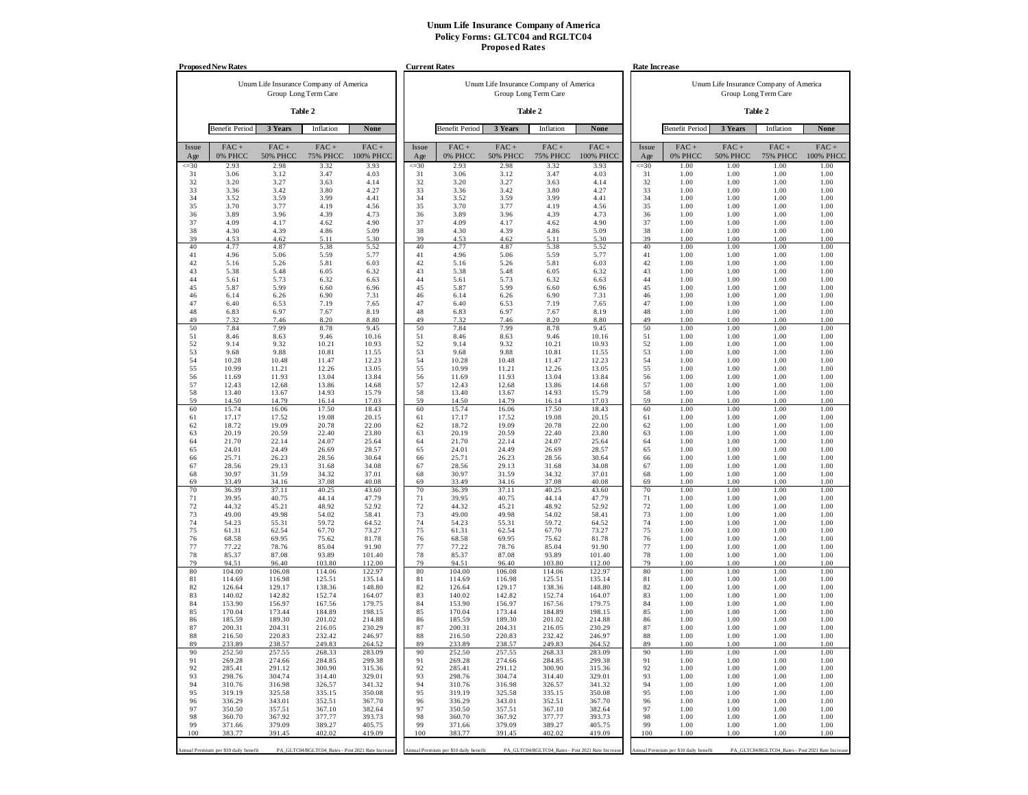# Unum Life Insurance Company of America
## Policy Forms: GLTC04 and RGLTC04
## Proposed Rates

**Proposed New Rates**

Unum Life Insurance Company of America
Group Long Term Care

**Table 2**

| Benefit Period | **3 Years** | Inflation | **None** |
|---|---|---|---|

| Issue Age | FAC + 0% PHCC | FAC + 50% PHCC | FAC + 75% PHCC | FAC + 100% PHCC |
|---|---|---|---|---|
| <=30 | 2.93 | 2.98 | 3.32 | 3.93 |
| 31 | 3.06 | 3.12 | 3.47 | 4.03 |
| 32 | 3.20 | 3.27 | 3.63 | 4.14 |
| 33 | 3.36 | 3.42 | 3.80 | 4.27 |
| 34 | 3.52 | 3.59 | 3.99 | 4.41 |
| 35 | 3.70 | 3.77 | 4.19 | 4.56 |
| 36 | 3.89 | 3.96 | 4.39 | 4.73 |
| 37 | 4.09 | 4.17 | 4.62 | 4.90 |
| 38 | 4.30 | 4.39 | 4.86 | 5.09 |
| 39 | 4.53 | 4.62 | 5.11 | 5.30 |
| 40 | 4.77 | 4.87 | 5.38 | 5.52 |
| 41 | 4.96 | 5.06 | 5.59 | 5.77 |
| 42 | 5.16 | 5.26 | 5.81 | 6.03 |
| 43 | 5.38 | 5.48 | 6.05 | 6.32 |
| 44 | 5.61 | 5.73 | 6.32 | 6.63 |
| 45 | 5.87 | 5.99 | 6.60 | 6.96 |
| 46 | 6.14 | 6.26 | 6.90 | 7.31 |
| 47 | 6.40 | 6.53 | 7.19 | 7.65 |
| 48 | 6.83 | 6.97 | 7.67 | 8.19 |
| 49 | 7.32 | 7.46 | 8.20 | 8.80 |
| 50 | 7.84 | 7.99 | 8.78 | 9.45 |
| 51 | 8.46 | 8.63 | 9.46 | 10.16 |
| 52 | 9.14 | 9.32 | 10.21 | 10.93 |
| 53 | 9.68 | 9.88 | 10.81 | 11.55 |
| 54 | 10.28 | 10.48 | 11.47 | 12.23 |
| 55 | 10.99 | 11.21 | 12.26 | 13.05 |
| 56 | 11.69 | 11.93 | 13.04 | 13.84 |
| 57 | 12.43 | 12.68 | 13.86 | 14.68 |
| 58 | 13.40 | 13.67 | 14.93 | 15.79 |
| 59 | 14.50 | 14.79 | 16.14 | 17.03 |
| 60 | 15.74 | 16.06 | 17.50 | 18.43 |
| 61 | 17.17 | 17.52 | 19.08 | 20.15 |
| 62 | 18.72 | 19.09 | 20.78 | 22.00 |
| 63 | 20.19 | 20.59 | 22.40 | 23.80 |
| 64 | 21.70 | 22.14 | 24.07 | 25.64 |
| 65 | 24.01 | 24.49 | 26.69 | 28.57 |
| 66 | 25.71 | 26.23 | 28.56 | 30.64 |
| 67 | 28.56 | 29.13 | 31.68 | 34.08 |
| 68 | 30.97 | 31.59 | 34.32 | 37.01 |
| 69 | 33.49 | 34.16 | 37.08 | 40.08 |
| 70 | 36.39 | 37.11 | 40.25 | 43.60 |
| 71 | 39.95 | 40.75 | 44.14 | 47.79 |
| 72 | 44.32 | 45.21 | 48.92 | 52.92 |
| 73 | 49.00 | 49.98 | 54.02 | 58.41 |
| 74 | 54.23 | 55.31 | 59.72 | 64.52 |
| 75 | 61.31 | 62.54 | 67.70 | 73.27 |
| 76 | 68.58 | 69.95 | 75.62 | 81.78 |
| 77 | 77.22 | 78.76 | 85.04 | 91.90 |
| 78 | 85.37 | 87.08 | 93.89 | 101.40 |
| 79 | 94.51 | 96.40 | 103.80 | 112.00 |
| 80 | 104.00 | 106.08 | 114.06 | 122.97 |
| 81 | 114.69 | 116.98 | 125.51 | 135.14 |
| 82 | 126.64 | 129.17 | 138.36 | 148.80 |
| 83 | 140.02 | 142.82 | 152.74 | 164.07 |
| 84 | 153.90 | 156.97 | 167.56 | 179.75 |
| 85 | 170.04 | 173.44 | 184.89 | 198.15 |
| 86 | 185.59 | 189.30 | 201.02 | 214.88 |
| 87 | 200.31 | 204.31 | 216.05 | 230.29 |
| 88 | 216.50 | 220.83 | 232.42 | 246.97 |
| 89 | 233.89 | 238.57 | 249.83 | 264.52 |
| 90 | 252.50 | 257.55 | 268.33 | 283.09 |
| 91 | 269.28 | 274.66 | 284.85 | 299.38 |
| 92 | 285.41 | 291.12 | 300.90 | 315.36 |
| 93 | 298.76 | 304.74 | 314.40 | 329.01 |
| 94 | 310.76 | 316.98 | 326.57 | 341.32 |
| 95 | 319.19 | 325.58 | 335.15 | 350.08 |
| 96 | 336.29 | 343.01 | 352.51 | 367.70 |
| 97 | 350.50 | 357.51 | 367.10 | 382.64 |
| 98 | 360.70 | 367.92 | 377.77 | 393.73 |
| 99 | 371.66 | 379.09 | 389.27 | 405.75 |
| 100 | 383.77 | 391.45 | 402.02 | 419.09 |

Annual Premium per $10 daily benefit — PA_GLTC04/RGLTC04_Rates - Post 2021 Rate Increase

**Current Rates**

Unum Life Insurance Company of America
Group Long Term Care

**Table 2**

| Benefit Period | **3 Years** | Inflation | **None** |
|---|---|---|---|

| Issue Age | FAC + 0% PHCC | FAC + 50% PHCC | FAC + 75% PHCC | FAC + 100% PHCC |
|---|---|---|---|---|
| <=30 | 2.93 | 2.98 | 3.32 | 3.93 |
| 31 | 3.06 | 3.12 | 3.47 | 4.03 |
| 32 | 3.20 | 3.27 | 3.63 | 4.14 |
| 33 | 3.36 | 3.42 | 3.80 | 4.27 |
| 34 | 3.52 | 3.59 | 3.99 | 4.41 |
| 35 | 3.70 | 3.77 | 4.19 | 4.56 |
| 36 | 3.89 | 3.96 | 4.39 | 4.73 |
| 37 | 4.09 | 4.17 | 4.62 | 4.90 |
| 38 | 4.30 | 4.39 | 4.86 | 5.09 |
| 39 | 4.53 | 4.62 | 5.11 | 5.30 |
| 40 | 4.77 | 4.87 | 5.38 | 5.52 |
| 41 | 4.96 | 5.06 | 5.59 | 5.77 |
| 42 | 5.16 | 5.26 | 5.81 | 6.03 |
| 43 | 5.38 | 5.48 | 6.05 | 6.32 |
| 44 | 5.61 | 5.73 | 6.32 | 6.63 |
| 45 | 5.87 | 5.99 | 6.60 | 6.96 |
| 46 | 6.14 | 6.26 | 6.90 | 7.31 |
| 47 | 6.40 | 6.53 | 7.19 | 7.65 |
| 48 | 6.83 | 6.97 | 7.67 | 8.19 |
| 49 | 7.32 | 7.46 | 8.20 | 8.80 |
| 50 | 7.84 | 7.99 | 8.78 | 9.45 |
| 51 | 8.46 | 8.63 | 9.46 | 10.16 |
| 52 | 9.14 | 9.32 | 10.21 | 10.93 |
| 53 | 9.68 | 9.88 | 10.81 | 11.55 |
| 54 | 10.28 | 10.48 | 11.47 | 12.23 |
| 55 | 10.99 | 11.21 | 12.26 | 13.05 |
| 56 | 11.69 | 11.93 | 13.04 | 13.84 |
| 57 | 12.43 | 12.68 | 13.86 | 14.68 |
| 58 | 13.40 | 13.67 | 14.93 | 15.79 |
| 59 | 14.50 | 14.79 | 16.14 | 17.03 |
| 60 | 15.74 | 16.06 | 17.50 | 18.43 |
| 61 | 17.17 | 17.52 | 19.08 | 20.15 |
| 62 | 18.72 | 19.09 | 20.78 | 22.00 |
| 63 | 20.19 | 20.59 | 22.40 | 23.80 |
| 64 | 21.70 | 22.14 | 24.07 | 25.64 |
| 65 | 24.01 | 24.49 | 26.69 | 28.57 |
| 66 | 25.71 | 26.23 | 28.56 | 30.64 |
| 67 | 28.56 | 29.13 | 31.68 | 34.08 |
| 68 | 30.97 | 31.59 | 34.32 | 37.01 |
| 69 | 33.49 | 34.16 | 37.08 | 40.08 |
| 70 | 36.39 | 37.11 | 40.25 | 43.60 |
| 71 | 39.95 | 40.75 | 44.14 | 47.79 |
| 72 | 44.32 | 45.21 | 48.92 | 52.92 |
| 73 | 49.00 | 49.98 | 54.02 | 58.41 |
| 74 | 54.23 | 55.31 | 59.72 | 64.52 |
| 75 | 61.31 | 62.54 | 67.70 | 73.27 |
| 76 | 68.58 | 69.95 | 75.62 | 81.78 |
| 77 | 77.22 | 78.76 | 85.04 | 91.90 |
| 78 | 85.37 | 87.08 | 93.89 | 101.40 |
| 79 | 94.51 | 96.40 | 103.80 | 112.00 |
| 80 | 104.00 | 106.08 | 114.06 | 122.97 |
| 81 | 114.69 | 116.98 | 125.51 | 135.14 |
| 82 | 126.64 | 129.17 | 138.36 | 148.80 |
| 83 | 140.02 | 142.82 | 152.74 | 164.07 |
| 84 | 153.90 | 156.97 | 167.56 | 179.75 |
| 85 | 170.04 | 173.44 | 184.89 | 198.15 |
| 86 | 185.59 | 189.30 | 201.02 | 214.88 |
| 87 | 200.31 | 204.31 | 216.05 | 230.29 |
| 88 | 216.50 | 220.83 | 232.42 | 246.97 |
| 89 | 233.89 | 238.57 | 249.83 | 264.52 |
| 90 | 252.50 | 257.55 | 268.33 | 283.09 |
| 91 | 269.28 | 274.66 | 284.85 | 299.38 |
| 92 | 285.41 | 291.12 | 300.90 | 315.36 |
| 93 | 298.76 | 304.74 | 314.40 | 329.01 |
| 94 | 310.76 | 316.98 | 326.57 | 341.32 |
| 95 | 319.19 | 325.58 | 335.15 | 350.08 |
| 96 | 336.29 | 343.01 | 352.51 | 367.70 |
| 97 | 350.50 | 357.51 | 367.10 | 382.64 |
| 98 | 360.70 | 367.92 | 377.77 | 393.73 |
| 99 | 371.66 | 379.09 | 389.27 | 405.75 |
| 100 | 383.77 | 391.45 | 402.02 | 419.09 |

Annual Premium per $10 daily benefit — PA_GLTC04/RGLTC04_Rates - Post 2021 Rate Increase

**Rate Increase**

Unum Life Insurance Company of America
Group Long Term Care

**Table 2**

| Benefit Period | **3 Years** | Inflation | **None** |
|---|---|---|---|

| Issue Age | FAC + 0% PHCC | FAC + 50% PHCC | FAC + 75% PHCC | FAC + 100% PHCC |
|---|---|---|---|---|
| <=30 | 1.00 | 1.00 | 1.00 | 1.00 |
| 31 | 1.00 | 1.00 | 1.00 | 1.00 |
| 32 | 1.00 | 1.00 | 1.00 | 1.00 |
| 33 | 1.00 | 1.00 | 1.00 | 1.00 |
| 34 | 1.00 | 1.00 | 1.00 | 1.00 |
| 35 | 1.00 | 1.00 | 1.00 | 1.00 |
| 36 | 1.00 | 1.00 | 1.00 | 1.00 |
| 37 | 1.00 | 1.00 | 1.00 | 1.00 |
| 38 | 1.00 | 1.00 | 1.00 | 1.00 |
| 39 | 1.00 | 1.00 | 1.00 | 1.00 |
| 40 | 1.00 | 1.00 | 1.00 | 1.00 |
| 41 | 1.00 | 1.00 | 1.00 | 1.00 |
| 42 | 1.00 | 1.00 | 1.00 | 1.00 |
| 43 | 1.00 | 1.00 | 1.00 | 1.00 |
| 44 | 1.00 | 1.00 | 1.00 | 1.00 |
| 45 | 1.00 | 1.00 | 1.00 | 1.00 |
| 46 | 1.00 | 1.00 | 1.00 | 1.00 |
| 47 | 1.00 | 1.00 | 1.00 | 1.00 |
| 48 | 1.00 | 1.00 | 1.00 | 1.00 |
| 49 | 1.00 | 1.00 | 1.00 | 1.00 |
| 50 | 1.00 | 1.00 | 1.00 | 1.00 |
| 51 | 1.00 | 1.00 | 1.00 | 1.00 |
| 52 | 1.00 | 1.00 | 1.00 | 1.00 |
| 53 | 1.00 | 1.00 | 1.00 | 1.00 |
| 54 | 1.00 | 1.00 | 1.00 | 1.00 |
| 55 | 1.00 | 1.00 | 1.00 | 1.00 |
| 56 | 1.00 | 1.00 | 1.00 | 1.00 |
| 57 | 1.00 | 1.00 | 1.00 | 1.00 |
| 58 | 1.00 | 1.00 | 1.00 | 1.00 |
| 59 | 1.00 | 1.00 | 1.00 | 1.00 |
| 60 | 1.00 | 1.00 | 1.00 | 1.00 |
| 61 | 1.00 | 1.00 | 1.00 | 1.00 |
| 62 | 1.00 | 1.00 | 1.00 | 1.00 |
| 63 | 1.00 | 1.00 | 1.00 | 1.00 |
| 64 | 1.00 | 1.00 | 1.00 | 1.00 |
| 65 | 1.00 | 1.00 | 1.00 | 1.00 |
| 66 | 1.00 | 1.00 | 1.00 | 1.00 |
| 67 | 1.00 | 1.00 | 1.00 | 1.00 |
| 68 | 1.00 | 1.00 | 1.00 | 1.00 |
| 69 | 1.00 | 1.00 | 1.00 | 1.00 |
| 70 | 1.00 | 1.00 | 1.00 | 1.00 |
| 71 | 1.00 | 1.00 | 1.00 | 1.00 |
| 72 | 1.00 | 1.00 | 1.00 | 1.00 |
| 73 | 1.00 | 1.00 | 1.00 | 1.00 |
| 74 | 1.00 | 1.00 | 1.00 | 1.00 |
| 75 | 1.00 | 1.00 | 1.00 | 1.00 |
| 76 | 1.00 | 1.00 | 1.00 | 1.00 |
| 77 | 1.00 | 1.00 | 1.00 | 1.00 |
| 78 | 1.00 | 1.00 | 1.00 | 1.00 |
| 79 | 1.00 | 1.00 | 1.00 | 1.00 |
| 80 | 1.00 | 1.00 | 1.00 | 1.00 |
| 81 | 1.00 | 1.00 | 1.00 | 1.00 |
| 82 | 1.00 | 1.00 | 1.00 | 1.00 |
| 83 | 1.00 | 1.00 | 1.00 | 1.00 |
| 84 | 1.00 | 1.00 | 1.00 | 1.00 |
| 85 | 1.00 | 1.00 | 1.00 | 1.00 |
| 86 | 1.00 | 1.00 | 1.00 | 1.00 |
| 87 | 1.00 | 1.00 | 1.00 | 1.00 |
| 88 | 1.00 | 1.00 | 1.00 | 1.00 |
| 89 | 1.00 | 1.00 | 1.00 | 1.00 |
| 90 | 1.00 | 1.00 | 1.00 | 1.00 |
| 91 | 1.00 | 1.00 | 1.00 | 1.00 |
| 92 | 1.00 | 1.00 | 1.00 | 1.00 |
| 93 | 1.00 | 1.00 | 1.00 | 1.00 |
| 94 | 1.00 | 1.00 | 1.00 | 1.00 |
| 95 | 1.00 | 1.00 | 1.00 | 1.00 |
| 96 | 1.00 | 1.00 | 1.00 | 1.00 |
| 97 | 1.00 | 1.00 | 1.00 | 1.00 |
| 98 | 1.00 | 1.00 | 1.00 | 1.00 |
| 99 | 1.00 | 1.00 | 1.00 | 1.00 |
| 100 | 1.00 | 1.00 | 1.00 | 1.00 |

Annual Premium per $10 daily benefit — PA_GLTC04/RGLTC04_Rates - Post 2021 Rate Increase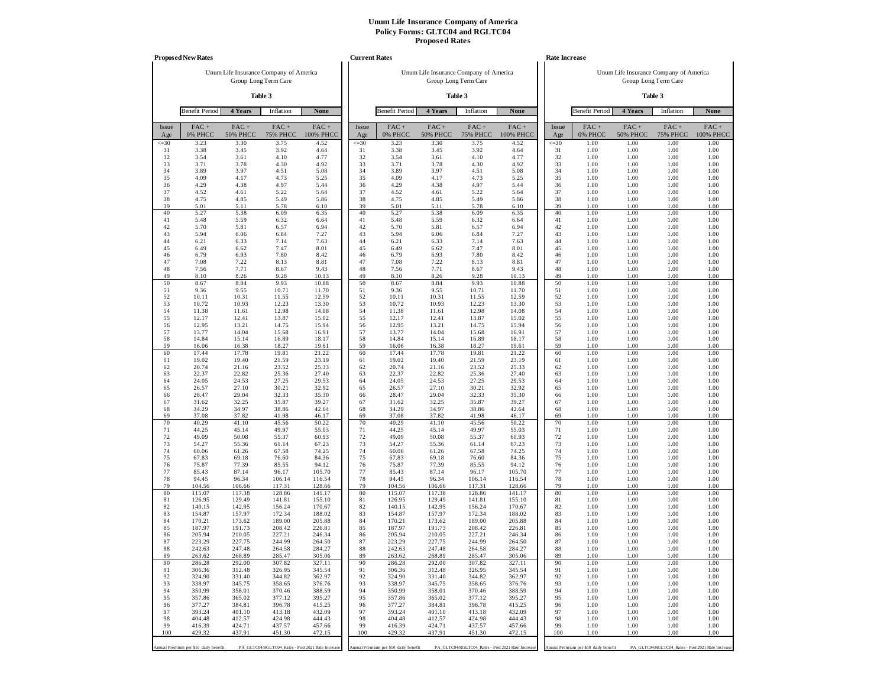# Unum Life Insurance Company of America
## Policy Forms: GLTC04 and RGLTC04
### Proposed Rates

**Proposed New Rates**

Unum Life Insurance Company of America
Group Long Term Care

**Table 3**

| Benefit Period | 4 Years | Inflation | None |
|---|---|---|---|

| Issue Age | FAC + 0% PHCC | FAC + 50% PHCC | FAC + 75% PHCC | FAC + 100% PHCC |
|---|---|---|---|---|
| <=30 | 3.23 | 3.30 | 3.75 | 4.52 |
| 31 | 3.38 | 3.45 | 3.92 | 4.64 |
| 32 | 3.54 | 3.61 | 4.10 | 4.77 |
| 33 | 3.71 | 3.78 | 4.30 | 4.92 |
| 34 | 3.89 | 3.97 | 4.51 | 5.08 |
| 35 | 4.09 | 4.17 | 4.73 | 5.25 |
| 36 | 4.29 | 4.38 | 4.97 | 5.44 |
| 37 | 4.52 | 4.61 | 5.22 | 5.64 |
| 38 | 4.75 | 4.85 | 5.49 | 5.86 |
| 39 | 5.01 | 5.11 | 5.78 | 6.10 |
| 40 | 5.27 | 5.38 | 6.09 | 6.35 |
| 41 | 5.48 | 5.59 | 6.32 | 6.64 |
| 42 | 5.70 | 5.81 | 6.57 | 6.94 |
| 43 | 5.94 | 6.06 | 6.84 | 7.27 |
| 44 | 6.21 | 6.33 | 7.14 | 7.63 |
| 45 | 6.49 | 6.62 | 7.47 | 8.01 |
| 46 | 6.79 | 6.93 | 7.80 | 8.42 |
| 47 | 7.08 | 7.22 | 8.13 | 8.81 |
| 48 | 7.56 | 7.71 | 8.67 | 9.43 |
| 49 | 8.10 | 8.26 | 9.28 | 10.13 |
| 50 | 8.67 | 8.84 | 9.93 | 10.88 |
| 51 | 9.36 | 9.55 | 10.71 | 11.70 |
| 52 | 10.11 | 10.31 | 11.55 | 12.59 |
| 53 | 10.72 | 10.93 | 12.23 | 13.30 |
| 54 | 11.38 | 11.61 | 12.98 | 14.08 |
| 55 | 12.17 | 12.41 | 13.87 | 15.02 |
| 56 | 12.95 | 13.21 | 14.75 | 15.94 |
| 57 | 13.77 | 14.04 | 15.68 | 16.91 |
| 58 | 14.84 | 15.14 | 16.89 | 18.17 |
| 59 | 16.06 | 16.38 | 18.27 | 19.61 |
| 60 | 17.44 | 17.78 | 19.81 | 21.22 |
| 61 | 19.02 | 19.40 | 21.59 | 23.19 |
| 62 | 20.74 | 21.16 | 23.52 | 25.33 |
| 63 | 22.37 | 22.82 | 25.36 | 27.40 |
| 64 | 24.05 | 24.53 | 27.25 | 29.53 |
| 65 | 26.57 | 27.10 | 30.21 | 32.92 |
| 66 | 28.47 | 29.04 | 32.33 | 35.30 |
| 67 | 31.62 | 32.25 | 35.87 | 39.27 |
| 68 | 34.29 | 34.97 | 38.86 | 42.64 |
| 69 | 37.08 | 37.82 | 41.98 | 46.17 |
| 70 | 40.29 | 41.10 | 45.56 | 50.22 |
| 71 | 44.25 | 45.14 | 49.97 | 55.03 |
| 72 | 49.09 | 50.08 | 55.37 | 60.93 |
| 73 | 54.27 | 55.36 | 61.14 | 67.23 |
| 74 | 60.06 | 61.26 | 67.58 | 74.25 |
| 75 | 67.83 | 69.18 | 76.60 | 84.36 |
| 76 | 75.87 | 77.39 | 85.55 | 94.12 |
| 77 | 85.43 | 87.14 | 96.17 | 105.70 |
| 78 | 94.45 | 96.34 | 106.14 | 116.54 |
| 79 | 104.56 | 106.66 | 117.31 | 128.66 |
| 80 | 115.07 | 117.38 | 128.86 | 141.17 |
| 81 | 126.95 | 129.49 | 141.81 | 155.10 |
| 82 | 140.15 | 142.95 | 156.24 | 170.67 |
| 83 | 154.87 | 157.97 | 172.34 | 188.02 |
| 84 | 170.21 | 173.62 | 189.00 | 205.88 |
| 85 | 187.97 | 191.73 | 208.42 | 226.81 |
| 86 | 205.94 | 210.05 | 227.21 | 246.34 |
| 87 | 223.29 | 227.75 | 244.99 | 264.50 |
| 88 | 242.63 | 247.48 | 264.58 | 284.27 |
| 89 | 263.62 | 268.89 | 285.47 | 305.06 |
| 90 | 286.28 | 292.00 | 307.82 | 327.11 |
| 91 | 306.36 | 312.48 | 326.95 | 345.54 |
| 92 | 324.90 | 331.40 | 344.82 | 362.97 |
| 93 | 338.97 | 345.75 | 358.65 | 376.76 |
| 94 | 350.99 | 358.01 | 370.46 | 388.59 |
| 95 | 357.86 | 365.02 | 377.12 | 395.27 |
| 96 | 377.27 | 384.81 | 396.78 | 415.25 |
| 97 | 393.24 | 401.10 | 413.18 | 432.09 |
| 98 | 404.48 | 412.57 | 424.98 | 444.43 |
| 99 | 416.39 | 424.71 | 437.57 | 457.66 |
| 100 | 429.32 | 437.91 | 451.30 | 472.15 |

Annual Premium per $10 daily benefit — PA_GLTC04/RGLTC04_Rates - Post 2021 Rate Increase

**Current Rates**

Unum Life Insurance Company of America
Group Long Term Care

**Table 3**

| Benefit Period | 4 Years | Inflation | None |
|---|---|---|---|

| Issue Age | FAC + 0% PHCC | FAC + 50% PHCC | FAC + 75% PHCC | FAC + 100% PHCC |
|---|---|---|---|---|
| <=30 | 3.23 | 3.30 | 3.75 | 4.52 |
| 31 | 3.38 | 3.45 | 3.92 | 4.64 |
| 32 | 3.54 | 3.61 | 4.10 | 4.77 |
| 33 | 3.71 | 3.78 | 4.30 | 4.92 |
| 34 | 3.89 | 3.97 | 4.51 | 5.08 |
| 35 | 4.09 | 4.17 | 4.73 | 5.25 |
| 36 | 4.29 | 4.38 | 4.97 | 5.44 |
| 37 | 4.52 | 4.61 | 5.22 | 5.64 |
| 38 | 4.75 | 4.85 | 5.49 | 5.86 |
| 39 | 5.01 | 5.11 | 5.78 | 6.10 |
| 40 | 5.27 | 5.38 | 6.09 | 6.35 |
| 41 | 5.48 | 5.59 | 6.32 | 6.64 |
| 42 | 5.70 | 5.81 | 6.57 | 6.94 |
| 43 | 5.94 | 6.06 | 6.84 | 7.27 |
| 44 | 6.21 | 6.33 | 7.14 | 7.63 |
| 45 | 6.49 | 6.62 | 7.47 | 8.01 |
| 46 | 6.79 | 6.93 | 7.80 | 8.42 |
| 47 | 7.08 | 7.22 | 8.13 | 8.81 |
| 48 | 7.56 | 7.71 | 8.67 | 9.43 |
| 49 | 8.10 | 8.26 | 9.28 | 10.13 |
| 50 | 8.67 | 8.84 | 9.93 | 10.88 |
| 51 | 9.36 | 9.55 | 10.71 | 11.70 |
| 52 | 10.11 | 10.31 | 11.55 | 12.59 |
| 53 | 10.72 | 10.93 | 12.23 | 13.30 |
| 54 | 11.38 | 11.61 | 12.98 | 14.08 |
| 55 | 12.17 | 12.41 | 13.87 | 15.02 |
| 56 | 12.95 | 13.21 | 14.75 | 15.94 |
| 57 | 13.77 | 14.04 | 15.68 | 16.91 |
| 58 | 14.84 | 15.14 | 16.89 | 18.17 |
| 59 | 16.06 | 16.38 | 18.27 | 19.61 |
| 60 | 17.44 | 17.78 | 19.81 | 21.22 |
| 61 | 19.02 | 19.40 | 21.59 | 23.19 |
| 62 | 20.74 | 21.16 | 23.52 | 25.33 |
| 63 | 22.37 | 22.82 | 25.36 | 27.40 |
| 64 | 24.05 | 24.53 | 27.25 | 29.53 |
| 65 | 26.57 | 27.10 | 30.21 | 32.92 |
| 66 | 28.47 | 29.04 | 32.33 | 35.30 |
| 67 | 31.62 | 32.25 | 35.87 | 39.27 |
| 68 | 34.29 | 34.97 | 38.86 | 42.64 |
| 69 | 37.08 | 37.82 | 41.98 | 46.17 |
| 70 | 40.29 | 41.10 | 45.56 | 50.22 |
| 71 | 44.25 | 45.14 | 49.97 | 55.03 |
| 72 | 49.09 | 50.08 | 55.37 | 60.93 |
| 73 | 54.27 | 55.36 | 61.14 | 67.23 |
| 74 | 60.06 | 61.26 | 67.58 | 74.25 |
| 75 | 67.83 | 69.18 | 76.60 | 84.36 |
| 76 | 75.87 | 77.39 | 85.55 | 94.12 |
| 77 | 85.43 | 87.14 | 96.17 | 105.70 |
| 78 | 94.45 | 96.34 | 106.14 | 116.54 |
| 79 | 104.56 | 106.66 | 117.31 | 128.66 |
| 80 | 115.07 | 117.38 | 128.86 | 141.17 |
| 81 | 126.95 | 129.49 | 141.81 | 155.10 |
| 82 | 140.15 | 142.95 | 156.24 | 170.67 |
| 83 | 154.87 | 157.97 | 172.34 | 188.02 |
| 84 | 170.21 | 173.62 | 189.00 | 205.88 |
| 85 | 187.97 | 191.73 | 208.42 | 226.81 |
| 86 | 205.94 | 210.05 | 227.21 | 246.34 |
| 87 | 223.29 | 227.75 | 244.99 | 264.50 |
| 88 | 242.63 | 247.48 | 264.58 | 284.27 |
| 89 | 263.62 | 268.89 | 285.47 | 305.06 |
| 90 | 286.28 | 292.00 | 307.82 | 327.11 |
| 91 | 306.36 | 312.48 | 326.95 | 345.54 |
| 92 | 324.90 | 331.40 | 344.82 | 362.97 |
| 93 | 338.97 | 345.75 | 358.65 | 376.76 |
| 94 | 350.99 | 358.01 | 370.46 | 388.59 |
| 95 | 357.86 | 365.02 | 377.12 | 395.27 |
| 96 | 377.27 | 384.81 | 396.78 | 415.25 |
| 97 | 393.24 | 401.10 | 413.18 | 432.09 |
| 98 | 404.48 | 412.57 | 424.98 | 444.43 |
| 99 | 416.39 | 424.71 | 437.57 | 457.66 |
| 100 | 429.32 | 437.91 | 451.30 | 472.15 |

Annual Premium per $10 daily benefit — PA_GLTC04/RGLTC04_Rates - Post 2021 Rate Increase

**Rate Increase**

Unum Life Insurance Company of America
Group Long Term Care

**Table 3**

| Benefit Period | 4 Years | Inflation | None |
|---|---|---|---|

| Issue Age | FAC + 0% PHCC | FAC + 50% PHCC | FAC + 75% PHCC | FAC + 100% PHCC |
|---|---|---|---|---|
| <=30 | 1.00 | 1.00 | 1.00 | 1.00 |
| 31 | 1.00 | 1.00 | 1.00 | 1.00 |
| 32 | 1.00 | 1.00 | 1.00 | 1.00 |
| 33 | 1.00 | 1.00 | 1.00 | 1.00 |
| 34 | 1.00 | 1.00 | 1.00 | 1.00 |
| 35 | 1.00 | 1.00 | 1.00 | 1.00 |
| 36 | 1.00 | 1.00 | 1.00 | 1.00 |
| 37 | 1.00 | 1.00 | 1.00 | 1.00 |
| 38 | 1.00 | 1.00 | 1.00 | 1.00 |
| 39 | 1.00 | 1.00 | 1.00 | 1.00 |
| 40 | 1.00 | 1.00 | 1.00 | 1.00 |
| 41 | 1.00 | 1.00 | 1.00 | 1.00 |
| 42 | 1.00 | 1.00 | 1.00 | 1.00 |
| 43 | 1.00 | 1.00 | 1.00 | 1.00 |
| 44 | 1.00 | 1.00 | 1.00 | 1.00 |
| 45 | 1.00 | 1.00 | 1.00 | 1.00 |
| 46 | 1.00 | 1.00 | 1.00 | 1.00 |
| 47 | 1.00 | 1.00 | 1.00 | 1.00 |
| 48 | 1.00 | 1.00 | 1.00 | 1.00 |
| 49 | 1.00 | 1.00 | 1.00 | 1.00 |
| 50 | 1.00 | 1.00 | 1.00 | 1.00 |
| 51 | 1.00 | 1.00 | 1.00 | 1.00 |
| 52 | 1.00 | 1.00 | 1.00 | 1.00 |
| 53 | 1.00 | 1.00 | 1.00 | 1.00 |
| 54 | 1.00 | 1.00 | 1.00 | 1.00 |
| 55 | 1.00 | 1.00 | 1.00 | 1.00 |
| 56 | 1.00 | 1.00 | 1.00 | 1.00 |
| 57 | 1.00 | 1.00 | 1.00 | 1.00 |
| 58 | 1.00 | 1.00 | 1.00 | 1.00 |
| 59 | 1.00 | 1.00 | 1.00 | 1.00 |
| 60 | 1.00 | 1.00 | 1.00 | 1.00 |
| 61 | 1.00 | 1.00 | 1.00 | 1.00 |
| 62 | 1.00 | 1.00 | 1.00 | 1.00 |
| 63 | 1.00 | 1.00 | 1.00 | 1.00 |
| 64 | 1.00 | 1.00 | 1.00 | 1.00 |
| 65 | 1.00 | 1.00 | 1.00 | 1.00 |
| 66 | 1.00 | 1.00 | 1.00 | 1.00 |
| 67 | 1.00 | 1.00 | 1.00 | 1.00 |
| 68 | 1.00 | 1.00 | 1.00 | 1.00 |
| 69 | 1.00 | 1.00 | 1.00 | 1.00 |
| 70 | 1.00 | 1.00 | 1.00 | 1.00 |
| 71 | 1.00 | 1.00 | 1.00 | 1.00 |
| 72 | 1.00 | 1.00 | 1.00 | 1.00 |
| 73 | 1.00 | 1.00 | 1.00 | 1.00 |
| 74 | 1.00 | 1.00 | 1.00 | 1.00 |
| 75 | 1.00 | 1.00 | 1.00 | 1.00 |
| 76 | 1.00 | 1.00 | 1.00 | 1.00 |
| 77 | 1.00 | 1.00 | 1.00 | 1.00 |
| 78 | 1.00 | 1.00 | 1.00 | 1.00 |
| 79 | 1.00 | 1.00 | 1.00 | 1.00 |
| 80 | 1.00 | 1.00 | 1.00 | 1.00 |
| 81 | 1.00 | 1.00 | 1.00 | 1.00 |
| 82 | 1.00 | 1.00 | 1.00 | 1.00 |
| 83 | 1.00 | 1.00 | 1.00 | 1.00 |
| 84 | 1.00 | 1.00 | 1.00 | 1.00 |
| 85 | 1.00 | 1.00 | 1.00 | 1.00 |
| 86 | 1.00 | 1.00 | 1.00 | 1.00 |
| 87 | 1.00 | 1.00 | 1.00 | 1.00 |
| 88 | 1.00 | 1.00 | 1.00 | 1.00 |
| 89 | 1.00 | 1.00 | 1.00 | 1.00 |
| 90 | 1.00 | 1.00 | 1.00 | 1.00 |
| 91 | 1.00 | 1.00 | 1.00 | 1.00 |
| 92 | 1.00 | 1.00 | 1.00 | 1.00 |
| 93 | 1.00 | 1.00 | 1.00 | 1.00 |
| 94 | 1.00 | 1.00 | 1.00 | 1.00 |
| 95 | 1.00 | 1.00 | 1.00 | 1.00 |
| 96 | 1.00 | 1.00 | 1.00 | 1.00 |
| 97 | 1.00 | 1.00 | 1.00 | 1.00 |
| 98 | 1.00 | 1.00 | 1.00 | 1.00 |
| 99 | 1.00 | 1.00 | 1.00 | 1.00 |
| 100 | 1.00 | 1.00 | 1.00 | 1.00 |

Annual Premium per $10 daily benefit — PA_GLTC04/RGLTC04_Rates - Post 2021 Rate Increase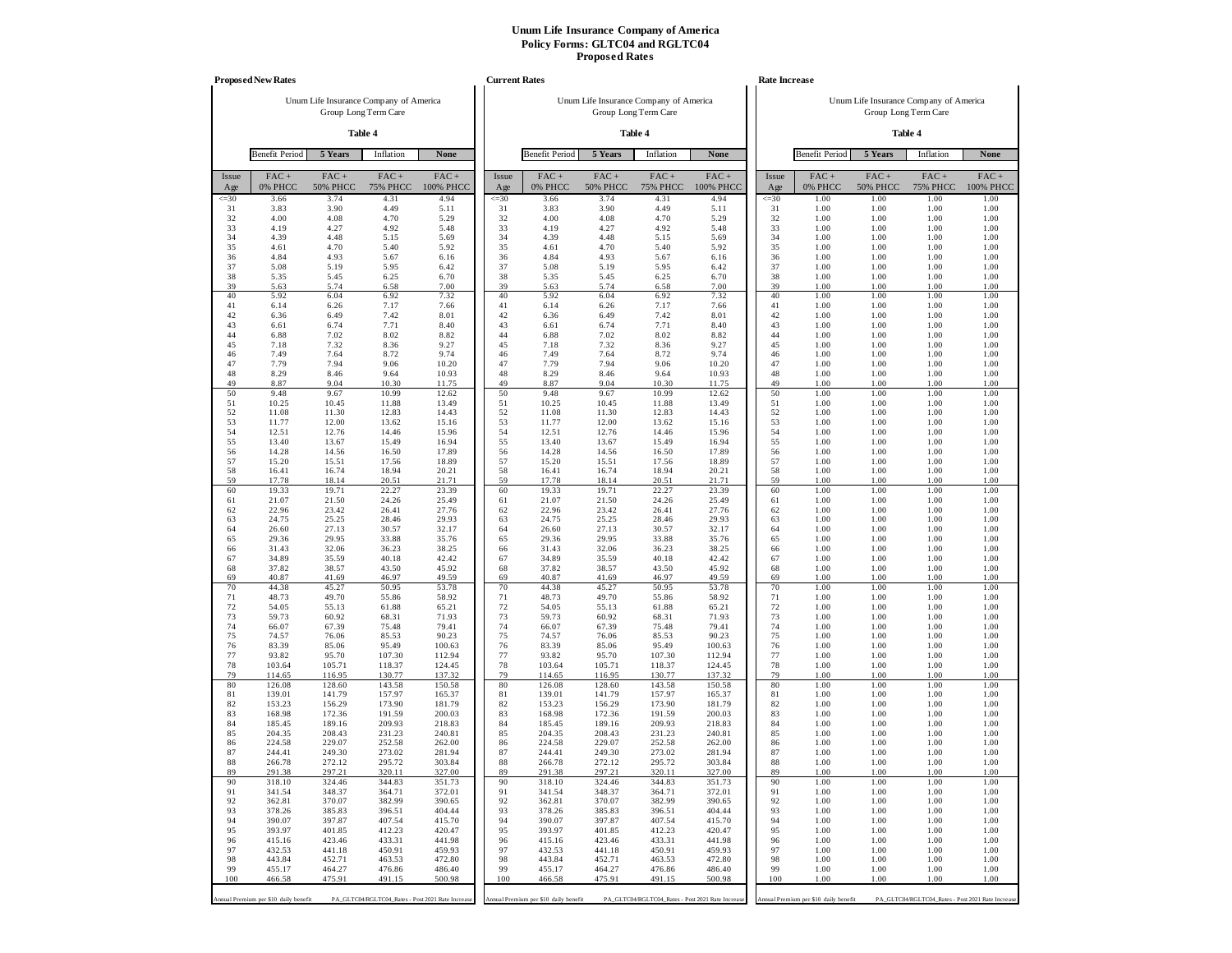# Unum Life Insurance Company of America
## Policy Forms: GLTC04 and RGLTC04
## Proposed Rates

### Proposed New Rates

Unum Life Insurance Company of America
Group Long Term Care

**Table 4**

| Benefit Period | 5 Years | Inflation | None |
|---|---|---|---|

| Issue Age | FAC + 0% PHCC | FAC + 50% PHCC | FAC + 75% PHCC | FAC + 100% PHCC |
|---|---|---|---|---|
| <=30 | 3.66 | 3.74 | 4.31 | 4.94 |
| 31 | 3.83 | 3.90 | 4.49 | 5.11 |
| 32 | 4.00 | 4.08 | 4.70 | 5.29 |
| 33 | 4.19 | 4.27 | 4.92 | 5.48 |
| 34 | 4.39 | 4.48 | 5.15 | 5.69 |
| 35 | 4.61 | 4.70 | 5.40 | 5.92 |
| 36 | 4.84 | 4.93 | 5.67 | 6.16 |
| 37 | 5.08 | 5.19 | 5.95 | 6.42 |
| 38 | 5.35 | 5.45 | 6.25 | 6.70 |
| 39 | 5.63 | 5.74 | 6.58 | 7.00 |
| 40 | 5.92 | 6.04 | 6.92 | 7.32 |
| 41 | 6.14 | 6.26 | 7.17 | 7.66 |
| 42 | 6.36 | 6.49 | 7.42 | 8.01 |
| 43 | 6.61 | 6.74 | 7.71 | 8.40 |
| 44 | 6.88 | 7.02 | 8.02 | 8.82 |
| 45 | 7.18 | 7.32 | 8.36 | 9.27 |
| 46 | 7.49 | 7.64 | 8.72 | 9.74 |
| 47 | 7.79 | 7.94 | 9.06 | 10.20 |
| 48 | 8.29 | 8.46 | 9.64 | 10.93 |
| 49 | 8.87 | 9.04 | 10.30 | 11.75 |
| 50 | 9.48 | 9.67 | 10.99 | 12.62 |
| 51 | 10.25 | 10.45 | 11.88 | 13.49 |
| 52 | 11.08 | 11.30 | 12.83 | 14.43 |
| 53 | 11.77 | 12.00 | 13.62 | 15.16 |
| 54 | 12.51 | 12.76 | 14.46 | 15.96 |
| 55 | 13.40 | 13.67 | 15.49 | 16.94 |
| 56 | 14.28 | 14.56 | 16.50 | 17.89 |
| 57 | 15.20 | 15.51 | 17.56 | 18.89 |
| 58 | 16.41 | 16.74 | 18.94 | 20.21 |
| 59 | 17.78 | 18.14 | 20.51 | 21.71 |
| 60 | 19.33 | 19.71 | 22.27 | 23.39 |
| 61 | 21.07 | 21.50 | 24.26 | 25.49 |
| 62 | 22.96 | 23.42 | 26.41 | 27.76 |
| 63 | 24.75 | 25.25 | 28.46 | 29.93 |
| 64 | 26.60 | 27.13 | 30.57 | 32.17 |
| 65 | 29.36 | 29.95 | 33.88 | 35.76 |
| 66 | 31.43 | 32.06 | 36.23 | 38.25 |
| 67 | 34.89 | 35.59 | 40.18 | 42.42 |
| 68 | 37.82 | 38.57 | 43.50 | 45.92 |
| 69 | 40.87 | 41.69 | 46.97 | 49.59 |
| 70 | 44.38 | 45.27 | 50.95 | 53.78 |
| 71 | 48.73 | 49.70 | 55.86 | 58.92 |
| 72 | 54.05 | 55.13 | 61.88 | 65.21 |
| 73 | 59.73 | 60.92 | 68.31 | 71.93 |
| 74 | 66.07 | 67.39 | 75.48 | 79.41 |
| 75 | 74.57 | 76.06 | 85.53 | 90.23 |
| 76 | 83.39 | 85.06 | 95.49 | 100.63 |
| 77 | 93.82 | 95.70 | 107.30 | 112.94 |
| 78 | 103.64 | 105.71 | 118.37 | 124.45 |
| 79 | 114.65 | 116.95 | 130.77 | 137.32 |
| 80 | 126.08 | 128.60 | 143.58 | 150.58 |
| 81 | 139.01 | 141.79 | 157.97 | 165.37 |
| 82 | 153.23 | 156.29 | 173.90 | 181.79 |
| 83 | 168.98 | 172.36 | 191.59 | 200.03 |
| 84 | 185.45 | 189.16 | 209.93 | 218.83 |
| 85 | 204.35 | 208.43 | 231.23 | 240.81 |
| 86 | 224.58 | 229.07 | 252.58 | 262.00 |
| 87 | 244.41 | 249.30 | 273.02 | 281.94 |
| 88 | 266.78 | 272.12 | 295.72 | 303.84 |
| 89 | 291.38 | 297.21 | 320.11 | 327.00 |
| 90 | 318.10 | 324.46 | 344.83 | 351.73 |
| 91 | 341.54 | 348.37 | 364.71 | 372.01 |
| 92 | 362.81 | 370.07 | 382.99 | 390.65 |
| 93 | 378.26 | 385.83 | 396.51 | 404.44 |
| 94 | 390.07 | 397.87 | 407.54 | 415.70 |
| 95 | 393.97 | 401.85 | 412.23 | 420.47 |
| 96 | 415.16 | 423.46 | 433.31 | 441.98 |
| 97 | 432.53 | 441.18 | 450.91 | 459.93 |
| 98 | 443.84 | 452.71 | 463.53 | 472.80 |
| 99 | 455.17 | 464.27 | 476.86 | 486.40 |
| 100 | 466.58 | 475.91 | 491.15 | 500.98 |

Annual Premium per $10 daily benefit — PA_GLTC04/RGLTC04_Rates - Post 2021 Rate Increase

### Current Rates

Unum Life Insurance Company of America
Group Long Term Care

**Table 4**

| Benefit Period | 5 Years | Inflation | None |
|---|---|---|---|

| Issue Age | FAC + 0% PHCC | FAC + 50% PHCC | FAC + 75% PHCC | FAC + 100% PHCC |
|---|---|---|---|---|
| <=30 | 3.66 | 3.74 | 4.31 | 4.94 |
| 31 | 3.83 | 3.90 | 4.49 | 5.11 |
| 32 | 4.00 | 4.08 | 4.70 | 5.29 |
| 33 | 4.19 | 4.27 | 4.92 | 5.48 |
| 34 | 4.39 | 4.48 | 5.15 | 5.69 |
| 35 | 4.61 | 4.70 | 5.40 | 5.92 |
| 36 | 4.84 | 4.93 | 5.67 | 6.16 |
| 37 | 5.08 | 5.19 | 5.95 | 6.42 |
| 38 | 5.35 | 5.45 | 6.25 | 6.70 |
| 39 | 5.63 | 5.74 | 6.58 | 7.00 |
| 40 | 5.92 | 6.04 | 6.92 | 7.32 |
| 41 | 6.14 | 6.26 | 7.17 | 7.66 |
| 42 | 6.36 | 6.49 | 7.42 | 8.01 |
| 43 | 6.61 | 6.74 | 7.71 | 8.40 |
| 44 | 6.88 | 7.02 | 8.02 | 8.82 |
| 45 | 7.18 | 7.32 | 8.36 | 9.27 |
| 46 | 7.49 | 7.64 | 8.72 | 9.74 |
| 47 | 7.79 | 7.94 | 9.06 | 10.20 |
| 48 | 8.29 | 8.46 | 9.64 | 10.93 |
| 49 | 8.87 | 9.04 | 10.30 | 11.75 |
| 50 | 9.48 | 9.67 | 10.99 | 12.62 |
| 51 | 10.25 | 10.45 | 11.88 | 13.49 |
| 52 | 11.08 | 11.30 | 12.83 | 14.43 |
| 53 | 11.77 | 12.00 | 13.62 | 15.16 |
| 54 | 12.51 | 12.76 | 14.46 | 15.96 |
| 55 | 13.40 | 13.67 | 15.49 | 16.94 |
| 56 | 14.28 | 14.56 | 16.50 | 17.89 |
| 57 | 15.20 | 15.51 | 17.56 | 18.89 |
| 58 | 16.41 | 16.74 | 18.94 | 20.21 |
| 59 | 17.78 | 18.14 | 20.51 | 21.71 |
| 60 | 19.33 | 19.71 | 22.27 | 23.39 |
| 61 | 21.07 | 21.50 | 24.26 | 25.49 |
| 62 | 22.96 | 23.42 | 26.41 | 27.76 |
| 63 | 24.75 | 25.25 | 28.46 | 29.93 |
| 64 | 26.60 | 27.13 | 30.57 | 32.17 |
| 65 | 29.36 | 29.95 | 33.88 | 35.76 |
| 66 | 31.43 | 32.06 | 36.23 | 38.25 |
| 67 | 34.89 | 35.59 | 40.18 | 42.42 |
| 68 | 37.82 | 38.57 | 43.50 | 45.92 |
| 69 | 40.87 | 41.69 | 46.97 | 49.59 |
| 70 | 44.38 | 45.27 | 50.95 | 53.78 |
| 71 | 48.73 | 49.70 | 55.86 | 58.92 |
| 72 | 54.05 | 55.13 | 61.88 | 65.21 |
| 73 | 59.73 | 60.92 | 68.31 | 71.93 |
| 74 | 66.07 | 67.39 | 75.48 | 79.41 |
| 75 | 74.57 | 76.06 | 85.53 | 90.23 |
| 76 | 83.39 | 85.06 | 95.49 | 100.63 |
| 77 | 93.82 | 95.70 | 107.30 | 112.94 |
| 78 | 103.64 | 105.71 | 118.37 | 124.45 |
| 79 | 114.65 | 116.95 | 130.77 | 137.32 |
| 80 | 126.08 | 128.60 | 143.58 | 150.58 |
| 81 | 139.01 | 141.79 | 157.97 | 165.37 |
| 82 | 153.23 | 156.29 | 173.90 | 181.79 |
| 83 | 168.98 | 172.36 | 191.59 | 200.03 |
| 84 | 185.45 | 189.16 | 209.93 | 218.83 |
| 85 | 204.35 | 208.43 | 231.23 | 240.81 |
| 86 | 224.58 | 229.07 | 252.58 | 262.00 |
| 87 | 244.41 | 249.30 | 273.02 | 281.94 |
| 88 | 266.78 | 272.12 | 295.72 | 303.84 |
| 89 | 291.38 | 297.21 | 320.11 | 327.00 |
| 90 | 318.10 | 324.46 | 344.83 | 351.73 |
| 91 | 341.54 | 348.37 | 364.71 | 372.01 |
| 92 | 362.81 | 370.07 | 382.99 | 390.65 |
| 93 | 378.26 | 385.83 | 396.51 | 404.44 |
| 94 | 390.07 | 397.87 | 407.54 | 415.70 |
| 95 | 393.97 | 401.85 | 412.23 | 420.47 |
| 96 | 415.16 | 423.46 | 433.31 | 441.98 |
| 97 | 432.53 | 441.18 | 450.91 | 459.93 |
| 98 | 443.84 | 452.71 | 463.53 | 472.80 |
| 99 | 455.17 | 464.27 | 476.86 | 486.40 |
| 100 | 466.58 | 475.91 | 491.15 | 500.98 |

Annual Premium per $10 daily benefit — PA_GLTC04/RGLTC04_Rates - Post 2021 Rate Increase

### Rate Increase

Unum Life Insurance Company of America
Group Long Term Care

**Table 4**

| Benefit Period | 5 Years | Inflation | None |
|---|---|---|---|

| Issue Age | FAC + 0% PHCC | FAC + 50% PHCC | FAC + 75% PHCC | FAC + 100% PHCC |
|---|---|---|---|---|
| <=30 | 1.00 | 1.00 | 1.00 | 1.00 |
| 31 | 1.00 | 1.00 | 1.00 | 1.00 |
| 32 | 1.00 | 1.00 | 1.00 | 1.00 |
| 33 | 1.00 | 1.00 | 1.00 | 1.00 |
| 34 | 1.00 | 1.00 | 1.00 | 1.00 |
| 35 | 1.00 | 1.00 | 1.00 | 1.00 |
| 36 | 1.00 | 1.00 | 1.00 | 1.00 |
| 37 | 1.00 | 1.00 | 1.00 | 1.00 |
| 38 | 1.00 | 1.00 | 1.00 | 1.00 |
| 39 | 1.00 | 1.00 | 1.00 | 1.00 |
| 40 | 1.00 | 1.00 | 1.00 | 1.00 |
| 41 | 1.00 | 1.00 | 1.00 | 1.00 |
| 42 | 1.00 | 1.00 | 1.00 | 1.00 |
| 43 | 1.00 | 1.00 | 1.00 | 1.00 |
| 44 | 1.00 | 1.00 | 1.00 | 1.00 |
| 45 | 1.00 | 1.00 | 1.00 | 1.00 |
| 46 | 1.00 | 1.00 | 1.00 | 1.00 |
| 47 | 1.00 | 1.00 | 1.00 | 1.00 |
| 48 | 1.00 | 1.00 | 1.00 | 1.00 |
| 49 | 1.00 | 1.00 | 1.00 | 1.00 |
| 50 | 1.00 | 1.00 | 1.00 | 1.00 |
| 51 | 1.00 | 1.00 | 1.00 | 1.00 |
| 52 | 1.00 | 1.00 | 1.00 | 1.00 |
| 53 | 1.00 | 1.00 | 1.00 | 1.00 |
| 54 | 1.00 | 1.00 | 1.00 | 1.00 |
| 55 | 1.00 | 1.00 | 1.00 | 1.00 |
| 56 | 1.00 | 1.00 | 1.00 | 1.00 |
| 57 | 1.00 | 1.00 | 1.00 | 1.00 |
| 58 | 1.00 | 1.00 | 1.00 | 1.00 |
| 59 | 1.00 | 1.00 | 1.00 | 1.00 |
| 60 | 1.00 | 1.00 | 1.00 | 1.00 |
| 61 | 1.00 | 1.00 | 1.00 | 1.00 |
| 62 | 1.00 | 1.00 | 1.00 | 1.00 |
| 63 | 1.00 | 1.00 | 1.00 | 1.00 |
| 64 | 1.00 | 1.00 | 1.00 | 1.00 |
| 65 | 1.00 | 1.00 | 1.00 | 1.00 |
| 66 | 1.00 | 1.00 | 1.00 | 1.00 |
| 67 | 1.00 | 1.00 | 1.00 | 1.00 |
| 68 | 1.00 | 1.00 | 1.00 | 1.00 |
| 69 | 1.00 | 1.00 | 1.00 | 1.00 |
| 70 | 1.00 | 1.00 | 1.00 | 1.00 |
| 71 | 1.00 | 1.00 | 1.00 | 1.00 |
| 72 | 1.00 | 1.00 | 1.00 | 1.00 |
| 73 | 1.00 | 1.00 | 1.00 | 1.00 |
| 74 | 1.00 | 1.00 | 1.00 | 1.00 |
| 75 | 1.00 | 1.00 | 1.00 | 1.00 |
| 76 | 1.00 | 1.00 | 1.00 | 1.00 |
| 77 | 1.00 | 1.00 | 1.00 | 1.00 |
| 78 | 1.00 | 1.00 | 1.00 | 1.00 |
| 79 | 1.00 | 1.00 | 1.00 | 1.00 |
| 80 | 1.00 | 1.00 | 1.00 | 1.00 |
| 81 | 1.00 | 1.00 | 1.00 | 1.00 |
| 82 | 1.00 | 1.00 | 1.00 | 1.00 |
| 83 | 1.00 | 1.00 | 1.00 | 1.00 |
| 84 | 1.00 | 1.00 | 1.00 | 1.00 |
| 85 | 1.00 | 1.00 | 1.00 | 1.00 |
| 86 | 1.00 | 1.00 | 1.00 | 1.00 |
| 87 | 1.00 | 1.00 | 1.00 | 1.00 |
| 88 | 1.00 | 1.00 | 1.00 | 1.00 |
| 89 | 1.00 | 1.00 | 1.00 | 1.00 |
| 90 | 1.00 | 1.00 | 1.00 | 1.00 |
| 91 | 1.00 | 1.00 | 1.00 | 1.00 |
| 92 | 1.00 | 1.00 | 1.00 | 1.00 |
| 93 | 1.00 | 1.00 | 1.00 | 1.00 |
| 94 | 1.00 | 1.00 | 1.00 | 1.00 |
| 95 | 1.00 | 1.00 | 1.00 | 1.00 |
| 96 | 1.00 | 1.00 | 1.00 | 1.00 |
| 97 | 1.00 | 1.00 | 1.00 | 1.00 |
| 98 | 1.00 | 1.00 | 1.00 | 1.00 |
| 99 | 1.00 | 1.00 | 1.00 | 1.00 |
| 100 | 1.00 | 1.00 | 1.00 | 1.00 |

Annual Premium per $10 daily benefit — PA_GLTC04/RGLTC04_Rates - Post 2021 Rate Increase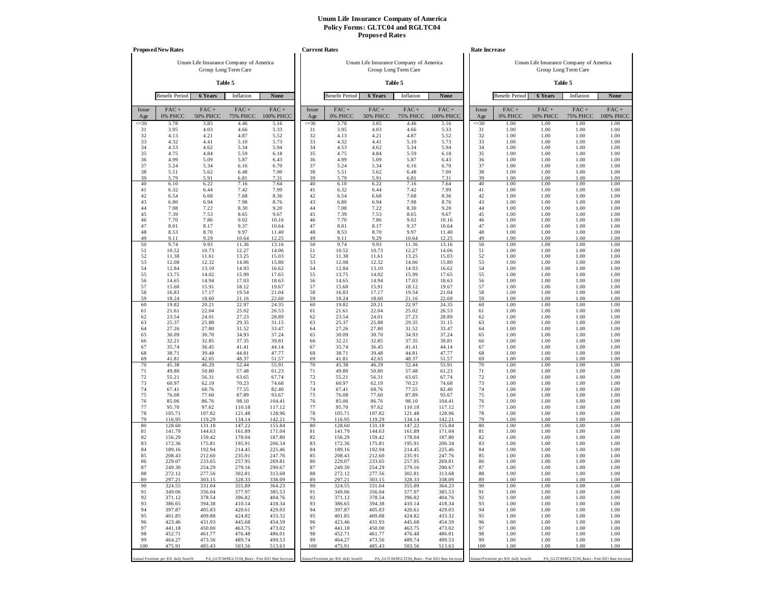# Unum Life Insurance Company of America
## Policy Forms: GLTC04 and RGLTC04
## Proposed Rates

### Proposed New Rates

Unum Life Insurance Company of America
Group Long Term Care

**Table 5**

| Benefit Period | **6 Years** | Inflation | **None** |
|---|---|---|---|

| Issue Age | FAC + 0% PHCC | FAC + 50% PHCC | FAC + 75% PHCC | FAC + 100% PHCC |
|---|---|---|---|---|
| <=30 | 3.78 | 3.85 | 4.46 | 5.16 |
| 31 | 3.95 | 4.03 | 4.66 | 5.33 |
| 32 | 4.13 | 4.21 | 4.87 | 5.52 |
| 33 | 4.32 | 4.41 | 5.10 | 5.73 |
| 34 | 4.53 | 4.62 | 5.34 | 5.94 |
| 35 | 4.75 | 4.84 | 5.59 | 6.18 |
| 36 | 4.99 | 5.09 | 5.87 | 6.43 |
| 37 | 5.24 | 5.34 | 6.16 | 6.70 |
| 38 | 5.51 | 5.62 | 6.48 | 7.00 |
| 39 | 5.79 | 5.91 | 6.81 | 7.31 |
| 40 | 6.10 | 6.22 | 7.16 | 7.64 |
| 41 | 6.32 | 6.44 | 7.42 | 7.99 |
| 42 | 6.54 | 6.68 | 7.68 | 8.36 |
| 43 | 6.80 | 6.94 | 7.98 | 8.76 |
| 44 | 7.08 | 7.22 | 8.30 | 9.20 |
| 45 | 7.39 | 7.53 | 8.65 | 9.67 |
| 46 | 7.70 | 7.86 | 9.02 | 10.16 |
| 47 | 8.01 | 8.17 | 9.37 | 10.64 |
| 48 | 8.53 | 8.70 | 9.97 | 11.40 |
| 49 | 9.11 | 9.29 | 10.64 | 12.25 |
| 50 | 9.74 | 9.93 | 11.36 | 13.16 |
| 51 | 10.52 | 10.73 | 12.27 | 14.06 |
| 52 | 11.38 | 11.61 | 13.25 | 15.03 |
| 53 | 12.08 | 12.32 | 14.06 | 15.80 |
| 54 | 12.84 | 13.10 | 14.93 | 16.62 |
| 55 | 13.75 | 14.02 | 15.99 | 17.65 |
| 56 | 14.65 | 14.94 | 17.03 | 18.63 |
| 57 | 15.60 | 15.91 | 18.12 | 19.67 |
| 58 | 16.83 | 17.17 | 19.54 | 21.04 |
| 59 | 18.24 | 18.60 | 21.16 | 22.60 |
| 60 | 19.82 | 20.21 | 22.97 | 24.35 |
| 61 | 21.61 | 22.04 | 25.02 | 26.53 |
| 62 | 23.54 | 24.01 | 27.23 | 28.89 |
| 63 | 25.37 | 25.88 | 29.35 | 31.15 |
| 64 | 27.26 | 27.80 | 31.52 | 33.47 |
| 65 | 30.09 | 30.70 | 34.93 | 37.24 |
| 66 | 32.21 | 32.85 | 37.35 | 39.81 |
| 67 | 35.74 | 36.45 | 41.41 | 44.14 |
| 68 | 38.71 | 39.48 | 44.81 | 47.77 |
| 69 | 41.81 | 42.65 | 48.37 | 51.57 |
| 70 | 45.38 | 46.29 | 52.44 | 55.91 |
| 71 | 49.80 | 50.80 | 57.48 | 61.23 |
| 72 | 55.21 | 56.31 | 63.65 | 67.74 |
| 73 | 60.97 | 62.19 | 70.23 | 74.68 |
| 74 | 67.41 | 68.76 | 77.55 | 82.40 |
| 75 | 76.08 | 77.60 | 87.89 | 93.67 |
| 76 | 85.06 | 86.76 | 98.10 | 104.41 |
| 77 | 95.70 | 97.62 | 110.18 | 117.12 |
| 78 | 105.71 | 107.82 | 121.48 | 128.96 |
| 79 | 116.95 | 119.29 | 134.14 | 142.21 |
| 80 | 128.60 | 131.18 | 147.22 | 155.84 |
| 81 | 141.79 | 144.63 | 161.89 | 171.04 |
| 82 | 156.29 | 159.42 | 178.04 | 187.80 |
| 83 | 172.36 | 175.81 | 195.91 | 206.34 |
| 84 | 189.16 | 192.94 | 214.45 | 225.46 |
| 85 | 208.43 | 212.60 | 235.91 | 247.76 |
| 86 | 229.07 | 233.65 | 257.95 | 269.81 |
| 87 | 249.30 | 254.29 | 279.16 | 290.67 |
| 88 | 272.12 | 277.56 | 302.81 | 313.68 |
| 89 | 297.21 | 303.15 | 328.33 | 338.09 |
| 90 | 324.55 | 331.04 | 355.89 | 364.23 |
| 91 | 349.06 | 356.04 | 377.97 | 385.53 |
| 92 | 371.12 | 378.54 | 396.82 | 404.76 |
| 93 | 386.65 | 394.38 | 410.14 | 418.34 |
| 94 | 397.87 | 405.83 | 420.61 | 429.03 |
| 95 | 401.85 | 409.88 | 424.82 | 433.32 |
| 96 | 423.46 | 431.93 | 445.68 | 454.59 |
| 97 | 441.18 | 450.00 | 463.75 | 473.02 |
| 98 | 452.71 | 461.77 | 476.48 | 486.01 |
| 99 | 464.27 | 473.56 | 489.74 | 499.53 |
| 100 | 475.91 | 485.43 | 503.56 | 513.63 |

Annual Premium per $10 daily benefit — PA_GLTC04/RGLTC04_Rates - Post 2021 Rate Increase

### Current Rates

Unum Life Insurance Company of America
Group Long Term Care

**Table 5**

| Benefit Period | **6 Years** | Inflation | **None** |
|---|---|---|---|

| Issue Age | FAC + 0% PHCC | FAC + 50% PHCC | FAC + 75% PHCC | FAC + 100% PHCC |
|---|---|---|---|---|
| <=30 | 3.78 | 3.85 | 4.46 | 5.16 |
| 31 | 3.95 | 4.03 | 4.66 | 5.33 |
| 32 | 4.13 | 4.21 | 4.87 | 5.52 |
| 33 | 4.32 | 4.41 | 5.10 | 5.73 |
| 34 | 4.53 | 4.62 | 5.34 | 5.94 |
| 35 | 4.75 | 4.84 | 5.59 | 6.18 |
| 36 | 4.99 | 5.09 | 5.87 | 6.43 |
| 37 | 5.24 | 5.34 | 6.16 | 6.70 |
| 38 | 5.51 | 5.62 | 6.48 | 7.00 |
| 39 | 5.79 | 5.91 | 6.81 | 7.31 |
| 40 | 6.10 | 6.22 | 7.16 | 7.64 |
| 41 | 6.32 | 6.44 | 7.42 | 7.99 |
| 42 | 6.54 | 6.68 | 7.68 | 8.36 |
| 43 | 6.80 | 6.94 | 7.98 | 8.76 |
| 44 | 7.08 | 7.22 | 8.30 | 9.20 |
| 45 | 7.39 | 7.53 | 8.65 | 9.67 |
| 46 | 7.70 | 7.86 | 9.02 | 10.16 |
| 47 | 8.01 | 8.17 | 9.37 | 10.64 |
| 48 | 8.53 | 8.70 | 9.97 | 11.40 |
| 49 | 9.11 | 9.29 | 10.64 | 12.25 |
| 50 | 9.74 | 9.93 | 11.36 | 13.16 |
| 51 | 10.52 | 10.73 | 12.27 | 14.06 |
| 52 | 11.38 | 11.61 | 13.25 | 15.03 |
| 53 | 12.08 | 12.32 | 14.06 | 15.80 |
| 54 | 12.84 | 13.10 | 14.93 | 16.62 |
| 55 | 13.75 | 14.02 | 15.99 | 17.65 |
| 56 | 14.65 | 14.94 | 17.03 | 18.63 |
| 57 | 15.60 | 15.91 | 18.12 | 19.67 |
| 58 | 16.83 | 17.17 | 19.54 | 21.04 |
| 59 | 18.24 | 18.60 | 21.16 | 22.60 |
| 60 | 19.82 | 20.21 | 22.97 | 24.35 |
| 61 | 21.61 | 22.04 | 25.02 | 26.53 |
| 62 | 23.54 | 24.01 | 27.23 | 28.89 |
| 63 | 25.37 | 25.88 | 29.35 | 31.15 |
| 64 | 27.26 | 27.80 | 31.52 | 33.47 |
| 65 | 30.09 | 30.70 | 34.93 | 37.24 |
| 66 | 32.21 | 32.85 | 37.35 | 39.81 |
| 67 | 35.74 | 36.45 | 41.41 | 44.14 |
| 68 | 38.71 | 39.48 | 44.81 | 47.77 |
| 69 | 41.81 | 42.65 | 48.37 | 51.57 |
| 70 | 45.38 | 46.29 | 52.44 | 55.91 |
| 71 | 49.80 | 50.80 | 57.48 | 61.23 |
| 72 | 55.21 | 56.31 | 63.65 | 67.74 |
| 73 | 60.97 | 62.19 | 70.23 | 74.68 |
| 74 | 67.41 | 68.76 | 77.55 | 82.40 |
| 75 | 76.08 | 77.60 | 87.89 | 93.67 |
| 76 | 85.06 | 86.76 | 98.10 | 104.41 |
| 77 | 95.70 | 97.62 | 110.18 | 117.12 |
| 78 | 105.71 | 107.82 | 121.48 | 128.96 |
| 79 | 116.95 | 119.29 | 134.14 | 142.21 |
| 80 | 128.60 | 131.18 | 147.22 | 155.84 |
| 81 | 141.79 | 144.63 | 161.89 | 171.04 |
| 82 | 156.29 | 159.42 | 178.04 | 187.80 |
| 83 | 172.36 | 175.81 | 195.91 | 206.34 |
| 84 | 189.16 | 192.94 | 214.45 | 225.46 |
| 85 | 208.43 | 212.60 | 235.91 | 247.76 |
| 86 | 229.07 | 233.65 | 257.95 | 269.81 |
| 87 | 249.30 | 254.29 | 279.16 | 290.67 |
| 88 | 272.12 | 277.56 | 302.81 | 313.68 |
| 89 | 297.21 | 303.15 | 328.33 | 338.09 |
| 90 | 324.55 | 331.04 | 355.89 | 364.23 |
| 91 | 349.06 | 356.04 | 377.97 | 385.53 |
| 92 | 371.12 | 378.54 | 396.82 | 404.76 |
| 93 | 386.65 | 394.38 | 410.14 | 418.34 |
| 94 | 397.87 | 405.83 | 420.61 | 429.03 |
| 95 | 401.85 | 409.88 | 424.82 | 433.32 |
| 96 | 423.46 | 431.93 | 445.68 | 454.59 |
| 97 | 441.18 | 450.00 | 463.75 | 473.02 |
| 98 | 452.71 | 461.77 | 476.48 | 486.01 |
| 99 | 464.27 | 473.56 | 489.74 | 499.53 |
| 100 | 475.91 | 485.43 | 503.56 | 513.63 |

Annual Premium per $10 daily benefit — PA_GLTC04/RGLTC04_Rates - Post 2021 Rate Increase

### Rate Increase

Unum Life Insurance Company of America
Group Long Term Care

**Table 5**

| Benefit Period | **6 Years** | Inflation | **None** |
|---|---|---|---|

| Issue Age | FAC + 0% PHCC | FAC + 50% PHCC | FAC + 75% PHCC | FAC + 100% PHCC |
|---|---|---|---|---|
| <=30 | 1.00 | 1.00 | 1.00 | 1.00 |
| 31 | 1.00 | 1.00 | 1.00 | 1.00 |
| 32 | 1.00 | 1.00 | 1.00 | 1.00 |
| 33 | 1.00 | 1.00 | 1.00 | 1.00 |
| 34 | 1.00 | 1.00 | 1.00 | 1.00 |
| 35 | 1.00 | 1.00 | 1.00 | 1.00 |
| 36 | 1.00 | 1.00 | 1.00 | 1.00 |
| 37 | 1.00 | 1.00 | 1.00 | 1.00 |
| 38 | 1.00 | 1.00 | 1.00 | 1.00 |
| 39 | 1.00 | 1.00 | 1.00 | 1.00 |
| 40 | 1.00 | 1.00 | 1.00 | 1.00 |
| 41 | 1.00 | 1.00 | 1.00 | 1.00 |
| 42 | 1.00 | 1.00 | 1.00 | 1.00 |
| 43 | 1.00 | 1.00 | 1.00 | 1.00 |
| 44 | 1.00 | 1.00 | 1.00 | 1.00 |
| 45 | 1.00 | 1.00 | 1.00 | 1.00 |
| 46 | 1.00 | 1.00 | 1.00 | 1.00 |
| 47 | 1.00 | 1.00 | 1.00 | 1.00 |
| 48 | 1.00 | 1.00 | 1.00 | 1.00 |
| 49 | 1.00 | 1.00 | 1.00 | 1.00 |
| 50 | 1.00 | 1.00 | 1.00 | 1.00 |
| 51 | 1.00 | 1.00 | 1.00 | 1.00 |
| 52 | 1.00 | 1.00 | 1.00 | 1.00 |
| 53 | 1.00 | 1.00 | 1.00 | 1.00 |
| 54 | 1.00 | 1.00 | 1.00 | 1.00 |
| 55 | 1.00 | 1.00 | 1.00 | 1.00 |
| 56 | 1.00 | 1.00 | 1.00 | 1.00 |
| 57 | 1.00 | 1.00 | 1.00 | 1.00 |
| 58 | 1.00 | 1.00 | 1.00 | 1.00 |
| 59 | 1.00 | 1.00 | 1.00 | 1.00 |
| 60 | 1.00 | 1.00 | 1.00 | 1.00 |
| 61 | 1.00 | 1.00 | 1.00 | 1.00 |
| 62 | 1.00 | 1.00 | 1.00 | 1.00 |
| 63 | 1.00 | 1.00 | 1.00 | 1.00 |
| 64 | 1.00 | 1.00 | 1.00 | 1.00 |
| 65 | 1.00 | 1.00 | 1.00 | 1.00 |
| 66 | 1.00 | 1.00 | 1.00 | 1.00 |
| 67 | 1.00 | 1.00 | 1.00 | 1.00 |
| 68 | 1.00 | 1.00 | 1.00 | 1.00 |
| 69 | 1.00 | 1.00 | 1.00 | 1.00 |
| 70 | 1.00 | 1.00 | 1.00 | 1.00 |
| 71 | 1.00 | 1.00 | 1.00 | 1.00 |
| 72 | 1.00 | 1.00 | 1.00 | 1.00 |
| 73 | 1.00 | 1.00 | 1.00 | 1.00 |
| 74 | 1.00 | 1.00 | 1.00 | 1.00 |
| 75 | 1.00 | 1.00 | 1.00 | 1.00 |
| 76 | 1.00 | 1.00 | 1.00 | 1.00 |
| 77 | 1.00 | 1.00 | 1.00 | 1.00 |
| 78 | 1.00 | 1.00 | 1.00 | 1.00 |
| 79 | 1.00 | 1.00 | 1.00 | 1.00 |
| 80 | 1.00 | 1.00 | 1.00 | 1.00 |
| 81 | 1.00 | 1.00 | 1.00 | 1.00 |
| 82 | 1.00 | 1.00 | 1.00 | 1.00 |
| 83 | 1.00 | 1.00 | 1.00 | 1.00 |
| 84 | 1.00 | 1.00 | 1.00 | 1.00 |
| 85 | 1.00 | 1.00 | 1.00 | 1.00 |
| 86 | 1.00 | 1.00 | 1.00 | 1.00 |
| 87 | 1.00 | 1.00 | 1.00 | 1.00 |
| 88 | 1.00 | 1.00 | 1.00 | 1.00 |
| 89 | 1.00 | 1.00 | 1.00 | 1.00 |
| 90 | 1.00 | 1.00 | 1.00 | 1.00 |
| 91 | 1.00 | 1.00 | 1.00 | 1.00 |
| 92 | 1.00 | 1.00 | 1.00 | 1.00 |
| 93 | 1.00 | 1.00 | 1.00 | 1.00 |
| 94 | 1.00 | 1.00 | 1.00 | 1.00 |
| 95 | 1.00 | 1.00 | 1.00 | 1.00 |
| 96 | 1.00 | 1.00 | 1.00 | 1.00 |
| 97 | 1.00 | 1.00 | 1.00 | 1.00 |
| 98 | 1.00 | 1.00 | 1.00 | 1.00 |
| 99 | 1.00 | 1.00 | 1.00 | 1.00 |
| 100 | 1.00 | 1.00 | 1.00 | 1.00 |

Annual Premium per $10 daily benefit — PA_GLTC04/RGLTC04_Rates - Post 2021 Rate Increase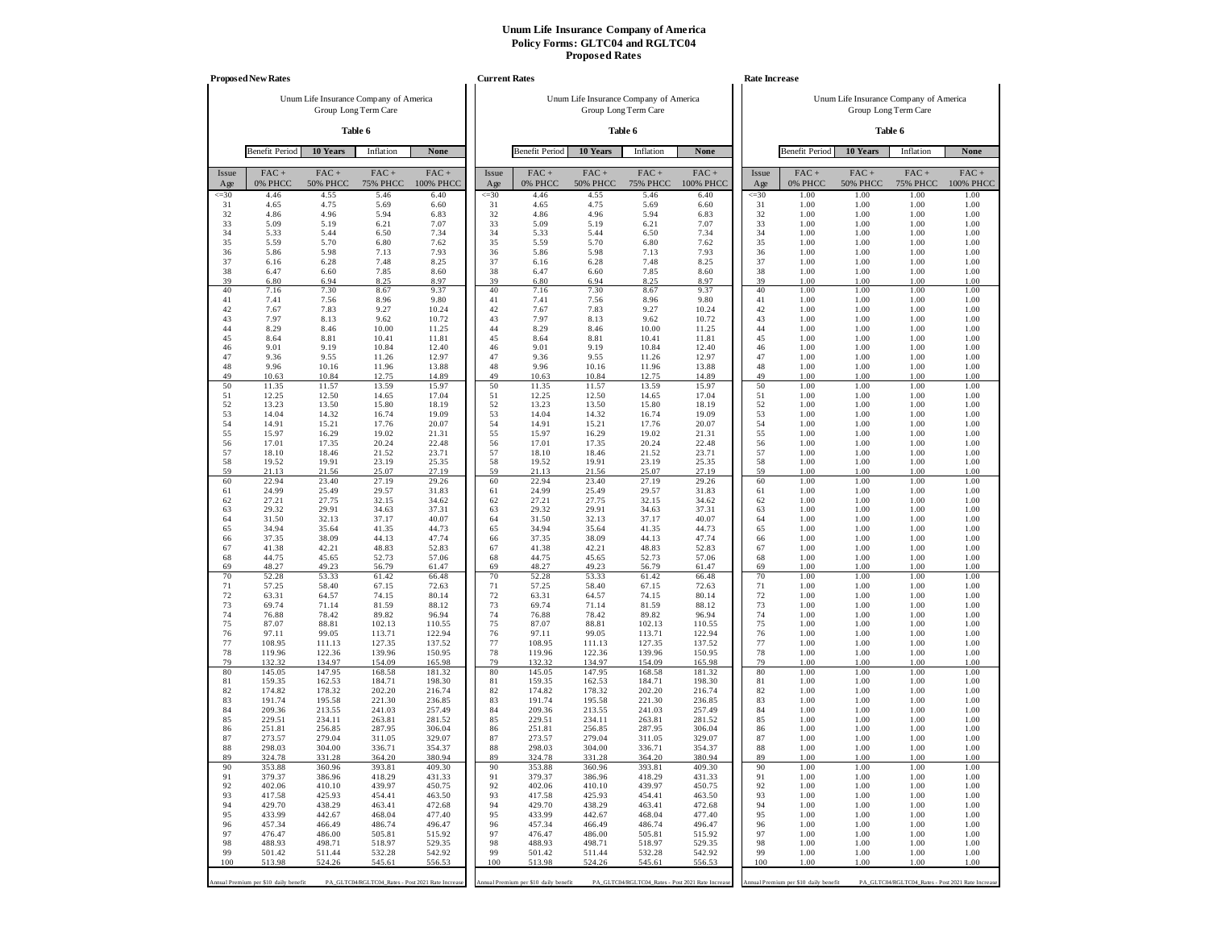# Unum Life Insurance Company of America
## Policy Forms: GLTC04 and RGLTC04
## Proposed Rates

### Proposed New Rates

Unum Life Insurance Company of America
Group Long Term Care

**Table 6**

| Benefit Period | 10 Years | Inflation | None |
|---|---|---|---|

| Issue Age | FAC + 0% PHCC | FAC + 50% PHCC | FAC + 75% PHCC | FAC + 100% PHCC |
|---|---|---|---|---|
| <=30 | 4.46 | 4.55 | 5.46 | 6.40 |
| 31 | 4.65 | 4.75 | 5.69 | 6.60 |
| 32 | 4.86 | 4.96 | 5.94 | 6.83 |
| 33 | 5.09 | 5.19 | 6.21 | 7.07 |
| 34 | 5.33 | 5.44 | 6.50 | 7.34 |
| 35 | 5.59 | 5.70 | 6.80 | 7.62 |
| 36 | 5.86 | 5.98 | 7.13 | 7.93 |
| 37 | 6.16 | 6.28 | 7.48 | 8.25 |
| 38 | 6.47 | 6.60 | 7.85 | 8.60 |
| 39 | 6.80 | 6.94 | 8.25 | 8.97 |
| 40 | 7.16 | 7.30 | 8.67 | 9.37 |
| 41 | 7.41 | 7.56 | 8.96 | 9.80 |
| 42 | 7.67 | 7.83 | 9.27 | 10.24 |
| 43 | 7.97 | 8.13 | 9.62 | 10.72 |
| 44 | 8.29 | 8.46 | 10.00 | 11.25 |
| 45 | 8.64 | 8.81 | 10.41 | 11.81 |
| 46 | 9.01 | 9.19 | 10.84 | 12.40 |
| 47 | 9.36 | 9.55 | 11.26 | 12.97 |
| 48 | 9.96 | 10.16 | 11.96 | 13.88 |
| 49 | 10.63 | 10.84 | 12.75 | 14.89 |
| 50 | 11.35 | 11.57 | 13.59 | 15.97 |
| 51 | 12.25 | 12.50 | 14.65 | 17.04 |
| 52 | 13.23 | 13.50 | 15.80 | 18.19 |
| 53 | 14.04 | 14.32 | 16.74 | 19.09 |
| 54 | 14.91 | 15.21 | 17.76 | 20.07 |
| 55 | 15.97 | 16.29 | 19.02 | 21.31 |
| 56 | 17.01 | 17.35 | 20.24 | 22.48 |
| 57 | 18.10 | 18.46 | 21.52 | 23.71 |
| 58 | 19.52 | 19.91 | 23.19 | 25.35 |
| 59 | 21.13 | 21.56 | 25.07 | 27.19 |
| 60 | 22.94 | 23.40 | 27.19 | 29.26 |
| 61 | 24.99 | 25.49 | 29.57 | 31.83 |
| 62 | 27.21 | 27.75 | 32.15 | 34.62 |
| 63 | 29.32 | 29.91 | 34.63 | 37.31 |
| 64 | 31.50 | 32.13 | 37.17 | 40.07 |
| 65 | 34.94 | 35.64 | 41.35 | 44.73 |
| 66 | 37.35 | 38.09 | 44.13 | 47.74 |
| 67 | 41.38 | 42.21 | 48.83 | 52.83 |
| 68 | 44.75 | 45.65 | 52.73 | 57.06 |
| 69 | 48.27 | 49.23 | 56.79 | 61.47 |
| 70 | 52.28 | 53.33 | 61.42 | 66.48 |
| 71 | 57.25 | 58.40 | 67.15 | 72.63 |
| 72 | 63.31 | 64.57 | 74.15 | 80.14 |
| 73 | 69.74 | 71.14 | 81.59 | 88.12 |
| 74 | 76.88 | 78.42 | 89.82 | 96.94 |
| 75 | 87.07 | 88.81 | 102.13 | 110.55 |
| 76 | 97.11 | 99.05 | 113.71 | 122.94 |
| 77 | 108.95 | 111.13 | 127.35 | 137.52 |
| 78 | 119.96 | 122.36 | 139.96 | 150.95 |
| 79 | 132.32 | 134.97 | 154.09 | 165.98 |
| 80 | 145.05 | 147.95 | 168.58 | 181.32 |
| 81 | 159.35 | 162.53 | 184.71 | 198.30 |
| 82 | 174.82 | 178.32 | 202.20 | 216.74 |
| 83 | 191.74 | 195.58 | 221.30 | 236.85 |
| 84 | 209.36 | 213.55 | 241.03 | 257.49 |
| 85 | 229.51 | 234.11 | 263.81 | 281.52 |
| 86 | 251.81 | 256.85 | 287.95 | 306.04 |
| 87 | 273.57 | 279.04 | 311.05 | 329.07 |
| 88 | 298.03 | 304.00 | 336.71 | 354.37 |
| 89 | 324.78 | 331.28 | 364.20 | 380.94 |
| 90 | 353.88 | 360.96 | 393.81 | 409.30 |
| 91 | 379.37 | 386.96 | 418.29 | 431.33 |
| 92 | 402.06 | 410.10 | 439.97 | 450.75 |
| 93 | 417.58 | 425.93 | 454.41 | 463.50 |
| 94 | 429.70 | 438.29 | 463.41 | 472.68 |
| 95 | 433.99 | 442.67 | 468.04 | 477.40 |
| 96 | 457.34 | 466.49 | 486.74 | 496.47 |
| 97 | 476.47 | 486.00 | 505.81 | 515.92 |
| 98 | 488.93 | 498.71 | 518.97 | 529.35 |
| 99 | 501.42 | 511.44 | 532.28 | 542.92 |
| 100 | 513.98 | 524.26 | 545.61 | 556.53 |

Annual Premium per $10 daily benefit — PA_GLTC04/RGLTC04_Rates - Post 2021 Rate Increase

### Current Rates

Unum Life Insurance Company of America
Group Long Term Care

**Table 6**

| Benefit Period | 10 Years | Inflation | None |
|---|---|---|---|

| Issue Age | FAC + 0% PHCC | FAC + 50% PHCC | FAC + 75% PHCC | FAC + 100% PHCC |
|---|---|---|---|---|
| <=30 | 4.46 | 4.55 | 5.46 | 6.40 |
| 31 | 4.65 | 4.75 | 5.69 | 6.60 |
| 32 | 4.86 | 4.96 | 5.94 | 6.83 |
| 33 | 5.09 | 5.19 | 6.21 | 7.07 |
| 34 | 5.33 | 5.44 | 6.50 | 7.34 |
| 35 | 5.59 | 5.70 | 6.80 | 7.62 |
| 36 | 5.86 | 5.98 | 7.13 | 7.93 |
| 37 | 6.16 | 6.28 | 7.48 | 8.25 |
| 38 | 6.47 | 6.60 | 7.85 | 8.60 |
| 39 | 6.80 | 6.94 | 8.25 | 8.97 |
| 40 | 7.16 | 7.30 | 8.67 | 9.37 |
| 41 | 7.41 | 7.56 | 8.96 | 9.80 |
| 42 | 7.67 | 7.83 | 9.27 | 10.24 |
| 43 | 7.97 | 8.13 | 9.62 | 10.72 |
| 44 | 8.29 | 8.46 | 10.00 | 11.25 |
| 45 | 8.64 | 8.81 | 10.41 | 11.81 |
| 46 | 9.01 | 9.19 | 10.84 | 12.40 |
| 47 | 9.36 | 9.55 | 11.26 | 12.97 |
| 48 | 9.96 | 10.16 | 11.96 | 13.88 |
| 49 | 10.63 | 10.84 | 12.75 | 14.89 |
| 50 | 11.35 | 11.57 | 13.59 | 15.97 |
| 51 | 12.25 | 12.50 | 14.65 | 17.04 |
| 52 | 13.23 | 13.50 | 15.80 | 18.19 |
| 53 | 14.04 | 14.32 | 16.74 | 19.09 |
| 54 | 14.91 | 15.21 | 17.76 | 20.07 |
| 55 | 15.97 | 16.29 | 19.02 | 21.31 |
| 56 | 17.01 | 17.35 | 20.24 | 22.48 |
| 57 | 18.10 | 18.46 | 21.52 | 23.71 |
| 58 | 19.52 | 19.91 | 23.19 | 25.35 |
| 59 | 21.13 | 21.56 | 25.07 | 27.19 |
| 60 | 22.94 | 23.40 | 27.19 | 29.26 |
| 61 | 24.99 | 25.49 | 29.57 | 31.83 |
| 62 | 27.21 | 27.75 | 32.15 | 34.62 |
| 63 | 29.32 | 29.91 | 34.63 | 37.31 |
| 64 | 31.50 | 32.13 | 37.17 | 40.07 |
| 65 | 34.94 | 35.64 | 41.35 | 44.73 |
| 66 | 37.35 | 38.09 | 44.13 | 47.74 |
| 67 | 41.38 | 42.21 | 48.83 | 52.83 |
| 68 | 44.75 | 45.65 | 52.73 | 57.06 |
| 69 | 48.27 | 49.23 | 56.79 | 61.47 |
| 70 | 52.28 | 53.33 | 61.42 | 66.48 |
| 71 | 57.25 | 58.40 | 67.15 | 72.63 |
| 72 | 63.31 | 64.57 | 74.15 | 80.14 |
| 73 | 69.74 | 71.14 | 81.59 | 88.12 |
| 74 | 76.88 | 78.42 | 89.82 | 96.94 |
| 75 | 87.07 | 88.81 | 102.13 | 110.55 |
| 76 | 97.11 | 99.05 | 113.71 | 122.94 |
| 77 | 108.95 | 111.13 | 127.35 | 137.52 |
| 78 | 119.96 | 122.36 | 139.96 | 150.95 |
| 79 | 132.32 | 134.97 | 154.09 | 165.98 |
| 80 | 145.05 | 147.95 | 168.58 | 181.32 |
| 81 | 159.35 | 162.53 | 184.71 | 198.30 |
| 82 | 174.82 | 178.32 | 202.20 | 216.74 |
| 83 | 191.74 | 195.58 | 221.30 | 236.85 |
| 84 | 209.36 | 213.55 | 241.03 | 257.49 |
| 85 | 229.51 | 234.11 | 263.81 | 281.52 |
| 86 | 251.81 | 256.85 | 287.95 | 306.04 |
| 87 | 273.57 | 279.04 | 311.05 | 329.07 |
| 88 | 298.03 | 304.00 | 336.71 | 354.37 |
| 89 | 324.78 | 331.28 | 364.20 | 380.94 |
| 90 | 353.88 | 360.96 | 393.81 | 409.30 |
| 91 | 379.37 | 386.96 | 418.29 | 431.33 |
| 92 | 402.06 | 410.10 | 439.97 | 450.75 |
| 93 | 417.58 | 425.93 | 454.41 | 463.50 |
| 94 | 429.70 | 438.29 | 463.41 | 472.68 |
| 95 | 433.99 | 442.67 | 468.04 | 477.40 |
| 96 | 457.34 | 466.49 | 486.74 | 496.47 |
| 97 | 476.47 | 486.00 | 505.81 | 515.92 |
| 98 | 488.93 | 498.71 | 518.97 | 529.35 |
| 99 | 501.42 | 511.44 | 532.28 | 542.92 |
| 100 | 513.98 | 524.26 | 545.61 | 556.53 |

Annual Premium per $10 daily benefit — PA_GLTC04/RGLTC04_Rates - Post 2021 Rate Increase

### Rate Increase

Unum Life Insurance Company of America
Group Long Term Care

**Table 6**

| Benefit Period | 10 Years | Inflation | None |
|---|---|---|---|

| Issue Age | FAC + 0% PHCC | FAC + 50% PHCC | FAC + 75% PHCC | FAC + 100% PHCC |
|---|---|---|---|---|
| <=30 | 1.00 | 1.00 | 1.00 | 1.00 |
| 31 | 1.00 | 1.00 | 1.00 | 1.00 |
| 32 | 1.00 | 1.00 | 1.00 | 1.00 |
| 33 | 1.00 | 1.00 | 1.00 | 1.00 |
| 34 | 1.00 | 1.00 | 1.00 | 1.00 |
| 35 | 1.00 | 1.00 | 1.00 | 1.00 |
| 36 | 1.00 | 1.00 | 1.00 | 1.00 |
| 37 | 1.00 | 1.00 | 1.00 | 1.00 |
| 38 | 1.00 | 1.00 | 1.00 | 1.00 |
| 39 | 1.00 | 1.00 | 1.00 | 1.00 |
| 40 | 1.00 | 1.00 | 1.00 | 1.00 |
| 41 | 1.00 | 1.00 | 1.00 | 1.00 |
| 42 | 1.00 | 1.00 | 1.00 | 1.00 |
| 43 | 1.00 | 1.00 | 1.00 | 1.00 |
| 44 | 1.00 | 1.00 | 1.00 | 1.00 |
| 45 | 1.00 | 1.00 | 1.00 | 1.00 |
| 46 | 1.00 | 1.00 | 1.00 | 1.00 |
| 47 | 1.00 | 1.00 | 1.00 | 1.00 |
| 48 | 1.00 | 1.00 | 1.00 | 1.00 |
| 49 | 1.00 | 1.00 | 1.00 | 1.00 |
| 50 | 1.00 | 1.00 | 1.00 | 1.00 |
| 51 | 1.00 | 1.00 | 1.00 | 1.00 |
| 52 | 1.00 | 1.00 | 1.00 | 1.00 |
| 53 | 1.00 | 1.00 | 1.00 | 1.00 |
| 54 | 1.00 | 1.00 | 1.00 | 1.00 |
| 55 | 1.00 | 1.00 | 1.00 | 1.00 |
| 56 | 1.00 | 1.00 | 1.00 | 1.00 |
| 57 | 1.00 | 1.00 | 1.00 | 1.00 |
| 58 | 1.00 | 1.00 | 1.00 | 1.00 |
| 59 | 1.00 | 1.00 | 1.00 | 1.00 |
| 60 | 1.00 | 1.00 | 1.00 | 1.00 |
| 61 | 1.00 | 1.00 | 1.00 | 1.00 |
| 62 | 1.00 | 1.00 | 1.00 | 1.00 |
| 63 | 1.00 | 1.00 | 1.00 | 1.00 |
| 64 | 1.00 | 1.00 | 1.00 | 1.00 |
| 65 | 1.00 | 1.00 | 1.00 | 1.00 |
| 66 | 1.00 | 1.00 | 1.00 | 1.00 |
| 67 | 1.00 | 1.00 | 1.00 | 1.00 |
| 68 | 1.00 | 1.00 | 1.00 | 1.00 |
| 69 | 1.00 | 1.00 | 1.00 | 1.00 |
| 70 | 1.00 | 1.00 | 1.00 | 1.00 |
| 71 | 1.00 | 1.00 | 1.00 | 1.00 |
| 72 | 1.00 | 1.00 | 1.00 | 1.00 |
| 73 | 1.00 | 1.00 | 1.00 | 1.00 |
| 74 | 1.00 | 1.00 | 1.00 | 1.00 |
| 75 | 1.00 | 1.00 | 1.00 | 1.00 |
| 76 | 1.00 | 1.00 | 1.00 | 1.00 |
| 77 | 1.00 | 1.00 | 1.00 | 1.00 |
| 78 | 1.00 | 1.00 | 1.00 | 1.00 |
| 79 | 1.00 | 1.00 | 1.00 | 1.00 |
| 80 | 1.00 | 1.00 | 1.00 | 1.00 |
| 81 | 1.00 | 1.00 | 1.00 | 1.00 |
| 82 | 1.00 | 1.00 | 1.00 | 1.00 |
| 83 | 1.00 | 1.00 | 1.00 | 1.00 |
| 84 | 1.00 | 1.00 | 1.00 | 1.00 |
| 85 | 1.00 | 1.00 | 1.00 | 1.00 |
| 86 | 1.00 | 1.00 | 1.00 | 1.00 |
| 87 | 1.00 | 1.00 | 1.00 | 1.00 |
| 88 | 1.00 | 1.00 | 1.00 | 1.00 |
| 89 | 1.00 | 1.00 | 1.00 | 1.00 |
| 90 | 1.00 | 1.00 | 1.00 | 1.00 |
| 91 | 1.00 | 1.00 | 1.00 | 1.00 |
| 92 | 1.00 | 1.00 | 1.00 | 1.00 |
| 93 | 1.00 | 1.00 | 1.00 | 1.00 |
| 94 | 1.00 | 1.00 | 1.00 | 1.00 |
| 95 | 1.00 | 1.00 | 1.00 | 1.00 |
| 96 | 1.00 | 1.00 | 1.00 | 1.00 |
| 97 | 1.00 | 1.00 | 1.00 | 1.00 |
| 98 | 1.00 | 1.00 | 1.00 | 1.00 |
| 99 | 1.00 | 1.00 | 1.00 | 1.00 |
| 100 | 1.00 | 1.00 | 1.00 | 1.00 |

Annual Premium per $10 daily benefit — PA_GLTC04/RGLTC04_Rates - Post 2021 Rate Increase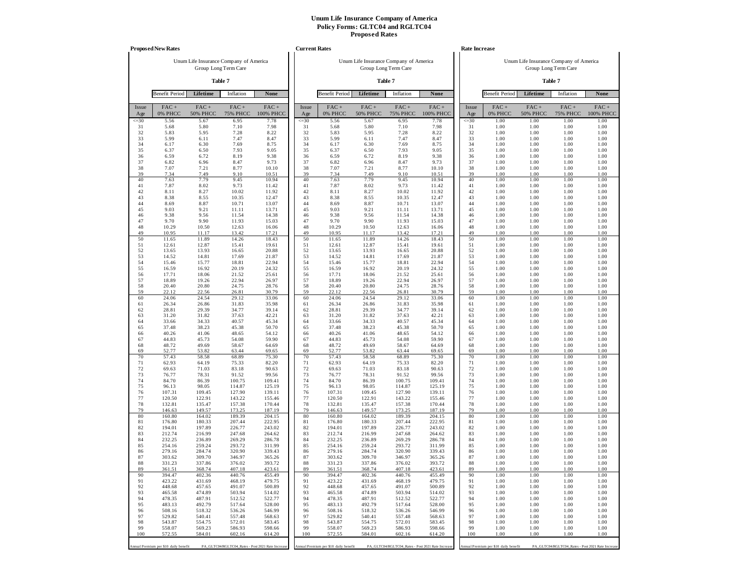# Unum Life Insurance Company of America
## Policy Forms: GLTC04 and RGLTC04
## Proposed Rates

### Proposed New Rates

Unum Life Insurance Company of America
Group Long Term Care

**Table 7**

| Benefit Period | Lifetime | Inflation | None |
|---|---|---|---|

| Issue Age | FAC + 0% PHCC | FAC + 50% PHCC | FAC + 75% PHCC | FAC + 100% PHCC |
|---|---|---|---|---|
| <=30 | 5.56 | 5.67 | 6.95 | 7.78 |
| 31 | 5.68 | 5.80 | 7.10 | 7.98 |
| 32 | 5.83 | 5.95 | 7.28 | 8.22 |
| 33 | 5.99 | 6.11 | 7.47 | 8.47 |
| 34 | 6.17 | 6.30 | 7.69 | 8.75 |
| 35 | 6.37 | 6.50 | 7.93 | 9.05 |
| 36 | 6.59 | 6.72 | 8.19 | 9.38 |
| 37 | 6.82 | 6.96 | 8.47 | 9.73 |
| 38 | 7.07 | 7.21 | 8.77 | 10.10 |
| 39 | 7.34 | 7.49 | 9.10 | 10.51 |
| 40 | 7.63 | 7.79 | 9.45 | 10.94 |
| 41 | 7.87 | 8.02 | 9.73 | 11.42 |
| 42 | 8.11 | 8.27 | 10.02 | 11.92 |
| 43 | 8.38 | 8.55 | 10.35 | 12.47 |
| 44 | 8.69 | 8.87 | 10.71 | 13.07 |
| 45 | 9.03 | 9.21 | 11.11 | 13.71 |
| 46 | 9.38 | 9.56 | 11.54 | 14.38 |
| 47 | 9.70 | 9.90 | 11.93 | 15.03 |
| 48 | 10.29 | 10.50 | 12.63 | 16.06 |
| 49 | 10.95 | 11.17 | 13.42 | 17.21 |
| 50 | 11.65 | 11.89 | 14.26 | 18.43 |
| 51 | 12.61 | 12.87 | 15.41 | 19.61 |
| 52 | 13.65 | 13.93 | 16.65 | 20.88 |
| 53 | 14.52 | 14.81 | 17.69 | 21.87 |
| 54 | 15.46 | 15.77 | 18.81 | 22.94 |
| 55 | 16.59 | 16.92 | 20.19 | 24.32 |
| 56 | 17.71 | 18.06 | 21.52 | 25.61 |
| 57 | 18.89 | 19.26 | 22.94 | 26.97 |
| 58 | 20.40 | 20.80 | 24.75 | 28.76 |
| 59 | 22.12 | 22.56 | 26.81 | 30.79 |
| 60 | 24.06 | 24.54 | 29.12 | 33.06 |
| 61 | 26.34 | 26.86 | 31.83 | 35.98 |
| 62 | 28.81 | 29.39 | 34.77 | 39.14 |
| 63 | 31.20 | 31.82 | 37.63 | 42.21 |
| 64 | 33.66 | 34.33 | 40.57 | 45.34 |
| 65 | 37.48 | 38.23 | 45.38 | 50.70 |
| 66 | 40.26 | 41.06 | 48.65 | 54.12 |
| 67 | 44.83 | 45.73 | 54.08 | 59.90 |
| 68 | 48.72 | 49.69 | 58.67 | 64.69 |
| 69 | 52.77 | 53.82 | 63.44 | 69.65 |
| 70 | 57.43 | 58.58 | 68.89 | 75.30 |
| 71 | 62.93 | 64.19 | 75.33 | 82.20 |
| 72 | 69.63 | 71.03 | 83.18 | 90.63 |
| 73 | 76.77 | 78.31 | 91.52 | 99.56 |
| 74 | 84.70 | 86.39 | 100.75 | 109.41 |
| 75 | 96.13 | 98.05 | 114.87 | 125.19 |
| 76 | 107.31 | 109.45 | 127.90 | 139.11 |
| 77 | 120.50 | 122.91 | 143.22 | 155.46 |
| 78 | 132.81 | 135.47 | 157.38 | 170.44 |
| 79 | 146.63 | 149.57 | 173.25 | 187.19 |
| 80 | 160.80 | 164.02 | 189.39 | 204.15 |
| 81 | 176.80 | 180.33 | 207.44 | 222.95 |
| 82 | 194.01 | 197.89 | 226.77 | 243.02 |
| 83 | 212.74 | 216.99 | 247.68 | 264.62 |
| 84 | 232.25 | 236.89 | 269.29 | 286.78 |
| 85 | 254.16 | 259.24 | 293.72 | 311.99 |
| 86 | 279.16 | 284.74 | 320.90 | 339.43 |
| 87 | 303.62 | 309.70 | 346.97 | 365.26 |
| 88 | 331.23 | 337.86 | 376.02 | 393.72 |
| 89 | 361.51 | 368.74 | 407.18 | 423.61 |
| 90 | 394.47 | 402.36 | 440.76 | 455.49 |
| 91 | 423.22 | 431.69 | 468.19 | 479.75 |
| 92 | 448.68 | 457.65 | 491.07 | 500.89 |
| 93 | 465.58 | 474.89 | 503.94 | 514.02 |
| 94 | 478.35 | 487.91 | 512.52 | 522.77 |
| 95 | 483.13 | 492.79 | 517.64 | 528.00 |
| 96 | 508.16 | 518.32 | 536.26 | 546.99 |
| 97 | 529.82 | 540.41 | 557.48 | 568.63 |
| 98 | 543.87 | 554.75 | 572.01 | 583.45 |
| 99 | 558.07 | 569.23 | 586.93 | 598.66 |
| 100 | 572.55 | 584.01 | 602.16 | 614.20 |

Annual Premium per $10 daily benefit — PA_GLTC04/RGLTC04_Rates - Post 2021 Rate Increase

### Current Rates

Unum Life Insurance Company of America
Group Long Term Care

**Table 7**

| Benefit Period | Lifetime | Inflation | None |
|---|---|---|---|

| Issue Age | FAC + 0% PHCC | FAC + 50% PHCC | FAC + 75% PHCC | FAC + 100% PHCC |
|---|---|---|---|---|
| <=30 | 5.56 | 5.67 | 6.95 | 7.78 |
| 31 | 5.68 | 5.80 | 7.10 | 7.98 |
| 32 | 5.83 | 5.95 | 7.28 | 8.22 |
| 33 | 5.99 | 6.11 | 7.47 | 8.47 |
| 34 | 6.17 | 6.30 | 7.69 | 8.75 |
| 35 | 6.37 | 6.50 | 7.93 | 9.05 |
| 36 | 6.59 | 6.72 | 8.19 | 9.38 |
| 37 | 6.82 | 6.96 | 8.47 | 9.73 |
| 38 | 7.07 | 7.21 | 8.77 | 10.10 |
| 39 | 7.34 | 7.49 | 9.10 | 10.51 |
| 40 | 7.63 | 7.79 | 9.45 | 10.94 |
| 41 | 7.87 | 8.02 | 9.73 | 11.42 |
| 42 | 8.11 | 8.27 | 10.02 | 11.92 |
| 43 | 8.38 | 8.55 | 10.35 | 12.47 |
| 44 | 8.69 | 8.87 | 10.71 | 13.07 |
| 45 | 9.03 | 9.21 | 11.11 | 13.71 |
| 46 | 9.38 | 9.56 | 11.54 | 14.38 |
| 47 | 9.70 | 9.90 | 11.93 | 15.03 |
| 48 | 10.29 | 10.50 | 12.63 | 16.06 |
| 49 | 10.95 | 11.17 | 13.42 | 17.21 |
| 50 | 11.65 | 11.89 | 14.26 | 18.43 |
| 51 | 12.61 | 12.87 | 15.41 | 19.61 |
| 52 | 13.65 | 13.93 | 16.65 | 20.88 |
| 53 | 14.52 | 14.81 | 17.69 | 21.87 |
| 54 | 15.46 | 15.77 | 18.81 | 22.94 |
| 55 | 16.59 | 16.92 | 20.19 | 24.32 |
| 56 | 17.71 | 18.06 | 21.52 | 25.61 |
| 57 | 18.89 | 19.26 | 22.94 | 26.97 |
| 58 | 20.40 | 20.80 | 24.75 | 28.76 |
| 59 | 22.12 | 22.56 | 26.81 | 30.79 |
| 60 | 24.06 | 24.54 | 29.12 | 33.06 |
| 61 | 26.34 | 26.86 | 31.83 | 35.98 |
| 62 | 28.81 | 29.39 | 34.77 | 39.14 |
| 63 | 31.20 | 31.82 | 37.63 | 42.21 |
| 64 | 33.66 | 34.33 | 40.57 | 45.34 |
| 65 | 37.48 | 38.23 | 45.38 | 50.70 |
| 66 | 40.26 | 41.06 | 48.65 | 54.12 |
| 67 | 44.83 | 45.73 | 54.08 | 59.90 |
| 68 | 48.72 | 49.69 | 58.67 | 64.69 |
| 69 | 52.77 | 53.82 | 63.44 | 69.65 |
| 70 | 57.43 | 58.58 | 68.89 | 75.30 |
| 71 | 62.93 | 64.19 | 75.33 | 82.20 |
| 72 | 69.63 | 71.03 | 83.18 | 90.63 |
| 73 | 76.77 | 78.31 | 91.52 | 99.56 |
| 74 | 84.70 | 86.39 | 100.75 | 109.41 |
| 75 | 96.13 | 98.05 | 114.87 | 125.19 |
| 76 | 107.31 | 109.45 | 127.90 | 139.11 |
| 77 | 120.50 | 122.91 | 143.22 | 155.46 |
| 78 | 132.81 | 135.47 | 157.38 | 170.44 |
| 79 | 146.63 | 149.57 | 173.25 | 187.19 |
| 80 | 160.80 | 164.02 | 189.39 | 204.15 |
| 81 | 176.80 | 180.33 | 207.44 | 222.95 |
| 82 | 194.01 | 197.89 | 226.77 | 243.02 |
| 83 | 212.74 | 216.99 | 247.68 | 264.62 |
| 84 | 232.25 | 236.89 | 269.29 | 286.78 |
| 85 | 254.16 | 259.24 | 293.72 | 311.99 |
| 86 | 279.16 | 284.74 | 320.90 | 339.43 |
| 87 | 303.62 | 309.70 | 346.97 | 365.26 |
| 88 | 331.23 | 337.86 | 376.02 | 393.72 |
| 89 | 361.51 | 368.74 | 407.18 | 423.61 |
| 90 | 394.47 | 402.36 | 440.76 | 455.49 |
| 91 | 423.22 | 431.69 | 468.19 | 479.75 |
| 92 | 448.68 | 457.65 | 491.07 | 500.89 |
| 93 | 465.58 | 474.89 | 503.94 | 514.02 |
| 94 | 478.35 | 487.91 | 512.52 | 522.77 |
| 95 | 483.13 | 492.79 | 517.64 | 528.00 |
| 96 | 508.16 | 518.32 | 536.26 | 546.99 |
| 97 | 529.82 | 540.41 | 557.48 | 568.63 |
| 98 | 543.87 | 554.75 | 572.01 | 583.45 |
| 99 | 558.07 | 569.23 | 586.93 | 598.66 |
| 100 | 572.55 | 584.01 | 602.16 | 614.20 |

Annual Premium per $10 daily benefit — PA_GLTC04/RGLTC04_Rates - Post 2021 Rate Increase

### Rate Increase

Unum Life Insurance Company of America
Group Long Term Care

**Table 7**

| Benefit Period | Lifetime | Inflation | None |
|---|---|---|---|

| Issue Age | FAC + 0% PHCC | FAC + 50% PHCC | FAC + 75% PHCC | FAC + 100% PHCC |
|---|---|---|---|---|
| <=30 | 1.00 | 1.00 | 1.00 | 1.00 |
| 31 | 1.00 | 1.00 | 1.00 | 1.00 |
| 32 | 1.00 | 1.00 | 1.00 | 1.00 |
| 33 | 1.00 | 1.00 | 1.00 | 1.00 |
| 34 | 1.00 | 1.00 | 1.00 | 1.00 |
| 35 | 1.00 | 1.00 | 1.00 | 1.00 |
| 36 | 1.00 | 1.00 | 1.00 | 1.00 |
| 37 | 1.00 | 1.00 | 1.00 | 1.00 |
| 38 | 1.00 | 1.00 | 1.00 | 1.00 |
| 39 | 1.00 | 1.00 | 1.00 | 1.00 |
| 40 | 1.00 | 1.00 | 1.00 | 1.00 |
| 41 | 1.00 | 1.00 | 1.00 | 1.00 |
| 42 | 1.00 | 1.00 | 1.00 | 1.00 |
| 43 | 1.00 | 1.00 | 1.00 | 1.00 |
| 44 | 1.00 | 1.00 | 1.00 | 1.00 |
| 45 | 1.00 | 1.00 | 1.00 | 1.00 |
| 46 | 1.00 | 1.00 | 1.00 | 1.00 |
| 47 | 1.00 | 1.00 | 1.00 | 1.00 |
| 48 | 1.00 | 1.00 | 1.00 | 1.00 |
| 49 | 1.00 | 1.00 | 1.00 | 1.00 |
| 50 | 1.00 | 1.00 | 1.00 | 1.00 |
| 51 | 1.00 | 1.00 | 1.00 | 1.00 |
| 52 | 1.00 | 1.00 | 1.00 | 1.00 |
| 53 | 1.00 | 1.00 | 1.00 | 1.00 |
| 54 | 1.00 | 1.00 | 1.00 | 1.00 |
| 55 | 1.00 | 1.00 | 1.00 | 1.00 |
| 56 | 1.00 | 1.00 | 1.00 | 1.00 |
| 57 | 1.00 | 1.00 | 1.00 | 1.00 |
| 58 | 1.00 | 1.00 | 1.00 | 1.00 |
| 59 | 1.00 | 1.00 | 1.00 | 1.00 |
| 60 | 1.00 | 1.00 | 1.00 | 1.00 |
| 61 | 1.00 | 1.00 | 1.00 | 1.00 |
| 62 | 1.00 | 1.00 | 1.00 | 1.00 |
| 63 | 1.00 | 1.00 | 1.00 | 1.00 |
| 64 | 1.00 | 1.00 | 1.00 | 1.00 |
| 65 | 1.00 | 1.00 | 1.00 | 1.00 |
| 66 | 1.00 | 1.00 | 1.00 | 1.00 |
| 67 | 1.00 | 1.00 | 1.00 | 1.00 |
| 68 | 1.00 | 1.00 | 1.00 | 1.00 |
| 69 | 1.00 | 1.00 | 1.00 | 1.00 |
| 70 | 1.00 | 1.00 | 1.00 | 1.00 |
| 71 | 1.00 | 1.00 | 1.00 | 1.00 |
| 72 | 1.00 | 1.00 | 1.00 | 1.00 |
| 73 | 1.00 | 1.00 | 1.00 | 1.00 |
| 74 | 1.00 | 1.00 | 1.00 | 1.00 |
| 75 | 1.00 | 1.00 | 1.00 | 1.00 |
| 76 | 1.00 | 1.00 | 1.00 | 1.00 |
| 77 | 1.00 | 1.00 | 1.00 | 1.00 |
| 78 | 1.00 | 1.00 | 1.00 | 1.00 |
| 79 | 1.00 | 1.00 | 1.00 | 1.00 |
| 80 | 1.00 | 1.00 | 1.00 | 1.00 |
| 81 | 1.00 | 1.00 | 1.00 | 1.00 |
| 82 | 1.00 | 1.00 | 1.00 | 1.00 |
| 83 | 1.00 | 1.00 | 1.00 | 1.00 |
| 84 | 1.00 | 1.00 | 1.00 | 1.00 |
| 85 | 1.00 | 1.00 | 1.00 | 1.00 |
| 86 | 1.00 | 1.00 | 1.00 | 1.00 |
| 87 | 1.00 | 1.00 | 1.00 | 1.00 |
| 88 | 1.00 | 1.00 | 1.00 | 1.00 |
| 89 | 1.00 | 1.00 | 1.00 | 1.00 |
| 90 | 1.00 | 1.00 | 1.00 | 1.00 |
| 91 | 1.00 | 1.00 | 1.00 | 1.00 |
| 92 | 1.00 | 1.00 | 1.00 | 1.00 |
| 93 | 1.00 | 1.00 | 1.00 | 1.00 |
| 94 | 1.00 | 1.00 | 1.00 | 1.00 |
| 95 | 1.00 | 1.00 | 1.00 | 1.00 |
| 96 | 1.00 | 1.00 | 1.00 | 1.00 |
| 97 | 1.00 | 1.00 | 1.00 | 1.00 |
| 98 | 1.00 | 1.00 | 1.00 | 1.00 |
| 99 | 1.00 | 1.00 | 1.00 | 1.00 |
| 100 | 1.00 | 1.00 | 1.00 | 1.00 |

Annual Premium per $10 daily benefit — PA_GLTC04/RGLTC04_Rates - Post 2021 Rate Increase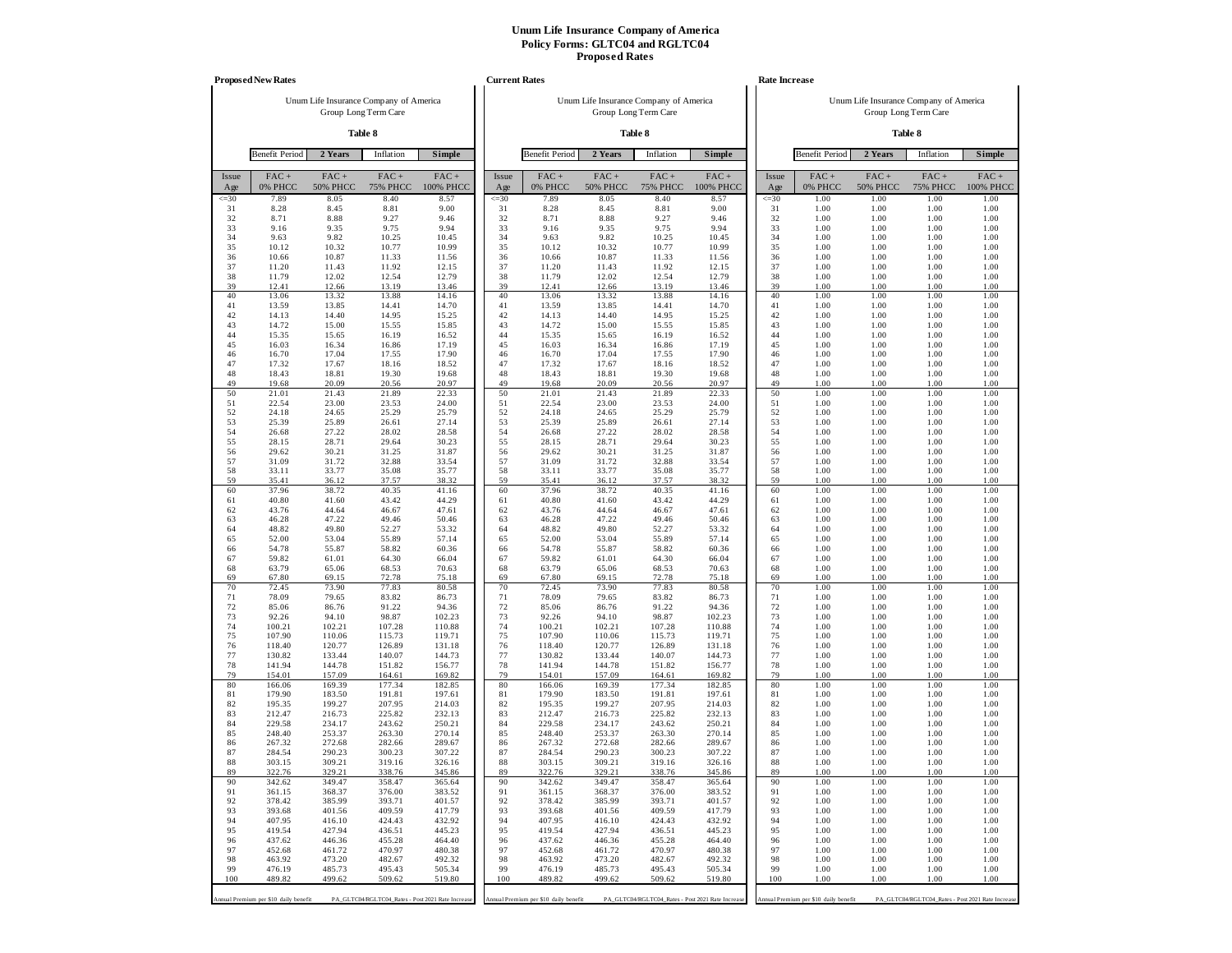# Unum Life Insurance Company of America
## Policy Forms: GLTC04 and RGLTC04
## Proposed Rates

### Proposed New Rates

Unum Life Insurance Company of America
Group Long Term Care

**Table 8**

Benefit Period: **2 Years** | Inflation: **Simple**

| Issue Age | FAC + 0% PHCC | FAC + 50% PHCC | FAC + 75% PHCC | FAC + 100% PHCC |
|---|---|---|---|---|
| <=30 | 7.89 | 8.05 | 8.40 | 8.57 |
| 31 | 8.28 | 8.45 | 8.81 | 9.00 |
| 32 | 8.71 | 8.88 | 9.27 | 9.46 |
| 33 | 9.16 | 9.35 | 9.75 | 9.94 |
| 34 | 9.63 | 9.82 | 10.25 | 10.45 |
| 35 | 10.12 | 10.32 | 10.77 | 10.99 |
| 36 | 10.66 | 10.87 | 11.33 | 11.56 |
| 37 | 11.20 | 11.43 | 11.92 | 12.15 |
| 38 | 11.79 | 12.02 | 12.54 | 12.79 |
| 39 | 12.41 | 12.66 | 13.19 | 13.46 |
| 40 | 13.06 | 13.32 | 13.88 | 14.16 |
| 41 | 13.59 | 13.85 | 14.41 | 14.70 |
| 42 | 14.13 | 14.40 | 14.95 | 15.25 |
| 43 | 14.72 | 15.00 | 15.55 | 15.85 |
| 44 | 15.35 | 15.65 | 16.19 | 16.52 |
| 45 | 16.03 | 16.34 | 16.86 | 17.19 |
| 46 | 16.70 | 17.04 | 17.55 | 17.90 |
| 47 | 17.32 | 17.67 | 18.16 | 18.52 |
| 48 | 18.43 | 18.81 | 19.30 | 19.68 |
| 49 | 19.68 | 20.09 | 20.56 | 20.97 |
| 50 | 21.01 | 21.43 | 21.89 | 22.33 |
| 51 | 22.54 | 23.00 | 23.53 | 24.00 |
| 52 | 24.18 | 24.65 | 25.29 | 25.79 |
| 53 | 25.39 | 25.89 | 26.61 | 27.14 |
| 54 | 26.68 | 27.22 | 28.02 | 28.58 |
| 55 | 28.15 | 28.71 | 29.64 | 30.23 |
| 56 | 29.62 | 30.21 | 31.25 | 31.87 |
| 57 | 31.09 | 31.72 | 32.88 | 33.54 |
| 58 | 33.11 | 33.77 | 35.08 | 35.77 |
| 59 | 35.41 | 36.12 | 37.57 | 38.32 |
| 60 | 37.96 | 38.72 | 40.35 | 41.16 |
| 61 | 40.80 | 41.60 | 43.42 | 44.29 |
| 62 | 43.76 | 44.64 | 46.67 | 47.61 |
| 63 | 46.28 | 47.22 | 49.46 | 50.46 |
| 64 | 48.82 | 49.80 | 52.27 | 53.32 |
| 65 | 52.00 | 53.04 | 55.89 | 57.14 |
| 66 | 54.78 | 55.87 | 58.82 | 60.36 |
| 67 | 59.82 | 61.01 | 64.30 | 66.04 |
| 68 | 63.79 | 65.06 | 68.53 | 70.63 |
| 69 | 67.80 | 69.15 | 72.78 | 75.18 |
| 70 | 72.45 | 73.90 | 77.83 | 80.58 |
| 71 | 78.09 | 79.65 | 83.82 | 86.73 |
| 72 | 85.06 | 86.76 | 91.22 | 94.36 |
| 73 | 92.26 | 94.10 | 98.87 | 102.23 |
| 74 | 100.21 | 102.21 | 107.28 | 110.88 |
| 75 | 107.90 | 110.06 | 115.73 | 119.71 |
| 76 | 118.40 | 120.77 | 126.89 | 131.18 |
| 77 | 130.82 | 133.44 | 140.07 | 144.73 |
| 78 | 141.94 | 144.78 | 151.82 | 156.77 |
| 79 | 154.01 | 157.09 | 164.61 | 169.82 |
| 80 | 166.06 | 169.39 | 177.34 | 182.85 |
| 81 | 179.90 | 183.50 | 191.81 | 197.61 |
| 82 | 195.35 | 199.27 | 207.95 | 214.03 |
| 83 | 212.47 | 216.73 | 225.82 | 232.13 |
| 84 | 229.58 | 234.17 | 243.62 | 250.21 |
| 85 | 248.40 | 253.37 | 263.30 | 270.14 |
| 86 | 267.32 | 272.68 | 282.66 | 289.67 |
| 87 | 284.54 | 290.23 | 300.23 | 307.22 |
| 88 | 303.15 | 309.21 | 319.16 | 326.16 |
| 89 | 322.76 | 329.21 | 338.76 | 345.86 |
| 90 | 342.62 | 349.47 | 358.47 | 365.64 |
| 91 | 361.15 | 368.37 | 376.00 | 383.52 |
| 92 | 378.42 | 385.99 | 393.71 | 401.57 |
| 93 | 393.68 | 401.56 | 409.59 | 417.79 |
| 94 | 407.95 | 416.10 | 424.43 | 432.92 |
| 95 | 419.54 | 427.94 | 436.51 | 445.23 |
| 96 | 437.62 | 446.36 | 455.28 | 464.40 |
| 97 | 452.68 | 461.72 | 470.97 | 480.38 |
| 98 | 463.92 | 473.20 | 482.67 | 492.32 |
| 99 | 476.19 | 485.73 | 495.43 | 505.34 |
| 100 | 489.82 | 499.62 | 509.62 | 519.80 |

Annual Premium per $10 daily benefit — PA_GLTC04/RGLTC04_Rates - Post 2021 Rate Increase

### Current Rates

Unum Life Insurance Company of America
Group Long Term Care

**Table 8**

Benefit Period: **2 Years** | Inflation: **Simple**

| Issue Age | FAC + 0% PHCC | FAC + 50% PHCC | FAC + 75% PHCC | FAC + 100% PHCC |
|---|---|---|---|---|
| <=30 | 7.89 | 8.05 | 8.40 | 8.57 |
| 31 | 8.28 | 8.45 | 8.81 | 9.00 |
| 32 | 8.71 | 8.88 | 9.27 | 9.46 |
| 33 | 9.16 | 9.35 | 9.75 | 9.94 |
| 34 | 9.63 | 9.82 | 10.25 | 10.45 |
| 35 | 10.12 | 10.32 | 10.77 | 10.99 |
| 36 | 10.66 | 10.87 | 11.33 | 11.56 |
| 37 | 11.20 | 11.43 | 11.92 | 12.15 |
| 38 | 11.79 | 12.02 | 12.54 | 12.79 |
| 39 | 12.41 | 12.66 | 13.19 | 13.46 |
| 40 | 13.06 | 13.32 | 13.88 | 14.16 |
| 41 | 13.59 | 13.85 | 14.41 | 14.70 |
| 42 | 14.13 | 14.40 | 14.95 | 15.25 |
| 43 | 14.72 | 15.00 | 15.55 | 15.85 |
| 44 | 15.35 | 15.65 | 16.19 | 16.52 |
| 45 | 16.03 | 16.34 | 16.86 | 17.19 |
| 46 | 16.70 | 17.04 | 17.55 | 17.90 |
| 47 | 17.32 | 17.67 | 18.16 | 18.52 |
| 48 | 18.43 | 18.81 | 19.30 | 19.68 |
| 49 | 19.68 | 20.09 | 20.56 | 20.97 |
| 50 | 21.01 | 21.43 | 21.89 | 22.33 |
| 51 | 22.54 | 23.00 | 23.53 | 24.00 |
| 52 | 24.18 | 24.65 | 25.29 | 25.79 |
| 53 | 25.39 | 25.89 | 26.61 | 27.14 |
| 54 | 26.68 | 27.22 | 28.02 | 28.58 |
| 55 | 28.15 | 28.71 | 29.64 | 30.23 |
| 56 | 29.62 | 30.21 | 31.25 | 31.87 |
| 57 | 31.09 | 31.72 | 32.88 | 33.54 |
| 58 | 33.11 | 33.77 | 35.08 | 35.77 |
| 59 | 35.41 | 36.12 | 37.57 | 38.32 |
| 60 | 37.96 | 38.72 | 40.35 | 41.16 |
| 61 | 40.80 | 41.60 | 43.42 | 44.29 |
| 62 | 43.76 | 44.64 | 46.67 | 47.61 |
| 63 | 46.28 | 47.22 | 49.46 | 50.46 |
| 64 | 48.82 | 49.80 | 52.27 | 53.32 |
| 65 | 52.00 | 53.04 | 55.89 | 57.14 |
| 66 | 54.78 | 55.87 | 58.82 | 60.36 |
| 67 | 59.82 | 61.01 | 64.30 | 66.04 |
| 68 | 63.79 | 65.06 | 68.53 | 70.63 |
| 69 | 67.80 | 69.15 | 72.78 | 75.18 |
| 70 | 72.45 | 73.90 | 77.83 | 80.58 |
| 71 | 78.09 | 79.65 | 83.82 | 86.73 |
| 72 | 85.06 | 86.76 | 91.22 | 94.36 |
| 73 | 92.26 | 94.10 | 98.87 | 102.23 |
| 74 | 100.21 | 102.21 | 107.28 | 110.88 |
| 75 | 107.90 | 110.06 | 115.73 | 119.71 |
| 76 | 118.40 | 120.77 | 126.89 | 131.18 |
| 77 | 130.82 | 133.44 | 140.07 | 144.73 |
| 78 | 141.94 | 144.78 | 151.82 | 156.77 |
| 79 | 154.01 | 157.09 | 164.61 | 169.82 |
| 80 | 166.06 | 169.39 | 177.34 | 182.85 |
| 81 | 179.90 | 183.50 | 191.81 | 197.61 |
| 82 | 195.35 | 199.27 | 207.95 | 214.03 |
| 83 | 212.47 | 216.73 | 225.82 | 232.13 |
| 84 | 229.58 | 234.17 | 243.62 | 250.21 |
| 85 | 248.40 | 253.37 | 263.30 | 270.14 |
| 86 | 267.32 | 272.68 | 282.66 | 289.67 |
| 87 | 284.54 | 290.23 | 300.23 | 307.22 |
| 88 | 303.15 | 309.21 | 319.16 | 326.16 |
| 89 | 322.76 | 329.21 | 338.76 | 345.86 |
| 90 | 342.62 | 349.47 | 358.47 | 365.64 |
| 91 | 361.15 | 368.37 | 376.00 | 383.52 |
| 92 | 378.42 | 385.99 | 393.71 | 401.57 |
| 93 | 393.68 | 401.56 | 409.59 | 417.79 |
| 94 | 407.95 | 416.10 | 424.43 | 432.92 |
| 95 | 419.54 | 427.94 | 436.51 | 445.23 |
| 96 | 437.62 | 446.36 | 455.28 | 464.40 |
| 97 | 452.68 | 461.72 | 470.97 | 480.38 |
| 98 | 463.92 | 473.20 | 482.67 | 492.32 |
| 99 | 476.19 | 485.73 | 495.43 | 505.34 |
| 100 | 489.82 | 499.62 | 509.62 | 519.80 |

Annual Premium per $10 daily benefit — PA_GLTC04/RGLTC04_Rates - Post 2021 Rate Increase

### Rate Increase

Unum Life Insurance Company of America
Group Long Term Care

**Table 8**

Benefit Period: **2 Years** | Inflation: **Simple**

| Issue Age | FAC + 0% PHCC | FAC + 50% PHCC | FAC + 75% PHCC | FAC + 100% PHCC |
|---|---|---|---|---|
| <=30 | 1.00 | 1.00 | 1.00 | 1.00 |
| 31 | 1.00 | 1.00 | 1.00 | 1.00 |
| 32 | 1.00 | 1.00 | 1.00 | 1.00 |
| 33 | 1.00 | 1.00 | 1.00 | 1.00 |
| 34 | 1.00 | 1.00 | 1.00 | 1.00 |
| 35 | 1.00 | 1.00 | 1.00 | 1.00 |
| 36 | 1.00 | 1.00 | 1.00 | 1.00 |
| 37 | 1.00 | 1.00 | 1.00 | 1.00 |
| 38 | 1.00 | 1.00 | 1.00 | 1.00 |
| 39 | 1.00 | 1.00 | 1.00 | 1.00 |
| 40 | 1.00 | 1.00 | 1.00 | 1.00 |
| 41 | 1.00 | 1.00 | 1.00 | 1.00 |
| 42 | 1.00 | 1.00 | 1.00 | 1.00 |
| 43 | 1.00 | 1.00 | 1.00 | 1.00 |
| 44 | 1.00 | 1.00 | 1.00 | 1.00 |
| 45 | 1.00 | 1.00 | 1.00 | 1.00 |
| 46 | 1.00 | 1.00 | 1.00 | 1.00 |
| 47 | 1.00 | 1.00 | 1.00 | 1.00 |
| 48 | 1.00 | 1.00 | 1.00 | 1.00 |
| 49 | 1.00 | 1.00 | 1.00 | 1.00 |
| 50 | 1.00 | 1.00 | 1.00 | 1.00 |
| 51 | 1.00 | 1.00 | 1.00 | 1.00 |
| 52 | 1.00 | 1.00 | 1.00 | 1.00 |
| 53 | 1.00 | 1.00 | 1.00 | 1.00 |
| 54 | 1.00 | 1.00 | 1.00 | 1.00 |
| 55 | 1.00 | 1.00 | 1.00 | 1.00 |
| 56 | 1.00 | 1.00 | 1.00 | 1.00 |
| 57 | 1.00 | 1.00 | 1.00 | 1.00 |
| 58 | 1.00 | 1.00 | 1.00 | 1.00 |
| 59 | 1.00 | 1.00 | 1.00 | 1.00 |
| 60 | 1.00 | 1.00 | 1.00 | 1.00 |
| 61 | 1.00 | 1.00 | 1.00 | 1.00 |
| 62 | 1.00 | 1.00 | 1.00 | 1.00 |
| 63 | 1.00 | 1.00 | 1.00 | 1.00 |
| 64 | 1.00 | 1.00 | 1.00 | 1.00 |
| 65 | 1.00 | 1.00 | 1.00 | 1.00 |
| 66 | 1.00 | 1.00 | 1.00 | 1.00 |
| 67 | 1.00 | 1.00 | 1.00 | 1.00 |
| 68 | 1.00 | 1.00 | 1.00 | 1.00 |
| 69 | 1.00 | 1.00 | 1.00 | 1.00 |
| 70 | 1.00 | 1.00 | 1.00 | 1.00 |
| 71 | 1.00 | 1.00 | 1.00 | 1.00 |
| 72 | 1.00 | 1.00 | 1.00 | 1.00 |
| 73 | 1.00 | 1.00 | 1.00 | 1.00 |
| 74 | 1.00 | 1.00 | 1.00 | 1.00 |
| 75 | 1.00 | 1.00 | 1.00 | 1.00 |
| 76 | 1.00 | 1.00 | 1.00 | 1.00 |
| 77 | 1.00 | 1.00 | 1.00 | 1.00 |
| 78 | 1.00 | 1.00 | 1.00 | 1.00 |
| 79 | 1.00 | 1.00 | 1.00 | 1.00 |
| 80 | 1.00 | 1.00 | 1.00 | 1.00 |
| 81 | 1.00 | 1.00 | 1.00 | 1.00 |
| 82 | 1.00 | 1.00 | 1.00 | 1.00 |
| 83 | 1.00 | 1.00 | 1.00 | 1.00 |
| 84 | 1.00 | 1.00 | 1.00 | 1.00 |
| 85 | 1.00 | 1.00 | 1.00 | 1.00 |
| 86 | 1.00 | 1.00 | 1.00 | 1.00 |
| 87 | 1.00 | 1.00 | 1.00 | 1.00 |
| 88 | 1.00 | 1.00 | 1.00 | 1.00 |
| 89 | 1.00 | 1.00 | 1.00 | 1.00 |
| 90 | 1.00 | 1.00 | 1.00 | 1.00 |
| 91 | 1.00 | 1.00 | 1.00 | 1.00 |
| 92 | 1.00 | 1.00 | 1.00 | 1.00 |
| 93 | 1.00 | 1.00 | 1.00 | 1.00 |
| 94 | 1.00 | 1.00 | 1.00 | 1.00 |
| 95 | 1.00 | 1.00 | 1.00 | 1.00 |
| 96 | 1.00 | 1.00 | 1.00 | 1.00 |
| 97 | 1.00 | 1.00 | 1.00 | 1.00 |
| 98 | 1.00 | 1.00 | 1.00 | 1.00 |
| 99 | 1.00 | 1.00 | 1.00 | 1.00 |
| 100 | 1.00 | 1.00 | 1.00 | 1.00 |

Annual Premium per $10 daily benefit — PA_GLTC04/RGLTC04_Rates - Post 2021 Rate Increase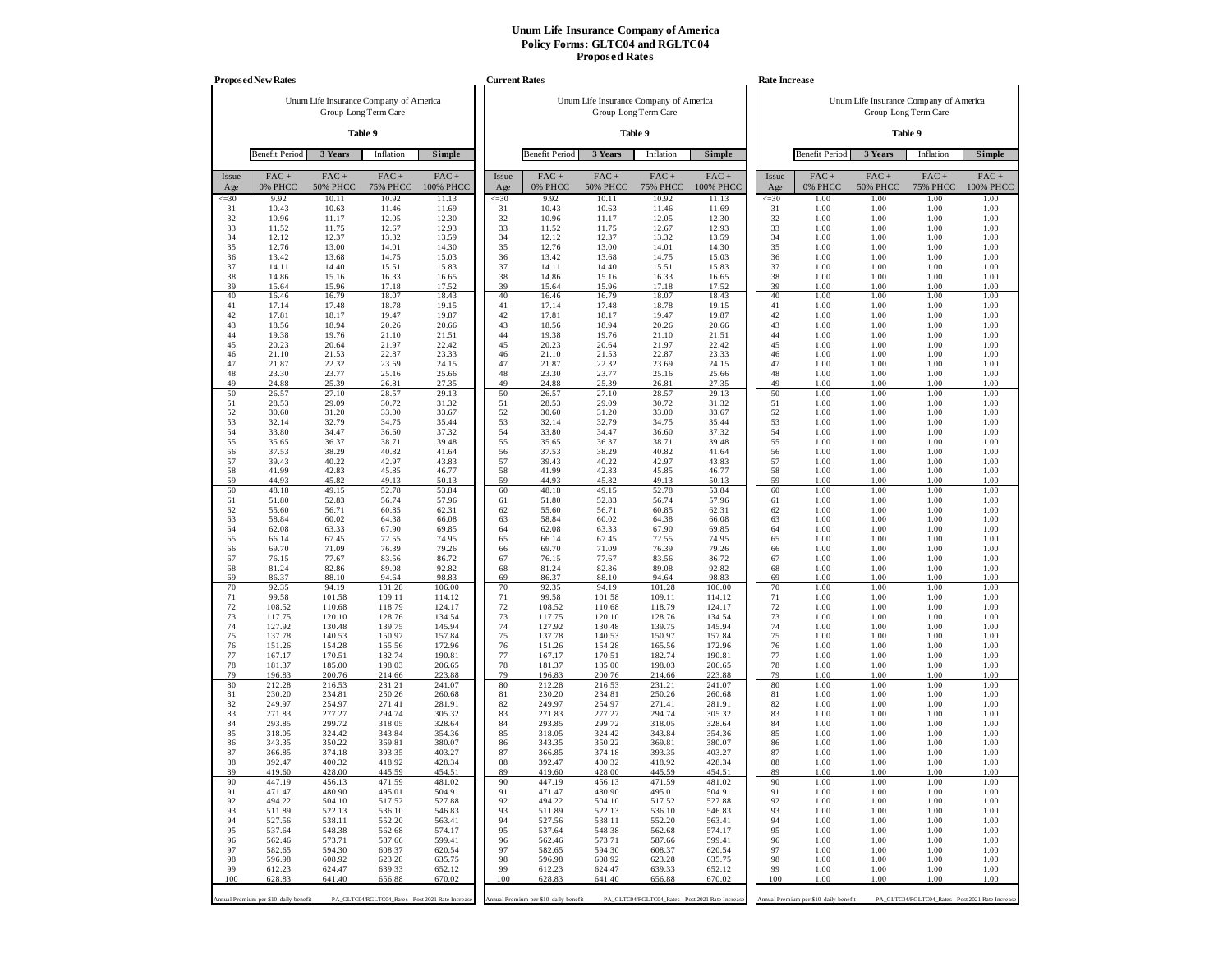**Unum Life Insurance Company of America**
**Policy Forms: GLTC04 and RGLTC04**
**Proposed Rates**

**Proposed New Rates**

Unum Life Insurance Company of America
Group Long Term Care

**Table 9**

| Benefit Period | 3 Years | Inflation | Simple |
|---|---|---|---|

| Issue Age | FAC + 0% PHCC | FAC + 50% PHCC | FAC + 75% PHCC | FAC + 100% PHCC |
|---|---|---|---|---|
| <=30 | 9.92 | 10.11 | 10.92 | 11.13 |
| 31 | 10.43 | 10.63 | 11.46 | 11.69 |
| 32 | 10.96 | 11.17 | 12.05 | 12.30 |
| 33 | 11.52 | 11.75 | 12.67 | 12.93 |
| 34 | 12.12 | 12.37 | 13.32 | 13.59 |
| 35 | 12.76 | 13.00 | 14.01 | 14.30 |
| 36 | 13.42 | 13.68 | 14.75 | 15.03 |
| 37 | 14.11 | 14.40 | 15.51 | 15.83 |
| 38 | 14.86 | 15.16 | 16.33 | 16.65 |
| 39 | 15.64 | 15.96 | 17.18 | 17.52 |
| 40 | 16.46 | 16.79 | 18.07 | 18.43 |
| 41 | 17.14 | 17.48 | 18.78 | 19.15 |
| 42 | 17.81 | 18.17 | 19.47 | 19.87 |
| 43 | 18.56 | 18.94 | 20.26 | 20.66 |
| 44 | 19.38 | 19.76 | 21.10 | 21.51 |
| 45 | 20.23 | 20.64 | 21.97 | 22.42 |
| 46 | 21.10 | 21.53 | 22.87 | 23.33 |
| 47 | 21.87 | 22.32 | 23.69 | 24.15 |
| 48 | 23.30 | 23.77 | 25.16 | 25.66 |
| 49 | 24.88 | 25.39 | 26.81 | 27.35 |
| 50 | 26.57 | 27.10 | 28.57 | 29.13 |
| 51 | 28.53 | 29.09 | 30.72 | 31.32 |
| 52 | 30.60 | 31.20 | 33.00 | 33.67 |
| 53 | 32.14 | 32.79 | 34.75 | 35.44 |
| 54 | 33.80 | 34.47 | 36.60 | 37.32 |
| 55 | 35.65 | 36.37 | 38.71 | 39.48 |
| 56 | 37.53 | 38.29 | 40.82 | 41.64 |
| 57 | 39.43 | 40.22 | 42.97 | 43.83 |
| 58 | 41.99 | 42.83 | 45.85 | 46.77 |
| 59 | 44.93 | 45.82 | 49.13 | 50.13 |
| 60 | 48.18 | 49.15 | 52.78 | 53.84 |
| 61 | 51.80 | 52.83 | 56.74 | 57.96 |
| 62 | 55.60 | 56.71 | 60.85 | 62.31 |
| 63 | 58.84 | 60.02 | 64.38 | 66.08 |
| 64 | 62.08 | 63.33 | 67.90 | 69.85 |
| 65 | 66.14 | 67.45 | 72.55 | 74.95 |
| 66 | 69.70 | 71.09 | 76.39 | 79.26 |
| 67 | 76.15 | 77.67 | 83.56 | 86.72 |
| 68 | 81.24 | 82.86 | 89.08 | 92.82 |
| 69 | 86.37 | 88.10 | 94.64 | 98.83 |
| 70 | 92.35 | 94.19 | 101.28 | 106.00 |
| 71 | 99.58 | 101.58 | 109.11 | 114.12 |
| 72 | 108.52 | 110.68 | 118.79 | 124.17 |
| 73 | 117.75 | 120.10 | 128.76 | 134.54 |
| 74 | 127.92 | 130.48 | 139.75 | 145.94 |
| 75 | 137.78 | 140.53 | 150.97 | 157.84 |
| 76 | 151.26 | 154.28 | 165.56 | 172.96 |
| 77 | 167.17 | 170.51 | 182.74 | 190.81 |
| 78 | 181.37 | 185.00 | 198.03 | 206.65 |
| 79 | 196.83 | 200.76 | 214.66 | 223.88 |
| 80 | 212.28 | 216.53 | 231.21 | 241.07 |
| 81 | 230.20 | 234.81 | 250.26 | 260.68 |
| 82 | 249.97 | 254.97 | 271.41 | 281.91 |
| 83 | 271.83 | 277.27 | 294.74 | 305.32 |
| 84 | 293.85 | 299.72 | 318.05 | 328.64 |
| 85 | 318.05 | 324.42 | 343.84 | 354.36 |
| 86 | 343.35 | 350.22 | 369.81 | 380.07 |
| 87 | 366.85 | 374.18 | 393.35 | 403.27 |
| 88 | 392.47 | 400.32 | 418.92 | 428.34 |
| 89 | 419.60 | 428.00 | 445.59 | 454.51 |
| 90 | 447.19 | 456.13 | 471.59 | 481.02 |
| 91 | 471.47 | 480.90 | 495.01 | 504.91 |
| 92 | 494.22 | 504.10 | 517.52 | 527.88 |
| 93 | 511.89 | 522.13 | 536.10 | 546.83 |
| 94 | 527.56 | 538.11 | 552.20 | 563.41 |
| 95 | 537.64 | 548.38 | 562.68 | 574.17 |
| 96 | 562.46 | 573.71 | 587.66 | 599.41 |
| 97 | 582.65 | 594.30 | 608.37 | 620.54 |
| 98 | 596.98 | 608.92 | 623.28 | 635.75 |
| 99 | 612.23 | 624.47 | 639.33 | 652.12 |
| 100 | 628.83 | 641.40 | 656.88 | 670.02 |

Annual Premium per $10 daily benefit — PA_GLTC04/RGLTC04_Rates - Post 2021 Rate Increase

**Current Rates**

Unum Life Insurance Company of America
Group Long Term Care

**Table 9**

| Benefit Period | 3 Years | Inflation | Simple |
|---|---|---|---|

| Issue Age | FAC + 0% PHCC | FAC + 50% PHCC | FAC + 75% PHCC | FAC + 100% PHCC |
|---|---|---|---|---|
| <=30 | 9.92 | 10.11 | 10.92 | 11.13 |
| 31 | 10.43 | 10.63 | 11.46 | 11.69 |
| 32 | 10.96 | 11.17 | 12.05 | 12.30 |
| 33 | 11.52 | 11.75 | 12.67 | 12.93 |
| 34 | 12.12 | 12.37 | 13.32 | 13.59 |
| 35 | 12.76 | 13.00 | 14.01 | 14.30 |
| 36 | 13.42 | 13.68 | 14.75 | 15.03 |
| 37 | 14.11 | 14.40 | 15.51 | 15.83 |
| 38 | 14.86 | 15.16 | 16.33 | 16.65 |
| 39 | 15.64 | 15.96 | 17.18 | 17.52 |
| 40 | 16.46 | 16.79 | 18.07 | 18.43 |
| 41 | 17.14 | 17.48 | 18.78 | 19.15 |
| 42 | 17.81 | 18.17 | 19.47 | 19.87 |
| 43 | 18.56 | 18.94 | 20.26 | 20.66 |
| 44 | 19.38 | 19.76 | 21.10 | 21.51 |
| 45 | 20.23 | 20.64 | 21.97 | 22.42 |
| 46 | 21.10 | 21.53 | 22.87 | 23.33 |
| 47 | 21.87 | 22.32 | 23.69 | 24.15 |
| 48 | 23.30 | 23.77 | 25.16 | 25.66 |
| 49 | 24.88 | 25.39 | 26.81 | 27.35 |
| 50 | 26.57 | 27.10 | 28.57 | 29.13 |
| 51 | 28.53 | 29.09 | 30.72 | 31.32 |
| 52 | 30.60 | 31.20 | 33.00 | 33.67 |
| 53 | 32.14 | 32.79 | 34.75 | 35.44 |
| 54 | 33.80 | 34.47 | 36.60 | 37.32 |
| 55 | 35.65 | 36.37 | 38.71 | 39.48 |
| 56 | 37.53 | 38.29 | 40.82 | 41.64 |
| 57 | 39.43 | 40.22 | 42.97 | 43.83 |
| 58 | 41.99 | 42.83 | 45.85 | 46.77 |
| 59 | 44.93 | 45.82 | 49.13 | 50.13 |
| 60 | 48.18 | 49.15 | 52.78 | 53.84 |
| 61 | 51.80 | 52.83 | 56.74 | 57.96 |
| 62 | 55.60 | 56.71 | 60.85 | 62.31 |
| 63 | 58.84 | 60.02 | 64.38 | 66.08 |
| 64 | 62.08 | 63.33 | 67.90 | 69.85 |
| 65 | 66.14 | 67.45 | 72.55 | 74.95 |
| 66 | 69.70 | 71.09 | 76.39 | 79.26 |
| 67 | 76.15 | 77.67 | 83.56 | 86.72 |
| 68 | 81.24 | 82.86 | 89.08 | 92.82 |
| 69 | 86.37 | 88.10 | 94.64 | 98.83 |
| 70 | 92.35 | 94.19 | 101.28 | 106.00 |
| 71 | 99.58 | 101.58 | 109.11 | 114.12 |
| 72 | 108.52 | 110.68 | 118.79 | 124.17 |
| 73 | 117.75 | 120.10 | 128.76 | 134.54 |
| 74 | 127.92 | 130.48 | 139.75 | 145.94 |
| 75 | 137.78 | 140.53 | 150.97 | 157.84 |
| 76 | 151.26 | 154.28 | 165.56 | 172.96 |
| 77 | 167.17 | 170.51 | 182.74 | 190.81 |
| 78 | 181.37 | 185.00 | 198.03 | 206.65 |
| 79 | 196.83 | 200.76 | 214.66 | 223.88 |
| 80 | 212.28 | 216.53 | 231.21 | 241.07 |
| 81 | 230.20 | 234.81 | 250.26 | 260.68 |
| 82 | 249.97 | 254.97 | 271.41 | 281.91 |
| 83 | 271.83 | 277.27 | 294.74 | 305.32 |
| 84 | 293.85 | 299.72 | 318.05 | 328.64 |
| 85 | 318.05 | 324.42 | 343.84 | 354.36 |
| 86 | 343.35 | 350.22 | 369.81 | 380.07 |
| 87 | 366.85 | 374.18 | 393.35 | 403.27 |
| 88 | 392.47 | 400.32 | 418.92 | 428.34 |
| 89 | 419.60 | 428.00 | 445.59 | 454.51 |
| 90 | 447.19 | 456.13 | 471.59 | 481.02 |
| 91 | 471.47 | 480.90 | 495.01 | 504.91 |
| 92 | 494.22 | 504.10 | 517.52 | 527.88 |
| 93 | 511.89 | 522.13 | 536.10 | 546.83 |
| 94 | 527.56 | 538.11 | 552.20 | 563.41 |
| 95 | 537.64 | 548.38 | 562.68 | 574.17 |
| 96 | 562.46 | 573.71 | 587.66 | 599.41 |
| 97 | 582.65 | 594.30 | 608.37 | 620.54 |
| 98 | 596.98 | 608.92 | 623.28 | 635.75 |
| 99 | 612.23 | 624.47 | 639.33 | 652.12 |
| 100 | 628.83 | 641.40 | 656.88 | 670.02 |

Annual Premium per $10 daily benefit — PA_GLTC04/RGLTC04_Rates - Post 2021 Rate Increase

**Rate Increase**

Unum Life Insurance Company of America
Group Long Term Care

**Table 9**

| Benefit Period | 3 Years | Inflation | Simple |
|---|---|---|---|

| Issue Age | FAC + 0% PHCC | FAC + 50% PHCC | FAC + 75% PHCC | FAC + 100% PHCC |
|---|---|---|---|---|
| <=30 | 1.00 | 1.00 | 1.00 | 1.00 |
| 31 | 1.00 | 1.00 | 1.00 | 1.00 |
| 32 | 1.00 | 1.00 | 1.00 | 1.00 |
| 33 | 1.00 | 1.00 | 1.00 | 1.00 |
| 34 | 1.00 | 1.00 | 1.00 | 1.00 |
| 35 | 1.00 | 1.00 | 1.00 | 1.00 |
| 36 | 1.00 | 1.00 | 1.00 | 1.00 |
| 37 | 1.00 | 1.00 | 1.00 | 1.00 |
| 38 | 1.00 | 1.00 | 1.00 | 1.00 |
| 39 | 1.00 | 1.00 | 1.00 | 1.00 |
| 40 | 1.00 | 1.00 | 1.00 | 1.00 |
| 41 | 1.00 | 1.00 | 1.00 | 1.00 |
| 42 | 1.00 | 1.00 | 1.00 | 1.00 |
| 43 | 1.00 | 1.00 | 1.00 | 1.00 |
| 44 | 1.00 | 1.00 | 1.00 | 1.00 |
| 45 | 1.00 | 1.00 | 1.00 | 1.00 |
| 46 | 1.00 | 1.00 | 1.00 | 1.00 |
| 47 | 1.00 | 1.00 | 1.00 | 1.00 |
| 48 | 1.00 | 1.00 | 1.00 | 1.00 |
| 49 | 1.00 | 1.00 | 1.00 | 1.00 |
| 50 | 1.00 | 1.00 | 1.00 | 1.00 |
| 51 | 1.00 | 1.00 | 1.00 | 1.00 |
| 52 | 1.00 | 1.00 | 1.00 | 1.00 |
| 53 | 1.00 | 1.00 | 1.00 | 1.00 |
| 54 | 1.00 | 1.00 | 1.00 | 1.00 |
| 55 | 1.00 | 1.00 | 1.00 | 1.00 |
| 56 | 1.00 | 1.00 | 1.00 | 1.00 |
| 57 | 1.00 | 1.00 | 1.00 | 1.00 |
| 58 | 1.00 | 1.00 | 1.00 | 1.00 |
| 59 | 1.00 | 1.00 | 1.00 | 1.00 |
| 60 | 1.00 | 1.00 | 1.00 | 1.00 |
| 61 | 1.00 | 1.00 | 1.00 | 1.00 |
| 62 | 1.00 | 1.00 | 1.00 | 1.00 |
| 63 | 1.00 | 1.00 | 1.00 | 1.00 |
| 64 | 1.00 | 1.00 | 1.00 | 1.00 |
| 65 | 1.00 | 1.00 | 1.00 | 1.00 |
| 66 | 1.00 | 1.00 | 1.00 | 1.00 |
| 67 | 1.00 | 1.00 | 1.00 | 1.00 |
| 68 | 1.00 | 1.00 | 1.00 | 1.00 |
| 69 | 1.00 | 1.00 | 1.00 | 1.00 |
| 70 | 1.00 | 1.00 | 1.00 | 1.00 |
| 71 | 1.00 | 1.00 | 1.00 | 1.00 |
| 72 | 1.00 | 1.00 | 1.00 | 1.00 |
| 73 | 1.00 | 1.00 | 1.00 | 1.00 |
| 74 | 1.00 | 1.00 | 1.00 | 1.00 |
| 75 | 1.00 | 1.00 | 1.00 | 1.00 |
| 76 | 1.00 | 1.00 | 1.00 | 1.00 |
| 77 | 1.00 | 1.00 | 1.00 | 1.00 |
| 78 | 1.00 | 1.00 | 1.00 | 1.00 |
| 79 | 1.00 | 1.00 | 1.00 | 1.00 |
| 80 | 1.00 | 1.00 | 1.00 | 1.00 |
| 81 | 1.00 | 1.00 | 1.00 | 1.00 |
| 82 | 1.00 | 1.00 | 1.00 | 1.00 |
| 83 | 1.00 | 1.00 | 1.00 | 1.00 |
| 84 | 1.00 | 1.00 | 1.00 | 1.00 |
| 85 | 1.00 | 1.00 | 1.00 | 1.00 |
| 86 | 1.00 | 1.00 | 1.00 | 1.00 |
| 87 | 1.00 | 1.00 | 1.00 | 1.00 |
| 88 | 1.00 | 1.00 | 1.00 | 1.00 |
| 89 | 1.00 | 1.00 | 1.00 | 1.00 |
| 90 | 1.00 | 1.00 | 1.00 | 1.00 |
| 91 | 1.00 | 1.00 | 1.00 | 1.00 |
| 92 | 1.00 | 1.00 | 1.00 | 1.00 |
| 93 | 1.00 | 1.00 | 1.00 | 1.00 |
| 94 | 1.00 | 1.00 | 1.00 | 1.00 |
| 95 | 1.00 | 1.00 | 1.00 | 1.00 |
| 96 | 1.00 | 1.00 | 1.00 | 1.00 |
| 97 | 1.00 | 1.00 | 1.00 | 1.00 |
| 98 | 1.00 | 1.00 | 1.00 | 1.00 |
| 99 | 1.00 | 1.00 | 1.00 | 1.00 |
| 100 | 1.00 | 1.00 | 1.00 | 1.00 |

Annual Premium per $10 daily benefit — PA_GLTC04/RGLTC04_Rates - Post 2021 Rate Increase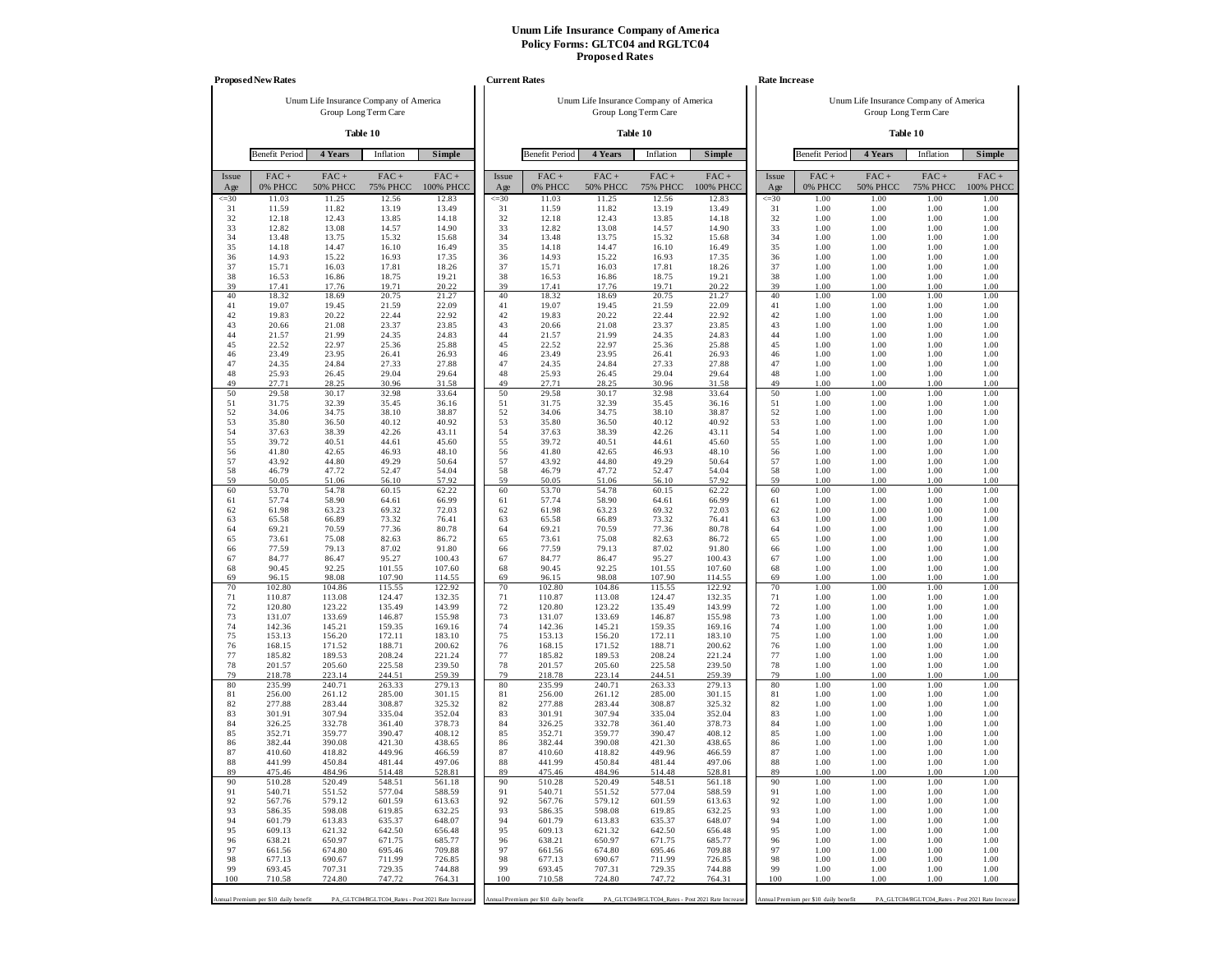**Unum Life Insurance Company of America**
**Policy Forms: GLTC04 and RGLTC04**
**Proposed Rates**

**Proposed New Rates**

Unum Life Insurance Company of America
Group Long Term Care

**Table 10**

| Benefit Period | 4 Years | Inflation | Simple |
|---|---|---|---|

| Issue Age | FAC + 0% PHCC | FAC + 50% PHCC | FAC + 75% PHCC | FAC + 100% PHCC |
|---|---|---|---|---|
| <=30 | 11.03 | 11.25 | 12.56 | 12.83 |
| 31 | 11.59 | 11.82 | 13.19 | 13.49 |
| 32 | 12.18 | 12.43 | 13.85 | 14.18 |
| 33 | 12.82 | 13.08 | 14.57 | 14.90 |
| 34 | 13.48 | 13.75 | 15.32 | 15.68 |
| 35 | 14.18 | 14.47 | 16.10 | 16.49 |
| 36 | 14.93 | 15.22 | 16.93 | 17.35 |
| 37 | 15.71 | 16.03 | 17.81 | 18.26 |
| 38 | 16.53 | 16.86 | 18.75 | 19.21 |
| 39 | 17.41 | 17.76 | 19.71 | 20.22 |
| 40 | 18.32 | 18.69 | 20.75 | 21.27 |
| 41 | 19.07 | 19.45 | 21.59 | 22.09 |
| 42 | 19.83 | 20.22 | 22.44 | 22.92 |
| 43 | 20.66 | 21.08 | 23.37 | 23.85 |
| 44 | 21.57 | 21.99 | 24.35 | 24.83 |
| 45 | 22.52 | 22.97 | 25.36 | 25.88 |
| 46 | 23.49 | 23.95 | 26.41 | 26.93 |
| 47 | 24.35 | 24.84 | 27.33 | 27.88 |
| 48 | 25.93 | 26.45 | 29.04 | 29.64 |
| 49 | 27.71 | 28.25 | 30.96 | 31.58 |
| 50 | 29.58 | 30.17 | 32.98 | 33.64 |
| 51 | 31.75 | 32.39 | 35.45 | 36.16 |
| 52 | 34.06 | 34.75 | 38.10 | 38.87 |
| 53 | 35.80 | 36.50 | 40.12 | 40.92 |
| 54 | 37.63 | 38.39 | 42.26 | 43.11 |
| 55 | 39.72 | 40.51 | 44.61 | 45.60 |
| 56 | 41.80 | 42.65 | 46.93 | 48.10 |
| 57 | 43.92 | 44.80 | 49.29 | 50.64 |
| 58 | 46.79 | 47.72 | 52.47 | 54.04 |
| 59 | 50.05 | 51.06 | 56.10 | 57.92 |
| 60 | 53.70 | 54.78 | 60.15 | 62.22 |
| 61 | 57.74 | 58.90 | 64.61 | 66.99 |
| 62 | 61.98 | 63.23 | 69.32 | 72.03 |
| 63 | 65.58 | 66.89 | 73.32 | 76.41 |
| 64 | 69.21 | 70.59 | 77.36 | 80.78 |
| 65 | 73.61 | 75.08 | 82.63 | 86.72 |
| 66 | 77.59 | 79.13 | 87.02 | 91.80 |
| 67 | 84.77 | 86.47 | 95.27 | 100.43 |
| 68 | 90.45 | 92.25 | 101.55 | 107.60 |
| 69 | 96.15 | 98.08 | 107.90 | 114.55 |
| 70 | 102.80 | 104.86 | 115.55 | 122.92 |
| 71 | 110.87 | 113.08 | 124.47 | 132.35 |
| 72 | 120.80 | 123.22 | 135.49 | 143.99 |
| 73 | 131.07 | 133.69 | 146.87 | 155.98 |
| 74 | 142.36 | 145.21 | 159.35 | 169.16 |
| 75 | 153.13 | 156.20 | 172.11 | 183.10 |
| 76 | 168.15 | 171.52 | 188.71 | 200.62 |
| 77 | 185.82 | 189.53 | 208.24 | 221.24 |
| 78 | 201.57 | 205.60 | 225.58 | 239.50 |
| 79 | 218.78 | 223.14 | 244.51 | 259.39 |
| 80 | 235.99 | 240.71 | 263.33 | 279.13 |
| 81 | 256.00 | 261.12 | 285.00 | 301.15 |
| 82 | 277.88 | 283.44 | 308.87 | 325.32 |
| 83 | 301.91 | 307.94 | 335.04 | 352.04 |
| 84 | 326.25 | 332.78 | 361.40 | 378.73 |
| 85 | 352.71 | 359.77 | 390.47 | 408.12 |
| 86 | 382.44 | 390.08 | 421.30 | 438.65 |
| 87 | 410.60 | 418.82 | 449.96 | 466.59 |
| 88 | 441.99 | 450.84 | 481.44 | 497.06 |
| 89 | 475.46 | 484.96 | 514.48 | 528.81 |
| 90 | 510.28 | 520.49 | 548.51 | 561.18 |
| 91 | 540.71 | 551.52 | 577.04 | 588.59 |
| 92 | 567.76 | 579.12 | 601.59 | 613.63 |
| 93 | 586.35 | 598.08 | 619.85 | 632.25 |
| 94 | 601.79 | 613.83 | 635.37 | 648.07 |
| 95 | 609.13 | 621.32 | 642.50 | 656.48 |
| 96 | 638.21 | 650.97 | 671.75 | 685.77 |
| 97 | 661.56 | 674.80 | 695.46 | 709.88 |
| 98 | 677.13 | 690.67 | 711.99 | 726.85 |
| 99 | 693.45 | 707.31 | 729.35 | 744.88 |
| 100 | 710.58 | 724.80 | 747.72 | 764.31 |

Annual Premium per $10 daily benefit — PA_GLTC04/RGLTC04_Rates - Post 2021 Rate Increase

**Current Rates**

Unum Life Insurance Company of America
Group Long Term Care

**Table 10**

| Benefit Period | 4 Years | Inflation | Simple |
|---|---|---|---|

| Issue Age | FAC + 0% PHCC | FAC + 50% PHCC | FAC + 75% PHCC | FAC + 100% PHCC |
|---|---|---|---|---|
| <=30 | 11.03 | 11.25 | 12.56 | 12.83 |
| 31 | 11.59 | 11.82 | 13.19 | 13.49 |
| 32 | 12.18 | 12.43 | 13.85 | 14.18 |
| 33 | 12.82 | 13.08 | 14.57 | 14.90 |
| 34 | 13.48 | 13.75 | 15.32 | 15.68 |
| 35 | 14.18 | 14.47 | 16.10 | 16.49 |
| 36 | 14.93 | 15.22 | 16.93 | 17.35 |
| 37 | 15.71 | 16.03 | 17.81 | 18.26 |
| 38 | 16.53 | 16.86 | 18.75 | 19.21 |
| 39 | 17.41 | 17.76 | 19.71 | 20.22 |
| 40 | 18.32 | 18.69 | 20.75 | 21.27 |
| 41 | 19.07 | 19.45 | 21.59 | 22.09 |
| 42 | 19.83 | 20.22 | 22.44 | 22.92 |
| 43 | 20.66 | 21.08 | 23.37 | 23.85 |
| 44 | 21.57 | 21.99 | 24.35 | 24.83 |
| 45 | 22.52 | 22.97 | 25.36 | 25.88 |
| 46 | 23.49 | 23.95 | 26.41 | 26.93 |
| 47 | 24.35 | 24.84 | 27.33 | 27.88 |
| 48 | 25.93 | 26.45 | 29.04 | 29.64 |
| 49 | 27.71 | 28.25 | 30.96 | 31.58 |
| 50 | 29.58 | 30.17 | 32.98 | 33.64 |
| 51 | 31.75 | 32.39 | 35.45 | 36.16 |
| 52 | 34.06 | 34.75 | 38.10 | 38.87 |
| 53 | 35.80 | 36.50 | 40.12 | 40.92 |
| 54 | 37.63 | 38.39 | 42.26 | 43.11 |
| 55 | 39.72 | 40.51 | 44.61 | 45.60 |
| 56 | 41.80 | 42.65 | 46.93 | 48.10 |
| 57 | 43.92 | 44.80 | 49.29 | 50.64 |
| 58 | 46.79 | 47.72 | 52.47 | 54.04 |
| 59 | 50.05 | 51.06 | 56.10 | 57.92 |
| 60 | 53.70 | 54.78 | 60.15 | 62.22 |
| 61 | 57.74 | 58.90 | 64.61 | 66.99 |
| 62 | 61.98 | 63.23 | 69.32 | 72.03 |
| 63 | 65.58 | 66.89 | 73.32 | 76.41 |
| 64 | 69.21 | 70.59 | 77.36 | 80.78 |
| 65 | 73.61 | 75.08 | 82.63 | 86.72 |
| 66 | 77.59 | 79.13 | 87.02 | 91.80 |
| 67 | 84.77 | 86.47 | 95.27 | 100.43 |
| 68 | 90.45 | 92.25 | 101.55 | 107.60 |
| 69 | 96.15 | 98.08 | 107.90 | 114.55 |
| 70 | 102.80 | 104.86 | 115.55 | 122.92 |
| 71 | 110.87 | 113.08 | 124.47 | 132.35 |
| 72 | 120.80 | 123.22 | 135.49 | 143.99 |
| 73 | 131.07 | 133.69 | 146.87 | 155.98 |
| 74 | 142.36 | 145.21 | 159.35 | 169.16 |
| 75 | 153.13 | 156.20 | 172.11 | 183.10 |
| 76 | 168.15 | 171.52 | 188.71 | 200.62 |
| 77 | 185.82 | 189.53 | 208.24 | 221.24 |
| 78 | 201.57 | 205.60 | 225.58 | 239.50 |
| 79 | 218.78 | 223.14 | 244.51 | 259.39 |
| 80 | 235.99 | 240.71 | 263.33 | 279.13 |
| 81 | 256.00 | 261.12 | 285.00 | 301.15 |
| 82 | 277.88 | 283.44 | 308.87 | 325.32 |
| 83 | 301.91 | 307.94 | 335.04 | 352.04 |
| 84 | 326.25 | 332.78 | 361.40 | 378.73 |
| 85 | 352.71 | 359.77 | 390.47 | 408.12 |
| 86 | 382.44 | 390.08 | 421.30 | 438.65 |
| 87 | 410.60 | 418.82 | 449.96 | 466.59 |
| 88 | 441.99 | 450.84 | 481.44 | 497.06 |
| 89 | 475.46 | 484.96 | 514.48 | 528.81 |
| 90 | 510.28 | 520.49 | 548.51 | 561.18 |
| 91 | 540.71 | 551.52 | 577.04 | 588.59 |
| 92 | 567.76 | 579.12 | 601.59 | 613.63 |
| 93 | 586.35 | 598.08 | 619.85 | 632.25 |
| 94 | 601.79 | 613.83 | 635.37 | 648.07 |
| 95 | 609.13 | 621.32 | 642.50 | 656.48 |
| 96 | 638.21 | 650.97 | 671.75 | 685.77 |
| 97 | 661.56 | 674.80 | 695.46 | 709.88 |
| 98 | 677.13 | 690.67 | 711.99 | 726.85 |
| 99 | 693.45 | 707.31 | 729.35 | 744.88 |
| 100 | 710.58 | 724.80 | 747.72 | 764.31 |

Annual Premium per $10 daily benefit — PA_GLTC04/RGLTC04_Rates - Post 2021 Rate Increase

**Rate Increase**

Unum Life Insurance Company of America
Group Long Term Care

**Table 10**

| Benefit Period | 4 Years | Inflation | Simple |
|---|---|---|---|

| Issue Age | FAC + 0% PHCC | FAC + 50% PHCC | FAC + 75% PHCC | FAC + 100% PHCC |
|---|---|---|---|---|
| <=30 | 1.00 | 1.00 | 1.00 | 1.00 |
| 31 | 1.00 | 1.00 | 1.00 | 1.00 |
| 32 | 1.00 | 1.00 | 1.00 | 1.00 |
| 33 | 1.00 | 1.00 | 1.00 | 1.00 |
| 34 | 1.00 | 1.00 | 1.00 | 1.00 |
| 35 | 1.00 | 1.00 | 1.00 | 1.00 |
| 36 | 1.00 | 1.00 | 1.00 | 1.00 |
| 37 | 1.00 | 1.00 | 1.00 | 1.00 |
| 38 | 1.00 | 1.00 | 1.00 | 1.00 |
| 39 | 1.00 | 1.00 | 1.00 | 1.00 |
| 40 | 1.00 | 1.00 | 1.00 | 1.00 |
| 41 | 1.00 | 1.00 | 1.00 | 1.00 |
| 42 | 1.00 | 1.00 | 1.00 | 1.00 |
| 43 | 1.00 | 1.00 | 1.00 | 1.00 |
| 44 | 1.00 | 1.00 | 1.00 | 1.00 |
| 45 | 1.00 | 1.00 | 1.00 | 1.00 |
| 46 | 1.00 | 1.00 | 1.00 | 1.00 |
| 47 | 1.00 | 1.00 | 1.00 | 1.00 |
| 48 | 1.00 | 1.00 | 1.00 | 1.00 |
| 49 | 1.00 | 1.00 | 1.00 | 1.00 |
| 50 | 1.00 | 1.00 | 1.00 | 1.00 |
| 51 | 1.00 | 1.00 | 1.00 | 1.00 |
| 52 | 1.00 | 1.00 | 1.00 | 1.00 |
| 53 | 1.00 | 1.00 | 1.00 | 1.00 |
| 54 | 1.00 | 1.00 | 1.00 | 1.00 |
| 55 | 1.00 | 1.00 | 1.00 | 1.00 |
| 56 | 1.00 | 1.00 | 1.00 | 1.00 |
| 57 | 1.00 | 1.00 | 1.00 | 1.00 |
| 58 | 1.00 | 1.00 | 1.00 | 1.00 |
| 59 | 1.00 | 1.00 | 1.00 | 1.00 |
| 60 | 1.00 | 1.00 | 1.00 | 1.00 |
| 61 | 1.00 | 1.00 | 1.00 | 1.00 |
| 62 | 1.00 | 1.00 | 1.00 | 1.00 |
| 63 | 1.00 | 1.00 | 1.00 | 1.00 |
| 64 | 1.00 | 1.00 | 1.00 | 1.00 |
| 65 | 1.00 | 1.00 | 1.00 | 1.00 |
| 66 | 1.00 | 1.00 | 1.00 | 1.00 |
| 67 | 1.00 | 1.00 | 1.00 | 1.00 |
| 68 | 1.00 | 1.00 | 1.00 | 1.00 |
| 69 | 1.00 | 1.00 | 1.00 | 1.00 |
| 70 | 1.00 | 1.00 | 1.00 | 1.00 |
| 71 | 1.00 | 1.00 | 1.00 | 1.00 |
| 72 | 1.00 | 1.00 | 1.00 | 1.00 |
| 73 | 1.00 | 1.00 | 1.00 | 1.00 |
| 74 | 1.00 | 1.00 | 1.00 | 1.00 |
| 75 | 1.00 | 1.00 | 1.00 | 1.00 |
| 76 | 1.00 | 1.00 | 1.00 | 1.00 |
| 77 | 1.00 | 1.00 | 1.00 | 1.00 |
| 78 | 1.00 | 1.00 | 1.00 | 1.00 |
| 79 | 1.00 | 1.00 | 1.00 | 1.00 |
| 80 | 1.00 | 1.00 | 1.00 | 1.00 |
| 81 | 1.00 | 1.00 | 1.00 | 1.00 |
| 82 | 1.00 | 1.00 | 1.00 | 1.00 |
| 83 | 1.00 | 1.00 | 1.00 | 1.00 |
| 84 | 1.00 | 1.00 | 1.00 | 1.00 |
| 85 | 1.00 | 1.00 | 1.00 | 1.00 |
| 86 | 1.00 | 1.00 | 1.00 | 1.00 |
| 87 | 1.00 | 1.00 | 1.00 | 1.00 |
| 88 | 1.00 | 1.00 | 1.00 | 1.00 |
| 89 | 1.00 | 1.00 | 1.00 | 1.00 |
| 90 | 1.00 | 1.00 | 1.00 | 1.00 |
| 91 | 1.00 | 1.00 | 1.00 | 1.00 |
| 92 | 1.00 | 1.00 | 1.00 | 1.00 |
| 93 | 1.00 | 1.00 | 1.00 | 1.00 |
| 94 | 1.00 | 1.00 | 1.00 | 1.00 |
| 95 | 1.00 | 1.00 | 1.00 | 1.00 |
| 96 | 1.00 | 1.00 | 1.00 | 1.00 |
| 97 | 1.00 | 1.00 | 1.00 | 1.00 |
| 98 | 1.00 | 1.00 | 1.00 | 1.00 |
| 99 | 1.00 | 1.00 | 1.00 | 1.00 |
| 100 | 1.00 | 1.00 | 1.00 | 1.00 |

Annual Premium per $10 daily benefit — PA_GLTC04/RGLTC04_Rates - Post 2021 Rate Increase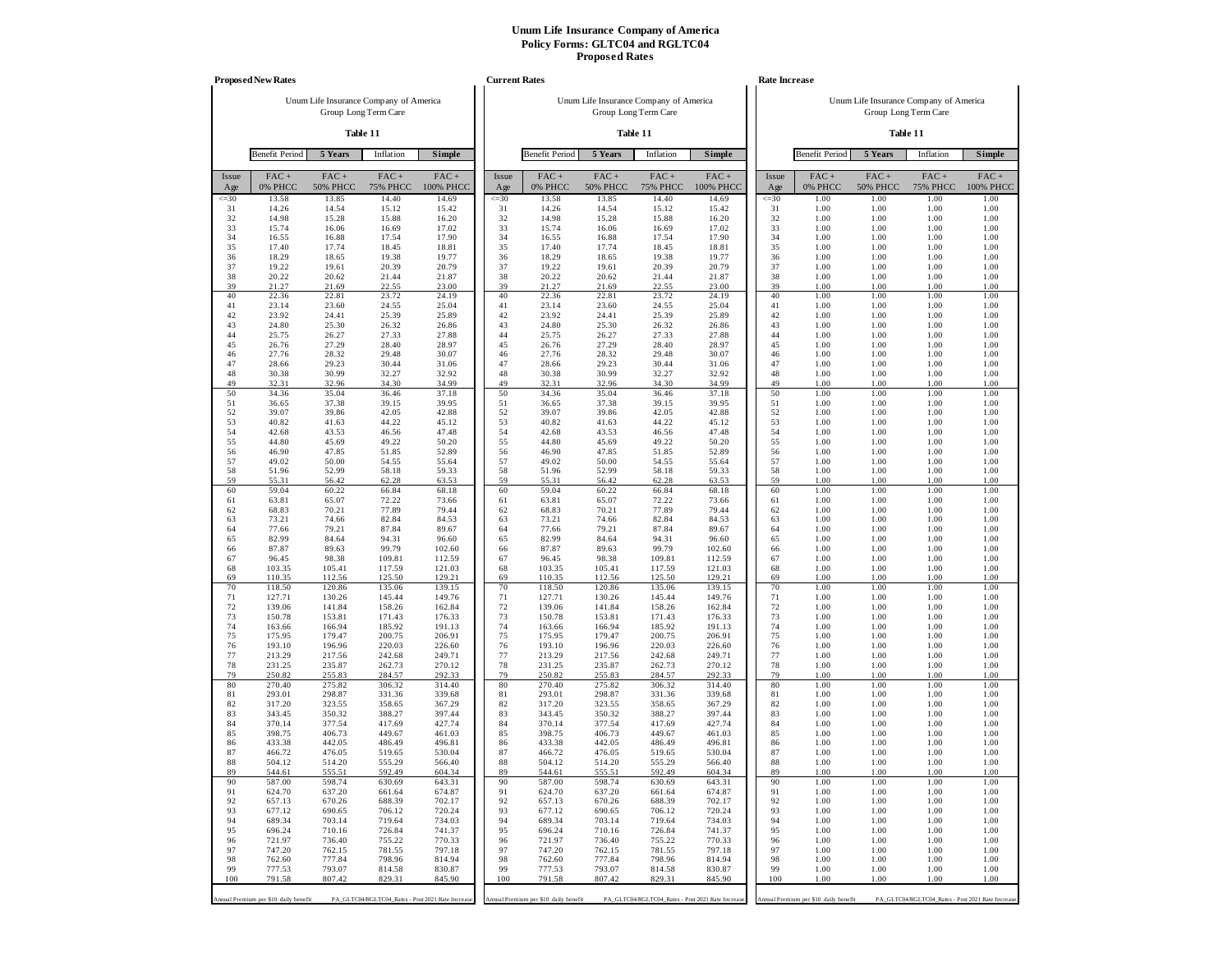# Unum Life Insurance Company of America
## Policy Forms: GLTC04 and RGLTC04
## Proposed Rates

### Proposed New Rates

Unum Life Insurance Company of America
Group Long Term Care

**Table 11**

| Benefit Period | **5 Years** | Inflation | **Simple** |
|---|---|---|---|

| Issue Age | FAC + 0% PHCC | FAC + 50% PHCC | FAC + 75% PHCC | FAC + 100% PHCC |
|---|---|---|---|---|
| <=30 | 13.58 | 13.85 | 14.40 | 14.69 |
| 31 | 14.26 | 14.54 | 15.12 | 15.42 |
| 32 | 14.98 | 15.28 | 15.88 | 16.20 |
| 33 | 15.74 | 16.06 | 16.69 | 17.02 |
| 34 | 16.55 | 16.88 | 17.54 | 17.90 |
| 35 | 17.40 | 17.74 | 18.45 | 18.81 |
| 36 | 18.29 | 18.65 | 19.38 | 19.77 |
| 37 | 19.22 | 19.61 | 20.39 | 20.79 |
| 38 | 20.22 | 20.62 | 21.44 | 21.87 |
| 39 | 21.27 | 21.69 | 22.55 | 23.00 |
| 40 | 22.36 | 22.81 | 23.72 | 24.19 |
| 41 | 23.14 | 23.60 | 24.55 | 25.04 |
| 42 | 23.92 | 24.41 | 25.39 | 25.89 |
| 43 | 24.80 | 25.30 | 26.32 | 26.86 |
| 44 | 25.75 | 26.27 | 27.33 | 27.88 |
| 45 | 26.76 | 27.29 | 28.40 | 28.97 |
| 46 | 27.76 | 28.32 | 29.48 | 30.07 |
| 47 | 28.66 | 29.23 | 30.44 | 31.06 |
| 48 | 30.38 | 30.99 | 32.27 | 32.92 |
| 49 | 32.31 | 32.96 | 34.30 | 34.99 |
| 50 | 34.36 | 35.04 | 36.46 | 37.18 |
| 51 | 36.65 | 37.38 | 39.15 | 39.95 |
| 52 | 39.07 | 39.86 | 42.05 | 42.88 |
| 53 | 40.82 | 41.63 | 44.22 | 45.12 |
| 54 | 42.68 | 43.53 | 46.56 | 47.48 |
| 55 | 44.80 | 45.69 | 49.22 | 50.20 |
| 56 | 46.90 | 47.85 | 51.85 | 52.89 |
| 57 | 49.02 | 50.00 | 54.55 | 55.64 |
| 58 | 51.96 | 52.99 | 58.18 | 59.33 |
| 59 | 55.31 | 56.42 | 62.28 | 63.53 |
| 60 | 59.04 | 60.22 | 66.84 | 68.18 |
| 61 | 63.81 | 65.07 | 72.22 | 73.66 |
| 62 | 68.83 | 70.21 | 77.89 | 79.44 |
| 63 | 73.21 | 74.66 | 82.84 | 84.53 |
| 64 | 77.66 | 79.21 | 87.84 | 89.67 |
| 65 | 82.99 | 84.64 | 94.31 | 96.60 |
| 66 | 87.87 | 89.63 | 99.79 | 102.60 |
| 67 | 96.45 | 98.38 | 109.81 | 112.59 |
| 68 | 103.35 | 105.41 | 117.59 | 121.03 |
| 69 | 110.35 | 112.56 | 125.50 | 129.21 |
| 70 | 118.50 | 120.86 | 135.06 | 139.15 |
| 71 | 127.71 | 130.26 | 145.44 | 149.76 |
| 72 | 139.06 | 141.84 | 158.26 | 162.84 |
| 73 | 150.78 | 153.81 | 171.43 | 176.33 |
| 74 | 163.66 | 166.94 | 185.92 | 191.13 |
| 75 | 175.95 | 179.47 | 200.75 | 206.91 |
| 76 | 193.10 | 196.96 | 220.03 | 226.60 |
| 77 | 213.29 | 217.56 | 242.68 | 249.71 |
| 78 | 231.25 | 235.87 | 262.73 | 270.12 |
| 79 | 250.82 | 255.83 | 284.57 | 292.33 |
| 80 | 270.40 | 275.82 | 306.32 | 314.40 |
| 81 | 293.01 | 298.87 | 331.36 | 339.68 |
| 82 | 317.20 | 323.55 | 358.65 | 367.29 |
| 83 | 343.45 | 350.32 | 388.27 | 397.44 |
| 84 | 370.14 | 377.54 | 417.69 | 427.74 |
| 85 | 398.75 | 406.73 | 449.67 | 461.03 |
| 86 | 433.38 | 442.05 | 486.49 | 496.81 |
| 87 | 466.72 | 476.05 | 519.65 | 530.04 |
| 88 | 504.12 | 514.20 | 555.29 | 566.40 |
| 89 | 544.61 | 555.51 | 592.49 | 604.34 |
| 90 | 587.00 | 598.74 | 630.69 | 643.31 |
| 91 | 624.70 | 637.20 | 661.64 | 674.87 |
| 92 | 657.13 | 670.26 | 688.39 | 702.17 |
| 93 | 677.12 | 690.65 | 706.12 | 720.24 |
| 94 | 689.34 | 703.14 | 719.64 | 734.03 |
| 95 | 696.24 | 710.16 | 726.84 | 741.37 |
| 96 | 721.97 | 736.40 | 755.22 | 770.33 |
| 97 | 747.20 | 762.15 | 781.55 | 797.18 |
| 98 | 762.60 | 777.84 | 798.96 | 814.94 |
| 99 | 777.53 | 793.07 | 814.58 | 830.87 |
| 100 | 791.58 | 807.42 | 829.31 | 845.90 |

Annual Premium per $10 daily benefit — PA_GLTC04/RGLTC04_Rates - Post 2021 Rate Increase

### Current Rates

Unum Life Insurance Company of America
Group Long Term Care

**Table 11**

| Benefit Period | **5 Years** | Inflation | **Simple** |
|---|---|---|---|

| Issue Age | FAC + 0% PHCC | FAC + 50% PHCC | FAC + 75% PHCC | FAC + 100% PHCC |
|---|---|---|---|---|
| <=30 | 13.58 | 13.85 | 14.40 | 14.69 |
| 31 | 14.26 | 14.54 | 15.12 | 15.42 |
| 32 | 14.98 | 15.28 | 15.88 | 16.20 |
| 33 | 15.74 | 16.06 | 16.69 | 17.02 |
| 34 | 16.55 | 16.88 | 17.54 | 17.90 |
| 35 | 17.40 | 17.74 | 18.45 | 18.81 |
| 36 | 18.29 | 18.65 | 19.38 | 19.77 |
| 37 | 19.22 | 19.61 | 20.39 | 20.79 |
| 38 | 20.22 | 20.62 | 21.44 | 21.87 |
| 39 | 21.27 | 21.69 | 22.55 | 23.00 |
| 40 | 22.36 | 22.81 | 23.72 | 24.19 |
| 41 | 23.14 | 23.60 | 24.55 | 25.04 |
| 42 | 23.92 | 24.41 | 25.39 | 25.89 |
| 43 | 24.80 | 25.30 | 26.32 | 26.86 |
| 44 | 25.75 | 26.27 | 27.33 | 27.88 |
| 45 | 26.76 | 27.29 | 28.40 | 28.97 |
| 46 | 27.76 | 28.32 | 29.48 | 30.07 |
| 47 | 28.66 | 29.23 | 30.44 | 31.06 |
| 48 | 30.38 | 30.99 | 32.27 | 32.92 |
| 49 | 32.31 | 32.96 | 34.30 | 34.99 |
| 50 | 34.36 | 35.04 | 36.46 | 37.18 |
| 51 | 36.65 | 37.38 | 39.15 | 39.95 |
| 52 | 39.07 | 39.86 | 42.05 | 42.88 |
| 53 | 40.82 | 41.63 | 44.22 | 45.12 |
| 54 | 42.68 | 43.53 | 46.56 | 47.48 |
| 55 | 44.80 | 45.69 | 49.22 | 50.20 |
| 56 | 46.90 | 47.85 | 51.85 | 52.89 |
| 57 | 49.02 | 50.00 | 54.55 | 55.64 |
| 58 | 51.96 | 52.99 | 58.18 | 59.33 |
| 59 | 55.31 | 56.42 | 62.28 | 63.53 |
| 60 | 59.04 | 60.22 | 66.84 | 68.18 |
| 61 | 63.81 | 65.07 | 72.22 | 73.66 |
| 62 | 68.83 | 70.21 | 77.89 | 79.44 |
| 63 | 73.21 | 74.66 | 82.84 | 84.53 |
| 64 | 77.66 | 79.21 | 87.84 | 89.67 |
| 65 | 82.99 | 84.64 | 94.31 | 96.60 |
| 66 | 87.87 | 89.63 | 99.79 | 102.60 |
| 67 | 96.45 | 98.38 | 109.81 | 112.59 |
| 68 | 103.35 | 105.41 | 117.59 | 121.03 |
| 69 | 110.35 | 112.56 | 125.50 | 129.21 |
| 70 | 118.50 | 120.86 | 135.06 | 139.15 |
| 71 | 127.71 | 130.26 | 145.44 | 149.76 |
| 72 | 139.06 | 141.84 | 158.26 | 162.84 |
| 73 | 150.78 | 153.81 | 171.43 | 176.33 |
| 74 | 163.66 | 166.94 | 185.92 | 191.13 |
| 75 | 175.95 | 179.47 | 200.75 | 206.91 |
| 76 | 193.10 | 196.96 | 220.03 | 226.60 |
| 77 | 213.29 | 217.56 | 242.68 | 249.71 |
| 78 | 231.25 | 235.87 | 262.73 | 270.12 |
| 79 | 250.82 | 255.83 | 284.57 | 292.33 |
| 80 | 270.40 | 275.82 | 306.32 | 314.40 |
| 81 | 293.01 | 298.87 | 331.36 | 339.68 |
| 82 | 317.20 | 323.55 | 358.65 | 367.29 |
| 83 | 343.45 | 350.32 | 388.27 | 397.44 |
| 84 | 370.14 | 377.54 | 417.69 | 427.74 |
| 85 | 398.75 | 406.73 | 449.67 | 461.03 |
| 86 | 433.38 | 442.05 | 486.49 | 496.81 |
| 87 | 466.72 | 476.05 | 519.65 | 530.04 |
| 88 | 504.12 | 514.20 | 555.29 | 566.40 |
| 89 | 544.61 | 555.51 | 592.49 | 604.34 |
| 90 | 587.00 | 598.74 | 630.69 | 643.31 |
| 91 | 624.70 | 637.20 | 661.64 | 674.87 |
| 92 | 657.13 | 670.26 | 688.39 | 702.17 |
| 93 | 677.12 | 690.65 | 706.12 | 720.24 |
| 94 | 689.34 | 703.14 | 719.64 | 734.03 |
| 95 | 696.24 | 710.16 | 726.84 | 741.37 |
| 96 | 721.97 | 736.40 | 755.22 | 770.33 |
| 97 | 747.20 | 762.15 | 781.55 | 797.18 |
| 98 | 762.60 | 777.84 | 798.96 | 814.94 |
| 99 | 777.53 | 793.07 | 814.58 | 830.87 |
| 100 | 791.58 | 807.42 | 829.31 | 845.90 |

Annual Premium per $10 daily benefit — PA_GLTC04/RGLTC04_Rates - Post 2021 Rate Increase

### Rate Increase

Unum Life Insurance Company of America
Group Long Term Care

**Table 11**

| Benefit Period | **5 Years** | Inflation | **Simple** |
|---|---|---|---|

| Issue Age | FAC + 0% PHCC | FAC + 50% PHCC | FAC + 75% PHCC | FAC + 100% PHCC |
|---|---|---|---|---|
| <=30 | 1.00 | 1.00 | 1.00 | 1.00 |
| 31 | 1.00 | 1.00 | 1.00 | 1.00 |
| 32 | 1.00 | 1.00 | 1.00 | 1.00 |
| 33 | 1.00 | 1.00 | 1.00 | 1.00 |
| 34 | 1.00 | 1.00 | 1.00 | 1.00 |
| 35 | 1.00 | 1.00 | 1.00 | 1.00 |
| 36 | 1.00 | 1.00 | 1.00 | 1.00 |
| 37 | 1.00 | 1.00 | 1.00 | 1.00 |
| 38 | 1.00 | 1.00 | 1.00 | 1.00 |
| 39 | 1.00 | 1.00 | 1.00 | 1.00 |
| 40 | 1.00 | 1.00 | 1.00 | 1.00 |
| 41 | 1.00 | 1.00 | 1.00 | 1.00 |
| 42 | 1.00 | 1.00 | 1.00 | 1.00 |
| 43 | 1.00 | 1.00 | 1.00 | 1.00 |
| 44 | 1.00 | 1.00 | 1.00 | 1.00 |
| 45 | 1.00 | 1.00 | 1.00 | 1.00 |
| 46 | 1.00 | 1.00 | 1.00 | 1.00 |
| 47 | 1.00 | 1.00 | 1.00 | 1.00 |
| 48 | 1.00 | 1.00 | 1.00 | 1.00 |
| 49 | 1.00 | 1.00 | 1.00 | 1.00 |
| 50 | 1.00 | 1.00 | 1.00 | 1.00 |
| 51 | 1.00 | 1.00 | 1.00 | 1.00 |
| 52 | 1.00 | 1.00 | 1.00 | 1.00 |
| 53 | 1.00 | 1.00 | 1.00 | 1.00 |
| 54 | 1.00 | 1.00 | 1.00 | 1.00 |
| 55 | 1.00 | 1.00 | 1.00 | 1.00 |
| 56 | 1.00 | 1.00 | 1.00 | 1.00 |
| 57 | 1.00 | 1.00 | 1.00 | 1.00 |
| 58 | 1.00 | 1.00 | 1.00 | 1.00 |
| 59 | 1.00 | 1.00 | 1.00 | 1.00 |
| 60 | 1.00 | 1.00 | 1.00 | 1.00 |
| 61 | 1.00 | 1.00 | 1.00 | 1.00 |
| 62 | 1.00 | 1.00 | 1.00 | 1.00 |
| 63 | 1.00 | 1.00 | 1.00 | 1.00 |
| 64 | 1.00 | 1.00 | 1.00 | 1.00 |
| 65 | 1.00 | 1.00 | 1.00 | 1.00 |
| 66 | 1.00 | 1.00 | 1.00 | 1.00 |
| 67 | 1.00 | 1.00 | 1.00 | 1.00 |
| 68 | 1.00 | 1.00 | 1.00 | 1.00 |
| 69 | 1.00 | 1.00 | 1.00 | 1.00 |
| 70 | 1.00 | 1.00 | 1.00 | 1.00 |
| 71 | 1.00 | 1.00 | 1.00 | 1.00 |
| 72 | 1.00 | 1.00 | 1.00 | 1.00 |
| 73 | 1.00 | 1.00 | 1.00 | 1.00 |
| 74 | 1.00 | 1.00 | 1.00 | 1.00 |
| 75 | 1.00 | 1.00 | 1.00 | 1.00 |
| 76 | 1.00 | 1.00 | 1.00 | 1.00 |
| 77 | 1.00 | 1.00 | 1.00 | 1.00 |
| 78 | 1.00 | 1.00 | 1.00 | 1.00 |
| 79 | 1.00 | 1.00 | 1.00 | 1.00 |
| 80 | 1.00 | 1.00 | 1.00 | 1.00 |
| 81 | 1.00 | 1.00 | 1.00 | 1.00 |
| 82 | 1.00 | 1.00 | 1.00 | 1.00 |
| 83 | 1.00 | 1.00 | 1.00 | 1.00 |
| 84 | 1.00 | 1.00 | 1.00 | 1.00 |
| 85 | 1.00 | 1.00 | 1.00 | 1.00 |
| 86 | 1.00 | 1.00 | 1.00 | 1.00 |
| 87 | 1.00 | 1.00 | 1.00 | 1.00 |
| 88 | 1.00 | 1.00 | 1.00 | 1.00 |
| 89 | 1.00 | 1.00 | 1.00 | 1.00 |
| 90 | 1.00 | 1.00 | 1.00 | 1.00 |
| 91 | 1.00 | 1.00 | 1.00 | 1.00 |
| 92 | 1.00 | 1.00 | 1.00 | 1.00 |
| 93 | 1.00 | 1.00 | 1.00 | 1.00 |
| 94 | 1.00 | 1.00 | 1.00 | 1.00 |
| 95 | 1.00 | 1.00 | 1.00 | 1.00 |
| 96 | 1.00 | 1.00 | 1.00 | 1.00 |
| 97 | 1.00 | 1.00 | 1.00 | 1.00 |
| 98 | 1.00 | 1.00 | 1.00 | 1.00 |
| 99 | 1.00 | 1.00 | 1.00 | 1.00 |
| 100 | 1.00 | 1.00 | 1.00 | 1.00 |

Annual Premium per $10 daily benefit — PA_GLTC04/RGLTC04_Rates - Post 2021 Rate Increase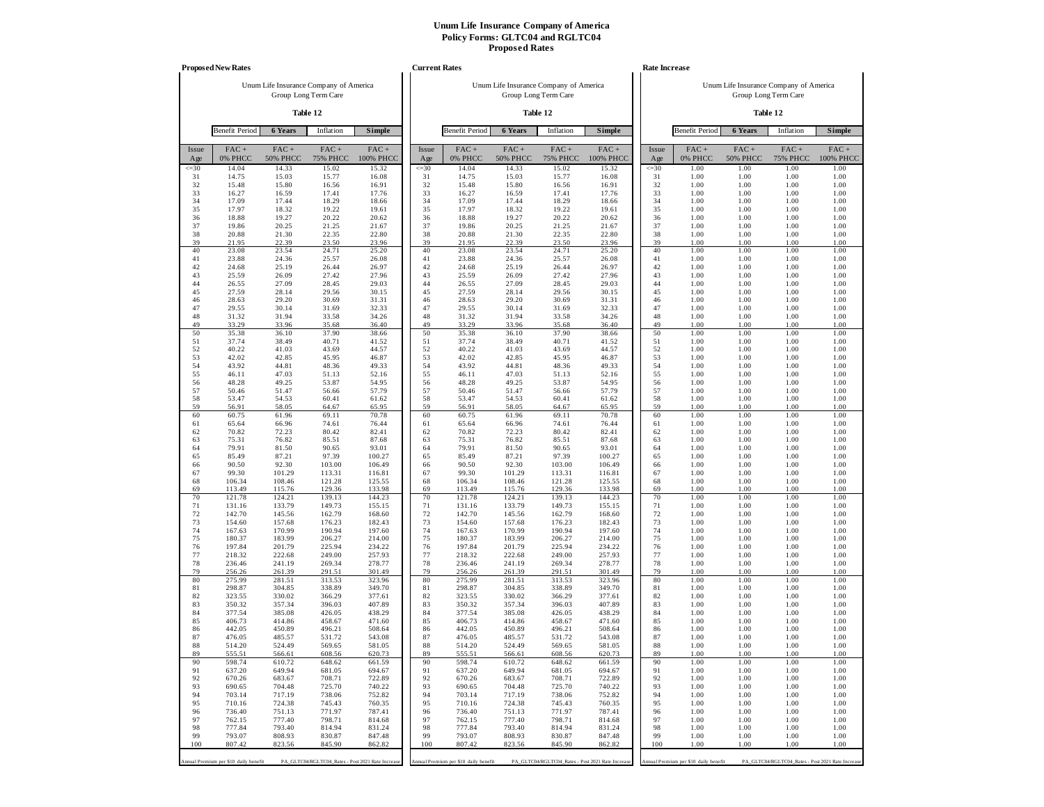# Unum Life Insurance Company of America
## Policy Forms: GLTC04 and RGLTC04
## Proposed Rates

### Proposed New Rates

Unum Life Insurance Company of America
Group Long Term Care

**Table 12**

| Benefit Period | 6 Years | Inflation | Simple |
|---|---|---|---|

| Issue Age | FAC + 0% PHCC | FAC + 50% PHCC | FAC + 75% PHCC | FAC + 100% PHCC |
|---|---|---|---|---|
| <=30 | 14.04 | 14.33 | 15.02 | 15.32 |
| 31 | 14.75 | 15.03 | 15.77 | 16.08 |
| 32 | 15.48 | 15.80 | 16.56 | 16.91 |
| 33 | 16.27 | 16.59 | 17.41 | 17.76 |
| 34 | 17.09 | 17.44 | 18.29 | 18.66 |
| 35 | 17.97 | 18.32 | 19.22 | 19.61 |
| 36 | 18.88 | 19.27 | 20.22 | 20.62 |
| 37 | 19.86 | 20.25 | 21.25 | 21.67 |
| 38 | 20.88 | 21.30 | 22.35 | 22.80 |
| 39 | 21.95 | 22.39 | 23.50 | 23.96 |
| 40 | 23.08 | 23.54 | 24.71 | 25.20 |
| 41 | 23.88 | 24.36 | 25.57 | 26.08 |
| 42 | 24.68 | 25.19 | 26.44 | 26.97 |
| 43 | 25.59 | 26.09 | 27.42 | 27.96 |
| 44 | 26.55 | 27.09 | 28.45 | 29.03 |
| 45 | 27.59 | 28.14 | 29.56 | 30.15 |
| 46 | 28.63 | 29.20 | 30.69 | 31.31 |
| 47 | 29.55 | 30.14 | 31.69 | 32.33 |
| 48 | 31.32 | 31.94 | 33.58 | 34.26 |
| 49 | 33.29 | 33.96 | 35.68 | 36.40 |
| 50 | 35.38 | 36.10 | 37.90 | 38.66 |
| 51 | 37.74 | 38.49 | 40.71 | 41.52 |
| 52 | 40.22 | 41.03 | 43.69 | 44.57 |
| 53 | 42.02 | 42.85 | 45.95 | 46.87 |
| 54 | 43.92 | 44.81 | 48.36 | 49.33 |
| 55 | 46.11 | 47.03 | 51.13 | 52.16 |
| 56 | 48.28 | 49.25 | 53.87 | 54.95 |
| 57 | 50.46 | 51.47 | 56.66 | 57.79 |
| 58 | 53.47 | 54.53 | 60.41 | 61.62 |
| 59 | 56.91 | 58.05 | 64.67 | 65.95 |
| 60 | 60.75 | 61.96 | 69.11 | 70.78 |
| 61 | 65.64 | 66.96 | 74.61 | 76.44 |
| 62 | 70.82 | 72.23 | 80.42 | 82.41 |
| 63 | 75.31 | 76.82 | 85.51 | 87.68 |
| 64 | 79.91 | 81.50 | 90.65 | 93.01 |
| 65 | 85.49 | 87.21 | 97.39 | 100.27 |
| 66 | 90.50 | 92.30 | 103.00 | 106.49 |
| 67 | 99.30 | 101.29 | 113.31 | 116.81 |
| 68 | 106.34 | 108.46 | 121.28 | 125.55 |
| 69 | 113.49 | 115.76 | 129.36 | 133.98 |
| 70 | 121.78 | 124.21 | 139.13 | 144.23 |
| 71 | 131.16 | 133.79 | 149.73 | 155.15 |
| 72 | 142.70 | 145.56 | 162.79 | 168.60 |
| 73 | 154.60 | 157.68 | 176.23 | 182.43 |
| 74 | 167.63 | 170.99 | 190.94 | 197.60 |
| 75 | 180.37 | 183.99 | 206.27 | 214.00 |
| 76 | 197.84 | 201.79 | 225.94 | 234.22 |
| 77 | 218.32 | 222.68 | 249.00 | 257.93 |
| 78 | 236.46 | 241.19 | 269.34 | 278.77 |
| 79 | 256.26 | 261.39 | 291.51 | 301.49 |
| 80 | 275.99 | 281.51 | 313.53 | 323.96 |
| 81 | 298.87 | 304.85 | 338.89 | 349.70 |
| 82 | 323.55 | 330.02 | 366.29 | 377.61 |
| 83 | 350.32 | 357.34 | 396.03 | 407.89 |
| 84 | 377.54 | 385.08 | 426.05 | 438.29 |
| 85 | 406.73 | 414.86 | 458.67 | 471.60 |
| 86 | 442.05 | 450.89 | 496.21 | 508.64 |
| 87 | 476.05 | 485.57 | 531.72 | 543.08 |
| 88 | 514.20 | 524.49 | 569.65 | 581.05 |
| 89 | 555.51 | 566.61 | 608.56 | 620.73 |
| 90 | 598.74 | 610.72 | 648.62 | 661.59 |
| 91 | 637.20 | 649.94 | 681.05 | 694.67 |
| 92 | 670.26 | 683.67 | 708.71 | 722.89 |
| 93 | 690.65 | 704.48 | 725.70 | 740.22 |
| 94 | 703.14 | 717.19 | 738.06 | 752.82 |
| 95 | 710.16 | 724.38 | 745.43 | 760.35 |
| 96 | 736.40 | 751.13 | 771.97 | 787.41 |
| 97 | 762.15 | 777.40 | 798.71 | 814.68 |
| 98 | 777.84 | 793.40 | 814.94 | 831.24 |
| 99 | 793.07 | 808.93 | 830.87 | 847.48 |
| 100 | 807.42 | 823.56 | 845.90 | 862.82 |

Annual Premium per $10 daily benefit — PA_GLTC04/RGLTC04_Rates - Post 2021 Rate Increase

### Current Rates

Unum Life Insurance Company of America
Group Long Term Care

**Table 12**

| Benefit Period | 6 Years | Inflation | Simple |
|---|---|---|---|

| Issue Age | FAC + 0% PHCC | FAC + 50% PHCC | FAC + 75% PHCC | FAC + 100% PHCC |
|---|---|---|---|---|
| <=30 | 14.04 | 14.33 | 15.02 | 15.32 |
| 31 | 14.75 | 15.03 | 15.77 | 16.08 |
| 32 | 15.48 | 15.80 | 16.56 | 16.91 |
| 33 | 16.27 | 16.59 | 17.41 | 17.76 |
| 34 | 17.09 | 17.44 | 18.29 | 18.66 |
| 35 | 17.97 | 18.32 | 19.22 | 19.61 |
| 36 | 18.88 | 19.27 | 20.22 | 20.62 |
| 37 | 19.86 | 20.25 | 21.25 | 21.67 |
| 38 | 20.88 | 21.30 | 22.35 | 22.80 |
| 39 | 21.95 | 22.39 | 23.50 | 23.96 |
| 40 | 23.08 | 23.54 | 24.71 | 25.20 |
| 41 | 23.88 | 24.36 | 25.57 | 26.08 |
| 42 | 24.68 | 25.19 | 26.44 | 26.97 |
| 43 | 25.59 | 26.09 | 27.42 | 27.96 |
| 44 | 26.55 | 27.09 | 28.45 | 29.03 |
| 45 | 27.59 | 28.14 | 29.56 | 30.15 |
| 46 | 28.63 | 29.20 | 30.69 | 31.31 |
| 47 | 29.55 | 30.14 | 31.69 | 32.33 |
| 48 | 31.32 | 31.94 | 33.58 | 34.26 |
| 49 | 33.29 | 33.96 | 35.68 | 36.40 |
| 50 | 35.38 | 36.10 | 37.90 | 38.66 |
| 51 | 37.74 | 38.49 | 40.71 | 41.52 |
| 52 | 40.22 | 41.03 | 43.69 | 44.57 |
| 53 | 42.02 | 42.85 | 45.95 | 46.87 |
| 54 | 43.92 | 44.81 | 48.36 | 49.33 |
| 55 | 46.11 | 47.03 | 51.13 | 52.16 |
| 56 | 48.28 | 49.25 | 53.87 | 54.95 |
| 57 | 50.46 | 51.47 | 56.66 | 57.79 |
| 58 | 53.47 | 54.53 | 60.41 | 61.62 |
| 59 | 56.91 | 58.05 | 64.67 | 65.95 |
| 60 | 60.75 | 61.96 | 69.11 | 70.78 |
| 61 | 65.64 | 66.96 | 74.61 | 76.44 |
| 62 | 70.82 | 72.23 | 80.42 | 82.41 |
| 63 | 75.31 | 76.82 | 85.51 | 87.68 |
| 64 | 79.91 | 81.50 | 90.65 | 93.01 |
| 65 | 85.49 | 87.21 | 97.39 | 100.27 |
| 66 | 90.50 | 92.30 | 103.00 | 106.49 |
| 67 | 99.30 | 101.29 | 113.31 | 116.81 |
| 68 | 106.34 | 108.46 | 121.28 | 125.55 |
| 69 | 113.49 | 115.76 | 129.36 | 133.98 |
| 70 | 121.78 | 124.21 | 139.13 | 144.23 |
| 71 | 131.16 | 133.79 | 149.73 | 155.15 |
| 72 | 142.70 | 145.56 | 162.79 | 168.60 |
| 73 | 154.60 | 157.68 | 176.23 | 182.43 |
| 74 | 167.63 | 170.99 | 190.94 | 197.60 |
| 75 | 180.37 | 183.99 | 206.27 | 214.00 |
| 76 | 197.84 | 201.79 | 225.94 | 234.22 |
| 77 | 218.32 | 222.68 | 249.00 | 257.93 |
| 78 | 236.46 | 241.19 | 269.34 | 278.77 |
| 79 | 256.26 | 261.39 | 291.51 | 301.49 |
| 80 | 275.99 | 281.51 | 313.53 | 323.96 |
| 81 | 298.87 | 304.85 | 338.89 | 349.70 |
| 82 | 323.55 | 330.02 | 366.29 | 377.61 |
| 83 | 350.32 | 357.34 | 396.03 | 407.89 |
| 84 | 377.54 | 385.08 | 426.05 | 438.29 |
| 85 | 406.73 | 414.86 | 458.67 | 471.60 |
| 86 | 442.05 | 450.89 | 496.21 | 508.64 |
| 87 | 476.05 | 485.57 | 531.72 | 543.08 |
| 88 | 514.20 | 524.49 | 569.65 | 581.05 |
| 89 | 555.51 | 566.61 | 608.56 | 620.73 |
| 90 | 598.74 | 610.72 | 648.62 | 661.59 |
| 91 | 637.20 | 649.94 | 681.05 | 694.67 |
| 92 | 670.26 | 683.67 | 708.71 | 722.89 |
| 93 | 690.65 | 704.48 | 725.70 | 740.22 |
| 94 | 703.14 | 717.19 | 738.06 | 752.82 |
| 95 | 710.16 | 724.38 | 745.43 | 760.35 |
| 96 | 736.40 | 751.13 | 771.97 | 787.41 |
| 97 | 762.15 | 777.40 | 798.71 | 814.68 |
| 98 | 777.84 | 793.40 | 814.94 | 831.24 |
| 99 | 793.07 | 808.93 | 830.87 | 847.48 |
| 100 | 807.42 | 823.56 | 845.90 | 862.82 |

Annual Premium per $10 daily benefit — PA_GLTC04/RGLTC04_Rates - Post 2021 Rate Increase

### Rate Increase

Unum Life Insurance Company of America
Group Long Term Care

**Table 12**

| Benefit Period | 6 Years | Inflation | Simple |
|---|---|---|---|

| Issue Age | FAC + 0% PHCC | FAC + 50% PHCC | FAC + 75% PHCC | FAC + 100% PHCC |
|---|---|---|---|---|
| <=30 | 1.00 | 1.00 | 1.00 | 1.00 |
| 31 | 1.00 | 1.00 | 1.00 | 1.00 |
| 32 | 1.00 | 1.00 | 1.00 | 1.00 |
| 33 | 1.00 | 1.00 | 1.00 | 1.00 |
| 34 | 1.00 | 1.00 | 1.00 | 1.00 |
| 35 | 1.00 | 1.00 | 1.00 | 1.00 |
| 36 | 1.00 | 1.00 | 1.00 | 1.00 |
| 37 | 1.00 | 1.00 | 1.00 | 1.00 |
| 38 | 1.00 | 1.00 | 1.00 | 1.00 |
| 39 | 1.00 | 1.00 | 1.00 | 1.00 |
| 40 | 1.00 | 1.00 | 1.00 | 1.00 |
| 41 | 1.00 | 1.00 | 1.00 | 1.00 |
| 42 | 1.00 | 1.00 | 1.00 | 1.00 |
| 43 | 1.00 | 1.00 | 1.00 | 1.00 |
| 44 | 1.00 | 1.00 | 1.00 | 1.00 |
| 45 | 1.00 | 1.00 | 1.00 | 1.00 |
| 46 | 1.00 | 1.00 | 1.00 | 1.00 |
| 47 | 1.00 | 1.00 | 1.00 | 1.00 |
| 48 | 1.00 | 1.00 | 1.00 | 1.00 |
| 49 | 1.00 | 1.00 | 1.00 | 1.00 |
| 50 | 1.00 | 1.00 | 1.00 | 1.00 |
| 51 | 1.00 | 1.00 | 1.00 | 1.00 |
| 52 | 1.00 | 1.00 | 1.00 | 1.00 |
| 53 | 1.00 | 1.00 | 1.00 | 1.00 |
| 54 | 1.00 | 1.00 | 1.00 | 1.00 |
| 55 | 1.00 | 1.00 | 1.00 | 1.00 |
| 56 | 1.00 | 1.00 | 1.00 | 1.00 |
| 57 | 1.00 | 1.00 | 1.00 | 1.00 |
| 58 | 1.00 | 1.00 | 1.00 | 1.00 |
| 59 | 1.00 | 1.00 | 1.00 | 1.00 |
| 60 | 1.00 | 1.00 | 1.00 | 1.00 |
| 61 | 1.00 | 1.00 | 1.00 | 1.00 |
| 62 | 1.00 | 1.00 | 1.00 | 1.00 |
| 63 | 1.00 | 1.00 | 1.00 | 1.00 |
| 64 | 1.00 | 1.00 | 1.00 | 1.00 |
| 65 | 1.00 | 1.00 | 1.00 | 1.00 |
| 66 | 1.00 | 1.00 | 1.00 | 1.00 |
| 67 | 1.00 | 1.00 | 1.00 | 1.00 |
| 68 | 1.00 | 1.00 | 1.00 | 1.00 |
| 69 | 1.00 | 1.00 | 1.00 | 1.00 |
| 70 | 1.00 | 1.00 | 1.00 | 1.00 |
| 71 | 1.00 | 1.00 | 1.00 | 1.00 |
| 72 | 1.00 | 1.00 | 1.00 | 1.00 |
| 73 | 1.00 | 1.00 | 1.00 | 1.00 |
| 74 | 1.00 | 1.00 | 1.00 | 1.00 |
| 75 | 1.00 | 1.00 | 1.00 | 1.00 |
| 76 | 1.00 | 1.00 | 1.00 | 1.00 |
| 77 | 1.00 | 1.00 | 1.00 | 1.00 |
| 78 | 1.00 | 1.00 | 1.00 | 1.00 |
| 79 | 1.00 | 1.00 | 1.00 | 1.00 |
| 80 | 1.00 | 1.00 | 1.00 | 1.00 |
| 81 | 1.00 | 1.00 | 1.00 | 1.00 |
| 82 | 1.00 | 1.00 | 1.00 | 1.00 |
| 83 | 1.00 | 1.00 | 1.00 | 1.00 |
| 84 | 1.00 | 1.00 | 1.00 | 1.00 |
| 85 | 1.00 | 1.00 | 1.00 | 1.00 |
| 86 | 1.00 | 1.00 | 1.00 | 1.00 |
| 87 | 1.00 | 1.00 | 1.00 | 1.00 |
| 88 | 1.00 | 1.00 | 1.00 | 1.00 |
| 89 | 1.00 | 1.00 | 1.00 | 1.00 |
| 90 | 1.00 | 1.00 | 1.00 | 1.00 |
| 91 | 1.00 | 1.00 | 1.00 | 1.00 |
| 92 | 1.00 | 1.00 | 1.00 | 1.00 |
| 93 | 1.00 | 1.00 | 1.00 | 1.00 |
| 94 | 1.00 | 1.00 | 1.00 | 1.00 |
| 95 | 1.00 | 1.00 | 1.00 | 1.00 |
| 96 | 1.00 | 1.00 | 1.00 | 1.00 |
| 97 | 1.00 | 1.00 | 1.00 | 1.00 |
| 98 | 1.00 | 1.00 | 1.00 | 1.00 |
| 99 | 1.00 | 1.00 | 1.00 | 1.00 |
| 100 | 1.00 | 1.00 | 1.00 | 1.00 |

Annual Premium per $10 daily benefit — PA_GLTC04/RGLTC04_Rates - Post 2021 Rate Increase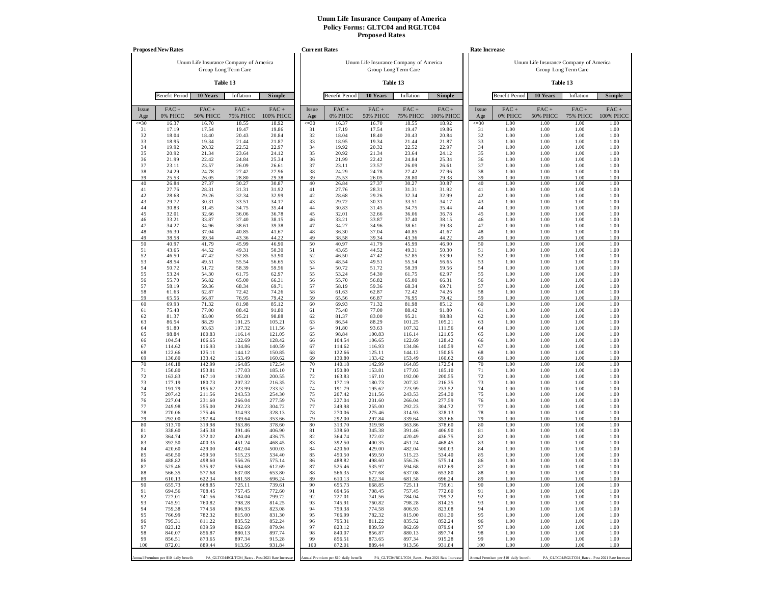# Unum Life Insurance Company of America
## Policy Forms: GLTC04 and RGLTC04
## Proposed Rates

### Proposed New Rates

Unum Life Insurance Company of America
Group Long Term Care

**Table 13**

| Benefit Period | 10 Years | Inflation | Simple |
|---|---|---|---|

| Issue Age | FAC + 0% PHCC | FAC + 50% PHCC | FAC + 75% PHCC | FAC + 100% PHCC |
|---|---|---|---|---|
| <=30 | 16.37 | 16.70 | 18.55 | 18.92 |
| 31 | 17.19 | 17.54 | 19.47 | 19.86 |
| 32 | 18.04 | 18.40 | 20.43 | 20.84 |
| 33 | 18.95 | 19.34 | 21.44 | 21.87 |
| 34 | 19.92 | 20.32 | 22.52 | 22.97 |
| 35 | 20.92 | 21.34 | 23.64 | 24.12 |
| 36 | 21.99 | 22.42 | 24.84 | 25.34 |
| 37 | 23.11 | 23.57 | 26.09 | 26.61 |
| 38 | 24.29 | 24.78 | 27.42 | 27.96 |
| 39 | 25.53 | 26.05 | 28.80 | 29.38 |
| 40 | 26.84 | 27.37 | 30.27 | 30.87 |
| 41 | 27.76 | 28.31 | 31.31 | 31.92 |
| 42 | 28.68 | 29.26 | 32.34 | 32.99 |
| 43 | 29.72 | 30.31 | 33.51 | 34.17 |
| 44 | 30.83 | 31.45 | 34.75 | 35.44 |
| 45 | 32.01 | 32.66 | 36.06 | 36.78 |
| 46 | 33.21 | 33.87 | 37.40 | 38.15 |
| 47 | 34.27 | 34.96 | 38.61 | 39.38 |
| 48 | 36.30 | 37.04 | 40.85 | 41.67 |
| 49 | 38.58 | 39.34 | 43.36 | 44.22 |
| 50 | 40.97 | 41.79 | 45.99 | 46.90 |
| 51 | 43.65 | 44.52 | 49.31 | 50.30 |
| 52 | 46.50 | 47.42 | 52.85 | 53.90 |
| 53 | 48.54 | 49.51 | 55.54 | 56.65 |
| 54 | 50.72 | 51.72 | 58.39 | 59.56 |
| 55 | 53.24 | 54.30 | 61.75 | 62.97 |
| 56 | 55.70 | 56.82 | 65.00 | 66.31 |
| 57 | 58.19 | 59.36 | 68.34 | 69.71 |
| 58 | 61.63 | 62.87 | 72.42 | 74.26 |
| 59 | 65.56 | 66.87 | 76.95 | 79.42 |
| 60 | 69.93 | 71.32 | 81.98 | 85.12 |
| 61 | 75.48 | 77.00 | 88.42 | 91.80 |
| 62 | 81.37 | 83.00 | 95.21 | 98.88 |
| 63 | 86.54 | 88.29 | 101.25 | 105.21 |
| 64 | 91.80 | 93.63 | 107.32 | 111.56 |
| 65 | 98.84 | 100.83 | 116.14 | 121.05 |
| 66 | 104.54 | 106.65 | 122.69 | 128.42 |
| 67 | 114.62 | 116.93 | 134.86 | 140.59 |
| 68 | 122.66 | 125.11 | 144.12 | 150.85 |
| 69 | 130.80 | 133.42 | 153.49 | 160.62 |
| 70 | 140.18 | 142.99 | 164.85 | 172.54 |
| 71 | 150.80 | 153.81 | 177.03 | 185.10 |
| 72 | 163.83 | 167.10 | 192.00 | 200.55 |
| 73 | 177.19 | 180.73 | 207.32 | 216.35 |
| 74 | 191.79 | 195.62 | 223.99 | 233.52 |
| 75 | 207.42 | 211.56 | 243.53 | 254.30 |
| 76 | 227.04 | 231.60 | 266.04 | 277.59 |
| 77 | 249.98 | 255.00 | 292.23 | 304.72 |
| 78 | 270.06 | 275.46 | 314.93 | 328.13 |
| 79 | 292.00 | 297.84 | 339.64 | 353.66 |
| 80 | 313.70 | 319.98 | 363.86 | 378.60 |
| 81 | 338.60 | 345.38 | 391.46 | 406.90 |
| 82 | 364.74 | 372.02 | 420.49 | 436.75 |
| 83 | 392.50 | 400.35 | 451.24 | 468.45 |
| 84 | 420.60 | 429.00 | 482.04 | 500.03 |
| 85 | 450.50 | 459.50 | 515.23 | 534.40 |
| 86 | 488.82 | 498.60 | 556.26 | 575.14 |
| 87 | 525.46 | 535.97 | 594.68 | 612.69 |
| 88 | 566.35 | 577.68 | 637.08 | 653.80 |
| 89 | 610.13 | 622.34 | 681.58 | 696.24 |
| 90 | 655.73 | 668.85 | 725.11 | 739.61 |
| 91 | 694.56 | 708.45 | 757.45 | 772.60 |
| 92 | 727.01 | 741.56 | 784.04 | 799.72 |
| 93 | 745.91 | 760.82 | 798.28 | 814.25 |
| 94 | 759.38 | 774.58 | 806.93 | 823.08 |
| 95 | 766.99 | 782.32 | 815.00 | 831.30 |
| 96 | 795.31 | 811.22 | 835.52 | 852.24 |
| 97 | 823.12 | 839.59 | 862.69 | 879.94 |
| 98 | 840.07 | 856.87 | 880.13 | 897.74 |
| 99 | 856.51 | 873.65 | 897.34 | 915.28 |
| 100 | 872.01 | 889.44 | 913.56 | 931.84 |

Annual Premium per $10 daily benefit — PA_GLTC04/RGLTC04_Rates - Post 2021 Rate Increase

### Current Rates

Unum Life Insurance Company of America
Group Long Term Care

**Table 13**

| Benefit Period | 10 Years | Inflation | Simple |
|---|---|---|---|

| Issue Age | FAC + 0% PHCC | FAC + 50% PHCC | FAC + 75% PHCC | FAC + 100% PHCC |
|---|---|---|---|---|
| <=30 | 16.37 | 16.70 | 18.55 | 18.92 |
| 31 | 17.19 | 17.54 | 19.47 | 19.86 |
| 32 | 18.04 | 18.40 | 20.43 | 20.84 |
| 33 | 18.95 | 19.34 | 21.44 | 21.87 |
| 34 | 19.92 | 20.32 | 22.52 | 22.97 |
| 35 | 20.92 | 21.34 | 23.64 | 24.12 |
| 36 | 21.99 | 22.42 | 24.84 | 25.34 |
| 37 | 23.11 | 23.57 | 26.09 | 26.61 |
| 38 | 24.29 | 24.78 | 27.42 | 27.96 |
| 39 | 25.53 | 26.05 | 28.80 | 29.38 |
| 40 | 26.84 | 27.37 | 30.27 | 30.87 |
| 41 | 27.76 | 28.31 | 31.31 | 31.92 |
| 42 | 28.68 | 29.26 | 32.34 | 32.99 |
| 43 | 29.72 | 30.31 | 33.51 | 34.17 |
| 44 | 30.83 | 31.45 | 34.75 | 35.44 |
| 45 | 32.01 | 32.66 | 36.06 | 36.78 |
| 46 | 33.21 | 33.87 | 37.40 | 38.15 |
| 47 | 34.27 | 34.96 | 38.61 | 39.38 |
| 48 | 36.30 | 37.04 | 40.85 | 41.67 |
| 49 | 38.58 | 39.34 | 43.36 | 44.22 |
| 50 | 40.97 | 41.79 | 45.99 | 46.90 |
| 51 | 43.65 | 44.52 | 49.31 | 50.30 |
| 52 | 46.50 | 47.42 | 52.85 | 53.90 |
| 53 | 48.54 | 49.51 | 55.54 | 56.65 |
| 54 | 50.72 | 51.72 | 58.39 | 59.56 |
| 55 | 53.24 | 54.30 | 61.75 | 62.97 |
| 56 | 55.70 | 56.82 | 65.00 | 66.31 |
| 57 | 58.19 | 59.36 | 68.34 | 69.71 |
| 58 | 61.63 | 62.87 | 72.42 | 74.26 |
| 59 | 65.56 | 66.87 | 76.95 | 79.42 |
| 60 | 69.93 | 71.32 | 81.98 | 85.12 |
| 61 | 75.48 | 77.00 | 88.42 | 91.80 |
| 62 | 81.37 | 83.00 | 95.21 | 98.88 |
| 63 | 86.54 | 88.29 | 101.25 | 105.21 |
| 64 | 91.80 | 93.63 | 107.32 | 111.56 |
| 65 | 98.84 | 100.83 | 116.14 | 121.05 |
| 66 | 104.54 | 106.65 | 122.69 | 128.42 |
| 67 | 114.62 | 116.93 | 134.86 | 140.59 |
| 68 | 122.66 | 125.11 | 144.12 | 150.85 |
| 69 | 130.80 | 133.42 | 153.49 | 160.62 |
| 70 | 140.18 | 142.99 | 164.85 | 172.54 |
| 71 | 150.80 | 153.81 | 177.03 | 185.10 |
| 72 | 163.83 | 167.10 | 192.00 | 200.55 |
| 73 | 177.19 | 180.73 | 207.32 | 216.35 |
| 74 | 191.79 | 195.62 | 223.99 | 233.52 |
| 75 | 207.42 | 211.56 | 243.53 | 254.30 |
| 76 | 227.04 | 231.60 | 266.04 | 277.59 |
| 77 | 249.98 | 255.00 | 292.23 | 304.72 |
| 78 | 270.06 | 275.46 | 314.93 | 328.13 |
| 79 | 292.00 | 297.84 | 339.64 | 353.66 |
| 80 | 313.70 | 319.98 | 363.86 | 378.60 |
| 81 | 338.60 | 345.38 | 391.46 | 406.90 |
| 82 | 364.74 | 372.02 | 420.49 | 436.75 |
| 83 | 392.50 | 400.35 | 451.24 | 468.45 |
| 84 | 420.60 | 429.00 | 482.04 | 500.03 |
| 85 | 450.50 | 459.50 | 515.23 | 534.40 |
| 86 | 488.82 | 498.60 | 556.26 | 575.14 |
| 87 | 525.46 | 535.97 | 594.68 | 612.69 |
| 88 | 566.35 | 577.68 | 637.08 | 653.80 |
| 89 | 610.13 | 622.34 | 681.58 | 696.24 |
| 90 | 655.73 | 668.85 | 725.11 | 739.61 |
| 91 | 694.56 | 708.45 | 757.45 | 772.60 |
| 92 | 727.01 | 741.56 | 784.04 | 799.72 |
| 93 | 745.91 | 760.82 | 798.28 | 814.25 |
| 94 | 759.38 | 774.58 | 806.93 | 823.08 |
| 95 | 766.99 | 782.32 | 815.00 | 831.30 |
| 96 | 795.31 | 811.22 | 835.52 | 852.24 |
| 97 | 823.12 | 839.59 | 862.69 | 879.94 |
| 98 | 840.07 | 856.87 | 880.13 | 897.74 |
| 99 | 856.51 | 873.65 | 897.34 | 915.28 |
| 100 | 872.01 | 889.44 | 913.56 | 931.84 |

Annual Premium per $10 daily benefit — PA_GLTC04/RGLTC04_Rates - Post 2021 Rate Increase

### Rate Increase

Unum Life Insurance Company of America
Group Long Term Care

**Table 13**

| Benefit Period | 10 Years | Inflation | Simple |
|---|---|---|---|

| Issue Age | FAC + 0% PHCC | FAC + 50% PHCC | FAC + 75% PHCC | FAC + 100% PHCC |
|---|---|---|---|---|
| <=30 | 1.00 | 1.00 | 1.00 | 1.00 |
| 31 | 1.00 | 1.00 | 1.00 | 1.00 |
| 32 | 1.00 | 1.00 | 1.00 | 1.00 |
| 33 | 1.00 | 1.00 | 1.00 | 1.00 |
| 34 | 1.00 | 1.00 | 1.00 | 1.00 |
| 35 | 1.00 | 1.00 | 1.00 | 1.00 |
| 36 | 1.00 | 1.00 | 1.00 | 1.00 |
| 37 | 1.00 | 1.00 | 1.00 | 1.00 |
| 38 | 1.00 | 1.00 | 1.00 | 1.00 |
| 39 | 1.00 | 1.00 | 1.00 | 1.00 |
| 40 | 1.00 | 1.00 | 1.00 | 1.00 |
| 41 | 1.00 | 1.00 | 1.00 | 1.00 |
| 42 | 1.00 | 1.00 | 1.00 | 1.00 |
| 43 | 1.00 | 1.00 | 1.00 | 1.00 |
| 44 | 1.00 | 1.00 | 1.00 | 1.00 |
| 45 | 1.00 | 1.00 | 1.00 | 1.00 |
| 46 | 1.00 | 1.00 | 1.00 | 1.00 |
| 47 | 1.00 | 1.00 | 1.00 | 1.00 |
| 48 | 1.00 | 1.00 | 1.00 | 1.00 |
| 49 | 1.00 | 1.00 | 1.00 | 1.00 |
| 50 | 1.00 | 1.00 | 1.00 | 1.00 |
| 51 | 1.00 | 1.00 | 1.00 | 1.00 |
| 52 | 1.00 | 1.00 | 1.00 | 1.00 |
| 53 | 1.00 | 1.00 | 1.00 | 1.00 |
| 54 | 1.00 | 1.00 | 1.00 | 1.00 |
| 55 | 1.00 | 1.00 | 1.00 | 1.00 |
| 56 | 1.00 | 1.00 | 1.00 | 1.00 |
| 57 | 1.00 | 1.00 | 1.00 | 1.00 |
| 58 | 1.00 | 1.00 | 1.00 | 1.00 |
| 59 | 1.00 | 1.00 | 1.00 | 1.00 |
| 60 | 1.00 | 1.00 | 1.00 | 1.00 |
| 61 | 1.00 | 1.00 | 1.00 | 1.00 |
| 62 | 1.00 | 1.00 | 1.00 | 1.00 |
| 63 | 1.00 | 1.00 | 1.00 | 1.00 |
| 64 | 1.00 | 1.00 | 1.00 | 1.00 |
| 65 | 1.00 | 1.00 | 1.00 | 1.00 |
| 66 | 1.00 | 1.00 | 1.00 | 1.00 |
| 67 | 1.00 | 1.00 | 1.00 | 1.00 |
| 68 | 1.00 | 1.00 | 1.00 | 1.00 |
| 69 | 1.00 | 1.00 | 1.00 | 1.00 |
| 70 | 1.00 | 1.00 | 1.00 | 1.00 |
| 71 | 1.00 | 1.00 | 1.00 | 1.00 |
| 72 | 1.00 | 1.00 | 1.00 | 1.00 |
| 73 | 1.00 | 1.00 | 1.00 | 1.00 |
| 74 | 1.00 | 1.00 | 1.00 | 1.00 |
| 75 | 1.00 | 1.00 | 1.00 | 1.00 |
| 76 | 1.00 | 1.00 | 1.00 | 1.00 |
| 77 | 1.00 | 1.00 | 1.00 | 1.00 |
| 78 | 1.00 | 1.00 | 1.00 | 1.00 |
| 79 | 1.00 | 1.00 | 1.00 | 1.00 |
| 80 | 1.00 | 1.00 | 1.00 | 1.00 |
| 81 | 1.00 | 1.00 | 1.00 | 1.00 |
| 82 | 1.00 | 1.00 | 1.00 | 1.00 |
| 83 | 1.00 | 1.00 | 1.00 | 1.00 |
| 84 | 1.00 | 1.00 | 1.00 | 1.00 |
| 85 | 1.00 | 1.00 | 1.00 | 1.00 |
| 86 | 1.00 | 1.00 | 1.00 | 1.00 |
| 87 | 1.00 | 1.00 | 1.00 | 1.00 |
| 88 | 1.00 | 1.00 | 1.00 | 1.00 |
| 89 | 1.00 | 1.00 | 1.00 | 1.00 |
| 90 | 1.00 | 1.00 | 1.00 | 1.00 |
| 91 | 1.00 | 1.00 | 1.00 | 1.00 |
| 92 | 1.00 | 1.00 | 1.00 | 1.00 |
| 93 | 1.00 | 1.00 | 1.00 | 1.00 |
| 94 | 1.00 | 1.00 | 1.00 | 1.00 |
| 95 | 1.00 | 1.00 | 1.00 | 1.00 |
| 96 | 1.00 | 1.00 | 1.00 | 1.00 |
| 97 | 1.00 | 1.00 | 1.00 | 1.00 |
| 98 | 1.00 | 1.00 | 1.00 | 1.00 |
| 99 | 1.00 | 1.00 | 1.00 | 1.00 |
| 100 | 1.00 | 1.00 | 1.00 | 1.00 |

Annual Premium per $10 daily benefit — PA_GLTC04/RGLTC04_Rates - Post 2021 Rate Increase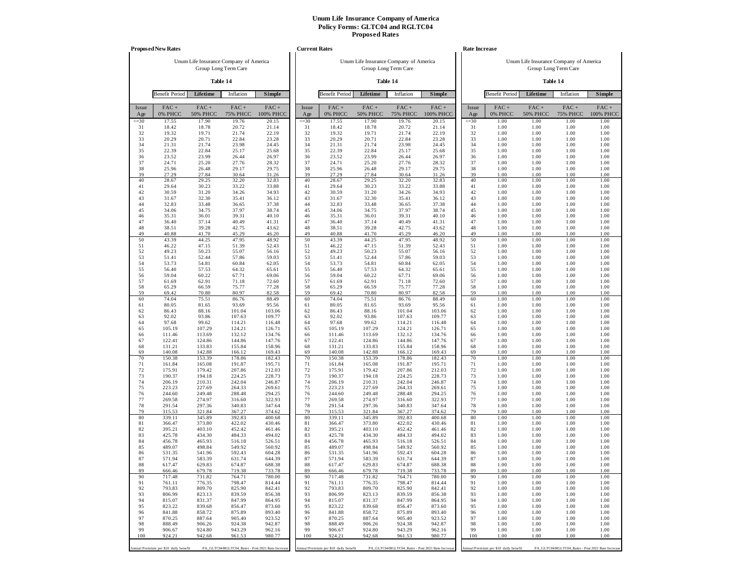# Unum Life Insurance Company of America
## Policy Forms: GLTC04 and RGLTC04
### Proposed Rates

**Proposed New Rates**

Unum Life Insurance Company of America
Group Long Term Care

**Table 14**

| Benefit Period | **Lifetime** | Inflation | **Simple** |
|---|---|---|---|

| Issue Age | FAC + 0% PHCC | FAC + 50% PHCC | FAC + 75% PHCC | FAC + 100% PHCC |
|---|---|---|---|---|
| <=30 | 17.55 | 17.90 | 19.76 | 20.15 |
| 31 | 18.42 | 18.78 | 20.72 | 21.14 |
| 32 | 19.32 | 19.71 | 21.74 | 22.19 |
| 33 | 20.29 | 20.71 | 22.84 | 23.28 |
| 34 | 21.31 | 21.74 | 23.98 | 24.45 |
| 35 | 22.39 | 22.84 | 25.17 | 25.68 |
| 36 | 23.52 | 23.99 | 26.44 | 26.97 |
| 37 | 24.71 | 25.20 | 27.76 | 28.32 |
| 38 | 25.96 | 26.48 | 29.17 | 29.75 |
| 39 | 27.29 | 27.84 | 30.64 | 31.26 |
| 40 | 28.67 | 29.25 | 32.20 | 32.83 |
| 41 | 29.64 | 30.23 | 33.22 | 33.88 |
| 42 | 30.59 | 31.20 | 34.26 | 34.93 |
| 43 | 31.67 | 32.30 | 35.41 | 36.12 |
| 44 | 32.83 | 33.48 | 36.65 | 37.38 |
| 45 | 34.06 | 34.75 | 37.97 | 38.74 |
| 46 | 35.31 | 36.01 | 39.31 | 40.10 |
| 47 | 36.40 | 37.14 | 40.49 | 41.31 |
| 48 | 38.51 | 39.28 | 42.75 | 43.62 |
| 49 | 40.88 | 41.70 | 45.29 | 46.20 |
| 50 | 43.39 | 44.25 | 47.95 | 48.92 |
| 51 | 46.22 | 47.15 | 51.39 | 52.43 |
| 52 | 49.23 | 50.23 | 55.07 | 56.16 |
| 53 | 51.41 | 52.44 | 57.86 | 59.03 |
| 54 | 53.73 | 54.81 | 60.84 | 62.05 |
| 55 | 56.40 | 57.53 | 64.32 | 65.61 |
| 56 | 59.04 | 60.22 | 67.71 | 69.06 |
| 57 | 61.69 | 62.91 | 71.18 | 72.60 |
| 58 | 65.29 | 66.59 | 75.77 | 77.28 |
| 59 | 69.42 | 70.80 | 80.97 | 82.58 |
| 60 | 74.04 | 75.51 | 86.76 | 88.49 |
| 61 | 80.05 | 81.65 | 93.69 | 95.56 |
| 62 | 86.43 | 88.16 | 101.04 | 103.06 |
| 63 | 92.02 | 93.86 | 107.63 | 109.77 |
| 64 | 97.68 | 99.62 | 114.21 | 116.48 |
| 65 | 105.19 | 107.29 | 124.21 | 126.71 |
| 66 | 111.46 | 113.69 | 132.12 | 134.76 |
| 67 | 122.41 | 124.86 | 144.86 | 147.76 |
| 68 | 131.21 | 133.83 | 155.84 | 158.96 |
| 69 | 140.08 | 142.88 | 166.12 | 169.43 |
| 70 | 150.38 | 153.39 | 178.86 | 182.43 |
| 71 | 161.84 | 165.08 | 191.87 | 195.71 |
| 72 | 175.91 | 179.42 | 207.86 | 212.03 |
| 73 | 190.37 | 194.18 | 224.25 | 228.73 |
| 74 | 206.19 | 210.31 | 242.04 | 246.87 |
| 75 | 223.23 | 227.69 | 264.33 | 269.61 |
| 76 | 244.60 | 249.48 | 288.48 | 294.25 |
| 77 | 269.58 | 274.97 | 316.60 | 322.93 |
| 78 | 291.54 | 297.36 | 340.83 | 347.64 |
| 79 | 315.53 | 321.84 | 367.27 | 374.62 |
| 80 | 339.11 | 345.89 | 392.83 | 400.68 |
| 81 | 366.47 | 373.80 | 422.02 | 430.46 |
| 82 | 395.21 | 403.10 | 452.42 | 461.46 |
| 83 | 425.78 | 434.30 | 484.33 | 494.02 |
| 84 | 456.78 | 465.93 | 516.18 | 526.51 |
| 85 | 489.07 | 498.84 | 549.92 | 560.92 |
| 86 | 531.35 | 541.96 | 592.43 | 604.28 |
| 87 | 571.94 | 583.39 | 631.74 | 644.39 |
| 88 | 617.47 | 629.83 | 674.87 | 688.38 |
| 89 | 666.46 | 679.78 | 719.38 | 733.78 |
| 90 | 717.48 | 731.82 | 764.71 | 780.00 |
| 91 | 761.11 | 776.35 | 798.47 | 814.44 |
| 92 | 793.83 | 809.70 | 825.90 | 842.41 |
| 93 | 806.99 | 823.13 | 839.59 | 856.38 |
| 94 | 815.07 | 831.37 | 847.99 | 864.95 |
| 95 | 823.22 | 839.68 | 856.47 | 873.60 |
| 96 | 841.88 | 858.72 | 875.89 | 893.40 |
| 97 | 870.25 | 887.64 | 905.40 | 923.52 |
| 98 | 888.49 | 906.26 | 924.38 | 942.87 |
| 99 | 906.67 | 924.80 | 943.29 | 962.16 |
| 100 | 924.21 | 942.68 | 961.53 | 980.77 |

Annual Premium per $10 daily benefit — PA_GLTC04/RGLTC04_Rates - Post 2021 Rate Increase

**Current Rates**

Unum Life Insurance Company of America
Group Long Term Care

**Table 14**

| Benefit Period | **Lifetime** | Inflation | **Simple** |
|---|---|---|---|

| Issue Age | FAC + 0% PHCC | FAC + 50% PHCC | FAC + 75% PHCC | FAC + 100% PHCC |
|---|---|---|---|---|
| <=30 | 17.55 | 17.90 | 19.76 | 20.15 |
| 31 | 18.42 | 18.78 | 20.72 | 21.14 |
| 32 | 19.32 | 19.71 | 21.74 | 22.19 |
| 33 | 20.29 | 20.71 | 22.84 | 23.28 |
| 34 | 21.31 | 21.74 | 23.98 | 24.45 |
| 35 | 22.39 | 22.84 | 25.17 | 25.68 |
| 36 | 23.52 | 23.99 | 26.44 | 26.97 |
| 37 | 24.71 | 25.20 | 27.76 | 28.32 |
| 38 | 25.96 | 26.48 | 29.17 | 29.75 |
| 39 | 27.29 | 27.84 | 30.64 | 31.26 |
| 40 | 28.67 | 29.25 | 32.20 | 32.83 |
| 41 | 29.64 | 30.23 | 33.22 | 33.88 |
| 42 | 30.59 | 31.20 | 34.26 | 34.93 |
| 43 | 31.67 | 32.30 | 35.41 | 36.12 |
| 44 | 32.83 | 33.48 | 36.65 | 37.38 |
| 45 | 34.06 | 34.75 | 37.97 | 38.74 |
| 46 | 35.31 | 36.01 | 39.31 | 40.10 |
| 47 | 36.40 | 37.14 | 40.49 | 41.31 |
| 48 | 38.51 | 39.28 | 42.75 | 43.62 |
| 49 | 40.88 | 41.70 | 45.29 | 46.20 |
| 50 | 43.39 | 44.25 | 47.95 | 48.92 |
| 51 | 46.22 | 47.15 | 51.39 | 52.43 |
| 52 | 49.23 | 50.23 | 55.07 | 56.16 |
| 53 | 51.41 | 52.44 | 57.86 | 59.03 |
| 54 | 53.73 | 54.81 | 60.84 | 62.05 |
| 55 | 56.40 | 57.53 | 64.32 | 65.61 |
| 56 | 59.04 | 60.22 | 67.71 | 69.06 |
| 57 | 61.69 | 62.91 | 71.18 | 72.60 |
| 58 | 65.29 | 66.59 | 75.77 | 77.28 |
| 59 | 69.42 | 70.80 | 80.97 | 82.58 |
| 60 | 74.04 | 75.51 | 86.76 | 88.49 |
| 61 | 80.05 | 81.65 | 93.69 | 95.56 |
| 62 | 86.43 | 88.16 | 101.04 | 103.06 |
| 63 | 92.02 | 93.86 | 107.63 | 109.77 |
| 64 | 97.68 | 99.62 | 114.21 | 116.48 |
| 65 | 105.19 | 107.29 | 124.21 | 126.71 |
| 66 | 111.46 | 113.69 | 132.12 | 134.76 |
| 67 | 122.41 | 124.86 | 144.86 | 147.76 |
| 68 | 131.21 | 133.83 | 155.84 | 158.96 |
| 69 | 140.08 | 142.88 | 166.12 | 169.43 |
| 70 | 150.38 | 153.39 | 178.86 | 182.43 |
| 71 | 161.84 | 165.08 | 191.87 | 195.71 |
| 72 | 175.91 | 179.42 | 207.86 | 212.03 |
| 73 | 190.37 | 194.18 | 224.25 | 228.73 |
| 74 | 206.19 | 210.31 | 242.04 | 246.87 |
| 75 | 223.23 | 227.69 | 264.33 | 269.61 |
| 76 | 244.60 | 249.48 | 288.48 | 294.25 |
| 77 | 269.58 | 274.97 | 316.60 | 322.93 |
| 78 | 291.54 | 297.36 | 340.83 | 347.64 |
| 79 | 315.53 | 321.84 | 367.27 | 374.62 |
| 80 | 339.11 | 345.89 | 392.83 | 400.68 |
| 81 | 366.47 | 373.80 | 422.02 | 430.46 |
| 82 | 395.21 | 403.10 | 452.42 | 461.46 |
| 83 | 425.78 | 434.30 | 484.33 | 494.02 |
| 84 | 456.78 | 465.93 | 516.18 | 526.51 |
| 85 | 489.07 | 498.84 | 549.92 | 560.92 |
| 86 | 531.35 | 541.96 | 592.43 | 604.28 |
| 87 | 571.94 | 583.39 | 631.74 | 644.39 |
| 88 | 617.47 | 629.83 | 674.87 | 688.38 |
| 89 | 666.46 | 679.78 | 719.38 | 733.78 |
| 90 | 717.48 | 731.82 | 764.71 | 780.00 |
| 91 | 761.11 | 776.35 | 798.47 | 814.44 |
| 92 | 793.83 | 809.70 | 825.90 | 842.41 |
| 93 | 806.99 | 823.13 | 839.59 | 856.38 |
| 94 | 815.07 | 831.37 | 847.99 | 864.95 |
| 95 | 823.22 | 839.68 | 856.47 | 873.60 |
| 96 | 841.88 | 858.72 | 875.89 | 893.40 |
| 97 | 870.25 | 887.64 | 905.40 | 923.52 |
| 98 | 888.49 | 906.26 | 924.38 | 942.87 |
| 99 | 906.67 | 924.80 | 943.29 | 962.16 |
| 100 | 924.21 | 942.68 | 961.53 | 980.77 |

Annual Premium per $10 daily benefit — PA_GLTC04/RGLTC04_Rates - Post 2021 Rate Increase

**Rate Increase**

Unum Life Insurance Company of America
Group Long Term Care

**Table 14**

| Benefit Period | **Lifetime** | Inflation | **Simple** |
|---|---|---|---|

| Issue Age | FAC + 0% PHCC | FAC + 50% PHCC | FAC + 75% PHCC | FAC + 100% PHCC |
|---|---|---|---|---|
| <=30 | 1.00 | 1.00 | 1.00 | 1.00 |
| 31 | 1.00 | 1.00 | 1.00 | 1.00 |
| 32 | 1.00 | 1.00 | 1.00 | 1.00 |
| 33 | 1.00 | 1.00 | 1.00 | 1.00 |
| 34 | 1.00 | 1.00 | 1.00 | 1.00 |
| 35 | 1.00 | 1.00 | 1.00 | 1.00 |
| 36 | 1.00 | 1.00 | 1.00 | 1.00 |
| 37 | 1.00 | 1.00 | 1.00 | 1.00 |
| 38 | 1.00 | 1.00 | 1.00 | 1.00 |
| 39 | 1.00 | 1.00 | 1.00 | 1.00 |
| 40 | 1.00 | 1.00 | 1.00 | 1.00 |
| 41 | 1.00 | 1.00 | 1.00 | 1.00 |
| 42 | 1.00 | 1.00 | 1.00 | 1.00 |
| 43 | 1.00 | 1.00 | 1.00 | 1.00 |
| 44 | 1.00 | 1.00 | 1.00 | 1.00 |
| 45 | 1.00 | 1.00 | 1.00 | 1.00 |
| 46 | 1.00 | 1.00 | 1.00 | 1.00 |
| 47 | 1.00 | 1.00 | 1.00 | 1.00 |
| 48 | 1.00 | 1.00 | 1.00 | 1.00 |
| 49 | 1.00 | 1.00 | 1.00 | 1.00 |
| 50 | 1.00 | 1.00 | 1.00 | 1.00 |
| 51 | 1.00 | 1.00 | 1.00 | 1.00 |
| 52 | 1.00 | 1.00 | 1.00 | 1.00 |
| 53 | 1.00 | 1.00 | 1.00 | 1.00 |
| 54 | 1.00 | 1.00 | 1.00 | 1.00 |
| 55 | 1.00 | 1.00 | 1.00 | 1.00 |
| 56 | 1.00 | 1.00 | 1.00 | 1.00 |
| 57 | 1.00 | 1.00 | 1.00 | 1.00 |
| 58 | 1.00 | 1.00 | 1.00 | 1.00 |
| 59 | 1.00 | 1.00 | 1.00 | 1.00 |
| 60 | 1.00 | 1.00 | 1.00 | 1.00 |
| 61 | 1.00 | 1.00 | 1.00 | 1.00 |
| 62 | 1.00 | 1.00 | 1.00 | 1.00 |
| 63 | 1.00 | 1.00 | 1.00 | 1.00 |
| 64 | 1.00 | 1.00 | 1.00 | 1.00 |
| 65 | 1.00 | 1.00 | 1.00 | 1.00 |
| 66 | 1.00 | 1.00 | 1.00 | 1.00 |
| 67 | 1.00 | 1.00 | 1.00 | 1.00 |
| 68 | 1.00 | 1.00 | 1.00 | 1.00 |
| 69 | 1.00 | 1.00 | 1.00 | 1.00 |
| 70 | 1.00 | 1.00 | 1.00 | 1.00 |
| 71 | 1.00 | 1.00 | 1.00 | 1.00 |
| 72 | 1.00 | 1.00 | 1.00 | 1.00 |
| 73 | 1.00 | 1.00 | 1.00 | 1.00 |
| 74 | 1.00 | 1.00 | 1.00 | 1.00 |
| 75 | 1.00 | 1.00 | 1.00 | 1.00 |
| 76 | 1.00 | 1.00 | 1.00 | 1.00 |
| 77 | 1.00 | 1.00 | 1.00 | 1.00 |
| 78 | 1.00 | 1.00 | 1.00 | 1.00 |
| 79 | 1.00 | 1.00 | 1.00 | 1.00 |
| 80 | 1.00 | 1.00 | 1.00 | 1.00 |
| 81 | 1.00 | 1.00 | 1.00 | 1.00 |
| 82 | 1.00 | 1.00 | 1.00 | 1.00 |
| 83 | 1.00 | 1.00 | 1.00 | 1.00 |
| 84 | 1.00 | 1.00 | 1.00 | 1.00 |
| 85 | 1.00 | 1.00 | 1.00 | 1.00 |
| 86 | 1.00 | 1.00 | 1.00 | 1.00 |
| 87 | 1.00 | 1.00 | 1.00 | 1.00 |
| 88 | 1.00 | 1.00 | 1.00 | 1.00 |
| 89 | 1.00 | 1.00 | 1.00 | 1.00 |
| 90 | 1.00 | 1.00 | 1.00 | 1.00 |
| 91 | 1.00 | 1.00 | 1.00 | 1.00 |
| 92 | 1.00 | 1.00 | 1.00 | 1.00 |
| 93 | 1.00 | 1.00 | 1.00 | 1.00 |
| 94 | 1.00 | 1.00 | 1.00 | 1.00 |
| 95 | 1.00 | 1.00 | 1.00 | 1.00 |
| 96 | 1.00 | 1.00 | 1.00 | 1.00 |
| 97 | 1.00 | 1.00 | 1.00 | 1.00 |
| 98 | 1.00 | 1.00 | 1.00 | 1.00 |
| 99 | 1.00 | 1.00 | 1.00 | 1.00 |
| 100 | 1.00 | 1.00 | 1.00 | 1.00 |

Annual Premium per $10 daily benefit — PA_GLTC04/RGLTC04_Rates - Post 2021 Rate Increase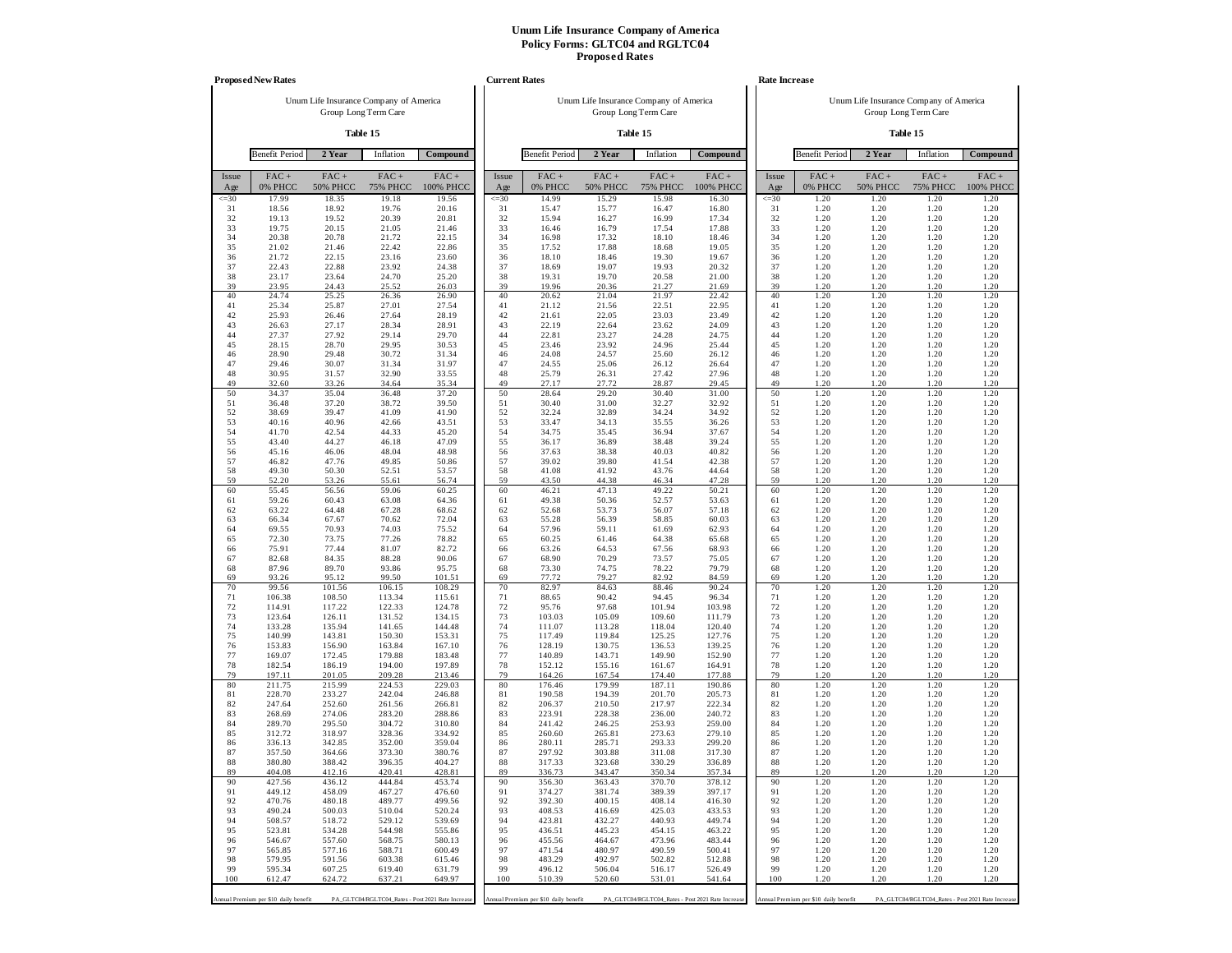# Unum Life Insurance Company of America
## Policy Forms: GLTC04 and RGLTC04
## Proposed Rates

### Proposed New Rates

Unum Life Insurance Company of America
Group Long Term Care

**Table 15**

Benefit Period: **2 Year** | Inflation: **Compound**

| Issue Age | FAC + 0% PHCC | FAC + 50% PHCC | FAC + 75% PHCC | FAC + 100% PHCC |
|---|---|---|---|---|
| <=30 | 17.99 | 18.35 | 19.18 | 19.56 |
| 31 | 18.56 | 18.92 | 19.76 | 20.16 |
| 32 | 19.13 | 19.52 | 20.39 | 20.81 |
| 33 | 19.75 | 20.15 | 21.05 | 21.46 |
| 34 | 20.38 | 20.78 | 21.72 | 22.15 |
| 35 | 21.02 | 21.46 | 22.42 | 22.86 |
| 36 | 21.72 | 22.15 | 23.16 | 23.60 |
| 37 | 22.43 | 22.88 | 23.92 | 24.38 |
| 38 | 23.17 | 23.64 | 24.70 | 25.20 |
| 39 | 23.95 | 24.43 | 25.52 | 26.03 |
| 40 | 24.74 | 25.25 | 26.36 | 26.90 |
| 41 | 25.34 | 25.87 | 27.01 | 27.54 |
| 42 | 25.93 | 26.46 | 27.64 | 28.19 |
| 43 | 26.63 | 27.17 | 28.34 | 28.91 |
| 44 | 27.37 | 27.92 | 29.14 | 29.70 |
| 45 | 28.15 | 28.70 | 29.95 | 30.53 |
| 46 | 28.90 | 29.48 | 30.72 | 31.34 |
| 47 | 29.46 | 30.07 | 31.34 | 31.97 |
| 48 | 30.95 | 31.57 | 32.90 | 33.55 |
| 49 | 32.60 | 33.26 | 34.64 | 35.34 |
| 50 | 34.37 | 35.04 | 36.48 | 37.20 |
| 51 | 36.48 | 37.20 | 38.72 | 39.50 |
| 52 | 38.69 | 39.47 | 41.09 | 41.90 |
| 53 | 40.16 | 40.96 | 42.66 | 43.51 |
| 54 | 41.70 | 42.54 | 44.33 | 45.20 |
| 55 | 43.40 | 44.27 | 46.18 | 47.09 |
| 56 | 45.16 | 46.06 | 48.04 | 48.98 |
| 57 | 46.82 | 47.76 | 49.85 | 50.86 |
| 58 | 49.30 | 50.30 | 52.51 | 53.57 |
| 59 | 52.20 | 53.26 | 55.61 | 56.74 |
| 60 | 55.45 | 56.56 | 59.06 | 60.25 |
| 61 | 59.26 | 60.43 | 63.08 | 64.36 |
| 62 | 63.22 | 64.48 | 67.28 | 68.62 |
| 63 | 66.34 | 67.67 | 70.62 | 72.04 |
| 64 | 69.55 | 70.93 | 74.03 | 75.52 |
| 65 | 72.30 | 73.75 | 77.26 | 78.82 |
| 66 | 75.91 | 77.44 | 81.07 | 82.72 |
| 67 | 82.68 | 84.35 | 88.28 | 90.06 |
| 68 | 87.96 | 89.70 | 93.86 | 95.75 |
| 69 | 93.26 | 95.12 | 99.50 | 101.51 |
| 70 | 99.56 | 101.56 | 106.15 | 108.29 |
| 71 | 106.38 | 108.50 | 113.34 | 115.61 |
| 72 | 114.91 | 117.22 | 122.33 | 124.78 |
| 73 | 123.64 | 126.11 | 131.52 | 134.15 |
| 74 | 133.28 | 135.94 | 141.65 | 144.48 |
| 75 | 140.99 | 143.81 | 150.30 | 153.31 |
| 76 | 153.83 | 156.90 | 163.84 | 167.10 |
| 77 | 169.07 | 172.45 | 179.88 | 183.48 |
| 78 | 182.54 | 186.19 | 194.00 | 197.89 |
| 79 | 197.11 | 201.05 | 209.28 | 213.46 |
| 80 | 211.75 | 215.99 | 224.53 | 229.03 |
| 81 | 228.70 | 233.27 | 242.04 | 246.88 |
| 82 | 247.64 | 252.60 | 261.56 | 266.81 |
| 83 | 268.69 | 274.06 | 283.20 | 288.86 |
| 84 | 289.70 | 295.50 | 304.72 | 310.80 |
| 85 | 312.72 | 318.97 | 328.36 | 334.92 |
| 86 | 336.13 | 342.85 | 352.00 | 359.04 |
| 87 | 357.50 | 364.66 | 373.30 | 380.76 |
| 88 | 380.80 | 388.42 | 396.35 | 404.27 |
| 89 | 404.08 | 412.16 | 420.41 | 428.81 |
| 90 | 427.56 | 436.12 | 444.84 | 453.74 |
| 91 | 449.12 | 458.09 | 467.27 | 476.60 |
| 92 | 470.76 | 480.18 | 489.77 | 499.56 |
| 93 | 490.24 | 500.03 | 510.04 | 520.24 |
| 94 | 508.57 | 518.72 | 529.12 | 539.69 |
| 95 | 523.81 | 534.28 | 544.98 | 555.86 |
| 96 | 546.67 | 557.60 | 568.75 | 580.13 |
| 97 | 565.85 | 577.16 | 588.71 | 600.49 |
| 98 | 579.95 | 591.56 | 603.38 | 615.46 |
| 99 | 595.34 | 607.25 | 619.40 | 631.79 |
| 100 | 612.47 | 624.72 | 637.21 | 649.97 |

Annual Premium per $10 daily benefit — PA_GLTC04/RGLTC04_Rates - Post 2021 Rate Increase

### Current Rates

Unum Life Insurance Company of America
Group Long Term Care

**Table 15**

Benefit Period: **2 Year** | Inflation: **Compound**

| Issue Age | FAC + 0% PHCC | FAC + 50% PHCC | FAC + 75% PHCC | FAC + 100% PHCC |
|---|---|---|---|---|
| <=30 | 14.99 | 15.29 | 15.98 | 16.30 |
| 31 | 15.47 | 15.77 | 16.47 | 16.80 |
| 32 | 15.94 | 16.27 | 16.99 | 17.34 |
| 33 | 16.46 | 16.79 | 17.54 | 17.88 |
| 34 | 16.98 | 17.32 | 18.10 | 18.46 |
| 35 | 17.52 | 17.88 | 18.68 | 19.05 |
| 36 | 18.10 | 18.46 | 19.30 | 19.67 |
| 37 | 18.69 | 19.07 | 19.93 | 20.32 |
| 38 | 19.31 | 19.70 | 20.58 | 21.00 |
| 39 | 19.96 | 20.36 | 21.27 | 21.69 |
| 40 | 20.62 | 21.04 | 21.97 | 22.42 |
| 41 | 21.12 | 21.56 | 22.51 | 22.95 |
| 42 | 21.61 | 22.05 | 23.03 | 23.49 |
| 43 | 22.19 | 22.64 | 23.62 | 24.09 |
| 44 | 22.81 | 23.27 | 24.28 | 24.75 |
| 45 | 23.46 | 23.92 | 24.96 | 25.44 |
| 46 | 24.08 | 24.57 | 25.60 | 26.12 |
| 47 | 24.55 | 25.06 | 26.12 | 26.64 |
| 48 | 25.79 | 26.31 | 27.42 | 27.96 |
| 49 | 27.17 | 27.72 | 28.87 | 29.45 |
| 50 | 28.64 | 29.20 | 30.40 | 31.00 |
| 51 | 30.40 | 31.00 | 32.27 | 32.92 |
| 52 | 32.24 | 32.89 | 34.24 | 34.92 |
| 53 | 33.47 | 34.13 | 35.55 | 36.26 |
| 54 | 34.75 | 35.45 | 36.94 | 37.67 |
| 55 | 36.17 | 36.89 | 38.48 | 39.24 |
| 56 | 37.63 | 38.38 | 40.03 | 40.82 |
| 57 | 39.02 | 39.80 | 41.54 | 42.38 |
| 58 | 41.08 | 41.92 | 43.76 | 44.64 |
| 59 | 43.50 | 44.38 | 46.34 | 47.28 |
| 60 | 46.21 | 47.13 | 49.22 | 50.21 |
| 61 | 49.38 | 50.36 | 52.57 | 53.63 |
| 62 | 52.68 | 53.73 | 56.07 | 57.18 |
| 63 | 55.28 | 56.39 | 58.85 | 60.03 |
| 64 | 57.96 | 59.11 | 61.69 | 62.93 |
| 65 | 60.25 | 61.46 | 64.38 | 65.68 |
| 66 | 63.26 | 64.53 | 67.56 | 68.93 |
| 67 | 68.90 | 70.29 | 73.57 | 75.05 |
| 68 | 73.30 | 74.75 | 78.22 | 79.79 |
| 69 | 77.72 | 79.27 | 82.92 | 84.59 |
| 70 | 82.97 | 84.63 | 88.46 | 90.24 |
| 71 | 88.65 | 90.42 | 94.45 | 96.34 |
| 72 | 95.76 | 97.68 | 101.94 | 103.98 |
| 73 | 103.03 | 105.09 | 109.60 | 111.79 |
| 74 | 111.07 | 113.28 | 118.04 | 120.40 |
| 75 | 117.49 | 119.84 | 125.25 | 127.76 |
| 76 | 128.19 | 130.75 | 136.53 | 139.25 |
| 77 | 140.89 | 143.71 | 149.90 | 152.90 |
| 78 | 152.12 | 155.16 | 161.67 | 164.91 |
| 79 | 164.26 | 167.54 | 174.40 | 177.88 |
| 80 | 176.46 | 179.99 | 187.11 | 190.86 |
| 81 | 190.58 | 194.39 | 201.70 | 205.73 |
| 82 | 206.37 | 210.50 | 217.97 | 222.34 |
| 83 | 223.91 | 228.38 | 236.00 | 240.72 |
| 84 | 241.42 | 246.25 | 253.93 | 259.00 |
| 85 | 260.60 | 265.81 | 273.63 | 279.10 |
| 86 | 280.11 | 285.71 | 293.33 | 299.20 |
| 87 | 297.92 | 303.88 | 311.08 | 317.30 |
| 88 | 317.33 | 323.68 | 330.29 | 336.89 |
| 89 | 336.73 | 343.47 | 350.34 | 357.34 |
| 90 | 356.30 | 363.43 | 370.70 | 378.12 |
| 91 | 374.27 | 381.74 | 389.39 | 397.17 |
| 92 | 392.30 | 400.15 | 408.14 | 416.30 |
| 93 | 408.53 | 416.69 | 425.03 | 433.53 |
| 94 | 423.81 | 432.27 | 440.93 | 449.74 |
| 95 | 436.51 | 445.23 | 454.15 | 463.22 |
| 96 | 455.56 | 464.67 | 473.96 | 483.44 |
| 97 | 471.54 | 480.97 | 490.59 | 500.41 |
| 98 | 483.29 | 492.97 | 502.82 | 512.88 |
| 99 | 496.12 | 506.04 | 516.17 | 526.49 |
| 100 | 510.39 | 520.60 | 531.01 | 541.64 |

Annual Premium per $10 daily benefit — PA_GLTC04/RGLTC04_Rates - Post 2021 Rate Increase

### Rate Increase

Unum Life Insurance Company of America
Group Long Term Care

**Table 15**

Benefit Period: **2 Year** | Inflation: **Compound**

| Issue Age | FAC + 0% PHCC | FAC + 50% PHCC | FAC + 75% PHCC | FAC + 100% PHCC |
|---|---|---|---|---|
| <=30 | 1.20 | 1.20 | 1.20 | 1.20 |
| 31 | 1.20 | 1.20 | 1.20 | 1.20 |
| 32 | 1.20 | 1.20 | 1.20 | 1.20 |
| 33 | 1.20 | 1.20 | 1.20 | 1.20 |
| 34 | 1.20 | 1.20 | 1.20 | 1.20 |
| 35 | 1.20 | 1.20 | 1.20 | 1.20 |
| 36 | 1.20 | 1.20 | 1.20 | 1.20 |
| 37 | 1.20 | 1.20 | 1.20 | 1.20 |
| 38 | 1.20 | 1.20 | 1.20 | 1.20 |
| 39 | 1.20 | 1.20 | 1.20 | 1.20 |
| 40 | 1.20 | 1.20 | 1.20 | 1.20 |
| 41 | 1.20 | 1.20 | 1.20 | 1.20 |
| 42 | 1.20 | 1.20 | 1.20 | 1.20 |
| 43 | 1.20 | 1.20 | 1.20 | 1.20 |
| 44 | 1.20 | 1.20 | 1.20 | 1.20 |
| 45 | 1.20 | 1.20 | 1.20 | 1.20 |
| 46 | 1.20 | 1.20 | 1.20 | 1.20 |
| 47 | 1.20 | 1.20 | 1.20 | 1.20 |
| 48 | 1.20 | 1.20 | 1.20 | 1.20 |
| 49 | 1.20 | 1.20 | 1.20 | 1.20 |
| 50 | 1.20 | 1.20 | 1.20 | 1.20 |
| 51 | 1.20 | 1.20 | 1.20 | 1.20 |
| 52 | 1.20 | 1.20 | 1.20 | 1.20 |
| 53 | 1.20 | 1.20 | 1.20 | 1.20 |
| 54 | 1.20 | 1.20 | 1.20 | 1.20 |
| 55 | 1.20 | 1.20 | 1.20 | 1.20 |
| 56 | 1.20 | 1.20 | 1.20 | 1.20 |
| 57 | 1.20 | 1.20 | 1.20 | 1.20 |
| 58 | 1.20 | 1.20 | 1.20 | 1.20 |
| 59 | 1.20 | 1.20 | 1.20 | 1.20 |
| 60 | 1.20 | 1.20 | 1.20 | 1.20 |
| 61 | 1.20 | 1.20 | 1.20 | 1.20 |
| 62 | 1.20 | 1.20 | 1.20 | 1.20 |
| 63 | 1.20 | 1.20 | 1.20 | 1.20 |
| 64 | 1.20 | 1.20 | 1.20 | 1.20 |
| 65 | 1.20 | 1.20 | 1.20 | 1.20 |
| 66 | 1.20 | 1.20 | 1.20 | 1.20 |
| 67 | 1.20 | 1.20 | 1.20 | 1.20 |
| 68 | 1.20 | 1.20 | 1.20 | 1.20 |
| 69 | 1.20 | 1.20 | 1.20 | 1.20 |
| 70 | 1.20 | 1.20 | 1.20 | 1.20 |
| 71 | 1.20 | 1.20 | 1.20 | 1.20 |
| 72 | 1.20 | 1.20 | 1.20 | 1.20 |
| 73 | 1.20 | 1.20 | 1.20 | 1.20 |
| 74 | 1.20 | 1.20 | 1.20 | 1.20 |
| 75 | 1.20 | 1.20 | 1.20 | 1.20 |
| 76 | 1.20 | 1.20 | 1.20 | 1.20 |
| 77 | 1.20 | 1.20 | 1.20 | 1.20 |
| 78 | 1.20 | 1.20 | 1.20 | 1.20 |
| 79 | 1.20 | 1.20 | 1.20 | 1.20 |
| 80 | 1.20 | 1.20 | 1.20 | 1.20 |
| 81 | 1.20 | 1.20 | 1.20 | 1.20 |
| 82 | 1.20 | 1.20 | 1.20 | 1.20 |
| 83 | 1.20 | 1.20 | 1.20 | 1.20 |
| 84 | 1.20 | 1.20 | 1.20 | 1.20 |
| 85 | 1.20 | 1.20 | 1.20 | 1.20 |
| 86 | 1.20 | 1.20 | 1.20 | 1.20 |
| 87 | 1.20 | 1.20 | 1.20 | 1.20 |
| 88 | 1.20 | 1.20 | 1.20 | 1.20 |
| 89 | 1.20 | 1.20 | 1.20 | 1.20 |
| 90 | 1.20 | 1.20 | 1.20 | 1.20 |
| 91 | 1.20 | 1.20 | 1.20 | 1.20 |
| 92 | 1.20 | 1.20 | 1.20 | 1.20 |
| 93 | 1.20 | 1.20 | 1.20 | 1.20 |
| 94 | 1.20 | 1.20 | 1.20 | 1.20 |
| 95 | 1.20 | 1.20 | 1.20 | 1.20 |
| 96 | 1.20 | 1.20 | 1.20 | 1.20 |
| 97 | 1.20 | 1.20 | 1.20 | 1.20 |
| 98 | 1.20 | 1.20 | 1.20 | 1.20 |
| 99 | 1.20 | 1.20 | 1.20 | 1.20 |
| 100 | 1.20 | 1.20 | 1.20 | 1.20 |

Annual Premium per $10 daily benefit — PA_GLTC04/RGLTC04_Rates - Post 2021 Rate Increase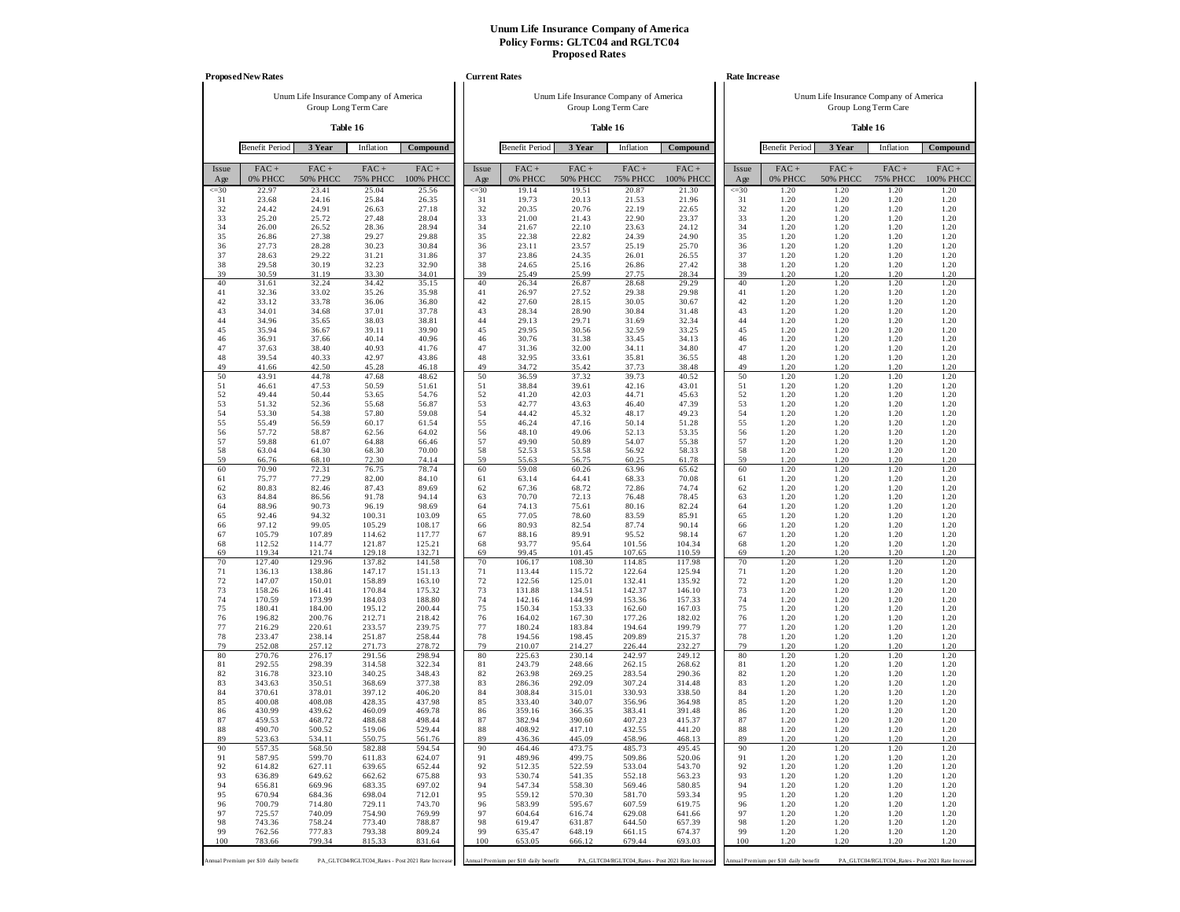# Unum Life Insurance Company of America
## Policy Forms: GLTC04 and RGLTC04
## Proposed Rates

### Proposed New Rates

Unum Life Insurance Company of America
Group Long Term Care

**Table 16**

| Benefit Period | **3 Year** | Inflation | **Compound** |
|---|---|---|---|

| Issue Age | FAC + 0% PHCC | FAC + 50% PHCC | FAC + 75% PHCC | FAC + 100% PHCC |
|---|---|---|---|---|
| <=30 | 22.97 | 23.41 | 25.04 | 25.56 |
| 31 | 23.68 | 24.16 | 25.84 | 26.35 |
| 32 | 24.42 | 24.91 | 26.63 | 27.18 |
| 33 | 25.20 | 25.72 | 27.48 | 28.04 |
| 34 | 26.00 | 26.52 | 28.36 | 28.94 |
| 35 | 26.86 | 27.38 | 29.27 | 29.88 |
| 36 | 27.73 | 28.28 | 30.23 | 30.84 |
| 37 | 28.63 | 29.22 | 31.21 | 31.86 |
| 38 | 29.58 | 30.19 | 32.23 | 32.90 |
| 39 | 30.59 | 31.19 | 33.30 | 34.01 |
| 40 | 31.61 | 32.24 | 34.42 | 35.15 |
| 41 | 32.36 | 33.02 | 35.26 | 35.98 |
| 42 | 33.12 | 33.78 | 36.06 | 36.80 |
| 43 | 34.01 | 34.68 | 37.01 | 37.78 |
| 44 | 34.96 | 35.65 | 38.03 | 38.81 |
| 45 | 35.94 | 36.67 | 39.11 | 39.90 |
| 46 | 36.91 | 37.66 | 40.14 | 40.96 |
| 47 | 37.63 | 38.40 | 40.93 | 41.76 |
| 48 | 39.54 | 40.33 | 42.97 | 43.86 |
| 49 | 41.66 | 42.50 | 45.28 | 46.18 |
| 50 | 43.91 | 44.78 | 47.68 | 48.62 |
| 51 | 46.61 | 47.53 | 50.59 | 51.61 |
| 52 | 49.44 | 50.44 | 53.65 | 54.76 |
| 53 | 51.32 | 52.36 | 55.68 | 56.87 |
| 54 | 53.30 | 54.38 | 57.80 | 59.08 |
| 55 | 55.49 | 56.59 | 60.17 | 61.54 |
| 56 | 57.72 | 58.87 | 62.56 | 64.02 |
| 57 | 59.88 | 61.07 | 64.88 | 66.46 |
| 58 | 63.04 | 64.30 | 68.30 | 70.00 |
| 59 | 66.76 | 68.10 | 72.30 | 74.14 |
| 60 | 70.90 | 72.31 | 76.75 | 78.74 |
| 61 | 75.77 | 77.29 | 82.00 | 84.10 |
| 62 | 80.83 | 82.46 | 87.43 | 89.69 |
| 63 | 84.84 | 86.56 | 91.78 | 94.14 |
| 64 | 88.96 | 90.73 | 96.19 | 98.69 |
| 65 | 92.46 | 94.32 | 100.31 | 103.09 |
| 66 | 97.12 | 99.05 | 105.29 | 108.17 |
| 67 | 105.79 | 107.89 | 114.62 | 117.77 |
| 68 | 112.52 | 114.77 | 121.87 | 125.21 |
| 69 | 119.34 | 121.74 | 129.18 | 132.71 |
| 70 | 127.40 | 129.96 | 137.82 | 141.58 |
| 71 | 136.13 | 138.86 | 147.17 | 151.13 |
| 72 | 147.07 | 150.01 | 158.89 | 163.10 |
| 73 | 158.26 | 161.41 | 170.84 | 175.32 |
| 74 | 170.59 | 173.99 | 184.03 | 188.80 |
| 75 | 180.41 | 184.00 | 195.12 | 200.44 |
| 76 | 196.82 | 200.76 | 212.71 | 218.42 |
| 77 | 216.29 | 220.61 | 233.57 | 239.75 |
| 78 | 233.47 | 238.14 | 251.87 | 258.44 |
| 79 | 252.08 | 257.12 | 271.73 | 278.72 |
| 80 | 270.76 | 276.17 | 291.56 | 298.94 |
| 81 | 292.55 | 298.39 | 314.58 | 322.34 |
| 82 | 316.78 | 323.10 | 340.25 | 348.43 |
| 83 | 343.63 | 350.51 | 368.69 | 377.38 |
| 84 | 370.61 | 378.01 | 397.12 | 406.20 |
| 85 | 400.08 | 408.08 | 428.35 | 437.98 |
| 86 | 430.99 | 439.62 | 460.09 | 469.78 |
| 87 | 459.53 | 468.72 | 488.68 | 498.44 |
| 88 | 490.70 | 500.52 | 519.06 | 529.44 |
| 89 | 523.63 | 534.11 | 550.75 | 561.76 |
| 90 | 557.35 | 568.50 | 582.88 | 594.54 |
| 91 | 587.95 | 599.70 | 611.83 | 624.07 |
| 92 | 614.82 | 627.11 | 639.65 | 652.44 |
| 93 | 636.89 | 649.62 | 662.62 | 675.88 |
| 94 | 656.81 | 669.96 | 683.35 | 697.02 |
| 95 | 670.94 | 684.36 | 698.04 | 712.01 |
| 96 | 700.79 | 714.80 | 729.11 | 743.70 |
| 97 | 725.57 | 740.09 | 754.90 | 769.99 |
| 98 | 743.36 | 758.24 | 773.40 | 788.87 |
| 99 | 762.56 | 777.83 | 793.38 | 809.24 |
| 100 | 783.66 | 799.34 | 815.33 | 831.64 |

Annual Premium per $10 daily benefit — PA_GLTC04/RGLTC04_Rates - Post 2021 Rate Increase

### Current Rates

Unum Life Insurance Company of America
Group Long Term Care

**Table 16**

| Benefit Period | **3 Year** | Inflation | **Compound** |
|---|---|---|---|

| Issue Age | FAC + 0% PHCC | FAC + 50% PHCC | FAC + 75% PHCC | FAC + 100% PHCC |
|---|---|---|---|---|
| <=30 | 19.14 | 19.51 | 20.87 | 21.30 |
| 31 | 19.73 | 20.13 | 21.53 | 21.96 |
| 32 | 20.35 | 20.76 | 22.19 | 22.65 |
| 33 | 21.00 | 21.43 | 22.90 | 23.37 |
| 34 | 21.67 | 22.10 | 23.63 | 24.12 |
| 35 | 22.38 | 22.82 | 24.39 | 24.90 |
| 36 | 23.11 | 23.57 | 25.19 | 25.70 |
| 37 | 23.86 | 24.35 | 26.01 | 26.55 |
| 38 | 24.65 | 25.16 | 26.86 | 27.42 |
| 39 | 25.49 | 25.99 | 27.75 | 28.34 |
| 40 | 26.34 | 26.87 | 28.68 | 29.29 |
| 41 | 26.97 | 27.52 | 29.38 | 29.98 |
| 42 | 27.60 | 28.15 | 30.05 | 30.67 |
| 43 | 28.34 | 28.90 | 30.84 | 31.48 |
| 44 | 29.13 | 29.71 | 31.69 | 32.34 |
| 45 | 29.95 | 30.56 | 32.59 | 33.25 |
| 46 | 30.76 | 31.38 | 33.45 | 34.13 |
| 47 | 31.36 | 32.00 | 34.11 | 34.80 |
| 48 | 32.95 | 33.61 | 35.81 | 36.55 |
| 49 | 34.72 | 35.42 | 37.73 | 38.48 |
| 50 | 36.59 | 37.32 | 39.73 | 40.52 |
| 51 | 38.84 | 39.61 | 42.16 | 43.01 |
| 52 | 41.20 | 42.03 | 44.71 | 45.63 |
| 53 | 42.77 | 43.63 | 46.40 | 47.39 |
| 54 | 44.42 | 45.32 | 48.17 | 49.23 |
| 55 | 46.24 | 47.16 | 50.14 | 51.28 |
| 56 | 48.10 | 49.06 | 52.13 | 53.35 |
| 57 | 49.90 | 50.89 | 54.07 | 55.38 |
| 58 | 52.53 | 53.58 | 56.92 | 58.33 |
| 59 | 55.63 | 56.75 | 60.25 | 61.78 |
| 60 | 59.08 | 60.26 | 63.96 | 65.62 |
| 61 | 63.14 | 64.41 | 68.33 | 70.08 |
| 62 | 67.36 | 68.72 | 72.86 | 74.74 |
| 63 | 70.70 | 72.13 | 76.48 | 78.45 |
| 64 | 74.13 | 75.61 | 80.16 | 82.24 |
| 65 | 77.05 | 78.60 | 83.59 | 85.91 |
| 66 | 80.93 | 82.54 | 87.74 | 90.14 |
| 67 | 88.16 | 89.91 | 95.52 | 98.14 |
| 68 | 93.77 | 95.64 | 101.56 | 104.34 |
| 69 | 99.45 | 101.45 | 107.65 | 110.59 |
| 70 | 106.17 | 108.30 | 114.85 | 117.98 |
| 71 | 113.44 | 115.72 | 122.64 | 125.94 |
| 72 | 122.56 | 125.01 | 132.41 | 135.92 |
| 73 | 131.88 | 134.51 | 142.37 | 146.10 |
| 74 | 142.16 | 144.99 | 153.36 | 157.33 |
| 75 | 150.34 | 153.33 | 162.60 | 167.03 |
| 76 | 164.02 | 167.30 | 177.26 | 182.02 |
| 77 | 180.24 | 183.84 | 194.64 | 199.79 |
| 78 | 194.56 | 198.45 | 209.89 | 215.37 |
| 79 | 210.07 | 214.27 | 226.44 | 232.27 |
| 80 | 225.63 | 230.14 | 242.97 | 249.12 |
| 81 | 243.79 | 248.66 | 262.15 | 268.62 |
| 82 | 263.98 | 269.25 | 283.54 | 290.36 |
| 83 | 286.36 | 292.09 | 307.24 | 314.48 |
| 84 | 308.84 | 315.01 | 330.93 | 338.50 |
| 85 | 333.40 | 340.07 | 356.96 | 364.98 |
| 86 | 359.16 | 366.35 | 383.41 | 391.48 |
| 87 | 382.94 | 390.60 | 407.23 | 415.37 |
| 88 | 408.92 | 417.10 | 432.55 | 441.20 |
| 89 | 436.36 | 445.09 | 458.96 | 468.13 |
| 90 | 464.46 | 473.75 | 485.73 | 495.45 |
| 91 | 489.96 | 499.75 | 509.86 | 520.06 |
| 92 | 512.35 | 522.59 | 533.04 | 543.70 |
| 93 | 530.74 | 541.35 | 552.18 | 563.23 |
| 94 | 547.34 | 558.30 | 569.46 | 580.85 |
| 95 | 559.12 | 570.30 | 581.70 | 593.34 |
| 96 | 583.99 | 595.67 | 607.59 | 619.75 |
| 97 | 604.64 | 616.74 | 629.08 | 641.66 |
| 98 | 619.47 | 631.87 | 644.50 | 657.39 |
| 99 | 635.47 | 648.19 | 661.15 | 674.37 |
| 100 | 653.05 | 666.12 | 679.44 | 693.03 |

Annual Premium per $10 daily benefit — PA_GLTC04/RGLTC04_Rates - Post 2021 Rate Increase

### Rate Increase

Unum Life Insurance Company of America
Group Long Term Care

**Table 16**

| Benefit Period | **3 Year** | Inflation | **Compound** |
|---|---|---|---|

| Issue Age | FAC + 0% PHCC | FAC + 50% PHCC | FAC + 75% PHCC | FAC + 100% PHCC |
|---|---|---|---|---|
| <=30 | 1.20 | 1.20 | 1.20 | 1.20 |
| 31 | 1.20 | 1.20 | 1.20 | 1.20 |
| 32 | 1.20 | 1.20 | 1.20 | 1.20 |
| 33 | 1.20 | 1.20 | 1.20 | 1.20 |
| 34 | 1.20 | 1.20 | 1.20 | 1.20 |
| 35 | 1.20 | 1.20 | 1.20 | 1.20 |
| 36 | 1.20 | 1.20 | 1.20 | 1.20 |
| 37 | 1.20 | 1.20 | 1.20 | 1.20 |
| 38 | 1.20 | 1.20 | 1.20 | 1.20 |
| 39 | 1.20 | 1.20 | 1.20 | 1.20 |
| 40 | 1.20 | 1.20 | 1.20 | 1.20 |
| 41 | 1.20 | 1.20 | 1.20 | 1.20 |
| 42 | 1.20 | 1.20 | 1.20 | 1.20 |
| 43 | 1.20 | 1.20 | 1.20 | 1.20 |
| 44 | 1.20 | 1.20 | 1.20 | 1.20 |
| 45 | 1.20 | 1.20 | 1.20 | 1.20 |
| 46 | 1.20 | 1.20 | 1.20 | 1.20 |
| 47 | 1.20 | 1.20 | 1.20 | 1.20 |
| 48 | 1.20 | 1.20 | 1.20 | 1.20 |
| 49 | 1.20 | 1.20 | 1.20 | 1.20 |
| 50 | 1.20 | 1.20 | 1.20 | 1.20 |
| 51 | 1.20 | 1.20 | 1.20 | 1.20 |
| 52 | 1.20 | 1.20 | 1.20 | 1.20 |
| 53 | 1.20 | 1.20 | 1.20 | 1.20 |
| 54 | 1.20 | 1.20 | 1.20 | 1.20 |
| 55 | 1.20 | 1.20 | 1.20 | 1.20 |
| 56 | 1.20 | 1.20 | 1.20 | 1.20 |
| 57 | 1.20 | 1.20 | 1.20 | 1.20 |
| 58 | 1.20 | 1.20 | 1.20 | 1.20 |
| 59 | 1.20 | 1.20 | 1.20 | 1.20 |
| 60 | 1.20 | 1.20 | 1.20 | 1.20 |
| 61 | 1.20 | 1.20 | 1.20 | 1.20 |
| 62 | 1.20 | 1.20 | 1.20 | 1.20 |
| 63 | 1.20 | 1.20 | 1.20 | 1.20 |
| 64 | 1.20 | 1.20 | 1.20 | 1.20 |
| 65 | 1.20 | 1.20 | 1.20 | 1.20 |
| 66 | 1.20 | 1.20 | 1.20 | 1.20 |
| 67 | 1.20 | 1.20 | 1.20 | 1.20 |
| 68 | 1.20 | 1.20 | 1.20 | 1.20 |
| 69 | 1.20 | 1.20 | 1.20 | 1.20 |
| 70 | 1.20 | 1.20 | 1.20 | 1.20 |
| 71 | 1.20 | 1.20 | 1.20 | 1.20 |
| 72 | 1.20 | 1.20 | 1.20 | 1.20 |
| 73 | 1.20 | 1.20 | 1.20 | 1.20 |
| 74 | 1.20 | 1.20 | 1.20 | 1.20 |
| 75 | 1.20 | 1.20 | 1.20 | 1.20 |
| 76 | 1.20 | 1.20 | 1.20 | 1.20 |
| 77 | 1.20 | 1.20 | 1.20 | 1.20 |
| 78 | 1.20 | 1.20 | 1.20 | 1.20 |
| 79 | 1.20 | 1.20 | 1.20 | 1.20 |
| 80 | 1.20 | 1.20 | 1.20 | 1.20 |
| 81 | 1.20 | 1.20 | 1.20 | 1.20 |
| 82 | 1.20 | 1.20 | 1.20 | 1.20 |
| 83 | 1.20 | 1.20 | 1.20 | 1.20 |
| 84 | 1.20 | 1.20 | 1.20 | 1.20 |
| 85 | 1.20 | 1.20 | 1.20 | 1.20 |
| 86 | 1.20 | 1.20 | 1.20 | 1.20 |
| 87 | 1.20 | 1.20 | 1.20 | 1.20 |
| 88 | 1.20 | 1.20 | 1.20 | 1.20 |
| 89 | 1.20 | 1.20 | 1.20 | 1.20 |
| 90 | 1.20 | 1.20 | 1.20 | 1.20 |
| 91 | 1.20 | 1.20 | 1.20 | 1.20 |
| 92 | 1.20 | 1.20 | 1.20 | 1.20 |
| 93 | 1.20 | 1.20 | 1.20 | 1.20 |
| 94 | 1.20 | 1.20 | 1.20 | 1.20 |
| 95 | 1.20 | 1.20 | 1.20 | 1.20 |
| 96 | 1.20 | 1.20 | 1.20 | 1.20 |
| 97 | 1.20 | 1.20 | 1.20 | 1.20 |
| 98 | 1.20 | 1.20 | 1.20 | 1.20 |
| 99 | 1.20 | 1.20 | 1.20 | 1.20 |
| 100 | 1.20 | 1.20 | 1.20 | 1.20 |

Annual Premium per $10 daily benefit — PA_GLTC04/RGLTC04_Rates - Post 2021 Rate Increase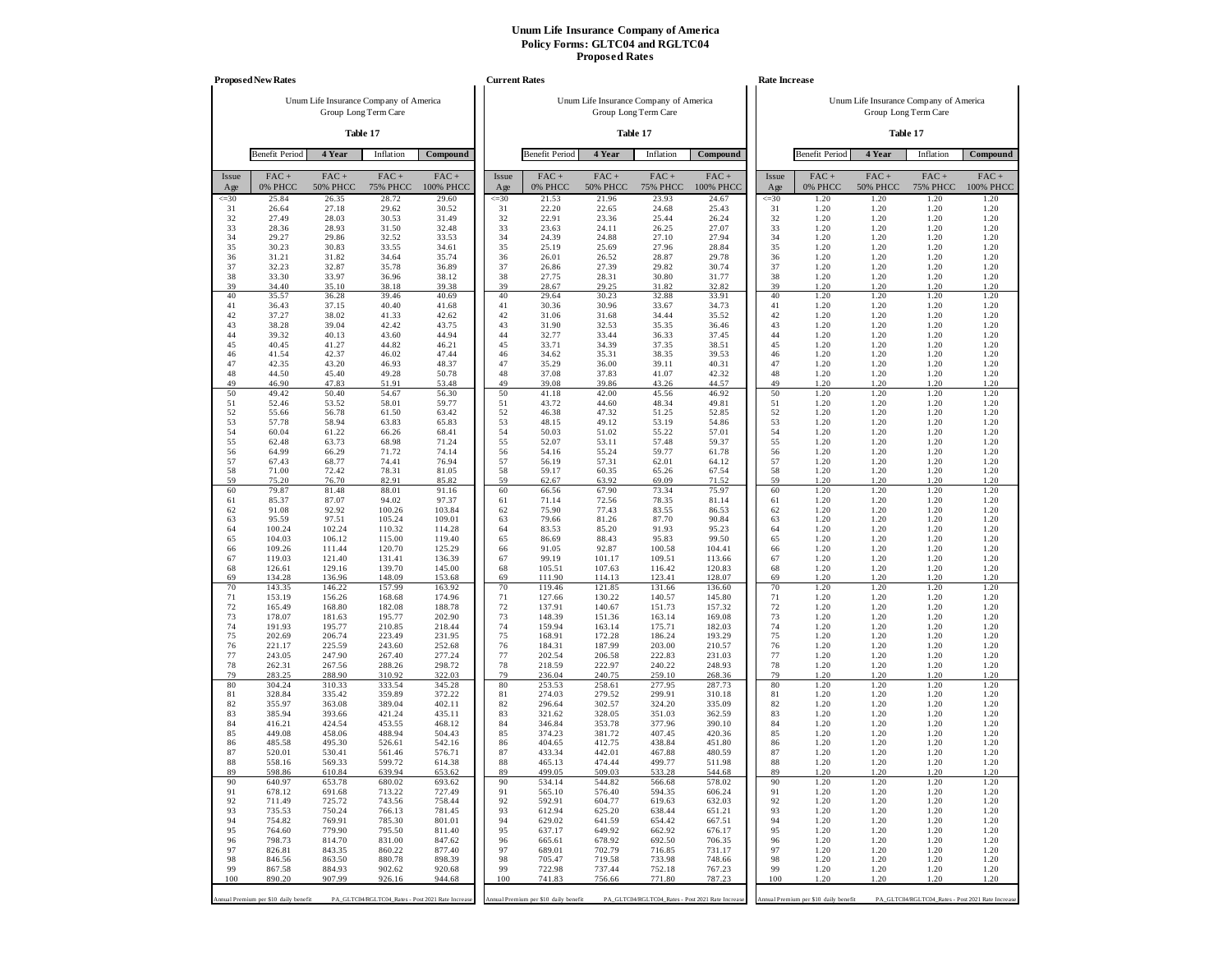# Unum Life Insurance Company of America
## Policy Forms: GLTC04 and RGLTC04
### Proposed Rates

**Proposed New Rates**

Unum Life Insurance Company of America
Group Long Term Care

**Table 17**

| Benefit Period | 4 Year | Inflation | Compound |
|---|---|---|---|

| Issue Age | FAC + 0% PHCC | FAC + 50% PHCC | FAC + 75% PHCC | FAC + 100% PHCC |
|---|---|---|---|---|
| <=30 | 25.84 | 26.35 | 28.72 | 29.60 |
| 31 | 26.64 | 27.18 | 29.62 | 30.52 |
| 32 | 27.49 | 28.03 | 30.53 | 31.49 |
| 33 | 28.36 | 28.93 | 31.50 | 32.48 |
| 34 | 29.27 | 29.86 | 32.52 | 33.53 |
| 35 | 30.23 | 30.83 | 33.55 | 34.61 |
| 36 | 31.21 | 31.82 | 34.64 | 35.74 |
| 37 | 32.23 | 32.87 | 35.78 | 36.89 |
| 38 | 33.30 | 33.97 | 36.96 | 38.12 |
| 39 | 34.40 | 35.10 | 38.18 | 39.38 |
| 40 | 35.57 | 36.28 | 39.46 | 40.69 |
| 41 | 36.43 | 37.15 | 40.40 | 41.68 |
| 42 | 37.27 | 38.02 | 41.33 | 42.62 |
| 43 | 38.28 | 39.04 | 42.42 | 43.75 |
| 44 | 39.32 | 40.13 | 43.60 | 44.94 |
| 45 | 40.45 | 41.27 | 44.82 | 46.21 |
| 46 | 41.54 | 42.37 | 46.02 | 47.44 |
| 47 | 42.35 | 43.20 | 46.93 | 48.37 |
| 48 | 44.50 | 45.40 | 49.28 | 50.78 |
| 49 | 46.90 | 47.83 | 51.91 | 53.48 |
| 50 | 49.42 | 50.40 | 54.67 | 56.30 |
| 51 | 52.46 | 53.52 | 58.01 | 59.77 |
| 52 | 55.66 | 56.78 | 61.50 | 63.42 |
| 53 | 57.78 | 58.94 | 63.83 | 65.83 |
| 54 | 60.04 | 61.22 | 66.26 | 68.41 |
| 55 | 62.48 | 63.73 | 68.98 | 71.24 |
| 56 | 64.99 | 66.29 | 71.72 | 74.14 |
| 57 | 67.43 | 68.77 | 74.41 | 76.94 |
| 58 | 71.00 | 72.42 | 78.31 | 81.05 |
| 59 | 75.20 | 76.70 | 82.91 | 85.82 |
| 60 | 79.87 | 81.48 | 88.01 | 91.16 |
| 61 | 85.37 | 87.07 | 94.02 | 97.37 |
| 62 | 91.08 | 92.92 | 100.26 | 103.84 |
| 63 | 95.59 | 97.51 | 105.24 | 109.01 |
| 64 | 100.24 | 102.24 | 110.32 | 114.28 |
| 65 | 104.03 | 106.12 | 115.00 | 119.40 |
| 66 | 109.26 | 111.44 | 120.70 | 125.29 |
| 67 | 119.03 | 121.40 | 131.41 | 136.39 |
| 68 | 126.61 | 129.16 | 139.70 | 145.00 |
| 69 | 134.28 | 136.96 | 148.09 | 153.68 |
| 70 | 143.35 | 146.22 | 157.99 | 163.92 |
| 71 | 153.19 | 156.26 | 168.68 | 174.96 |
| 72 | 165.49 | 168.80 | 182.08 | 188.78 |
| 73 | 178.07 | 181.63 | 195.77 | 202.90 |
| 74 | 191.93 | 195.77 | 210.85 | 218.44 |
| 75 | 202.69 | 206.74 | 223.49 | 231.95 |
| 76 | 221.17 | 225.59 | 243.60 | 252.68 |
| 77 | 243.05 | 247.90 | 267.40 | 277.24 |
| 78 | 262.31 | 267.56 | 288.26 | 298.72 |
| 79 | 283.25 | 288.90 | 310.92 | 322.03 |
| 80 | 304.24 | 310.33 | 333.54 | 345.28 |
| 81 | 328.84 | 335.42 | 359.89 | 372.22 |
| 82 | 355.97 | 363.08 | 389.04 | 402.11 |
| 83 | 385.94 | 393.66 | 421.24 | 435.11 |
| 84 | 416.21 | 424.54 | 453.55 | 468.12 |
| 85 | 449.08 | 458.06 | 488.94 | 504.43 |
| 86 | 485.58 | 495.30 | 526.61 | 542.16 |
| 87 | 520.01 | 530.41 | 561.46 | 576.71 |
| 88 | 558.16 | 569.33 | 599.72 | 614.38 |
| 89 | 598.86 | 610.84 | 639.94 | 653.62 |
| 90 | 640.97 | 653.78 | 680.02 | 693.62 |
| 91 | 678.12 | 691.68 | 713.22 | 727.49 |
| 92 | 711.49 | 725.72 | 743.56 | 758.44 |
| 93 | 735.53 | 750.24 | 766.13 | 781.45 |
| 94 | 754.82 | 769.91 | 785.30 | 801.01 |
| 95 | 764.60 | 779.90 | 795.50 | 811.40 |
| 96 | 798.73 | 814.70 | 831.00 | 847.62 |
| 97 | 826.81 | 843.35 | 860.22 | 877.40 |
| 98 | 846.56 | 863.50 | 880.78 | 898.39 |
| 99 | 867.58 | 884.93 | 902.62 | 920.68 |
| 100 | 890.20 | 907.99 | 926.16 | 944.68 |

Annual Premium per $10 daily benefit — PA_GLTC04/RGLTC04_Rates - Post 2021 Rate Increase

**Current Rates**

Unum Life Insurance Company of America
Group Long Term Care

**Table 17**

| Benefit Period | 4 Year | Inflation | Compound |
|---|---|---|---|

| Issue Age | FAC + 0% PHCC | FAC + 50% PHCC | FAC + 75% PHCC | FAC + 100% PHCC |
|---|---|---|---|---|
| <=30 | 21.53 | 21.96 | 23.93 | 24.67 |
| 31 | 22.20 | 22.65 | 24.68 | 25.43 |
| 32 | 22.91 | 23.36 | 25.44 | 26.24 |
| 33 | 23.63 | 24.11 | 26.25 | 27.07 |
| 34 | 24.39 | 24.88 | 27.10 | 27.94 |
| 35 | 25.19 | 25.69 | 27.96 | 28.84 |
| 36 | 26.01 | 26.52 | 28.87 | 29.78 |
| 37 | 26.86 | 27.39 | 29.82 | 30.74 |
| 38 | 27.75 | 28.31 | 30.80 | 31.77 |
| 39 | 28.67 | 29.25 | 31.82 | 32.82 |
| 40 | 29.64 | 30.23 | 32.88 | 33.91 |
| 41 | 30.36 | 30.96 | 33.67 | 34.73 |
| 42 | 31.06 | 31.68 | 34.44 | 35.52 |
| 43 | 31.90 | 32.53 | 35.35 | 36.46 |
| 44 | 32.77 | 33.44 | 36.33 | 37.45 |
| 45 | 33.71 | 34.39 | 37.35 | 38.51 |
| 46 | 34.62 | 35.31 | 38.35 | 39.53 |
| 47 | 35.29 | 36.00 | 39.11 | 40.31 |
| 48 | 37.08 | 37.83 | 41.07 | 42.32 |
| 49 | 39.08 | 39.86 | 43.26 | 44.57 |
| 50 | 41.18 | 42.00 | 45.56 | 46.92 |
| 51 | 43.72 | 44.60 | 48.34 | 49.81 |
| 52 | 46.38 | 47.32 | 51.25 | 52.85 |
| 53 | 48.15 | 49.12 | 53.19 | 54.86 |
| 54 | 50.03 | 51.02 | 55.22 | 57.01 |
| 55 | 52.07 | 53.11 | 57.48 | 59.37 |
| 56 | 54.16 | 55.24 | 59.77 | 61.78 |
| 57 | 56.19 | 57.31 | 62.01 | 64.12 |
| 58 | 59.17 | 60.35 | 65.26 | 67.54 |
| 59 | 62.67 | 63.92 | 69.09 | 71.52 |
| 60 | 66.56 | 67.90 | 73.34 | 75.97 |
| 61 | 71.14 | 72.56 | 78.35 | 81.14 |
| 62 | 75.90 | 77.43 | 83.55 | 86.53 |
| 63 | 79.66 | 81.26 | 87.70 | 90.84 |
| 64 | 83.53 | 85.20 | 91.93 | 95.23 |
| 65 | 86.69 | 88.43 | 95.83 | 99.50 |
| 66 | 91.05 | 92.87 | 100.58 | 104.41 |
| 67 | 99.19 | 101.17 | 109.51 | 113.66 |
| 68 | 105.51 | 107.63 | 116.42 | 120.83 |
| 69 | 111.90 | 114.13 | 123.41 | 128.07 |
| 70 | 119.46 | 121.85 | 131.66 | 136.60 |
| 71 | 127.66 | 130.22 | 140.57 | 145.80 |
| 72 | 137.91 | 140.67 | 151.73 | 157.32 |
| 73 | 148.39 | 151.36 | 163.14 | 169.08 |
| 74 | 159.94 | 163.14 | 175.71 | 182.03 |
| 75 | 168.91 | 172.28 | 186.24 | 193.29 |
| 76 | 184.31 | 187.99 | 203.00 | 210.57 |
| 77 | 202.54 | 206.58 | 222.83 | 231.03 |
| 78 | 218.59 | 222.97 | 240.22 | 248.93 |
| 79 | 236.04 | 240.75 | 259.10 | 268.36 |
| 80 | 253.53 | 258.61 | 277.95 | 287.73 |
| 81 | 274.03 | 279.52 | 299.91 | 310.18 |
| 82 | 296.64 | 302.57 | 324.20 | 335.09 |
| 83 | 321.62 | 328.05 | 351.03 | 362.59 |
| 84 | 346.84 | 353.78 | 377.96 | 390.10 |
| 85 | 374.23 | 381.72 | 407.45 | 420.36 |
| 86 | 404.65 | 412.75 | 438.84 | 451.80 |
| 87 | 433.34 | 442.01 | 467.88 | 480.59 |
| 88 | 465.13 | 474.44 | 499.77 | 511.98 |
| 89 | 499.05 | 509.03 | 533.28 | 544.68 |
| 90 | 534.14 | 544.82 | 566.68 | 578.02 |
| 91 | 565.10 | 576.40 | 594.35 | 606.24 |
| 92 | 592.91 | 604.77 | 619.63 | 632.03 |
| 93 | 612.94 | 625.20 | 638.44 | 651.21 |
| 94 | 629.02 | 641.59 | 654.42 | 667.51 |
| 95 | 637.17 | 649.92 | 662.92 | 676.17 |
| 96 | 665.61 | 678.92 | 692.50 | 706.35 |
| 97 | 689.01 | 702.79 | 716.85 | 731.17 |
| 98 | 705.47 | 719.58 | 733.98 | 748.66 |
| 99 | 722.98 | 737.44 | 752.18 | 767.23 |
| 100 | 741.83 | 756.66 | 771.80 | 787.23 |

Annual Premium per $10 daily benefit — PA_GLTC04/RGLTC04_Rates - Post 2021 Rate Increase

**Rate Increase**

Unum Life Insurance Company of America
Group Long Term Care

**Table 17**

| Benefit Period | 4 Year | Inflation | Compound |
|---|---|---|---|

| Issue Age | FAC + 0% PHCC | FAC + 50% PHCC | FAC + 75% PHCC | FAC + 100% PHCC |
|---|---|---|---|---|
| <=30 | 1.20 | 1.20 | 1.20 | 1.20 |
| 31 | 1.20 | 1.20 | 1.20 | 1.20 |
| 32 | 1.20 | 1.20 | 1.20 | 1.20 |
| 33 | 1.20 | 1.20 | 1.20 | 1.20 |
| 34 | 1.20 | 1.20 | 1.20 | 1.20 |
| 35 | 1.20 | 1.20 | 1.20 | 1.20 |
| 36 | 1.20 | 1.20 | 1.20 | 1.20 |
| 37 | 1.20 | 1.20 | 1.20 | 1.20 |
| 38 | 1.20 | 1.20 | 1.20 | 1.20 |
| 39 | 1.20 | 1.20 | 1.20 | 1.20 |
| 40 | 1.20 | 1.20 | 1.20 | 1.20 |
| 41 | 1.20 | 1.20 | 1.20 | 1.20 |
| 42 | 1.20 | 1.20 | 1.20 | 1.20 |
| 43 | 1.20 | 1.20 | 1.20 | 1.20 |
| 44 | 1.20 | 1.20 | 1.20 | 1.20 |
| 45 | 1.20 | 1.20 | 1.20 | 1.20 |
| 46 | 1.20 | 1.20 | 1.20 | 1.20 |
| 47 | 1.20 | 1.20 | 1.20 | 1.20 |
| 48 | 1.20 | 1.20 | 1.20 | 1.20 |
| 49 | 1.20 | 1.20 | 1.20 | 1.20 |
| 50 | 1.20 | 1.20 | 1.20 | 1.20 |
| 51 | 1.20 | 1.20 | 1.20 | 1.20 |
| 52 | 1.20 | 1.20 | 1.20 | 1.20 |
| 53 | 1.20 | 1.20 | 1.20 | 1.20 |
| 54 | 1.20 | 1.20 | 1.20 | 1.20 |
| 55 | 1.20 | 1.20 | 1.20 | 1.20 |
| 56 | 1.20 | 1.20 | 1.20 | 1.20 |
| 57 | 1.20 | 1.20 | 1.20 | 1.20 |
| 58 | 1.20 | 1.20 | 1.20 | 1.20 |
| 59 | 1.20 | 1.20 | 1.20 | 1.20 |
| 60 | 1.20 | 1.20 | 1.20 | 1.20 |
| 61 | 1.20 | 1.20 | 1.20 | 1.20 |
| 62 | 1.20 | 1.20 | 1.20 | 1.20 |
| 63 | 1.20 | 1.20 | 1.20 | 1.20 |
| 64 | 1.20 | 1.20 | 1.20 | 1.20 |
| 65 | 1.20 | 1.20 | 1.20 | 1.20 |
| 66 | 1.20 | 1.20 | 1.20 | 1.20 |
| 67 | 1.20 | 1.20 | 1.20 | 1.20 |
| 68 | 1.20 | 1.20 | 1.20 | 1.20 |
| 69 | 1.20 | 1.20 | 1.20 | 1.20 |
| 70 | 1.20 | 1.20 | 1.20 | 1.20 |
| 71 | 1.20 | 1.20 | 1.20 | 1.20 |
| 72 | 1.20 | 1.20 | 1.20 | 1.20 |
| 73 | 1.20 | 1.20 | 1.20 | 1.20 |
| 74 | 1.20 | 1.20 | 1.20 | 1.20 |
| 75 | 1.20 | 1.20 | 1.20 | 1.20 |
| 76 | 1.20 | 1.20 | 1.20 | 1.20 |
| 77 | 1.20 | 1.20 | 1.20 | 1.20 |
| 78 | 1.20 | 1.20 | 1.20 | 1.20 |
| 79 | 1.20 | 1.20 | 1.20 | 1.20 |
| 80 | 1.20 | 1.20 | 1.20 | 1.20 |
| 81 | 1.20 | 1.20 | 1.20 | 1.20 |
| 82 | 1.20 | 1.20 | 1.20 | 1.20 |
| 83 | 1.20 | 1.20 | 1.20 | 1.20 |
| 84 | 1.20 | 1.20 | 1.20 | 1.20 |
| 85 | 1.20 | 1.20 | 1.20 | 1.20 |
| 86 | 1.20 | 1.20 | 1.20 | 1.20 |
| 87 | 1.20 | 1.20 | 1.20 | 1.20 |
| 88 | 1.20 | 1.20 | 1.20 | 1.20 |
| 89 | 1.20 | 1.20 | 1.20 | 1.20 |
| 90 | 1.20 | 1.20 | 1.20 | 1.20 |
| 91 | 1.20 | 1.20 | 1.20 | 1.20 |
| 92 | 1.20 | 1.20 | 1.20 | 1.20 |
| 93 | 1.20 | 1.20 | 1.20 | 1.20 |
| 94 | 1.20 | 1.20 | 1.20 | 1.20 |
| 95 | 1.20 | 1.20 | 1.20 | 1.20 |
| 96 | 1.20 | 1.20 | 1.20 | 1.20 |
| 97 | 1.20 | 1.20 | 1.20 | 1.20 |
| 98 | 1.20 | 1.20 | 1.20 | 1.20 |
| 99 | 1.20 | 1.20 | 1.20 | 1.20 |
| 100 | 1.20 | 1.20 | 1.20 | 1.20 |

Annual Premium per $10 daily benefit — PA_GLTC04/RGLTC04_Rates - Post 2021 Rate Increase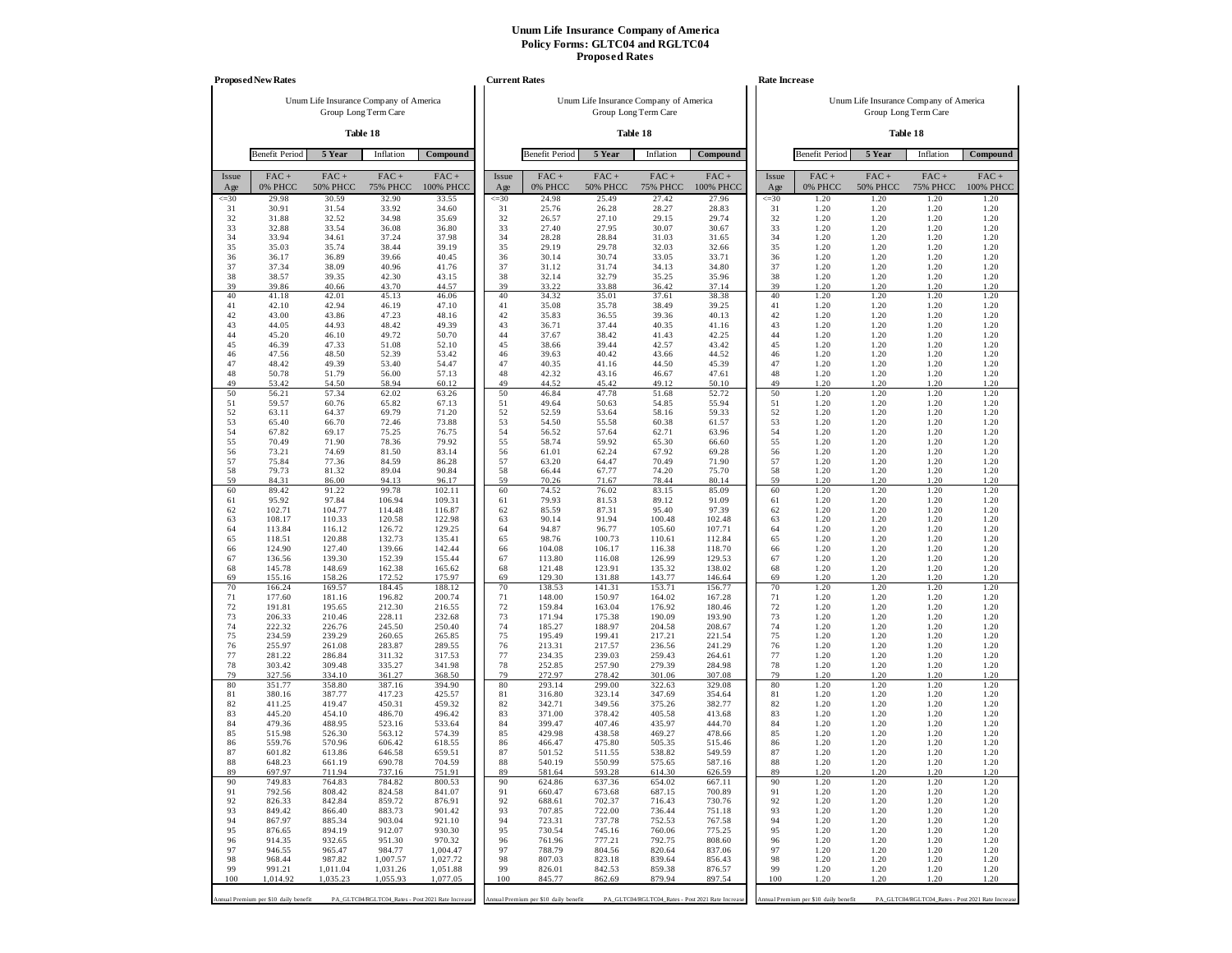**Unum Life Insurance Company of America**
**Policy Forms: GLTC04 and RGLTC04**
**Proposed Rates**

## Proposed New Rates

Unum Life Insurance Company of America
Group Long Term Care

**Table 18**

| Benefit Period | **5 Year** | Inflation | **Compound** |
|---|---|---|---|

| Issue Age | FAC + 0% PHCC | FAC + 50% PHCC | FAC + 75% PHCC | FAC + 100% PHCC |
|---|---|---|---|---|
| <=30 | 29.98 | 30.59 | 32.90 | 33.55 |
| 31 | 30.91 | 31.54 | 33.92 | 34.60 |
| 32 | 31.88 | 32.52 | 34.98 | 35.69 |
| 33 | 32.88 | 33.54 | 36.08 | 36.80 |
| 34 | 33.94 | 34.61 | 37.24 | 37.98 |
| 35 | 35.03 | 35.74 | 38.44 | 39.19 |
| 36 | 36.17 | 36.89 | 39.66 | 40.45 |
| 37 | 37.34 | 38.09 | 40.96 | 41.76 |
| 38 | 38.57 | 39.35 | 42.30 | 43.15 |
| 39 | 39.86 | 40.66 | 43.70 | 44.57 |
| 40 | 41.18 | 42.01 | 45.13 | 46.06 |
| 41 | 42.10 | 42.94 | 46.19 | 47.10 |
| 42 | 43.00 | 43.86 | 47.23 | 48.16 |
| 43 | 44.05 | 44.93 | 48.42 | 49.39 |
| 44 | 45.20 | 46.10 | 49.72 | 50.70 |
| 45 | 46.39 | 47.33 | 51.08 | 52.10 |
| 46 | 47.56 | 48.50 | 52.39 | 53.42 |
| 47 | 48.42 | 49.39 | 53.40 | 54.47 |
| 48 | 50.78 | 51.79 | 56.00 | 57.13 |
| 49 | 53.42 | 54.50 | 58.94 | 60.12 |
| 50 | 56.21 | 57.34 | 62.02 | 63.26 |
| 51 | 59.57 | 60.76 | 65.82 | 67.13 |
| 52 | 63.11 | 64.37 | 69.79 | 71.20 |
| 53 | 65.40 | 66.70 | 72.46 | 73.88 |
| 54 | 67.82 | 69.17 | 75.25 | 76.75 |
| 55 | 70.49 | 71.90 | 78.36 | 79.92 |
| 56 | 73.21 | 74.69 | 81.50 | 83.14 |
| 57 | 75.84 | 77.36 | 84.59 | 86.28 |
| 58 | 79.73 | 81.32 | 89.04 | 90.84 |
| 59 | 84.31 | 86.00 | 94.13 | 96.17 |
| 60 | 89.42 | 91.22 | 99.78 | 102.11 |
| 61 | 95.92 | 97.84 | 106.94 | 109.31 |
| 62 | 102.71 | 104.77 | 114.48 | 116.87 |
| 63 | 108.17 | 110.33 | 120.58 | 122.98 |
| 64 | 113.84 | 116.12 | 126.72 | 129.25 |
| 65 | 118.51 | 120.88 | 132.73 | 135.41 |
| 66 | 124.90 | 127.40 | 139.66 | 142.44 |
| 67 | 136.56 | 139.30 | 152.39 | 155.44 |
| 68 | 145.78 | 148.69 | 162.38 | 165.62 |
| 69 | 155.16 | 158.26 | 172.52 | 175.97 |
| 70 | 166.24 | 169.57 | 184.45 | 188.12 |
| 71 | 177.60 | 181.16 | 196.82 | 200.74 |
| 72 | 191.81 | 195.65 | 212.30 | 216.55 |
| 73 | 206.33 | 210.46 | 228.11 | 232.68 |
| 74 | 222.32 | 226.76 | 245.50 | 250.40 |
| 75 | 234.59 | 239.29 | 260.65 | 265.85 |
| 76 | 255.97 | 261.08 | 283.87 | 289.55 |
| 77 | 281.22 | 286.84 | 311.32 | 317.53 |
| 78 | 303.42 | 309.48 | 335.27 | 341.98 |
| 79 | 327.56 | 334.10 | 361.27 | 368.50 |
| 80 | 351.77 | 358.80 | 387.16 | 394.90 |
| 81 | 380.16 | 387.77 | 417.23 | 425.57 |
| 82 | 411.25 | 419.47 | 450.31 | 459.32 |
| 83 | 445.20 | 454.10 | 486.70 | 496.42 |
| 84 | 479.36 | 488.95 | 523.16 | 533.64 |
| 85 | 515.98 | 526.30 | 563.12 | 574.39 |
| 86 | 559.76 | 570.96 | 606.42 | 618.55 |
| 87 | 601.82 | 613.86 | 646.58 | 659.51 |
| 88 | 648.23 | 661.19 | 690.78 | 704.59 |
| 89 | 697.97 | 711.94 | 737.16 | 751.91 |
| 90 | 749.83 | 764.83 | 784.82 | 800.53 |
| 91 | 792.56 | 808.42 | 824.58 | 841.07 |
| 92 | 826.33 | 842.84 | 859.72 | 876.91 |
| 93 | 849.42 | 866.40 | 883.73 | 901.42 |
| 94 | 867.97 | 885.34 | 903.04 | 921.10 |
| 95 | 876.65 | 894.19 | 912.07 | 930.30 |
| 96 | 914.35 | 932.65 | 951.30 | 970.32 |
| 97 | 946.55 | 965.47 | 984.77 | 1,004.47 |
| 98 | 968.44 | 987.82 | 1,007.57 | 1,027.72 |
| 99 | 991.21 | 1,011.04 | 1,031.26 | 1,051.88 |
| 100 | 1,014.92 | 1,035.23 | 1,055.93 | 1,077.05 |

Annual Premium per $10 daily benefit — PA_GLTC04/RGLTC04_Rates - Post 2021 Rate Increase

## Current Rates

Unum Life Insurance Company of America
Group Long Term Care

**Table 18**

| Benefit Period | **5 Year** | Inflation | **Compound** |
|---|---|---|---|

| Issue Age | FAC + 0% PHCC | FAC + 50% PHCC | FAC + 75% PHCC | FAC + 100% PHCC |
|---|---|---|---|---|
| <=30 | 24.98 | 25.49 | 27.42 | 27.96 |
| 31 | 25.76 | 26.28 | 28.27 | 28.83 |
| 32 | 26.57 | 27.10 | 29.15 | 29.74 |
| 33 | 27.40 | 27.95 | 30.07 | 30.67 |
| 34 | 28.28 | 28.84 | 31.03 | 31.65 |
| 35 | 29.19 | 29.78 | 32.03 | 32.66 |
| 36 | 30.14 | 30.74 | 33.05 | 33.71 |
| 37 | 31.12 | 31.74 | 34.13 | 34.80 |
| 38 | 32.14 | 32.79 | 35.25 | 35.96 |
| 39 | 33.22 | 33.88 | 36.42 | 37.14 |
| 40 | 34.32 | 35.01 | 37.61 | 38.38 |
| 41 | 35.08 | 35.78 | 38.49 | 39.25 |
| 42 | 35.83 | 36.55 | 39.36 | 40.13 |
| 43 | 36.71 | 37.44 | 40.35 | 41.16 |
| 44 | 37.67 | 38.42 | 41.43 | 42.25 |
| 45 | 38.66 | 39.44 | 42.57 | 43.42 |
| 46 | 39.63 | 40.42 | 43.66 | 44.52 |
| 47 | 40.35 | 41.16 | 44.50 | 45.39 |
| 48 | 42.32 | 43.16 | 46.67 | 47.61 |
| 49 | 44.52 | 45.42 | 49.12 | 50.10 |
| 50 | 46.84 | 47.78 | 51.68 | 52.72 |
| 51 | 49.64 | 50.63 | 54.85 | 55.94 |
| 52 | 52.59 | 53.64 | 58.16 | 59.33 |
| 53 | 54.50 | 55.58 | 60.38 | 61.57 |
| 54 | 56.52 | 57.64 | 62.71 | 63.96 |
| 55 | 58.74 | 59.92 | 65.30 | 66.60 |
| 56 | 61.01 | 62.24 | 67.92 | 69.28 |
| 57 | 63.20 | 64.47 | 70.49 | 71.90 |
| 58 | 66.44 | 67.77 | 74.20 | 75.70 |
| 59 | 70.26 | 71.67 | 78.44 | 80.14 |
| 60 | 74.52 | 76.02 | 83.15 | 85.09 |
| 61 | 79.93 | 81.53 | 89.12 | 91.09 |
| 62 | 85.59 | 87.31 | 95.40 | 97.39 |
| 63 | 90.14 | 91.94 | 100.48 | 102.48 |
| 64 | 94.87 | 96.77 | 105.60 | 107.71 |
| 65 | 98.76 | 100.73 | 110.61 | 112.84 |
| 66 | 104.08 | 106.17 | 116.38 | 118.70 |
| 67 | 113.80 | 116.08 | 126.99 | 129.53 |
| 68 | 121.48 | 123.91 | 135.32 | 138.02 |
| 69 | 129.30 | 131.88 | 143.77 | 146.64 |
| 70 | 138.53 | 141.31 | 153.71 | 156.77 |
| 71 | 148.00 | 150.97 | 164.02 | 167.28 |
| 72 | 159.84 | 163.04 | 176.92 | 180.46 |
| 73 | 171.94 | 175.38 | 190.09 | 193.90 |
| 74 | 185.27 | 188.97 | 204.58 | 208.67 |
| 75 | 195.49 | 199.41 | 217.21 | 221.54 |
| 76 | 213.31 | 217.57 | 236.56 | 241.29 |
| 77 | 234.35 | 239.03 | 259.43 | 264.61 |
| 78 | 252.85 | 257.90 | 279.39 | 284.98 |
| 79 | 272.97 | 278.42 | 301.06 | 307.08 |
| 80 | 293.14 | 299.00 | 322.63 | 329.08 |
| 81 | 316.80 | 323.14 | 347.69 | 354.64 |
| 82 | 342.71 | 349.56 | 375.26 | 382.77 |
| 83 | 371.00 | 378.42 | 405.58 | 413.68 |
| 84 | 399.47 | 407.46 | 435.97 | 444.70 |
| 85 | 429.98 | 438.58 | 469.27 | 478.66 |
| 86 | 466.47 | 475.80 | 505.35 | 515.46 |
| 87 | 501.52 | 511.55 | 538.82 | 549.59 |
| 88 | 540.19 | 550.99 | 575.65 | 587.16 |
| 89 | 581.64 | 593.28 | 614.30 | 626.59 |
| 90 | 624.86 | 637.36 | 654.02 | 667.11 |
| 91 | 660.47 | 673.68 | 687.15 | 700.89 |
| 92 | 688.61 | 702.37 | 716.43 | 730.76 |
| 93 | 707.85 | 722.00 | 736.44 | 751.18 |
| 94 | 723.31 | 737.78 | 752.53 | 767.58 |
| 95 | 730.54 | 745.16 | 760.06 | 775.25 |
| 96 | 761.96 | 777.21 | 792.75 | 808.60 |
| 97 | 788.79 | 804.56 | 820.64 | 837.06 |
| 98 | 807.03 | 823.18 | 839.64 | 856.43 |
| 99 | 826.01 | 842.53 | 859.38 | 876.57 |
| 100 | 845.77 | 862.69 | 879.94 | 897.54 |

Annual Premium per $10 daily benefit — PA_GLTC04/RGLTC04_Rates - Post 2021 Rate Increase

## Rate Increase

Unum Life Insurance Company of America
Group Long Term Care

**Table 18**

| Benefit Period | **5 Year** | Inflation | **Compound** |
|---|---|---|---|

| Issue Age | FAC + 0% PHCC | FAC + 50% PHCC | FAC + 75% PHCC | FAC + 100% PHCC |
|---|---|---|---|---|
| <=30 | 1.20 | 1.20 | 1.20 | 1.20 |
| 31 | 1.20 | 1.20 | 1.20 | 1.20 |
| 32 | 1.20 | 1.20 | 1.20 | 1.20 |
| 33 | 1.20 | 1.20 | 1.20 | 1.20 |
| 34 | 1.20 | 1.20 | 1.20 | 1.20 |
| 35 | 1.20 | 1.20 | 1.20 | 1.20 |
| 36 | 1.20 | 1.20 | 1.20 | 1.20 |
| 37 | 1.20 | 1.20 | 1.20 | 1.20 |
| 38 | 1.20 | 1.20 | 1.20 | 1.20 |
| 39 | 1.20 | 1.20 | 1.20 | 1.20 |
| 40 | 1.20 | 1.20 | 1.20 | 1.20 |
| 41 | 1.20 | 1.20 | 1.20 | 1.20 |
| 42 | 1.20 | 1.20 | 1.20 | 1.20 |
| 43 | 1.20 | 1.20 | 1.20 | 1.20 |
| 44 | 1.20 | 1.20 | 1.20 | 1.20 |
| 45 | 1.20 | 1.20 | 1.20 | 1.20 |
| 46 | 1.20 | 1.20 | 1.20 | 1.20 |
| 47 | 1.20 | 1.20 | 1.20 | 1.20 |
| 48 | 1.20 | 1.20 | 1.20 | 1.20 |
| 49 | 1.20 | 1.20 | 1.20 | 1.20 |
| 50 | 1.20 | 1.20 | 1.20 | 1.20 |
| 51 | 1.20 | 1.20 | 1.20 | 1.20 |
| 52 | 1.20 | 1.20 | 1.20 | 1.20 |
| 53 | 1.20 | 1.20 | 1.20 | 1.20 |
| 54 | 1.20 | 1.20 | 1.20 | 1.20 |
| 55 | 1.20 | 1.20 | 1.20 | 1.20 |
| 56 | 1.20 | 1.20 | 1.20 | 1.20 |
| 57 | 1.20 | 1.20 | 1.20 | 1.20 |
| 58 | 1.20 | 1.20 | 1.20 | 1.20 |
| 59 | 1.20 | 1.20 | 1.20 | 1.20 |
| 60 | 1.20 | 1.20 | 1.20 | 1.20 |
| 61 | 1.20 | 1.20 | 1.20 | 1.20 |
| 62 | 1.20 | 1.20 | 1.20 | 1.20 |
| 63 | 1.20 | 1.20 | 1.20 | 1.20 |
| 64 | 1.20 | 1.20 | 1.20 | 1.20 |
| 65 | 1.20 | 1.20 | 1.20 | 1.20 |
| 66 | 1.20 | 1.20 | 1.20 | 1.20 |
| 67 | 1.20 | 1.20 | 1.20 | 1.20 |
| 68 | 1.20 | 1.20 | 1.20 | 1.20 |
| 69 | 1.20 | 1.20 | 1.20 | 1.20 |
| 70 | 1.20 | 1.20 | 1.20 | 1.20 |
| 71 | 1.20 | 1.20 | 1.20 | 1.20 |
| 72 | 1.20 | 1.20 | 1.20 | 1.20 |
| 73 | 1.20 | 1.20 | 1.20 | 1.20 |
| 74 | 1.20 | 1.20 | 1.20 | 1.20 |
| 75 | 1.20 | 1.20 | 1.20 | 1.20 |
| 76 | 1.20 | 1.20 | 1.20 | 1.20 |
| 77 | 1.20 | 1.20 | 1.20 | 1.20 |
| 78 | 1.20 | 1.20 | 1.20 | 1.20 |
| 79 | 1.20 | 1.20 | 1.20 | 1.20 |
| 80 | 1.20 | 1.20 | 1.20 | 1.20 |
| 81 | 1.20 | 1.20 | 1.20 | 1.20 |
| 82 | 1.20 | 1.20 | 1.20 | 1.20 |
| 83 | 1.20 | 1.20 | 1.20 | 1.20 |
| 84 | 1.20 | 1.20 | 1.20 | 1.20 |
| 85 | 1.20 | 1.20 | 1.20 | 1.20 |
| 86 | 1.20 | 1.20 | 1.20 | 1.20 |
| 87 | 1.20 | 1.20 | 1.20 | 1.20 |
| 88 | 1.20 | 1.20 | 1.20 | 1.20 |
| 89 | 1.20 | 1.20 | 1.20 | 1.20 |
| 90 | 1.20 | 1.20 | 1.20 | 1.20 |
| 91 | 1.20 | 1.20 | 1.20 | 1.20 |
| 92 | 1.20 | 1.20 | 1.20 | 1.20 |
| 93 | 1.20 | 1.20 | 1.20 | 1.20 |
| 94 | 1.20 | 1.20 | 1.20 | 1.20 |
| 95 | 1.20 | 1.20 | 1.20 | 1.20 |
| 96 | 1.20 | 1.20 | 1.20 | 1.20 |
| 97 | 1.20 | 1.20 | 1.20 | 1.20 |
| 98 | 1.20 | 1.20 | 1.20 | 1.20 |
| 99 | 1.20 | 1.20 | 1.20 | 1.20 |
| 100 | 1.20 | 1.20 | 1.20 | 1.20 |

Annual Premium per $10 daily benefit — PA_GLTC04/RGLTC04_Rates - Post 2021 Rate Increase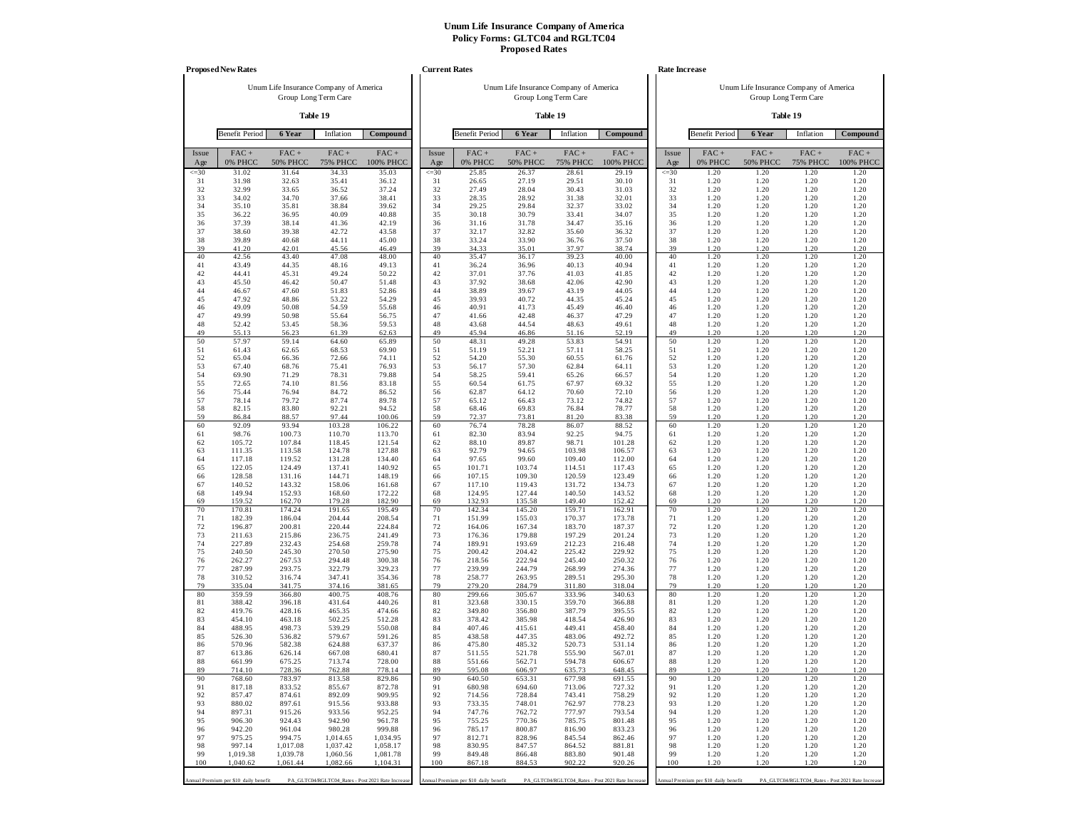# Unum Life Insurance Company of America
## Policy Forms: GLTC04 and RGLTC04
## Proposed Rates

### Proposed New Rates

Unum Life Insurance Company of America
Group Long Term Care

**Table 19**

| Benefit Period | 6 Year | Inflation | Compound |
|---|---|---|---|

| Issue Age | FAC + 0% PHCC | FAC + 50% PHCC | FAC + 75% PHCC | FAC + 100% PHCC |
|---|---|---|---|---|
| <=30 | 31.02 | 31.64 | 34.33 | 35.03 |
| 31 | 31.98 | 32.63 | 35.41 | 36.12 |
| 32 | 32.99 | 33.65 | 36.52 | 37.24 |
| 33 | 34.02 | 34.70 | 37.66 | 38.41 |
| 34 | 35.10 | 35.81 | 38.84 | 39.62 |
| 35 | 36.22 | 36.95 | 40.09 | 40.88 |
| 36 | 37.39 | 38.14 | 41.36 | 42.19 |
| 37 | 38.60 | 39.38 | 42.72 | 43.58 |
| 38 | 39.89 | 40.68 | 44.11 | 45.00 |
| 39 | 41.20 | 42.01 | 45.56 | 46.49 |
| 40 | 42.56 | 43.40 | 47.08 | 48.00 |
| 41 | 43.49 | 44.35 | 48.16 | 49.13 |
| 42 | 44.41 | 45.31 | 49.24 | 50.22 |
| 43 | 45.50 | 46.42 | 50.47 | 51.48 |
| 44 | 46.67 | 47.60 | 51.83 | 52.86 |
| 45 | 47.92 | 48.86 | 53.22 | 54.29 |
| 46 | 49.09 | 50.08 | 54.59 | 55.68 |
| 47 | 49.99 | 50.98 | 55.64 | 56.75 |
| 48 | 52.42 | 53.45 | 58.36 | 59.53 |
| 49 | 55.13 | 56.23 | 61.39 | 62.63 |
| 50 | 57.97 | 59.14 | 64.60 | 65.89 |
| 51 | 61.43 | 62.65 | 68.53 | 69.90 |
| 52 | 65.04 | 66.36 | 72.66 | 74.11 |
| 53 | 67.40 | 68.76 | 75.41 | 76.93 |
| 54 | 69.90 | 71.29 | 78.31 | 79.88 |
| 55 | 72.65 | 74.10 | 81.56 | 83.18 |
| 56 | 75.44 | 76.94 | 84.72 | 86.52 |
| 57 | 78.14 | 79.72 | 87.74 | 89.78 |
| 58 | 82.15 | 83.80 | 92.21 | 94.52 |
| 59 | 86.84 | 88.57 | 97.44 | 100.06 |
| 60 | 92.09 | 93.94 | 103.28 | 106.22 |
| 61 | 98.76 | 100.73 | 110.70 | 113.70 |
| 62 | 105.72 | 107.84 | 118.45 | 121.54 |
| 63 | 111.35 | 113.58 | 124.78 | 127.88 |
| 64 | 117.18 | 119.52 | 131.28 | 134.40 |
| 65 | 122.05 | 124.49 | 137.41 | 140.92 |
| 66 | 128.58 | 131.16 | 144.71 | 148.19 |
| 67 | 140.52 | 143.32 | 158.06 | 161.68 |
| 68 | 149.94 | 152.93 | 168.60 | 172.22 |
| 69 | 159.52 | 162.70 | 179.28 | 182.90 |
| 70 | 170.81 | 174.24 | 191.65 | 195.49 |
| 71 | 182.39 | 186.04 | 204.44 | 208.54 |
| 72 | 196.87 | 200.81 | 220.44 | 224.84 |
| 73 | 211.63 | 215.86 | 236.75 | 241.49 |
| 74 | 227.89 | 232.43 | 254.68 | 259.78 |
| 75 | 240.50 | 245.30 | 270.50 | 275.90 |
| 76 | 262.27 | 267.53 | 294.48 | 300.38 |
| 77 | 287.99 | 293.75 | 322.79 | 329.23 |
| 78 | 310.52 | 316.74 | 347.41 | 354.36 |
| 79 | 335.04 | 341.75 | 374.16 | 381.65 |
| 80 | 359.59 | 366.80 | 400.75 | 408.76 |
| 81 | 388.42 | 396.18 | 431.64 | 440.26 |
| 82 | 419.76 | 428.16 | 465.35 | 474.66 |
| 83 | 454.10 | 463.18 | 502.25 | 512.28 |
| 84 | 488.95 | 498.73 | 539.29 | 550.08 |
| 85 | 526.30 | 536.82 | 579.67 | 591.26 |
| 86 | 570.96 | 582.38 | 624.88 | 637.37 |
| 87 | 613.86 | 626.14 | 667.08 | 680.41 |
| 88 | 661.99 | 675.25 | 713.74 | 728.00 |
| 89 | 714.10 | 728.36 | 762.88 | 778.14 |
| 90 | 768.60 | 783.97 | 813.58 | 829.86 |
| 91 | 817.18 | 833.52 | 855.67 | 872.78 |
| 92 | 857.47 | 874.61 | 892.09 | 909.95 |
| 93 | 880.02 | 897.61 | 915.56 | 933.88 |
| 94 | 897.31 | 915.26 | 933.56 | 952.25 |
| 95 | 906.30 | 924.43 | 942.90 | 961.78 |
| 96 | 942.20 | 961.04 | 980.28 | 999.88 |
| 97 | 975.25 | 994.75 | 1,014.65 | 1,034.95 |
| 98 | 997.14 | 1,017.08 | 1,037.42 | 1,058.17 |
| 99 | 1,019.38 | 1,039.78 | 1,060.56 | 1,081.78 |
| 100 | 1,040.62 | 1,061.44 | 1,082.66 | 1,104.31 |

Annual Premium per $10 daily benefit — PA_GLTC04/RGLTC04_Rates - Post 2021 Rate Increase

### Current Rates

Unum Life Insurance Company of America
Group Long Term Care

**Table 19**

| Benefit Period | 6 Year | Inflation | Compound |
|---|---|---|---|

| Issue Age | FAC + 0% PHCC | FAC + 50% PHCC | FAC + 75% PHCC | FAC + 100% PHCC |
|---|---|---|---|---|
| <=30 | 25.85 | 26.37 | 28.61 | 29.19 |
| 31 | 26.65 | 27.19 | 29.51 | 30.10 |
| 32 | 27.49 | 28.04 | 30.43 | 31.03 |
| 33 | 28.35 | 28.92 | 31.38 | 32.01 |
| 34 | 29.25 | 29.84 | 32.37 | 33.02 |
| 35 | 30.18 | 30.79 | 33.41 | 34.07 |
| 36 | 31.16 | 31.78 | 34.47 | 35.16 |
| 37 | 32.17 | 32.82 | 35.60 | 36.32 |
| 38 | 33.24 | 33.90 | 36.76 | 37.50 |
| 39 | 34.33 | 35.01 | 37.97 | 38.74 |
| 40 | 35.47 | 36.17 | 39.23 | 40.00 |
| 41 | 36.24 | 36.96 | 40.13 | 40.94 |
| 42 | 37.01 | 37.76 | 41.03 | 41.85 |
| 43 | 37.92 | 38.68 | 42.06 | 42.90 |
| 44 | 38.89 | 39.67 | 43.19 | 44.05 |
| 45 | 39.93 | 40.72 | 44.35 | 45.24 |
| 46 | 40.91 | 41.73 | 45.49 | 46.40 |
| 47 | 41.66 | 42.48 | 46.37 | 47.29 |
| 48 | 43.68 | 44.54 | 48.63 | 49.61 |
| 49 | 45.94 | 46.86 | 51.16 | 52.19 |
| 50 | 48.31 | 49.28 | 53.83 | 54.91 |
| 51 | 51.19 | 52.21 | 57.11 | 58.25 |
| 52 | 54.20 | 55.30 | 60.55 | 61.76 |
| 53 | 56.17 | 57.30 | 62.84 | 64.11 |
| 54 | 58.25 | 59.41 | 65.26 | 66.57 |
| 55 | 60.54 | 61.75 | 67.97 | 69.32 |
| 56 | 62.87 | 64.12 | 70.60 | 72.10 |
| 57 | 65.12 | 66.43 | 73.12 | 74.82 |
| 58 | 68.46 | 69.83 | 76.84 | 78.77 |
| 59 | 72.37 | 73.81 | 81.20 | 83.38 |
| 60 | 76.74 | 78.28 | 86.07 | 88.52 |
| 61 | 82.30 | 83.94 | 92.25 | 94.75 |
| 62 | 88.10 | 89.87 | 98.71 | 101.28 |
| 63 | 92.79 | 94.65 | 103.98 | 106.57 |
| 64 | 97.65 | 99.60 | 109.40 | 112.00 |
| 65 | 101.71 | 103.74 | 114.51 | 117.43 |
| 66 | 107.15 | 109.30 | 120.59 | 123.49 |
| 67 | 117.10 | 119.43 | 131.72 | 134.73 |
| 68 | 124.95 | 127.44 | 140.50 | 143.52 |
| 69 | 132.93 | 135.58 | 149.40 | 152.42 |
| 70 | 142.34 | 145.20 | 159.71 | 162.91 |
| 71 | 151.99 | 155.03 | 170.37 | 173.78 |
| 72 | 164.06 | 167.34 | 183.70 | 187.37 |
| 73 | 176.36 | 179.88 | 197.29 | 201.24 |
| 74 | 189.91 | 193.69 | 212.23 | 216.48 |
| 75 | 200.42 | 204.42 | 225.42 | 229.92 |
| 76 | 218.56 | 222.94 | 245.40 | 250.32 |
| 77 | 239.99 | 244.79 | 268.99 | 274.36 |
| 78 | 258.77 | 263.95 | 289.51 | 295.30 |
| 79 | 279.20 | 284.79 | 311.80 | 318.04 |
| 80 | 299.66 | 305.67 | 333.96 | 340.63 |
| 81 | 323.68 | 330.15 | 359.70 | 366.88 |
| 82 | 349.80 | 356.80 | 387.79 | 395.55 |
| 83 | 378.42 | 385.98 | 418.54 | 426.90 |
| 84 | 407.46 | 415.61 | 449.41 | 458.40 |
| 85 | 438.58 | 447.35 | 483.06 | 492.72 |
| 86 | 475.80 | 485.32 | 520.73 | 531.14 |
| 87 | 511.55 | 521.78 | 555.90 | 567.01 |
| 88 | 551.66 | 562.71 | 594.78 | 606.67 |
| 89 | 595.08 | 606.97 | 635.73 | 648.45 |
| 90 | 640.50 | 653.31 | 677.98 | 691.55 |
| 91 | 680.98 | 694.60 | 713.06 | 727.32 |
| 92 | 714.56 | 728.84 | 743.41 | 758.29 |
| 93 | 733.35 | 748.01 | 762.97 | 778.23 |
| 94 | 747.76 | 762.72 | 777.97 | 793.54 |
| 95 | 755.25 | 770.36 | 785.75 | 801.48 |
| 96 | 785.17 | 800.87 | 816.90 | 833.23 |
| 97 | 812.71 | 828.96 | 845.54 | 862.46 |
| 98 | 830.95 | 847.57 | 864.52 | 881.81 |
| 99 | 849.48 | 866.48 | 883.80 | 901.48 |
| 100 | 867.18 | 884.53 | 902.22 | 920.26 |

Annual Premium per $10 daily benefit — PA_GLTC04/RGLTC04_Rates - Post 2021 Rate Increase

### Rate Increase

Unum Life Insurance Company of America
Group Long Term Care

**Table 19**

| Benefit Period | 6 Year | Inflation | Compound |
|---|---|---|---|

| Issue Age | FAC + 0% PHCC | FAC + 50% PHCC | FAC + 75% PHCC | FAC + 100% PHCC |
|---|---|---|---|---|
| <=30 | 1.20 | 1.20 | 1.20 | 1.20 |
| 31 | 1.20 | 1.20 | 1.20 | 1.20 |
| 32 | 1.20 | 1.20 | 1.20 | 1.20 |
| 33 | 1.20 | 1.20 | 1.20 | 1.20 |
| 34 | 1.20 | 1.20 | 1.20 | 1.20 |
| 35 | 1.20 | 1.20 | 1.20 | 1.20 |
| 36 | 1.20 | 1.20 | 1.20 | 1.20 |
| 37 | 1.20 | 1.20 | 1.20 | 1.20 |
| 38 | 1.20 | 1.20 | 1.20 | 1.20 |
| 39 | 1.20 | 1.20 | 1.20 | 1.20 |
| 40 | 1.20 | 1.20 | 1.20 | 1.20 |
| 41 | 1.20 | 1.20 | 1.20 | 1.20 |
| 42 | 1.20 | 1.20 | 1.20 | 1.20 |
| 43 | 1.20 | 1.20 | 1.20 | 1.20 |
| 44 | 1.20 | 1.20 | 1.20 | 1.20 |
| 45 | 1.20 | 1.20 | 1.20 | 1.20 |
| 46 | 1.20 | 1.20 | 1.20 | 1.20 |
| 47 | 1.20 | 1.20 | 1.20 | 1.20 |
| 48 | 1.20 | 1.20 | 1.20 | 1.20 |
| 49 | 1.20 | 1.20 | 1.20 | 1.20 |
| 50 | 1.20 | 1.20 | 1.20 | 1.20 |
| 51 | 1.20 | 1.20 | 1.20 | 1.20 |
| 52 | 1.20 | 1.20 | 1.20 | 1.20 |
| 53 | 1.20 | 1.20 | 1.20 | 1.20 |
| 54 | 1.20 | 1.20 | 1.20 | 1.20 |
| 55 | 1.20 | 1.20 | 1.20 | 1.20 |
| 56 | 1.20 | 1.20 | 1.20 | 1.20 |
| 57 | 1.20 | 1.20 | 1.20 | 1.20 |
| 58 | 1.20 | 1.20 | 1.20 | 1.20 |
| 59 | 1.20 | 1.20 | 1.20 | 1.20 |
| 60 | 1.20 | 1.20 | 1.20 | 1.20 |
| 61 | 1.20 | 1.20 | 1.20 | 1.20 |
| 62 | 1.20 | 1.20 | 1.20 | 1.20 |
| 63 | 1.20 | 1.20 | 1.20 | 1.20 |
| 64 | 1.20 | 1.20 | 1.20 | 1.20 |
| 65 | 1.20 | 1.20 | 1.20 | 1.20 |
| 66 | 1.20 | 1.20 | 1.20 | 1.20 |
| 67 | 1.20 | 1.20 | 1.20 | 1.20 |
| 68 | 1.20 | 1.20 | 1.20 | 1.20 |
| 69 | 1.20 | 1.20 | 1.20 | 1.20 |
| 70 | 1.20 | 1.20 | 1.20 | 1.20 |
| 71 | 1.20 | 1.20 | 1.20 | 1.20 |
| 72 | 1.20 | 1.20 | 1.20 | 1.20 |
| 73 | 1.20 | 1.20 | 1.20 | 1.20 |
| 74 | 1.20 | 1.20 | 1.20 | 1.20 |
| 75 | 1.20 | 1.20 | 1.20 | 1.20 |
| 76 | 1.20 | 1.20 | 1.20 | 1.20 |
| 77 | 1.20 | 1.20 | 1.20 | 1.20 |
| 78 | 1.20 | 1.20 | 1.20 | 1.20 |
| 79 | 1.20 | 1.20 | 1.20 | 1.20 |
| 80 | 1.20 | 1.20 | 1.20 | 1.20 |
| 81 | 1.20 | 1.20 | 1.20 | 1.20 |
| 82 | 1.20 | 1.20 | 1.20 | 1.20 |
| 83 | 1.20 | 1.20 | 1.20 | 1.20 |
| 84 | 1.20 | 1.20 | 1.20 | 1.20 |
| 85 | 1.20 | 1.20 | 1.20 | 1.20 |
| 86 | 1.20 | 1.20 | 1.20 | 1.20 |
| 87 | 1.20 | 1.20 | 1.20 | 1.20 |
| 88 | 1.20 | 1.20 | 1.20 | 1.20 |
| 89 | 1.20 | 1.20 | 1.20 | 1.20 |
| 90 | 1.20 | 1.20 | 1.20 | 1.20 |
| 91 | 1.20 | 1.20 | 1.20 | 1.20 |
| 92 | 1.20 | 1.20 | 1.20 | 1.20 |
| 93 | 1.20 | 1.20 | 1.20 | 1.20 |
| 94 | 1.20 | 1.20 | 1.20 | 1.20 |
| 95 | 1.20 | 1.20 | 1.20 | 1.20 |
| 96 | 1.20 | 1.20 | 1.20 | 1.20 |
| 97 | 1.20 | 1.20 | 1.20 | 1.20 |
| 98 | 1.20 | 1.20 | 1.20 | 1.20 |
| 99 | 1.20 | 1.20 | 1.20 | 1.20 |
| 100 | 1.20 | 1.20 | 1.20 | 1.20 |

Annual Premium per $10 daily benefit — PA_GLTC04/RGLTC04_Rates - Post 2021 Rate Increase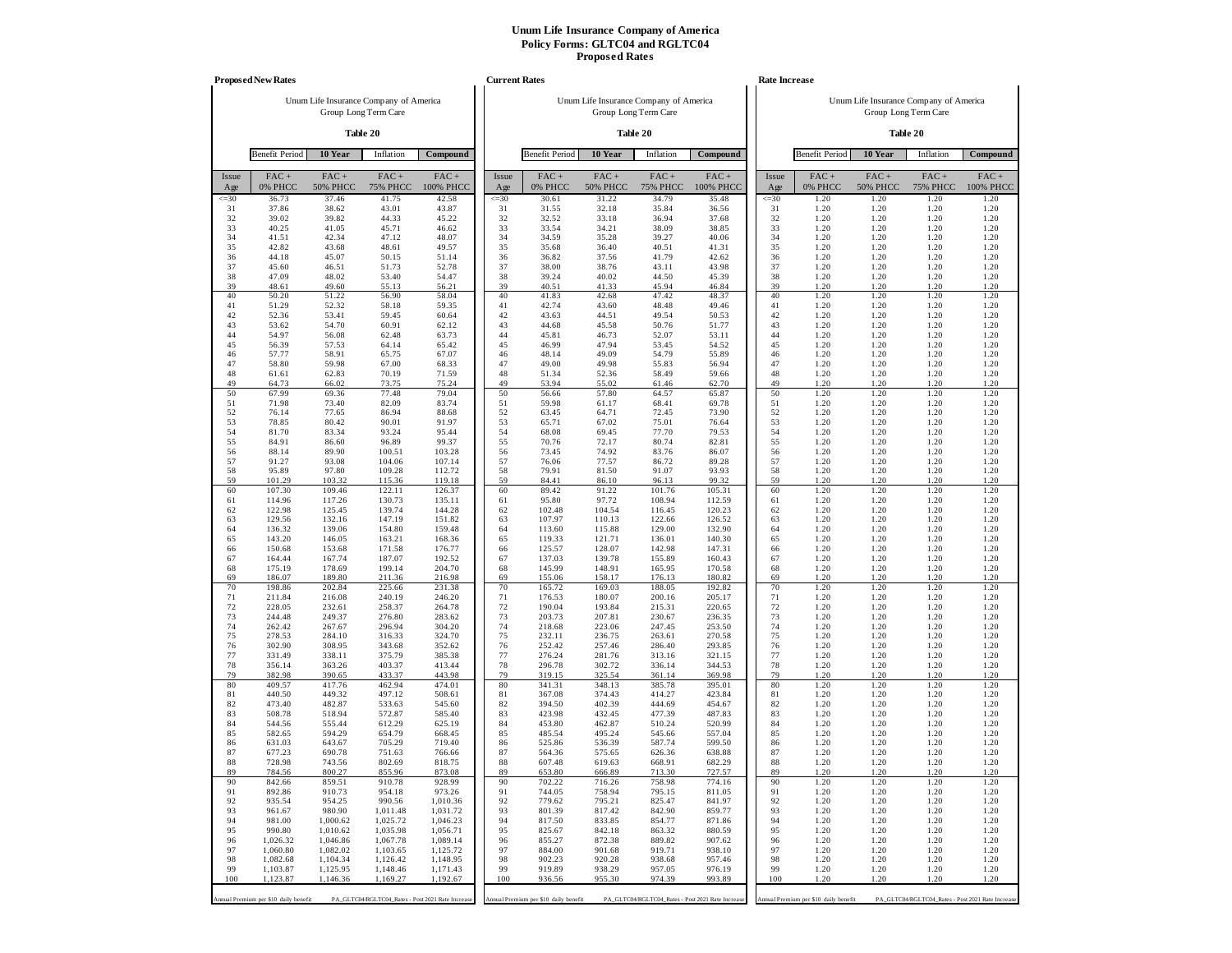# Unum Life Insurance Company of America
## Policy Forms: GLTC04 and RGLTC04
## Proposed Rates

### Proposed New Rates

Unum Life Insurance Company of America
Group Long Term Care

**Table 20**

| Benefit Period | **10 Year** | Inflation | **Compound** |
|---|---|---|---|

| Issue Age | FAC + 0% PHCC | FAC + 50% PHCC | FAC + 75% PHCC | FAC + 100% PHCC |
|---|---|---|---|---|
| <=30 | 36.73 | 37.46 | 41.75 | 42.58 |
| 31 | 37.86 | 38.62 | 43.01 | 43.87 |
| 32 | 39.02 | 39.82 | 44.33 | 45.22 |
| 33 | 40.25 | 41.05 | 45.71 | 46.62 |
| 34 | 41.51 | 42.34 | 47.12 | 48.07 |
| 35 | 42.82 | 43.68 | 48.61 | 49.57 |
| 36 | 44.18 | 45.07 | 50.15 | 51.14 |
| 37 | 45.60 | 46.51 | 51.73 | 52.78 |
| 38 | 47.09 | 48.02 | 53.40 | 54.47 |
| 39 | 48.61 | 49.60 | 55.13 | 56.21 |
| 40 | 50.20 | 51.22 | 56.90 | 58.04 |
| 41 | 51.29 | 52.32 | 58.18 | 59.35 |
| 42 | 52.36 | 53.41 | 59.45 | 60.64 |
| 43 | 53.62 | 54.70 | 60.91 | 62.12 |
| 44 | 54.97 | 56.08 | 62.48 | 63.73 |
| 45 | 56.39 | 57.53 | 64.14 | 65.42 |
| 46 | 57.77 | 58.91 | 65.75 | 67.07 |
| 47 | 58.80 | 59.98 | 67.00 | 68.33 |
| 48 | 61.61 | 62.83 | 70.19 | 71.59 |
| 49 | 64.73 | 66.02 | 73.75 | 75.24 |
| 50 | 67.99 | 69.36 | 77.48 | 79.04 |
| 51 | 71.98 | 73.40 | 82.09 | 83.74 |
| 52 | 76.14 | 77.65 | 86.94 | 88.68 |
| 53 | 78.85 | 80.42 | 90.01 | 91.97 |
| 54 | 81.70 | 83.34 | 93.24 | 95.44 |
| 55 | 84.91 | 86.60 | 96.89 | 99.37 |
| 56 | 88.14 | 89.90 | 100.51 | 103.28 |
| 57 | 91.27 | 93.08 | 104.06 | 107.14 |
| 58 | 95.89 | 97.80 | 109.28 | 112.72 |
| 59 | 101.29 | 103.32 | 115.36 | 119.18 |
| 60 | 107.30 | 109.46 | 122.11 | 126.37 |
| 61 | 114.96 | 117.26 | 130.73 | 135.11 |
| 62 | 122.98 | 125.45 | 139.74 | 144.28 |
| 63 | 129.56 | 132.16 | 147.19 | 151.82 |
| 64 | 136.32 | 139.06 | 154.80 | 159.48 |
| 65 | 143.20 | 146.05 | 163.21 | 168.36 |
| 66 | 150.68 | 153.68 | 171.58 | 176.77 |
| 67 | 164.44 | 167.74 | 187.07 | 192.52 |
| 68 | 175.19 | 178.69 | 199.14 | 204.70 |
| 69 | 186.07 | 189.80 | 211.36 | 216.98 |
| 70 | 198.86 | 202.84 | 225.66 | 231.38 |
| 71 | 211.84 | 216.08 | 240.19 | 246.20 |
| 72 | 228.05 | 232.61 | 258.37 | 264.78 |
| 73 | 244.48 | 249.37 | 276.80 | 283.62 |
| 74 | 262.42 | 267.67 | 296.94 | 304.20 |
| 75 | 278.53 | 284.10 | 316.33 | 324.70 |
| 76 | 302.90 | 308.95 | 343.68 | 352.62 |
| 77 | 331.49 | 338.11 | 375.79 | 385.38 |
| 78 | 356.14 | 363.26 | 403.37 | 413.44 |
| 79 | 382.98 | 390.65 | 433.37 | 443.98 |
| 80 | 409.57 | 417.76 | 462.94 | 474.01 |
| 81 | 440.50 | 449.32 | 497.12 | 508.61 |
| 82 | 473.40 | 482.87 | 533.63 | 545.60 |
| 83 | 508.78 | 518.94 | 572.87 | 585.40 |
| 84 | 544.56 | 555.44 | 612.29 | 625.19 |
| 85 | 582.65 | 594.29 | 654.79 | 668.45 |
| 86 | 631.03 | 643.67 | 705.29 | 719.40 |
| 87 | 677.23 | 690.78 | 751.63 | 766.66 |
| 88 | 728.98 | 743.56 | 802.69 | 818.75 |
| 89 | 784.56 | 800.27 | 855.96 | 873.08 |
| 90 | 842.66 | 859.51 | 910.78 | 928.99 |
| 91 | 892.86 | 910.73 | 954.18 | 973.26 |
| 92 | 935.54 | 954.25 | 990.56 | 1,010.36 |
| 93 | 961.67 | 980.90 | 1,011.48 | 1,031.72 |
| 94 | 981.00 | 1,000.62 | 1,025.72 | 1,046.23 |
| 95 | 990.80 | 1,010.62 | 1,035.98 | 1,056.71 |
| 96 | 1,026.32 | 1,046.86 | 1,067.78 | 1,089.14 |
| 97 | 1,060.80 | 1,082.02 | 1,103.65 | 1,125.72 |
| 98 | 1,082.68 | 1,104.34 | 1,126.42 | 1,148.95 |
| 99 | 1,103.87 | 1,125.95 | 1,148.46 | 1,171.43 |
| 100 | 1,123.87 | 1,146.36 | 1,169.27 | 1,192.67 |

Annual Premium per $10 daily benefit — PA_GLTC04/RGLTC04_Rates - Post 2021 Rate Increase

### Current Rates

Unum Life Insurance Company of America
Group Long Term Care

**Table 20**

| Benefit Period | **10 Year** | Inflation | **Compound** |
|---|---|---|---|

| Issue Age | FAC + 0% PHCC | FAC + 50% PHCC | FAC + 75% PHCC | FAC + 100% PHCC |
|---|---|---|---|---|
| <=30 | 30.61 | 31.22 | 34.79 | 35.48 |
| 31 | 31.55 | 32.18 | 35.84 | 36.56 |
| 32 | 32.52 | 33.18 | 36.94 | 37.68 |
| 33 | 33.54 | 34.21 | 38.09 | 38.85 |
| 34 | 34.59 | 35.28 | 39.27 | 40.06 |
| 35 | 35.68 | 36.40 | 40.51 | 41.31 |
| 36 | 36.82 | 37.56 | 41.79 | 42.62 |
| 37 | 38.00 | 38.76 | 43.11 | 43.98 |
| 38 | 39.24 | 40.02 | 44.50 | 45.39 |
| 39 | 40.51 | 41.33 | 45.94 | 46.84 |
| 40 | 41.83 | 42.68 | 47.42 | 48.37 |
| 41 | 42.74 | 43.60 | 48.48 | 49.46 |
| 42 | 43.63 | 44.51 | 49.54 | 50.53 |
| 43 | 44.68 | 45.58 | 50.76 | 51.77 |
| 44 | 45.81 | 46.73 | 52.07 | 53.11 |
| 45 | 46.99 | 47.94 | 53.45 | 54.52 |
| 46 | 48.14 | 49.09 | 54.79 | 55.89 |
| 47 | 49.00 | 49.98 | 55.83 | 56.94 |
| 48 | 51.34 | 52.36 | 58.49 | 59.66 |
| 49 | 53.94 | 55.02 | 61.46 | 62.70 |
| 50 | 56.66 | 57.80 | 64.57 | 65.87 |
| 51 | 59.98 | 61.17 | 68.41 | 69.78 |
| 52 | 63.45 | 64.71 | 72.45 | 73.90 |
| 53 | 65.71 | 67.02 | 75.01 | 76.64 |
| 54 | 68.08 | 69.45 | 77.70 | 79.53 |
| 55 | 70.76 | 72.17 | 80.74 | 82.81 |
| 56 | 73.45 | 74.92 | 83.76 | 86.07 |
| 57 | 76.06 | 77.57 | 86.72 | 89.28 |
| 58 | 79.91 | 81.50 | 91.07 | 93.93 |
| 59 | 84.41 | 86.10 | 96.13 | 99.32 |
| 60 | 89.42 | 91.22 | 101.76 | 105.31 |
| 61 | 95.80 | 97.72 | 108.94 | 112.59 |
| 62 | 102.48 | 104.54 | 116.45 | 120.23 |
| 63 | 107.97 | 110.13 | 122.66 | 126.52 |
| 64 | 113.60 | 115.88 | 129.00 | 132.90 |
| 65 | 119.33 | 121.71 | 136.01 | 140.30 |
| 66 | 125.57 | 128.07 | 142.98 | 147.31 |
| 67 | 137.03 | 139.78 | 155.89 | 160.43 |
| 68 | 145.99 | 148.91 | 165.95 | 170.58 |
| 69 | 155.06 | 158.17 | 176.13 | 180.82 |
| 70 | 165.72 | 169.03 | 188.05 | 192.82 |
| 71 | 176.53 | 180.07 | 200.16 | 205.17 |
| 72 | 190.04 | 193.84 | 215.31 | 220.65 |
| 73 | 203.73 | 207.81 | 230.67 | 236.35 |
| 74 | 218.68 | 223.06 | 247.45 | 253.50 |
| 75 | 232.11 | 236.75 | 263.61 | 270.58 |
| 76 | 252.42 | 257.46 | 286.40 | 293.85 |
| 77 | 276.24 | 281.76 | 313.16 | 321.15 |
| 78 | 296.78 | 302.72 | 336.14 | 344.53 |
| 79 | 319.15 | 325.54 | 361.14 | 369.98 |
| 80 | 341.31 | 348.13 | 385.78 | 395.01 |
| 81 | 367.08 | 374.43 | 414.27 | 423.84 |
| 82 | 394.50 | 402.39 | 444.69 | 454.67 |
| 83 | 423.98 | 432.45 | 477.39 | 487.83 |
| 84 | 453.80 | 462.87 | 510.24 | 520.99 |
| 85 | 485.54 | 495.24 | 545.66 | 557.04 |
| 86 | 525.86 | 536.39 | 587.74 | 599.50 |
| 87 | 564.36 | 575.65 | 626.36 | 638.88 |
| 88 | 607.48 | 619.63 | 668.91 | 682.29 |
| 89 | 653.80 | 666.89 | 713.30 | 727.57 |
| 90 | 702.22 | 716.26 | 758.98 | 774.16 |
| 91 | 744.05 | 758.94 | 795.15 | 811.05 |
| 92 | 779.62 | 795.21 | 825.47 | 841.97 |
| 93 | 801.39 | 817.42 | 842.90 | 859.77 |
| 94 | 817.50 | 833.85 | 854.77 | 871.86 |
| 95 | 825.67 | 842.18 | 863.32 | 880.59 |
| 96 | 855.27 | 872.38 | 889.82 | 907.62 |
| 97 | 884.00 | 901.68 | 919.71 | 938.10 |
| 98 | 902.23 | 920.28 | 938.68 | 957.46 |
| 99 | 919.89 | 938.29 | 957.05 | 976.19 |
| 100 | 936.56 | 955.30 | 974.39 | 993.89 |

Annual Premium per $10 daily benefit — PA_GLTC04/RGLTC04_Rates - Post 2021 Rate Increase

### Rate Increase

Unum Life Insurance Company of America
Group Long Term Care

**Table 20**

| Benefit Period | **10 Year** | Inflation | **Compound** |
|---|---|---|---|

| Issue Age | FAC + 0% PHCC | FAC + 50% PHCC | FAC + 75% PHCC | FAC + 100% PHCC |
|---|---|---|---|---|
| <=30 | 1.20 | 1.20 | 1.20 | 1.20 |
| 31 | 1.20 | 1.20 | 1.20 | 1.20 |
| 32 | 1.20 | 1.20 | 1.20 | 1.20 |
| 33 | 1.20 | 1.20 | 1.20 | 1.20 |
| 34 | 1.20 | 1.20 | 1.20 | 1.20 |
| 35 | 1.20 | 1.20 | 1.20 | 1.20 |
| 36 | 1.20 | 1.20 | 1.20 | 1.20 |
| 37 | 1.20 | 1.20 | 1.20 | 1.20 |
| 38 | 1.20 | 1.20 | 1.20 | 1.20 |
| 39 | 1.20 | 1.20 | 1.20 | 1.20 |
| 40 | 1.20 | 1.20 | 1.20 | 1.20 |
| 41 | 1.20 | 1.20 | 1.20 | 1.20 |
| 42 | 1.20 | 1.20 | 1.20 | 1.20 |
| 43 | 1.20 | 1.20 | 1.20 | 1.20 |
| 44 | 1.20 | 1.20 | 1.20 | 1.20 |
| 45 | 1.20 | 1.20 | 1.20 | 1.20 |
| 46 | 1.20 | 1.20 | 1.20 | 1.20 |
| 47 | 1.20 | 1.20 | 1.20 | 1.20 |
| 48 | 1.20 | 1.20 | 1.20 | 1.20 |
| 49 | 1.20 | 1.20 | 1.20 | 1.20 |
| 50 | 1.20 | 1.20 | 1.20 | 1.20 |
| 51 | 1.20 | 1.20 | 1.20 | 1.20 |
| 52 | 1.20 | 1.20 | 1.20 | 1.20 |
| 53 | 1.20 | 1.20 | 1.20 | 1.20 |
| 54 | 1.20 | 1.20 | 1.20 | 1.20 |
| 55 | 1.20 | 1.20 | 1.20 | 1.20 |
| 56 | 1.20 | 1.20 | 1.20 | 1.20 |
| 57 | 1.20 | 1.20 | 1.20 | 1.20 |
| 58 | 1.20 | 1.20 | 1.20 | 1.20 |
| 59 | 1.20 | 1.20 | 1.20 | 1.20 |
| 60 | 1.20 | 1.20 | 1.20 | 1.20 |
| 61 | 1.20 | 1.20 | 1.20 | 1.20 |
| 62 | 1.20 | 1.20 | 1.20 | 1.20 |
| 63 | 1.20 | 1.20 | 1.20 | 1.20 |
| 64 | 1.20 | 1.20 | 1.20 | 1.20 |
| 65 | 1.20 | 1.20 | 1.20 | 1.20 |
| 66 | 1.20 | 1.20 | 1.20 | 1.20 |
| 67 | 1.20 | 1.20 | 1.20 | 1.20 |
| 68 | 1.20 | 1.20 | 1.20 | 1.20 |
| 69 | 1.20 | 1.20 | 1.20 | 1.20 |
| 70 | 1.20 | 1.20 | 1.20 | 1.20 |
| 71 | 1.20 | 1.20 | 1.20 | 1.20 |
| 72 | 1.20 | 1.20 | 1.20 | 1.20 |
| 73 | 1.20 | 1.20 | 1.20 | 1.20 |
| 74 | 1.20 | 1.20 | 1.20 | 1.20 |
| 75 | 1.20 | 1.20 | 1.20 | 1.20 |
| 76 | 1.20 | 1.20 | 1.20 | 1.20 |
| 77 | 1.20 | 1.20 | 1.20 | 1.20 |
| 78 | 1.20 | 1.20 | 1.20 | 1.20 |
| 79 | 1.20 | 1.20 | 1.20 | 1.20 |
| 80 | 1.20 | 1.20 | 1.20 | 1.20 |
| 81 | 1.20 | 1.20 | 1.20 | 1.20 |
| 82 | 1.20 | 1.20 | 1.20 | 1.20 |
| 83 | 1.20 | 1.20 | 1.20 | 1.20 |
| 84 | 1.20 | 1.20 | 1.20 | 1.20 |
| 85 | 1.20 | 1.20 | 1.20 | 1.20 |
| 86 | 1.20 | 1.20 | 1.20 | 1.20 |
| 87 | 1.20 | 1.20 | 1.20 | 1.20 |
| 88 | 1.20 | 1.20 | 1.20 | 1.20 |
| 89 | 1.20 | 1.20 | 1.20 | 1.20 |
| 90 | 1.20 | 1.20 | 1.20 | 1.20 |
| 91 | 1.20 | 1.20 | 1.20 | 1.20 |
| 92 | 1.20 | 1.20 | 1.20 | 1.20 |
| 93 | 1.20 | 1.20 | 1.20 | 1.20 |
| 94 | 1.20 | 1.20 | 1.20 | 1.20 |
| 95 | 1.20 | 1.20 | 1.20 | 1.20 |
| 96 | 1.20 | 1.20 | 1.20 | 1.20 |
| 97 | 1.20 | 1.20 | 1.20 | 1.20 |
| 98 | 1.20 | 1.20 | 1.20 | 1.20 |
| 99 | 1.20 | 1.20 | 1.20 | 1.20 |
| 100 | 1.20 | 1.20 | 1.20 | 1.20 |

Annual Premium per $10 daily benefit — PA_GLTC04/RGLTC04_Rates - Post 2021 Rate Increase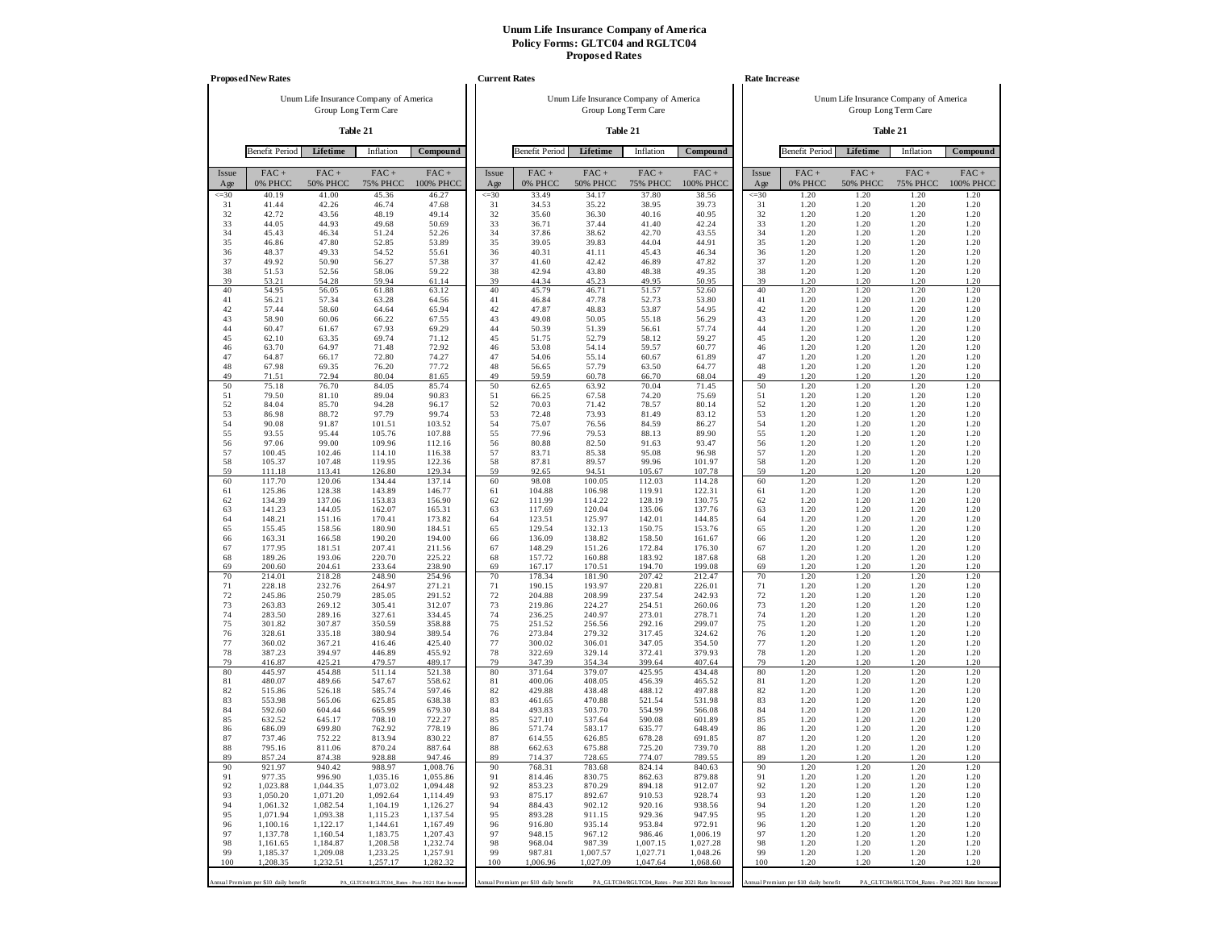# Unum Life Insurance Company of America
## Policy Forms: GLTC04 and RGLTC04
## Proposed Rates

### Proposed New Rates

Unum Life Insurance Company of America
Group Long Term Care

**Table 21**

| Benefit Period | **Lifetime** | Inflation | **Compound** | |
|---|---|---|---|---|
| Issue Age | FAC + 0% PHCC | FAC + 50% PHCC | FAC + 75% PHCC | FAC + 100% PHCC |
| <=30 | 40.19 | 41.00 | 45.36 | 46.27 |
| 31 | 41.44 | 42.26 | 46.74 | 47.68 |
| 32 | 42.72 | 43.56 | 48.19 | 49.14 |
| 33 | 44.05 | 44.93 | 49.68 | 50.69 |
| 34 | 45.43 | 46.34 | 51.24 | 52.26 |
| 35 | 46.86 | 47.80 | 52.85 | 53.89 |
| 36 | 48.37 | 49.33 | 54.52 | 55.61 |
| 37 | 49.92 | 50.90 | 56.27 | 57.38 |
| 38 | 51.53 | 52.56 | 58.06 | 59.22 |
| 39 | 53.21 | 54.28 | 59.94 | 61.14 |
| 40 | 54.95 | 56.05 | 61.88 | 63.12 |
| 41 | 56.21 | 57.34 | 63.28 | 64.56 |
| 42 | 57.44 | 58.60 | 64.64 | 65.94 |
| 43 | 58.90 | 60.06 | 66.22 | 67.55 |
| 44 | 60.47 | 61.67 | 67.93 | 69.29 |
| 45 | 62.10 | 63.35 | 69.74 | 71.12 |
| 46 | 63.70 | 64.97 | 71.48 | 72.92 |
| 47 | 64.87 | 66.17 | 72.80 | 74.27 |
| 48 | 67.98 | 69.35 | 76.20 | 77.72 |
| 49 | 71.51 | 72.94 | 80.04 | 81.65 |
| 50 | 75.18 | 76.70 | 84.05 | 85.74 |
| 51 | 79.50 | 81.10 | 89.04 | 90.83 |
| 52 | 84.04 | 85.70 | 94.28 | 96.17 |
| 53 | 86.98 | 88.72 | 97.79 | 99.74 |
| 54 | 90.08 | 91.87 | 101.51 | 103.52 |
| 55 | 93.55 | 95.44 | 105.76 | 107.88 |
| 56 | 97.06 | 99.00 | 109.96 | 112.16 |
| 57 | 100.45 | 102.46 | 114.10 | 116.38 |
| 58 | 105.37 | 107.48 | 119.95 | 122.36 |
| 59 | 111.18 | 113.41 | 126.80 | 129.34 |
| 60 | 117.70 | 120.06 | 134.44 | 137.14 |
| 61 | 125.86 | 128.38 | 143.89 | 146.77 |
| 62 | 134.39 | 137.06 | 153.83 | 156.90 |
| 63 | 141.23 | 144.05 | 162.07 | 165.31 |
| 64 | 148.21 | 151.16 | 170.41 | 173.82 |
| 65 | 155.45 | 158.56 | 180.90 | 184.51 |
| 66 | 163.31 | 166.58 | 190.20 | 194.00 |
| 67 | 177.95 | 181.51 | 207.41 | 211.56 |
| 68 | 189.26 | 193.06 | 220.70 | 225.22 |
| 69 | 200.60 | 204.61 | 233.64 | 238.90 |
| 70 | 214.01 | 218.28 | 248.90 | 254.96 |
| 71 | 228.18 | 232.76 | 264.97 | 271.21 |
| 72 | 245.86 | 250.79 | 285.05 | 291.52 |
| 73 | 263.83 | 269.12 | 305.41 | 312.07 |
| 74 | 283.50 | 289.16 | 327.61 | 334.45 |
| 75 | 301.82 | 307.87 | 350.59 | 358.88 |
| 76 | 328.61 | 335.18 | 380.94 | 389.54 |
| 77 | 360.02 | 367.21 | 416.46 | 425.40 |
| 78 | 387.23 | 394.97 | 446.89 | 455.92 |
| 79 | 416.87 | 425.21 | 479.57 | 489.17 |
| 80 | 445.97 | 454.88 | 511.14 | 521.38 |
| 81 | 480.07 | 489.66 | 547.67 | 558.62 |
| 82 | 515.86 | 526.18 | 585.74 | 597.46 |
| 83 | 553.98 | 565.06 | 625.85 | 638.38 |
| 84 | 592.60 | 604.44 | 665.99 | 679.30 |
| 85 | 632.52 | 645.17 | 708.10 | 722.27 |
| 86 | 686.09 | 699.80 | 762.92 | 778.19 |
| 87 | 737.46 | 752.22 | 813.94 | 830.22 |
| 88 | 795.16 | 811.06 | 870.24 | 887.64 |
| 89 | 857.24 | 874.38 | 928.88 | 947.46 |
| 90 | 921.97 | 940.42 | 988.97 | 1,008.76 |
| 91 | 977.35 | 996.90 | 1,035.16 | 1,055.86 |
| 92 | 1,023.88 | 1,044.35 | 1,073.02 | 1,094.48 |
| 93 | 1,050.20 | 1,071.20 | 1,092.64 | 1,114.49 |
| 94 | 1,061.32 | 1,082.54 | 1,104.19 | 1,126.27 |
| 95 | 1,071.94 | 1,093.38 | 1,115.23 | 1,137.54 |
| 96 | 1,100.16 | 1,122.17 | 1,144.61 | 1,167.49 |
| 97 | 1,137.78 | 1,160.54 | 1,183.75 | 1,207.43 |
| 98 | 1,161.65 | 1,184.87 | 1,208.58 | 1,232.74 |
| 99 | 1,185.37 | 1,209.08 | 1,233.25 | 1,257.91 |
| 100 | 1,208.35 | 1,232.51 | 1,257.17 | 1,282.32 |

Annual Premium per $10 daily benefit — PA_GLTC04/RGLTC04_Rates - Post 2021 Rate Increase

### Current Rates

Unum Life Insurance Company of America
Group Long Term Care

**Table 21**

| Benefit Period | **Lifetime** | Inflation | **Compound** | |
|---|---|---|---|---|
| Issue Age | FAC + 0% PHCC | FAC + 50% PHCC | FAC + 75% PHCC | FAC + 100% PHCC |
| <=30 | 33.49 | 34.17 | 37.80 | 38.56 |
| 31 | 34.53 | 35.22 | 38.95 | 39.73 |
| 32 | 35.60 | 36.30 | 40.16 | 40.95 |
| 33 | 36.71 | 37.44 | 41.40 | 42.24 |
| 34 | 37.86 | 38.62 | 42.70 | 43.55 |
| 35 | 39.05 | 39.83 | 44.04 | 44.91 |
| 36 | 40.31 | 41.11 | 45.43 | 46.34 |
| 37 | 41.60 | 42.42 | 46.89 | 47.82 |
| 38 | 42.94 | 43.80 | 48.38 | 49.35 |
| 39 | 44.34 | 45.23 | 49.95 | 50.95 |
| 40 | 45.79 | 46.71 | 51.57 | 52.60 |
| 41 | 46.84 | 47.78 | 52.73 | 53.80 |
| 42 | 47.87 | 48.83 | 53.87 | 54.95 |
| 43 | 49.08 | 50.05 | 55.18 | 56.29 |
| 44 | 50.39 | 51.39 | 56.61 | 57.74 |
| 45 | 51.75 | 52.79 | 58.12 | 59.27 |
| 46 | 53.08 | 54.14 | 59.57 | 60.77 |
| 47 | 54.06 | 55.14 | 60.67 | 61.89 |
| 48 | 56.65 | 57.79 | 63.50 | 64.77 |
| 49 | 59.59 | 60.78 | 66.70 | 68.04 |
| 50 | 62.65 | 63.92 | 70.04 | 71.45 |
| 51 | 66.25 | 67.58 | 74.20 | 75.69 |
| 52 | 70.03 | 71.42 | 78.57 | 80.14 |
| 53 | 72.48 | 73.93 | 81.49 | 83.12 |
| 54 | 75.07 | 76.56 | 84.59 | 86.27 |
| 55 | 77.96 | 79.53 | 88.13 | 89.90 |
| 56 | 80.88 | 82.50 | 91.63 | 93.47 |
| 57 | 83.71 | 85.38 | 95.08 | 96.98 |
| 58 | 87.81 | 89.57 | 99.96 | 101.97 |
| 59 | 92.65 | 94.51 | 105.67 | 107.78 |
| 60 | 98.08 | 100.05 | 112.03 | 114.28 |
| 61 | 104.88 | 106.98 | 119.91 | 122.31 |
| 62 | 111.99 | 114.22 | 128.19 | 130.75 |
| 63 | 117.69 | 120.04 | 135.06 | 137.76 |
| 64 | 123.51 | 125.97 | 142.01 | 144.85 |
| 65 | 129.54 | 132.13 | 150.75 | 153.76 |
| 66 | 136.09 | 138.82 | 158.50 | 161.67 |
| 67 | 148.29 | 151.26 | 172.84 | 176.30 |
| 68 | 157.72 | 160.88 | 183.92 | 187.68 |
| 69 | 167.17 | 170.51 | 194.70 | 199.08 |
| 70 | 178.34 | 181.90 | 207.42 | 212.47 |
| 71 | 190.15 | 193.97 | 220.81 | 226.01 |
| 72 | 204.88 | 208.99 | 237.54 | 242.93 |
| 73 | 219.86 | 224.27 | 254.51 | 260.06 |
| 74 | 236.25 | 240.97 | 273.01 | 278.71 |
| 75 | 251.52 | 256.56 | 292.16 | 299.07 |
| 76 | 273.84 | 279.32 | 317.45 | 324.62 |
| 77 | 300.02 | 306.01 | 347.05 | 354.50 |
| 78 | 322.69 | 329.14 | 372.41 | 379.93 |
| 79 | 347.39 | 354.34 | 399.64 | 407.64 |
| 80 | 371.64 | 379.07 | 425.95 | 434.48 |
| 81 | 400.06 | 408.05 | 456.39 | 465.52 |
| 82 | 429.88 | 438.48 | 488.12 | 497.88 |
| 83 | 461.65 | 470.88 | 521.54 | 531.98 |
| 84 | 493.83 | 503.70 | 554.99 | 566.08 |
| 85 | 527.10 | 537.64 | 590.08 | 601.89 |
| 86 | 571.74 | 583.17 | 635.77 | 648.49 |
| 87 | 614.55 | 626.85 | 678.28 | 691.85 |
| 88 | 662.63 | 675.88 | 725.20 | 739.70 |
| 89 | 714.37 | 728.65 | 774.07 | 789.55 |
| 90 | 768.31 | 783.68 | 824.14 | 840.63 |
| 91 | 814.46 | 830.75 | 862.63 | 879.88 |
| 92 | 853.23 | 870.29 | 894.18 | 912.07 |
| 93 | 875.17 | 892.67 | 910.53 | 928.74 |
| 94 | 884.43 | 902.12 | 920.16 | 938.56 |
| 95 | 893.28 | 911.15 | 929.36 | 947.95 |
| 96 | 916.80 | 935.14 | 953.84 | 972.91 |
| 97 | 948.15 | 967.12 | 986.46 | 1,006.19 |
| 98 | 968.04 | 987.39 | 1,007.15 | 1,027.28 |
| 99 | 987.81 | 1,007.57 | 1,027.71 | 1,048.26 |
| 100 | 1,006.96 | 1,027.09 | 1,047.64 | 1,068.60 |

Annual Premium per $10 daily benefit — PA_GLTC04/RGLTC04_Rates - Post 2021 Rate Increase

### Rate Increase

Unum Life Insurance Company of America
Group Long Term Care

**Table 21**

| Benefit Period | **Lifetime** | Inflation | **Compound** | |
|---|---|---|---|---|
| Issue Age | FAC + 0% PHCC | FAC + 50% PHCC | FAC + 75% PHCC | FAC + 100% PHCC |
| <=30 | 1.20 | 1.20 | 1.20 | 1.20 |
| 31 | 1.20 | 1.20 | 1.20 | 1.20 |
| 32 | 1.20 | 1.20 | 1.20 | 1.20 |
| 33 | 1.20 | 1.20 | 1.20 | 1.20 |
| 34 | 1.20 | 1.20 | 1.20 | 1.20 |
| 35 | 1.20 | 1.20 | 1.20 | 1.20 |
| 36 | 1.20 | 1.20 | 1.20 | 1.20 |
| 37 | 1.20 | 1.20 | 1.20 | 1.20 |
| 38 | 1.20 | 1.20 | 1.20 | 1.20 |
| 39 | 1.20 | 1.20 | 1.20 | 1.20 |
| 40 | 1.20 | 1.20 | 1.20 | 1.20 |
| 41 | 1.20 | 1.20 | 1.20 | 1.20 |
| 42 | 1.20 | 1.20 | 1.20 | 1.20 |
| 43 | 1.20 | 1.20 | 1.20 | 1.20 |
| 44 | 1.20 | 1.20 | 1.20 | 1.20 |
| 45 | 1.20 | 1.20 | 1.20 | 1.20 |
| 46 | 1.20 | 1.20 | 1.20 | 1.20 |
| 47 | 1.20 | 1.20 | 1.20 | 1.20 |
| 48 | 1.20 | 1.20 | 1.20 | 1.20 |
| 49 | 1.20 | 1.20 | 1.20 | 1.20 |
| 50 | 1.20 | 1.20 | 1.20 | 1.20 |
| 51 | 1.20 | 1.20 | 1.20 | 1.20 |
| 52 | 1.20 | 1.20 | 1.20 | 1.20 |
| 53 | 1.20 | 1.20 | 1.20 | 1.20 |
| 54 | 1.20 | 1.20 | 1.20 | 1.20 |
| 55 | 1.20 | 1.20 | 1.20 | 1.20 |
| 56 | 1.20 | 1.20 | 1.20 | 1.20 |
| 57 | 1.20 | 1.20 | 1.20 | 1.20 |
| 58 | 1.20 | 1.20 | 1.20 | 1.20 |
| 59 | 1.20 | 1.20 | 1.20 | 1.20 |
| 60 | 1.20 | 1.20 | 1.20 | 1.20 |
| 61 | 1.20 | 1.20 | 1.20 | 1.20 |
| 62 | 1.20 | 1.20 | 1.20 | 1.20 |
| 63 | 1.20 | 1.20 | 1.20 | 1.20 |
| 64 | 1.20 | 1.20 | 1.20 | 1.20 |
| 65 | 1.20 | 1.20 | 1.20 | 1.20 |
| 66 | 1.20 | 1.20 | 1.20 | 1.20 |
| 67 | 1.20 | 1.20 | 1.20 | 1.20 |
| 68 | 1.20 | 1.20 | 1.20 | 1.20 |
| 69 | 1.20 | 1.20 | 1.20 | 1.20 |
| 70 | 1.20 | 1.20 | 1.20 | 1.20 |
| 71 | 1.20 | 1.20 | 1.20 | 1.20 |
| 72 | 1.20 | 1.20 | 1.20 | 1.20 |
| 73 | 1.20 | 1.20 | 1.20 | 1.20 |
| 74 | 1.20 | 1.20 | 1.20 | 1.20 |
| 75 | 1.20 | 1.20 | 1.20 | 1.20 |
| 76 | 1.20 | 1.20 | 1.20 | 1.20 |
| 77 | 1.20 | 1.20 | 1.20 | 1.20 |
| 78 | 1.20 | 1.20 | 1.20 | 1.20 |
| 79 | 1.20 | 1.20 | 1.20 | 1.20 |
| 80 | 1.20 | 1.20 | 1.20 | 1.20 |
| 81 | 1.20 | 1.20 | 1.20 | 1.20 |
| 82 | 1.20 | 1.20 | 1.20 | 1.20 |
| 83 | 1.20 | 1.20 | 1.20 | 1.20 |
| 84 | 1.20 | 1.20 | 1.20 | 1.20 |
| 85 | 1.20 | 1.20 | 1.20 | 1.20 |
| 86 | 1.20 | 1.20 | 1.20 | 1.20 |
| 87 | 1.20 | 1.20 | 1.20 | 1.20 |
| 88 | 1.20 | 1.20 | 1.20 | 1.20 |
| 89 | 1.20 | 1.20 | 1.20 | 1.20 |
| 90 | 1.20 | 1.20 | 1.20 | 1.20 |
| 91 | 1.20 | 1.20 | 1.20 | 1.20 |
| 92 | 1.20 | 1.20 | 1.20 | 1.20 |
| 93 | 1.20 | 1.20 | 1.20 | 1.20 |
| 94 | 1.20 | 1.20 | 1.20 | 1.20 |
| 95 | 1.20 | 1.20 | 1.20 | 1.20 |
| 96 | 1.20 | 1.20 | 1.20 | 1.20 |
| 97 | 1.20 | 1.20 | 1.20 | 1.20 |
| 98 | 1.20 | 1.20 | 1.20 | 1.20 |
| 99 | 1.20 | 1.20 | 1.20 | 1.20 |
| 100 | 1.20 | 1.20 | 1.20 | 1.20 |

Annual Premium per $10 daily benefit — PA_GLTC04/RGLTC04_Rates - Post 2021 Rate Increase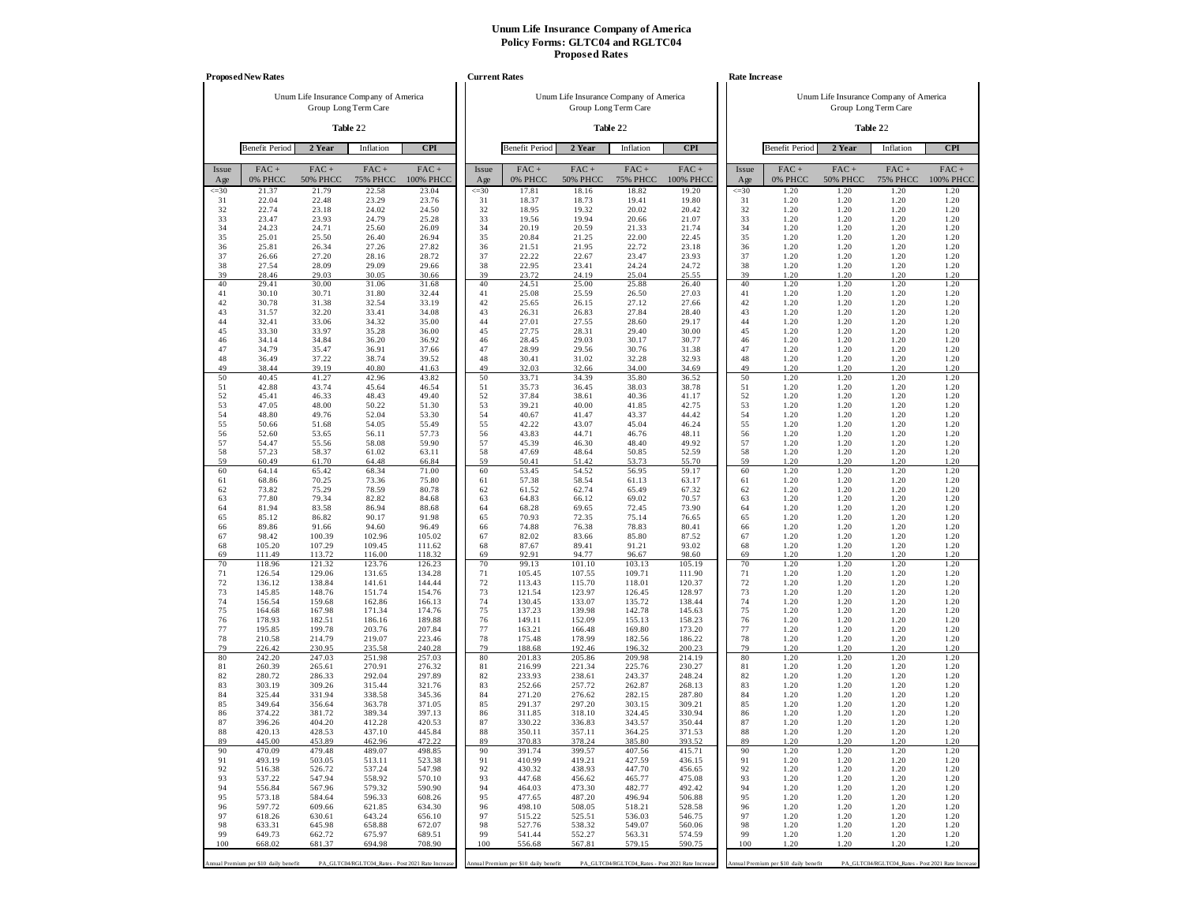**Unum Life Insurance Company of America**
**Policy Forms: GLTC04 and RGLTC04**
**Proposed Rates**

## Proposed New Rates

Unum Life Insurance Company of America
Group Long Term Care

**Table 22**

| Benefit Period | **2 Year** | Inflation | **CPI** |
|---|---|---|---|

| Issue Age | FAC + 0% PHCC | FAC + 50% PHCC | FAC + 75% PHCC | FAC + 100% PHCC |
|---|---|---|---|---|
| <=30 | 21.37 | 21.79 | 22.58 | 23.04 |
| 31 | 22.04 | 22.48 | 23.29 | 23.76 |
| 32 | 22.74 | 23.18 | 24.02 | 24.50 |
| 33 | 23.47 | 23.93 | 24.79 | 25.28 |
| 34 | 24.23 | 24.71 | 25.60 | 26.09 |
| 35 | 25.01 | 25.50 | 26.40 | 26.94 |
| 36 | 25.81 | 26.34 | 27.26 | 27.82 |
| 37 | 26.66 | 27.20 | 28.16 | 28.72 |
| 38 | 27.54 | 28.09 | 29.09 | 29.66 |
| 39 | 28.46 | 29.03 | 30.05 | 30.66 |
| 40 | 29.41 | 30.00 | 31.06 | 31.68 |
| 41 | 30.10 | 30.71 | 31.80 | 32.44 |
| 42 | 30.78 | 31.38 | 32.54 | 33.19 |
| 43 | 31.57 | 32.20 | 33.41 | 34.08 |
| 44 | 32.41 | 33.06 | 34.32 | 35.00 |
| 45 | 33.30 | 33.97 | 35.28 | 36.00 |
| 46 | 34.14 | 34.84 | 36.20 | 36.92 |
| 47 | 34.79 | 35.47 | 36.91 | 37.66 |
| 48 | 36.49 | 37.22 | 38.74 | 39.52 |
| 49 | 38.44 | 39.19 | 40.80 | 41.63 |
| 50 | 40.45 | 41.27 | 42.96 | 43.82 |
| 51 | 42.88 | 43.74 | 45.64 | 46.54 |
| 52 | 45.41 | 46.33 | 48.43 | 49.40 |
| 53 | 47.05 | 48.00 | 50.22 | 51.30 |
| 54 | 48.80 | 49.76 | 52.04 | 53.30 |
| 55 | 50.66 | 51.68 | 54.05 | 55.49 |
| 56 | 52.60 | 53.65 | 56.11 | 57.73 |
| 57 | 54.47 | 55.56 | 58.08 | 59.90 |
| 58 | 57.23 | 58.37 | 61.02 | 63.11 |
| 59 | 60.49 | 61.70 | 64.48 | 66.84 |
| 60 | 64.14 | 65.42 | 68.34 | 71.00 |
| 61 | 68.86 | 70.25 | 73.36 | 75.80 |
| 62 | 73.82 | 75.29 | 78.59 | 80.78 |
| 63 | 77.80 | 79.34 | 82.82 | 84.68 |
| 64 | 81.94 | 83.58 | 86.94 | 88.68 |
| 65 | 85.12 | 86.82 | 90.17 | 91.98 |
| 66 | 89.86 | 91.66 | 94.60 | 96.49 |
| 67 | 98.42 | 100.39 | 102.96 | 105.02 |
| 68 | 105.20 | 107.29 | 109.45 | 111.62 |
| 69 | 111.49 | 113.72 | 116.00 | 118.32 |
| 70 | 118.96 | 121.32 | 123.76 | 126.23 |
| 71 | 126.54 | 129.06 | 131.65 | 134.28 |
| 72 | 136.12 | 138.84 | 141.61 | 144.44 |
| 73 | 145.85 | 148.76 | 151.74 | 154.76 |
| 74 | 156.54 | 159.68 | 162.86 | 166.13 |
| 75 | 164.68 | 167.98 | 171.34 | 174.76 |
| 76 | 178.93 | 182.51 | 186.16 | 189.88 |
| 77 | 195.85 | 199.78 | 203.76 | 207.84 |
| 78 | 210.58 | 214.79 | 219.07 | 223.46 |
| 79 | 226.42 | 230.95 | 235.58 | 240.28 |
| 80 | 242.20 | 247.03 | 251.98 | 257.03 |
| 81 | 260.39 | 265.61 | 270.91 | 276.32 |
| 82 | 280.72 | 286.33 | 292.04 | 297.89 |
| 83 | 303.19 | 309.26 | 315.44 | 321.76 |
| 84 | 325.44 | 331.94 | 338.58 | 345.36 |
| 85 | 349.64 | 356.64 | 363.78 | 371.05 |
| 86 | 374.22 | 381.72 | 389.34 | 397.13 |
| 87 | 396.26 | 404.20 | 412.28 | 420.53 |
| 88 | 420.13 | 428.53 | 437.10 | 445.84 |
| 89 | 445.00 | 453.89 | 462.96 | 472.22 |
| 90 | 470.09 | 479.48 | 489.07 | 498.85 |
| 91 | 493.19 | 503.05 | 513.11 | 523.38 |
| 92 | 516.38 | 526.72 | 537.24 | 547.98 |
| 93 | 537.22 | 547.94 | 558.92 | 570.10 |
| 94 | 556.84 | 567.96 | 579.32 | 590.90 |
| 95 | 573.18 | 584.64 | 596.33 | 608.26 |
| 96 | 597.72 | 609.66 | 621.85 | 634.30 |
| 97 | 618.26 | 630.61 | 643.24 | 656.10 |
| 98 | 633.31 | 645.98 | 658.88 | 672.07 |
| 99 | 649.73 | 662.72 | 675.97 | 689.51 |
| 100 | 668.02 | 681.37 | 694.98 | 708.90 |

Annual Premium per $10 daily benefit — PA_GLTC04/RGLTC04_Rates - Post 2021 Rate Increase

## Current Rates

Unum Life Insurance Company of America
Group Long Term Care

**Table 22**

| Benefit Period | **2 Year** | Inflation | **CPI** |
|---|---|---|---|

| Issue Age | FAC + 0% PHCC | FAC + 50% PHCC | FAC + 75% PHCC | FAC + 100% PHCC |
|---|---|---|---|---|
| <=30 | 17.81 | 18.16 | 18.82 | 19.20 |
| 31 | 18.37 | 18.73 | 19.41 | 19.80 |
| 32 | 18.95 | 19.32 | 20.02 | 20.42 |
| 33 | 19.56 | 19.94 | 20.66 | 21.07 |
| 34 | 20.19 | 20.59 | 21.33 | 21.74 |
| 35 | 20.84 | 21.25 | 22.00 | 22.45 |
| 36 | 21.51 | 21.95 | 22.72 | 23.18 |
| 37 | 22.22 | 22.67 | 23.47 | 23.93 |
| 38 | 22.95 | 23.41 | 24.24 | 24.72 |
| 39 | 23.72 | 24.19 | 25.04 | 25.55 |
| 40 | 24.51 | 25.00 | 25.88 | 26.40 |
| 41 | 25.08 | 25.59 | 26.50 | 27.03 |
| 42 | 25.65 | 26.15 | 27.12 | 27.66 |
| 43 | 26.31 | 26.83 | 27.84 | 28.40 |
| 44 | 27.01 | 27.55 | 28.60 | 29.17 |
| 45 | 27.75 | 28.31 | 29.40 | 30.00 |
| 46 | 28.45 | 29.03 | 30.17 | 30.77 |
| 47 | 28.99 | 29.56 | 30.76 | 31.38 |
| 48 | 30.41 | 31.02 | 32.28 | 32.93 |
| 49 | 32.03 | 32.66 | 34.00 | 34.69 |
| 50 | 33.71 | 34.39 | 35.80 | 36.52 |
| 51 | 35.73 | 36.45 | 38.03 | 38.78 |
| 52 | 37.84 | 38.61 | 40.36 | 41.17 |
| 53 | 39.21 | 40.00 | 41.85 | 42.75 |
| 54 | 40.67 | 41.47 | 43.37 | 44.42 |
| 55 | 42.22 | 43.07 | 45.04 | 46.24 |
| 56 | 43.83 | 44.71 | 46.76 | 48.11 |
| 57 | 45.39 | 46.30 | 48.40 | 49.92 |
| 58 | 47.69 | 48.64 | 50.85 | 52.59 |
| 59 | 50.41 | 51.42 | 53.73 | 55.70 |
| 60 | 53.45 | 54.52 | 56.95 | 59.17 |
| 61 | 57.38 | 58.54 | 61.13 | 63.17 |
| 62 | 61.52 | 62.74 | 65.49 | 67.32 |
| 63 | 64.83 | 66.12 | 69.02 | 70.57 |
| 64 | 68.28 | 69.65 | 72.45 | 73.90 |
| 65 | 70.93 | 72.35 | 75.14 | 76.65 |
| 66 | 74.88 | 76.38 | 78.83 | 80.41 |
| 67 | 82.02 | 83.66 | 85.80 | 87.52 |
| 68 | 87.67 | 89.41 | 91.21 | 93.02 |
| 69 | 92.91 | 94.77 | 96.67 | 98.60 |
| 70 | 99.13 | 101.10 | 103.13 | 105.19 |
| 71 | 105.45 | 107.55 | 109.71 | 111.90 |
| 72 | 113.43 | 115.70 | 118.01 | 120.37 |
| 73 | 121.54 | 123.97 | 126.45 | 128.97 |
| 74 | 130.45 | 133.07 | 135.72 | 138.44 |
| 75 | 137.23 | 139.98 | 142.78 | 145.63 |
| 76 | 149.11 | 152.09 | 155.13 | 158.23 |
| 77 | 163.21 | 166.48 | 169.80 | 173.20 |
| 78 | 175.48 | 178.99 | 182.56 | 186.22 |
| 79 | 188.68 | 192.46 | 196.32 | 200.23 |
| 80 | 201.83 | 205.86 | 209.98 | 214.19 |
| 81 | 216.99 | 221.34 | 225.76 | 230.27 |
| 82 | 233.93 | 238.61 | 243.37 | 248.24 |
| 83 | 252.66 | 257.72 | 262.87 | 268.13 |
| 84 | 271.20 | 276.62 | 282.15 | 287.80 |
| 85 | 291.37 | 297.20 | 303.15 | 309.21 |
| 86 | 311.85 | 318.10 | 324.45 | 330.94 |
| 87 | 330.22 | 336.83 | 343.57 | 350.44 |
| 88 | 350.11 | 357.11 | 364.25 | 371.53 |
| 89 | 370.83 | 378.24 | 385.80 | 393.52 |
| 90 | 391.74 | 399.57 | 407.56 | 415.71 |
| 91 | 410.99 | 419.21 | 427.59 | 436.15 |
| 92 | 430.32 | 438.93 | 447.70 | 456.65 |
| 93 | 447.68 | 456.62 | 465.77 | 475.08 |
| 94 | 464.03 | 473.30 | 482.77 | 492.42 |
| 95 | 477.65 | 487.20 | 496.94 | 506.88 |
| 96 | 498.10 | 508.05 | 518.21 | 528.58 |
| 97 | 515.22 | 525.51 | 536.03 | 546.75 |
| 98 | 527.76 | 538.32 | 549.07 | 560.06 |
| 99 | 541.44 | 552.27 | 563.31 | 574.59 |
| 100 | 556.68 | 567.81 | 579.15 | 590.75 |

Annual Premium per $10 daily benefit — PA_GLTC04/RGLTC04_Rates - Post 2021 Rate Increase

## Rate Increase

Unum Life Insurance Company of America
Group Long Term Care

**Table 22**

| Benefit Period | **2 Year** | Inflation | **CPI** |
|---|---|---|---|

| Issue Age | FAC + 0% PHCC | FAC + 50% PHCC | FAC + 75% PHCC | FAC + 100% PHCC |
|---|---|---|---|---|
| <=30 | 1.20 | 1.20 | 1.20 | 1.20 |
| 31 | 1.20 | 1.20 | 1.20 | 1.20 |
| 32 | 1.20 | 1.20 | 1.20 | 1.20 |
| 33 | 1.20 | 1.20 | 1.20 | 1.20 |
| 34 | 1.20 | 1.20 | 1.20 | 1.20 |
| 35 | 1.20 | 1.20 | 1.20 | 1.20 |
| 36 | 1.20 | 1.20 | 1.20 | 1.20 |
| 37 | 1.20 | 1.20 | 1.20 | 1.20 |
| 38 | 1.20 | 1.20 | 1.20 | 1.20 |
| 39 | 1.20 | 1.20 | 1.20 | 1.20 |
| 40 | 1.20 | 1.20 | 1.20 | 1.20 |
| 41 | 1.20 | 1.20 | 1.20 | 1.20 |
| 42 | 1.20 | 1.20 | 1.20 | 1.20 |
| 43 | 1.20 | 1.20 | 1.20 | 1.20 |
| 44 | 1.20 | 1.20 | 1.20 | 1.20 |
| 45 | 1.20 | 1.20 | 1.20 | 1.20 |
| 46 | 1.20 | 1.20 | 1.20 | 1.20 |
| 47 | 1.20 | 1.20 | 1.20 | 1.20 |
| 48 | 1.20 | 1.20 | 1.20 | 1.20 |
| 49 | 1.20 | 1.20 | 1.20 | 1.20 |
| 50 | 1.20 | 1.20 | 1.20 | 1.20 |
| 51 | 1.20 | 1.20 | 1.20 | 1.20 |
| 52 | 1.20 | 1.20 | 1.20 | 1.20 |
| 53 | 1.20 | 1.20 | 1.20 | 1.20 |
| 54 | 1.20 | 1.20 | 1.20 | 1.20 |
| 55 | 1.20 | 1.20 | 1.20 | 1.20 |
| 56 | 1.20 | 1.20 | 1.20 | 1.20 |
| 57 | 1.20 | 1.20 | 1.20 | 1.20 |
| 58 | 1.20 | 1.20 | 1.20 | 1.20 |
| 59 | 1.20 | 1.20 | 1.20 | 1.20 |
| 60 | 1.20 | 1.20 | 1.20 | 1.20 |
| 61 | 1.20 | 1.20 | 1.20 | 1.20 |
| 62 | 1.20 | 1.20 | 1.20 | 1.20 |
| 63 | 1.20 | 1.20 | 1.20 | 1.20 |
| 64 | 1.20 | 1.20 | 1.20 | 1.20 |
| 65 | 1.20 | 1.20 | 1.20 | 1.20 |
| 66 | 1.20 | 1.20 | 1.20 | 1.20 |
| 67 | 1.20 | 1.20 | 1.20 | 1.20 |
| 68 | 1.20 | 1.20 | 1.20 | 1.20 |
| 69 | 1.20 | 1.20 | 1.20 | 1.20 |
| 70 | 1.20 | 1.20 | 1.20 | 1.20 |
| 71 | 1.20 | 1.20 | 1.20 | 1.20 |
| 72 | 1.20 | 1.20 | 1.20 | 1.20 |
| 73 | 1.20 | 1.20 | 1.20 | 1.20 |
| 74 | 1.20 | 1.20 | 1.20 | 1.20 |
| 75 | 1.20 | 1.20 | 1.20 | 1.20 |
| 76 | 1.20 | 1.20 | 1.20 | 1.20 |
| 77 | 1.20 | 1.20 | 1.20 | 1.20 |
| 78 | 1.20 | 1.20 | 1.20 | 1.20 |
| 79 | 1.20 | 1.20 | 1.20 | 1.20 |
| 80 | 1.20 | 1.20 | 1.20 | 1.20 |
| 81 | 1.20 | 1.20 | 1.20 | 1.20 |
| 82 | 1.20 | 1.20 | 1.20 | 1.20 |
| 83 | 1.20 | 1.20 | 1.20 | 1.20 |
| 84 | 1.20 | 1.20 | 1.20 | 1.20 |
| 85 | 1.20 | 1.20 | 1.20 | 1.20 |
| 86 | 1.20 | 1.20 | 1.20 | 1.20 |
| 87 | 1.20 | 1.20 | 1.20 | 1.20 |
| 88 | 1.20 | 1.20 | 1.20 | 1.20 |
| 89 | 1.20 | 1.20 | 1.20 | 1.20 |
| 90 | 1.20 | 1.20 | 1.20 | 1.20 |
| 91 | 1.20 | 1.20 | 1.20 | 1.20 |
| 92 | 1.20 | 1.20 | 1.20 | 1.20 |
| 93 | 1.20 | 1.20 | 1.20 | 1.20 |
| 94 | 1.20 | 1.20 | 1.20 | 1.20 |
| 95 | 1.20 | 1.20 | 1.20 | 1.20 |
| 96 | 1.20 | 1.20 | 1.20 | 1.20 |
| 97 | 1.20 | 1.20 | 1.20 | 1.20 |
| 98 | 1.20 | 1.20 | 1.20 | 1.20 |
| 99 | 1.20 | 1.20 | 1.20 | 1.20 |
| 100 | 1.20 | 1.20 | 1.20 | 1.20 |

Annual Premium per $10 daily benefit — PA_GLTC04/RGLTC04_Rates - Post 2021 Rate Increase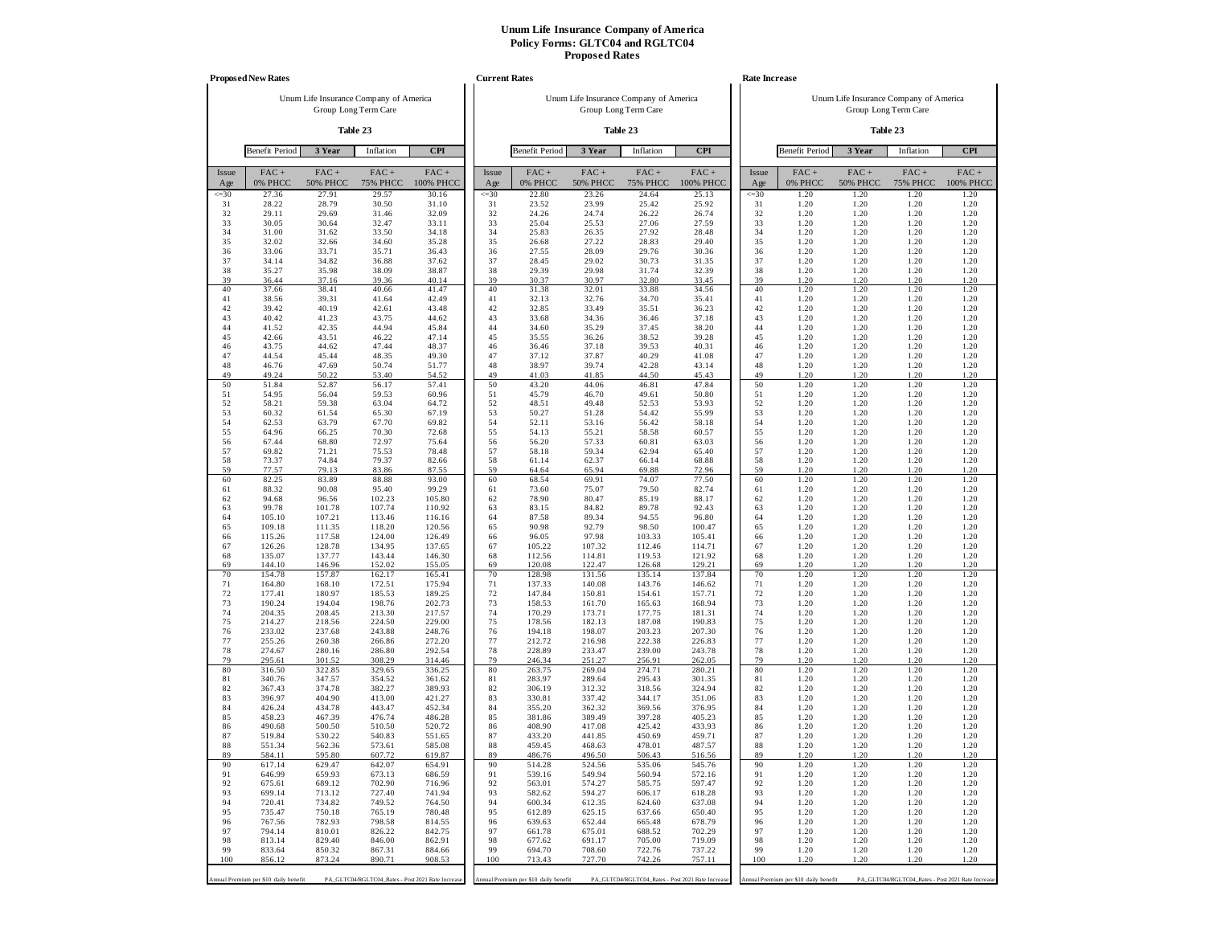# Unum Life Insurance Company of America
## Policy Forms: GLTC04 and RGLTC04
## Proposed Rates

### Proposed New Rates

Unum Life Insurance Company of America
Group Long Term Care

**Table 23**

| Benefit Period | 3 Year | Inflation | CPI |
|---|---|---|---|

| Issue Age | FAC + 0% PHCC | FAC + 50% PHCC | FAC + 75% PHCC | FAC + 100% PHCC |
|---|---|---|---|---|
| <=30 | 27.36 | 27.91 | 29.57 | 30.16 |
| 31 | 28.22 | 28.79 | 30.50 | 31.10 |
| 32 | 29.11 | 29.69 | 31.46 | 32.09 |
| 33 | 30.05 | 30.64 | 32.47 | 33.11 |
| 34 | 31.00 | 31.62 | 33.50 | 34.18 |
| 35 | 32.02 | 32.66 | 34.60 | 35.28 |
| 36 | 33.06 | 33.71 | 35.71 | 36.43 |
| 37 | 34.14 | 34.82 | 36.88 | 37.62 |
| 38 | 35.27 | 35.98 | 38.09 | 38.87 |
| 39 | 36.44 | 37.16 | 39.36 | 40.14 |
| 40 | 37.66 | 38.41 | 40.66 | 41.47 |
| 41 | 38.56 | 39.31 | 41.64 | 42.49 |
| 42 | 39.42 | 40.19 | 42.61 | 43.48 |
| 43 | 40.42 | 41.23 | 43.75 | 44.62 |
| 44 | 41.52 | 42.35 | 44.94 | 45.84 |
| 45 | 42.66 | 43.51 | 46.22 | 47.14 |
| 46 | 43.75 | 44.62 | 47.44 | 48.37 |
| 47 | 44.54 | 45.44 | 48.35 | 49.30 |
| 48 | 46.76 | 47.69 | 50.74 | 51.77 |
| 49 | 49.24 | 50.22 | 53.40 | 54.52 |
| 50 | 51.84 | 52.87 | 56.17 | 57.41 |
| 51 | 54.95 | 56.04 | 59.53 | 60.96 |
| 52 | 58.21 | 59.38 | 63.04 | 64.72 |
| 53 | 60.32 | 61.54 | 65.30 | 67.19 |
| 54 | 62.53 | 63.79 | 67.70 | 69.82 |
| 55 | 64.96 | 66.25 | 70.30 | 72.68 |
| 56 | 67.44 | 68.80 | 72.97 | 75.64 |
| 57 | 69.82 | 71.21 | 75.53 | 78.48 |
| 58 | 73.37 | 74.84 | 79.37 | 82.66 |
| 59 | 77.57 | 79.13 | 83.86 | 87.55 |
| 60 | 82.25 | 83.89 | 88.88 | 93.00 |
| 61 | 88.32 | 90.08 | 95.40 | 99.29 |
| 62 | 94.68 | 96.56 | 102.23 | 105.80 |
| 63 | 99.78 | 101.78 | 107.74 | 110.92 |
| 64 | 105.10 | 107.21 | 113.46 | 116.16 |
| 65 | 109.18 | 111.35 | 118.20 | 120.56 |
| 66 | 115.26 | 117.58 | 124.00 | 126.49 |
| 67 | 126.26 | 128.78 | 134.95 | 137.65 |
| 68 | 135.07 | 137.77 | 143.44 | 146.30 |
| 69 | 144.10 | 146.96 | 152.02 | 155.05 |
| 70 | 154.78 | 157.87 | 162.17 | 165.41 |
| 71 | 164.80 | 168.10 | 172.51 | 175.94 |
| 72 | 177.41 | 180.97 | 185.53 | 189.25 |
| 73 | 190.24 | 194.04 | 198.76 | 202.73 |
| 74 | 204.35 | 208.45 | 213.30 | 217.57 |
| 75 | 214.27 | 218.56 | 224.50 | 229.00 |
| 76 | 233.02 | 237.68 | 243.88 | 248.76 |
| 77 | 255.26 | 260.38 | 266.86 | 272.20 |
| 78 | 274.67 | 280.16 | 286.80 | 292.54 |
| 79 | 295.61 | 301.52 | 308.29 | 314.46 |
| 80 | 316.50 | 322.85 | 329.65 | 336.25 |
| 81 | 340.76 | 347.57 | 354.52 | 361.62 |
| 82 | 367.43 | 374.78 | 382.27 | 389.93 |
| 83 | 396.97 | 404.90 | 413.00 | 421.27 |
| 84 | 426.24 | 434.78 | 443.47 | 452.34 |
| 85 | 458.23 | 467.39 | 476.74 | 486.28 |
| 86 | 490.68 | 500.50 | 510.50 | 520.72 |
| 87 | 519.84 | 530.22 | 540.83 | 551.65 |
| 88 | 551.34 | 562.36 | 573.61 | 585.08 |
| 89 | 584.11 | 595.80 | 607.72 | 619.87 |
| 90 | 617.14 | 629.47 | 642.07 | 654.91 |
| 91 | 646.99 | 659.93 | 673.13 | 686.59 |
| 92 | 675.61 | 689.12 | 702.90 | 716.96 |
| 93 | 699.14 | 713.12 | 727.40 | 741.94 |
| 94 | 720.41 | 734.82 | 749.52 | 764.50 |
| 95 | 735.47 | 750.18 | 765.19 | 780.48 |
| 96 | 767.56 | 782.93 | 798.58 | 814.55 |
| 97 | 794.14 | 810.01 | 826.22 | 842.75 |
| 98 | 813.14 | 829.40 | 846.00 | 862.91 |
| 99 | 833.64 | 850.32 | 867.31 | 884.66 |
| 100 | 856.12 | 873.24 | 890.71 | 908.53 |

Annual Premium per $10 daily benefit — PA_GLTC04/RGLTC04_Rates - Post 2021 Rate Increase

### Current Rates

Unum Life Insurance Company of America
Group Long Term Care

**Table 23**

| Benefit Period | 3 Year | Inflation | CPI |
|---|---|---|---|

| Issue Age | FAC + 0% PHCC | FAC + 50% PHCC | FAC + 75% PHCC | FAC + 100% PHCC |
|---|---|---|---|---|
| <=30 | 22.80 | 23.26 | 24.64 | 25.13 |
| 31 | 23.52 | 23.99 | 25.42 | 25.92 |
| 32 | 24.26 | 24.74 | 26.22 | 26.74 |
| 33 | 25.04 | 25.53 | 27.06 | 27.59 |
| 34 | 25.83 | 26.35 | 27.92 | 28.48 |
| 35 | 26.68 | 27.22 | 28.83 | 29.40 |
| 36 | 27.55 | 28.09 | 29.76 | 30.36 |
| 37 | 28.45 | 29.02 | 30.73 | 31.35 |
| 38 | 29.39 | 29.98 | 31.74 | 32.39 |
| 39 | 30.37 | 30.97 | 32.80 | 33.45 |
| 40 | 31.38 | 32.01 | 33.88 | 34.56 |
| 41 | 32.13 | 32.76 | 34.70 | 35.41 |
| 42 | 32.85 | 33.49 | 35.51 | 36.23 |
| 43 | 33.68 | 34.36 | 36.46 | 37.18 |
| 44 | 34.60 | 35.29 | 37.45 | 38.20 |
| 45 | 35.55 | 36.26 | 38.52 | 39.28 |
| 46 | 36.46 | 37.18 | 39.53 | 40.31 |
| 47 | 37.12 | 37.87 | 40.29 | 41.08 |
| 48 | 38.97 | 39.74 | 42.28 | 43.14 |
| 49 | 41.03 | 41.85 | 44.50 | 45.43 |
| 50 | 43.20 | 44.06 | 46.81 | 47.84 |
| 51 | 45.79 | 46.70 | 49.61 | 50.80 |
| 52 | 48.51 | 49.48 | 52.53 | 53.93 |
| 53 | 50.27 | 51.28 | 54.42 | 55.99 |
| 54 | 52.11 | 53.16 | 56.42 | 58.18 |
| 55 | 54.13 | 55.21 | 58.58 | 60.57 |
| 56 | 56.20 | 57.33 | 60.81 | 63.03 |
| 57 | 58.18 | 59.34 | 62.94 | 65.40 |
| 58 | 61.14 | 62.37 | 66.14 | 68.88 |
| 59 | 64.64 | 65.94 | 69.88 | 72.96 |
| 60 | 68.54 | 69.91 | 74.07 | 77.50 |
| 61 | 73.60 | 75.07 | 79.50 | 82.74 |
| 62 | 78.90 | 80.47 | 85.19 | 88.17 |
| 63 | 83.15 | 84.82 | 89.78 | 92.43 |
| 64 | 87.58 | 89.34 | 94.55 | 96.80 |
| 65 | 90.98 | 92.79 | 98.50 | 100.47 |
| 66 | 96.05 | 97.98 | 103.33 | 105.41 |
| 67 | 105.22 | 107.32 | 112.46 | 114.71 |
| 68 | 112.56 | 114.81 | 119.53 | 121.92 |
| 69 | 120.08 | 122.47 | 126.68 | 129.21 |
| 70 | 128.98 | 131.56 | 135.14 | 137.84 |
| 71 | 137.33 | 140.08 | 143.76 | 146.62 |
| 72 | 147.84 | 150.81 | 154.61 | 157.71 |
| 73 | 158.53 | 161.70 | 165.63 | 168.94 |
| 74 | 170.29 | 173.71 | 177.75 | 181.31 |
| 75 | 178.56 | 182.13 | 187.08 | 190.83 |
| 76 | 194.18 | 198.07 | 203.23 | 207.30 |
| 77 | 212.72 | 216.98 | 222.38 | 226.83 |
| 78 | 228.89 | 233.47 | 239.00 | 243.78 |
| 79 | 246.34 | 251.27 | 256.91 | 262.05 |
| 80 | 263.75 | 269.04 | 274.71 | 280.21 |
| 81 | 283.97 | 289.64 | 295.43 | 301.35 |
| 82 | 306.19 | 312.32 | 318.56 | 324.94 |
| 83 | 330.81 | 337.42 | 344.17 | 351.06 |
| 84 | 355.20 | 362.32 | 369.56 | 376.95 |
| 85 | 381.86 | 389.49 | 397.28 | 405.23 |
| 86 | 408.90 | 417.08 | 425.42 | 433.93 |
| 87 | 433.20 | 441.85 | 450.69 | 459.71 |
| 88 | 459.45 | 468.63 | 478.01 | 487.57 |
| 89 | 486.76 | 496.50 | 506.43 | 516.56 |
| 90 | 514.28 | 524.56 | 535.06 | 545.76 |
| 91 | 539.16 | 549.94 | 560.94 | 572.16 |
| 92 | 563.01 | 574.27 | 585.75 | 597.47 |
| 93 | 582.62 | 594.27 | 606.17 | 618.28 |
| 94 | 600.34 | 612.35 | 624.60 | 637.08 |
| 95 | 612.89 | 625.15 | 637.66 | 650.40 |
| 96 | 639.63 | 652.44 | 665.48 | 678.79 |
| 97 | 661.78 | 675.01 | 688.52 | 702.29 |
| 98 | 677.62 | 691.17 | 705.00 | 719.09 |
| 99 | 694.70 | 708.60 | 722.76 | 737.22 |
| 100 | 713.43 | 727.70 | 742.26 | 757.11 |

Annual Premium per $10 daily benefit — PA_GLTC04/RGLTC04_Rates - Post 2021 Rate Increase

### Rate Increase

Unum Life Insurance Company of America
Group Long Term Care

**Table 23**

| Benefit Period | 3 Year | Inflation | CPI |
|---|---|---|---|

| Issue Age | FAC + 0% PHCC | FAC + 50% PHCC | FAC + 75% PHCC | FAC + 100% PHCC |
|---|---|---|---|---|
| <=30 | 1.20 | 1.20 | 1.20 | 1.20 |
| 31 | 1.20 | 1.20 | 1.20 | 1.20 |
| 32 | 1.20 | 1.20 | 1.20 | 1.20 |
| 33 | 1.20 | 1.20 | 1.20 | 1.20 |
| 34 | 1.20 | 1.20 | 1.20 | 1.20 |
| 35 | 1.20 | 1.20 | 1.20 | 1.20 |
| 36 | 1.20 | 1.20 | 1.20 | 1.20 |
| 37 | 1.20 | 1.20 | 1.20 | 1.20 |
| 38 | 1.20 | 1.20 | 1.20 | 1.20 |
| 39 | 1.20 | 1.20 | 1.20 | 1.20 |
| 40 | 1.20 | 1.20 | 1.20 | 1.20 |
| 41 | 1.20 | 1.20 | 1.20 | 1.20 |
| 42 | 1.20 | 1.20 | 1.20 | 1.20 |
| 43 | 1.20 | 1.20 | 1.20 | 1.20 |
| 44 | 1.20 | 1.20 | 1.20 | 1.20 |
| 45 | 1.20 | 1.20 | 1.20 | 1.20 |
| 46 | 1.20 | 1.20 | 1.20 | 1.20 |
| 47 | 1.20 | 1.20 | 1.20 | 1.20 |
| 48 | 1.20 | 1.20 | 1.20 | 1.20 |
| 49 | 1.20 | 1.20 | 1.20 | 1.20 |
| 50 | 1.20 | 1.20 | 1.20 | 1.20 |
| 51 | 1.20 | 1.20 | 1.20 | 1.20 |
| 52 | 1.20 | 1.20 | 1.20 | 1.20 |
| 53 | 1.20 | 1.20 | 1.20 | 1.20 |
| 54 | 1.20 | 1.20 | 1.20 | 1.20 |
| 55 | 1.20 | 1.20 | 1.20 | 1.20 |
| 56 | 1.20 | 1.20 | 1.20 | 1.20 |
| 57 | 1.20 | 1.20 | 1.20 | 1.20 |
| 58 | 1.20 | 1.20 | 1.20 | 1.20 |
| 59 | 1.20 | 1.20 | 1.20 | 1.20 |
| 60 | 1.20 | 1.20 | 1.20 | 1.20 |
| 61 | 1.20 | 1.20 | 1.20 | 1.20 |
| 62 | 1.20 | 1.20 | 1.20 | 1.20 |
| 63 | 1.20 | 1.20 | 1.20 | 1.20 |
| 64 | 1.20 | 1.20 | 1.20 | 1.20 |
| 65 | 1.20 | 1.20 | 1.20 | 1.20 |
| 66 | 1.20 | 1.20 | 1.20 | 1.20 |
| 67 | 1.20 | 1.20 | 1.20 | 1.20 |
| 68 | 1.20 | 1.20 | 1.20 | 1.20 |
| 69 | 1.20 | 1.20 | 1.20 | 1.20 |
| 70 | 1.20 | 1.20 | 1.20 | 1.20 |
| 71 | 1.20 | 1.20 | 1.20 | 1.20 |
| 72 | 1.20 | 1.20 | 1.20 | 1.20 |
| 73 | 1.20 | 1.20 | 1.20 | 1.20 |
| 74 | 1.20 | 1.20 | 1.20 | 1.20 |
| 75 | 1.20 | 1.20 | 1.20 | 1.20 |
| 76 | 1.20 | 1.20 | 1.20 | 1.20 |
| 77 | 1.20 | 1.20 | 1.20 | 1.20 |
| 78 | 1.20 | 1.20 | 1.20 | 1.20 |
| 79 | 1.20 | 1.20 | 1.20 | 1.20 |
| 80 | 1.20 | 1.20 | 1.20 | 1.20 |
| 81 | 1.20 | 1.20 | 1.20 | 1.20 |
| 82 | 1.20 | 1.20 | 1.20 | 1.20 |
| 83 | 1.20 | 1.20 | 1.20 | 1.20 |
| 84 | 1.20 | 1.20 | 1.20 | 1.20 |
| 85 | 1.20 | 1.20 | 1.20 | 1.20 |
| 86 | 1.20 | 1.20 | 1.20 | 1.20 |
| 87 | 1.20 | 1.20 | 1.20 | 1.20 |
| 88 | 1.20 | 1.20 | 1.20 | 1.20 |
| 89 | 1.20 | 1.20 | 1.20 | 1.20 |
| 90 | 1.20 | 1.20 | 1.20 | 1.20 |
| 91 | 1.20 | 1.20 | 1.20 | 1.20 |
| 92 | 1.20 | 1.20 | 1.20 | 1.20 |
| 93 | 1.20 | 1.20 | 1.20 | 1.20 |
| 94 | 1.20 | 1.20 | 1.20 | 1.20 |
| 95 | 1.20 | 1.20 | 1.20 | 1.20 |
| 96 | 1.20 | 1.20 | 1.20 | 1.20 |
| 97 | 1.20 | 1.20 | 1.20 | 1.20 |
| 98 | 1.20 | 1.20 | 1.20 | 1.20 |
| 99 | 1.20 | 1.20 | 1.20 | 1.20 |
| 100 | 1.20 | 1.20 | 1.20 | 1.20 |

Annual Premium per $10 daily benefit — PA_GLTC04/RGLTC04_Rates - Post 2021 Rate Increase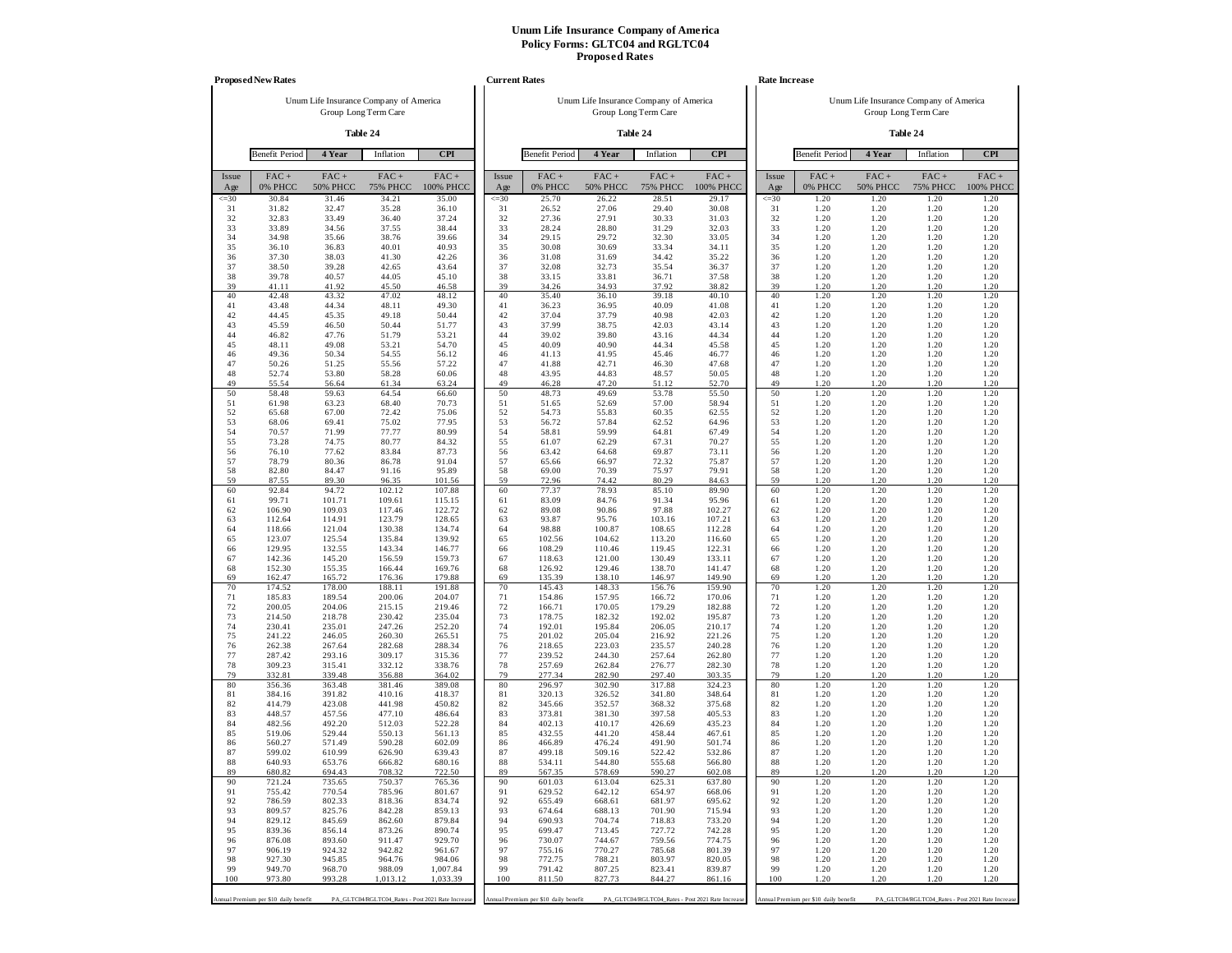**Unum Life Insurance Company of America**
**Policy Forms: GLTC04 and RGLTC04**
**Proposed Rates**

**Proposed New Rates**

Unum Life Insurance Company of America
Group Long Term Care

**Table 24**

| Benefit Period | 4 Year | Inflation | CPI | |
|---|---|---|---|---|
| Issue Age | FAC + 0% PHCC | FAC + 50% PHCC | FAC + 75% PHCC | FAC + 100% PHCC |
| <=30 | 30.84 | 31.46 | 34.21 | 35.00 |
| 31 | 31.82 | 32.47 | 35.28 | 36.10 |
| 32 | 32.83 | 33.49 | 36.40 | 37.24 |
| 33 | 33.89 | 34.56 | 37.55 | 38.44 |
| 34 | 34.98 | 35.66 | 38.76 | 39.66 |
| 35 | 36.10 | 36.83 | 40.01 | 40.93 |
| 36 | 37.30 | 38.03 | 41.30 | 42.26 |
| 37 | 38.50 | 39.28 | 42.65 | 43.64 |
| 38 | 39.78 | 40.57 | 44.05 | 45.10 |
| 39 | 41.11 | 41.92 | 45.50 | 46.58 |
| 40 | 42.48 | 43.32 | 47.02 | 48.12 |
| 41 | 43.48 | 44.34 | 48.11 | 49.30 |
| 42 | 44.45 | 45.35 | 49.18 | 50.44 |
| 43 | 45.59 | 46.50 | 50.44 | 51.77 |
| 44 | 46.82 | 47.76 | 51.79 | 53.21 |
| 45 | 48.11 | 49.08 | 53.21 | 54.70 |
| 46 | 49.36 | 50.34 | 54.55 | 56.12 |
| 47 | 50.26 | 51.25 | 55.56 | 57.22 |
| 48 | 52.74 | 53.80 | 58.28 | 60.06 |
| 49 | 55.54 | 56.64 | 61.34 | 63.24 |
| 50 | 58.48 | 59.63 | 64.54 | 66.60 |
| 51 | 61.98 | 63.23 | 68.40 | 70.73 |
| 52 | 65.68 | 67.00 | 72.42 | 75.06 |
| 53 | 68.06 | 69.41 | 75.02 | 77.95 |
| 54 | 70.57 | 71.99 | 77.77 | 80.99 |
| 55 | 73.28 | 74.75 | 80.77 | 84.32 |
| 56 | 76.10 | 77.62 | 83.84 | 87.73 |
| 57 | 78.79 | 80.36 | 86.78 | 91.04 |
| 58 | 82.80 | 84.47 | 91.16 | 95.89 |
| 59 | 87.55 | 89.30 | 96.35 | 101.56 |
| 60 | 92.84 | 94.72 | 102.12 | 107.88 |
| 61 | 99.71 | 101.71 | 109.61 | 115.15 |
| 62 | 106.90 | 109.03 | 117.46 | 122.72 |
| 63 | 112.64 | 114.91 | 123.79 | 128.65 |
| 64 | 118.66 | 121.04 | 130.38 | 134.74 |
| 65 | 123.07 | 125.54 | 135.84 | 139.92 |
| 66 | 129.95 | 132.55 | 143.34 | 146.77 |
| 67 | 142.36 | 145.20 | 156.59 | 159.73 |
| 68 | 152.30 | 155.35 | 166.44 | 169.76 |
| 69 | 162.47 | 165.72 | 176.36 | 179.88 |
| 70 | 174.52 | 178.00 | 188.11 | 191.88 |
| 71 | 185.83 | 189.54 | 200.06 | 204.07 |
| 72 | 200.05 | 204.06 | 215.15 | 219.46 |
| 73 | 214.50 | 218.78 | 230.42 | 235.04 |
| 74 | 230.41 | 235.01 | 247.26 | 252.20 |
| 75 | 241.22 | 246.05 | 260.30 | 265.51 |
| 76 | 262.38 | 267.64 | 282.68 | 288.34 |
| 77 | 287.42 | 293.16 | 309.17 | 315.36 |
| 78 | 309.23 | 315.41 | 332.12 | 338.76 |
| 79 | 332.81 | 339.48 | 356.88 | 364.02 |
| 80 | 356.36 | 363.48 | 381.46 | 389.08 |
| 81 | 384.16 | 391.82 | 410.16 | 418.37 |
| 82 | 414.79 | 423.08 | 441.98 | 450.82 |
| 83 | 448.57 | 457.56 | 477.10 | 486.64 |
| 84 | 482.56 | 492.20 | 512.03 | 522.28 |
| 85 | 519.06 | 529.44 | 550.13 | 561.13 |
| 86 | 560.27 | 571.49 | 590.28 | 602.09 |
| 87 | 599.02 | 610.99 | 626.90 | 639.43 |
| 88 | 640.93 | 653.76 | 666.82 | 680.16 |
| 89 | 680.82 | 694.43 | 708.32 | 722.50 |
| 90 | 721.24 | 735.65 | 750.37 | 765.36 |
| 91 | 755.42 | 770.54 | 785.96 | 801.67 |
| 92 | 786.59 | 802.33 | 818.36 | 834.74 |
| 93 | 809.57 | 825.76 | 842.28 | 859.13 |
| 94 | 829.12 | 845.69 | 862.60 | 879.84 |
| 95 | 839.36 | 856.14 | 873.26 | 890.74 |
| 96 | 876.08 | 893.60 | 911.47 | 929.70 |
| 97 | 906.19 | 924.32 | 942.82 | 961.67 |
| 98 | 927.30 | 945.85 | 964.76 | 984.06 |
| 99 | 949.70 | 968.70 | 988.09 | 1,007.84 |
| 100 | 973.80 | 993.28 | 1,013.12 | 1,033.39 |

Annual Premium per $10 daily benefit — PA_GLTC04/RGLTC04_Rates - Post 2021 Rate Increase

**Current Rates**

Unum Life Insurance Company of America
Group Long Term Care

**Table 24**

| Benefit Period | 4 Year | Inflation | CPI | |
|---|---|---|---|---|
| Issue Age | FAC + 0% PHCC | FAC + 50% PHCC | FAC + 75% PHCC | FAC + 100% PHCC |
| <=30 | 25.70 | 26.22 | 28.51 | 29.17 |
| 31 | 26.52 | 27.06 | 29.40 | 30.08 |
| 32 | 27.36 | 27.91 | 30.33 | 31.03 |
| 33 | 28.24 | 28.80 | 31.29 | 32.03 |
| 34 | 29.15 | 29.72 | 32.30 | 33.05 |
| 35 | 30.08 | 30.69 | 33.34 | 34.11 |
| 36 | 31.08 | 31.69 | 34.42 | 35.22 |
| 37 | 32.08 | 32.73 | 35.54 | 36.37 |
| 38 | 33.15 | 33.81 | 36.71 | 37.58 |
| 39 | 34.26 | 34.93 | 37.92 | 38.82 |
| 40 | 35.40 | 36.10 | 39.18 | 40.10 |
| 41 | 36.23 | 36.95 | 40.09 | 41.08 |
| 42 | 37.04 | 37.79 | 40.98 | 42.03 |
| 43 | 37.99 | 38.75 | 42.03 | 43.14 |
| 44 | 39.02 | 39.80 | 43.16 | 44.34 |
| 45 | 40.09 | 40.90 | 44.34 | 45.58 |
| 46 | 41.13 | 41.95 | 45.46 | 46.77 |
| 47 | 41.88 | 42.71 | 46.30 | 47.68 |
| 48 | 43.95 | 44.83 | 48.57 | 50.05 |
| 49 | 46.28 | 47.20 | 51.12 | 52.70 |
| 50 | 48.73 | 49.69 | 53.78 | 55.50 |
| 51 | 51.65 | 52.69 | 57.00 | 58.94 |
| 52 | 54.73 | 55.83 | 60.35 | 62.55 |
| 53 | 56.72 | 57.84 | 62.52 | 64.96 |
| 54 | 58.81 | 59.99 | 64.81 | 67.49 |
| 55 | 61.07 | 62.29 | 67.31 | 70.27 |
| 56 | 63.42 | 64.68 | 69.87 | 73.11 |
| 57 | 65.66 | 66.97 | 72.32 | 75.87 |
| 58 | 69.00 | 70.39 | 75.97 | 79.91 |
| 59 | 72.96 | 74.42 | 80.29 | 84.63 |
| 60 | 77.37 | 78.93 | 85.10 | 89.90 |
| 61 | 83.09 | 84.76 | 91.34 | 95.96 |
| 62 | 89.08 | 90.86 | 97.88 | 102.27 |
| 63 | 93.87 | 95.76 | 103.16 | 107.21 |
| 64 | 98.88 | 100.87 | 108.65 | 112.28 |
| 65 | 102.56 | 104.62 | 113.20 | 116.60 |
| 66 | 108.29 | 110.46 | 119.45 | 122.31 |
| 67 | 118.63 | 121.00 | 130.49 | 133.11 |
| 68 | 126.92 | 129.46 | 138.70 | 141.47 |
| 69 | 135.39 | 138.10 | 146.97 | 149.90 |
| 70 | 145.43 | 148.33 | 156.76 | 159.90 |
| 71 | 154.86 | 157.95 | 166.72 | 170.06 |
| 72 | 166.71 | 170.05 | 179.29 | 182.88 |
| 73 | 178.75 | 182.32 | 192.02 | 195.87 |
| 74 | 192.01 | 195.84 | 206.05 | 210.17 |
| 75 | 201.02 | 205.04 | 216.92 | 221.26 |
| 76 | 218.65 | 223.03 | 235.57 | 240.28 |
| 77 | 239.52 | 244.30 | 257.64 | 262.80 |
| 78 | 257.69 | 262.84 | 276.77 | 282.30 |
| 79 | 277.34 | 282.90 | 297.40 | 303.35 |
| 80 | 296.97 | 302.90 | 317.88 | 324.23 |
| 81 | 320.13 | 326.52 | 341.80 | 348.64 |
| 82 | 345.66 | 352.57 | 368.32 | 375.68 |
| 83 | 373.81 | 381.30 | 397.58 | 405.53 |
| 84 | 402.13 | 410.17 | 426.69 | 435.23 |
| 85 | 432.55 | 441.20 | 458.44 | 467.61 |
| 86 | 466.89 | 476.24 | 491.90 | 501.74 |
| 87 | 499.18 | 509.16 | 522.42 | 532.86 |
| 88 | 534.11 | 544.80 | 555.68 | 566.80 |
| 89 | 567.35 | 578.69 | 590.27 | 602.08 |
| 90 | 601.03 | 613.04 | 625.31 | 637.80 |
| 91 | 629.52 | 642.12 | 654.97 | 668.06 |
| 92 | 655.49 | 668.61 | 681.97 | 695.62 |
| 93 | 674.64 | 688.13 | 701.90 | 715.94 |
| 94 | 690.93 | 704.74 | 718.83 | 733.20 |
| 95 | 699.47 | 713.45 | 727.72 | 742.28 |
| 96 | 730.07 | 744.67 | 759.56 | 774.75 |
| 97 | 755.16 | 770.27 | 785.68 | 801.39 |
| 98 | 772.75 | 788.21 | 803.97 | 820.05 |
| 99 | 791.42 | 807.25 | 823.41 | 839.87 |
| 100 | 811.50 | 827.73 | 844.27 | 861.16 |

Annual Premium per $10 daily benefit — PA_GLTC04/RGLTC04_Rates - Post 2021 Rate Increase

**Rate Increase**

Unum Life Insurance Company of America
Group Long Term Care

**Table 24**

| Benefit Period | 4 Year | Inflation | CPI | |
|---|---|---|---|---|
| Issue Age | FAC + 0% PHCC | FAC + 50% PHCC | FAC + 75% PHCC | FAC + 100% PHCC |
| <=30 | 1.20 | 1.20 | 1.20 | 1.20 |
| 31 | 1.20 | 1.20 | 1.20 | 1.20 |
| 32 | 1.20 | 1.20 | 1.20 | 1.20 |
| 33 | 1.20 | 1.20 | 1.20 | 1.20 |
| 34 | 1.20 | 1.20 | 1.20 | 1.20 |
| 35 | 1.20 | 1.20 | 1.20 | 1.20 |
| 36 | 1.20 | 1.20 | 1.20 | 1.20 |
| 37 | 1.20 | 1.20 | 1.20 | 1.20 |
| 38 | 1.20 | 1.20 | 1.20 | 1.20 |
| 39 | 1.20 | 1.20 | 1.20 | 1.20 |
| 40 | 1.20 | 1.20 | 1.20 | 1.20 |
| 41 | 1.20 | 1.20 | 1.20 | 1.20 |
| 42 | 1.20 | 1.20 | 1.20 | 1.20 |
| 43 | 1.20 | 1.20 | 1.20 | 1.20 |
| 44 | 1.20 | 1.20 | 1.20 | 1.20 |
| 45 | 1.20 | 1.20 | 1.20 | 1.20 |
| 46 | 1.20 | 1.20 | 1.20 | 1.20 |
| 47 | 1.20 | 1.20 | 1.20 | 1.20 |
| 48 | 1.20 | 1.20 | 1.20 | 1.20 |
| 49 | 1.20 | 1.20 | 1.20 | 1.20 |
| 50 | 1.20 | 1.20 | 1.20 | 1.20 |
| 51 | 1.20 | 1.20 | 1.20 | 1.20 |
| 52 | 1.20 | 1.20 | 1.20 | 1.20 |
| 53 | 1.20 | 1.20 | 1.20 | 1.20 |
| 54 | 1.20 | 1.20 | 1.20 | 1.20 |
| 55 | 1.20 | 1.20 | 1.20 | 1.20 |
| 56 | 1.20 | 1.20 | 1.20 | 1.20 |
| 57 | 1.20 | 1.20 | 1.20 | 1.20 |
| 58 | 1.20 | 1.20 | 1.20 | 1.20 |
| 59 | 1.20 | 1.20 | 1.20 | 1.20 |
| 60 | 1.20 | 1.20 | 1.20 | 1.20 |
| 61 | 1.20 | 1.20 | 1.20 | 1.20 |
| 62 | 1.20 | 1.20 | 1.20 | 1.20 |
| 63 | 1.20 | 1.20 | 1.20 | 1.20 |
| 64 | 1.20 | 1.20 | 1.20 | 1.20 |
| 65 | 1.20 | 1.20 | 1.20 | 1.20 |
| 66 | 1.20 | 1.20 | 1.20 | 1.20 |
| 67 | 1.20 | 1.20 | 1.20 | 1.20 |
| 68 | 1.20 | 1.20 | 1.20 | 1.20 |
| 69 | 1.20 | 1.20 | 1.20 | 1.20 |
| 70 | 1.20 | 1.20 | 1.20 | 1.20 |
| 71 | 1.20 | 1.20 | 1.20 | 1.20 |
| 72 | 1.20 | 1.20 | 1.20 | 1.20 |
| 73 | 1.20 | 1.20 | 1.20 | 1.20 |
| 74 | 1.20 | 1.20 | 1.20 | 1.20 |
| 75 | 1.20 | 1.20 | 1.20 | 1.20 |
| 76 | 1.20 | 1.20 | 1.20 | 1.20 |
| 77 | 1.20 | 1.20 | 1.20 | 1.20 |
| 78 | 1.20 | 1.20 | 1.20 | 1.20 |
| 79 | 1.20 | 1.20 | 1.20 | 1.20 |
| 80 | 1.20 | 1.20 | 1.20 | 1.20 |
| 81 | 1.20 | 1.20 | 1.20 | 1.20 |
| 82 | 1.20 | 1.20 | 1.20 | 1.20 |
| 83 | 1.20 | 1.20 | 1.20 | 1.20 |
| 84 | 1.20 | 1.20 | 1.20 | 1.20 |
| 85 | 1.20 | 1.20 | 1.20 | 1.20 |
| 86 | 1.20 | 1.20 | 1.20 | 1.20 |
| 87 | 1.20 | 1.20 | 1.20 | 1.20 |
| 88 | 1.20 | 1.20 | 1.20 | 1.20 |
| 89 | 1.20 | 1.20 | 1.20 | 1.20 |
| 90 | 1.20 | 1.20 | 1.20 | 1.20 |
| 91 | 1.20 | 1.20 | 1.20 | 1.20 |
| 92 | 1.20 | 1.20 | 1.20 | 1.20 |
| 93 | 1.20 | 1.20 | 1.20 | 1.20 |
| 94 | 1.20 | 1.20 | 1.20 | 1.20 |
| 95 | 1.20 | 1.20 | 1.20 | 1.20 |
| 96 | 1.20 | 1.20 | 1.20 | 1.20 |
| 97 | 1.20 | 1.20 | 1.20 | 1.20 |
| 98 | 1.20 | 1.20 | 1.20 | 1.20 |
| 99 | 1.20 | 1.20 | 1.20 | 1.20 |
| 100 | 1.20 | 1.20 | 1.20 | 1.20 |

Annual Premium per $10 daily benefit — PA_GLTC04/RGLTC04_Rates - Post 2021 Rate Increase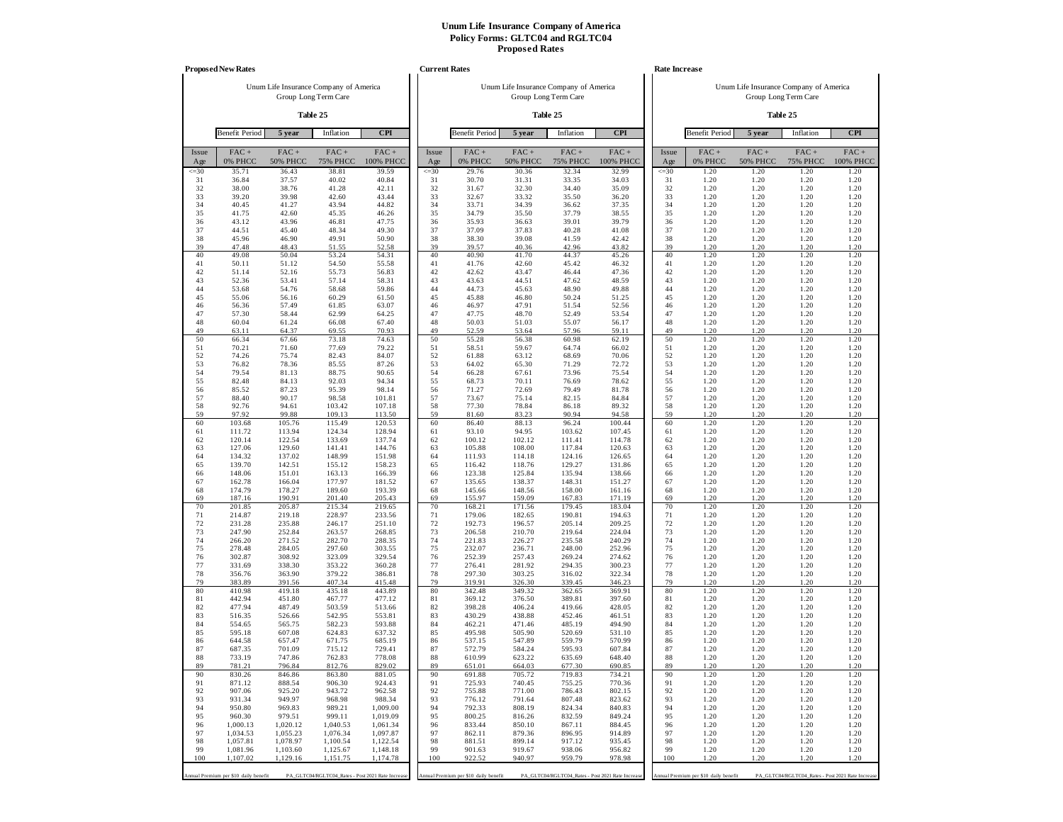# Unum Life Insurance Company of America
## Policy Forms: GLTC04 and RGLTC04
## Proposed Rates

### Proposed New Rates

Unum Life Insurance Company of America
Group Long Term Care

**Table 25**

| Benefit Period | 5 year | Inflation | CPI |
|---|---|---|---|

| Issue Age | FAC + 0% PHCC | FAC + 50% PHCC | FAC + 75% PHCC | FAC + 100% PHCC |
|---|---|---|---|---|
| <=30 | 35.71 | 36.43 | 38.81 | 39.59 |
| 31 | 36.84 | 37.57 | 40.02 | 40.84 |
| 32 | 38.00 | 38.76 | 41.28 | 42.11 |
| 33 | 39.20 | 39.98 | 42.60 | 43.44 |
| 34 | 40.45 | 41.27 | 43.94 | 44.82 |
| 35 | 41.75 | 42.60 | 45.35 | 46.26 |
| 36 | 43.12 | 43.96 | 46.81 | 47.75 |
| 37 | 44.51 | 45.40 | 48.34 | 49.30 |
| 38 | 45.96 | 46.90 | 49.91 | 50.90 |
| 39 | 47.48 | 48.43 | 51.55 | 52.58 |
| 40 | 49.08 | 50.04 | 53.24 | 54.31 |
| 41 | 50.11 | 51.12 | 54.50 | 55.58 |
| 42 | 51.14 | 52.16 | 55.73 | 56.83 |
| 43 | 52.36 | 53.41 | 57.14 | 58.31 |
| 44 | 53.68 | 54.76 | 58.68 | 59.86 |
| 45 | 55.06 | 56.16 | 60.29 | 61.50 |
| 46 | 56.36 | 57.49 | 61.85 | 63.07 |
| 47 | 57.30 | 58.44 | 62.99 | 64.25 |
| 48 | 60.04 | 61.24 | 66.08 | 67.40 |
| 49 | 63.11 | 64.37 | 69.55 | 70.93 |
| 50 | 66.34 | 67.66 | 73.18 | 74.63 |
| 51 | 70.21 | 71.60 | 77.69 | 79.22 |
| 52 | 74.26 | 75.74 | 82.43 | 84.07 |
| 53 | 76.82 | 78.36 | 85.55 | 87.26 |
| 54 | 79.54 | 81.13 | 88.75 | 90.65 |
| 55 | 82.48 | 84.13 | 92.03 | 94.34 |
| 56 | 85.52 | 87.23 | 95.39 | 98.14 |
| 57 | 88.40 | 90.17 | 98.58 | 101.81 |
| 58 | 92.76 | 94.61 | 103.42 | 107.18 |
| 59 | 97.92 | 99.88 | 109.13 | 113.50 |
| 60 | 103.68 | 105.76 | 115.49 | 120.53 |
| 61 | 111.72 | 113.94 | 124.34 | 128.94 |
| 62 | 120.14 | 122.54 | 133.69 | 137.74 |
| 63 | 127.06 | 129.60 | 141.41 | 144.76 |
| 64 | 134.32 | 137.02 | 148.99 | 151.98 |
| 65 | 139.70 | 142.51 | 155.12 | 158.23 |
| 66 | 148.06 | 151.01 | 163.13 | 166.39 |
| 67 | 162.78 | 166.04 | 177.97 | 181.52 |
| 68 | 174.79 | 178.27 | 189.60 | 193.39 |
| 69 | 187.16 | 190.91 | 201.40 | 205.43 |
| 70 | 201.85 | 205.87 | 215.34 | 219.65 |
| 71 | 214.87 | 219.18 | 228.97 | 233.56 |
| 72 | 231.28 | 235.88 | 246.17 | 251.10 |
| 73 | 247.90 | 252.84 | 263.57 | 268.85 |
| 74 | 266.20 | 271.52 | 282.70 | 288.35 |
| 75 | 278.48 | 284.05 | 297.60 | 303.55 |
| 76 | 302.87 | 308.92 | 323.09 | 329.54 |
| 77 | 331.69 | 338.30 | 353.22 | 360.28 |
| 78 | 356.76 | 363.90 | 379.22 | 386.81 |
| 79 | 383.89 | 391.56 | 407.34 | 415.48 |
| 80 | 410.98 | 419.18 | 435.18 | 443.89 |
| 81 | 442.94 | 451.80 | 467.77 | 477.12 |
| 82 | 477.94 | 487.49 | 503.59 | 513.66 |
| 83 | 516.35 | 526.66 | 542.95 | 553.81 |
| 84 | 554.65 | 565.75 | 582.23 | 593.88 |
| 85 | 595.18 | 607.08 | 624.83 | 637.32 |
| 86 | 644.58 | 657.47 | 671.75 | 685.19 |
| 87 | 687.35 | 701.09 | 715.12 | 729.41 |
| 88 | 733.19 | 747.86 | 762.83 | 778.08 |
| 89 | 781.21 | 796.84 | 812.76 | 829.02 |
| 90 | 830.26 | 846.86 | 863.80 | 881.05 |
| 91 | 871.12 | 888.54 | 906.30 | 924.43 |
| 92 | 907.06 | 925.20 | 943.72 | 962.58 |
| 93 | 931.34 | 949.97 | 968.98 | 988.34 |
| 94 | 950.80 | 969.83 | 989.21 | 1,009.00 |
| 95 | 960.30 | 979.51 | 999.11 | 1,019.09 |
| 96 | 1,000.13 | 1,020.12 | 1,040.53 | 1,061.34 |
| 97 | 1,034.53 | 1,055.23 | 1,076.34 | 1,097.87 |
| 98 | 1,057.81 | 1,078.97 | 1,100.54 | 1,122.54 |
| 99 | 1,081.96 | 1,103.60 | 1,125.67 | 1,148.18 |
| 100 | 1,107.02 | 1,129.16 | 1,151.75 | 1,174.78 |

Annual Premium per $10 daily benefit — PA_GLTC04/RGLTC04_Rates - Post 2021 Rate Increase

### Current Rates

Unum Life Insurance Company of America
Group Long Term Care

**Table 25**

| Benefit Period | 5 year | Inflation | CPI |
|---|---|---|---|

| Issue Age | FAC + 0% PHCC | FAC + 50% PHCC | FAC + 75% PHCC | FAC + 100% PHCC |
|---|---|---|---|---|
| <=30 | 29.76 | 30.36 | 32.34 | 32.99 |
| 31 | 30.70 | 31.31 | 33.35 | 34.03 |
| 32 | 31.67 | 32.30 | 34.40 | 35.09 |
| 33 | 32.67 | 33.32 | 35.50 | 36.20 |
| 34 | 33.71 | 34.39 | 36.62 | 37.35 |
| 35 | 34.79 | 35.50 | 37.79 | 38.55 |
| 36 | 35.93 | 36.63 | 39.01 | 39.79 |
| 37 | 37.09 | 37.83 | 40.28 | 41.08 |
| 38 | 38.30 | 39.08 | 41.59 | 42.42 |
| 39 | 39.57 | 40.36 | 42.96 | 43.82 |
| 40 | 40.90 | 41.70 | 44.37 | 45.26 |
| 41 | 41.76 | 42.60 | 45.42 | 46.32 |
| 42 | 42.62 | 43.47 | 46.44 | 47.36 |
| 43 | 43.63 | 44.51 | 47.62 | 48.59 |
| 44 | 44.73 | 45.63 | 48.90 | 49.88 |
| 45 | 45.88 | 46.80 | 50.24 | 51.25 |
| 46 | 46.97 | 47.91 | 51.54 | 52.56 |
| 47 | 47.75 | 48.70 | 52.49 | 53.54 |
| 48 | 50.03 | 51.03 | 55.07 | 56.17 |
| 49 | 52.59 | 53.64 | 57.96 | 59.11 |
| 50 | 55.28 | 56.38 | 60.98 | 62.19 |
| 51 | 58.51 | 59.67 | 64.74 | 66.02 |
| 52 | 61.88 | 63.12 | 68.69 | 70.06 |
| 53 | 64.02 | 65.30 | 71.29 | 72.72 |
| 54 | 66.28 | 67.61 | 73.96 | 75.54 |
| 55 | 68.73 | 70.11 | 76.69 | 78.62 |
| 56 | 71.27 | 72.69 | 79.49 | 81.78 |
| 57 | 73.67 | 75.14 | 82.15 | 84.84 |
| 58 | 77.30 | 78.84 | 86.18 | 89.32 |
| 59 | 81.60 | 83.23 | 90.94 | 94.58 |
| 60 | 86.40 | 88.13 | 96.24 | 100.44 |
| 61 | 93.10 | 94.95 | 103.62 | 107.45 |
| 62 | 100.12 | 102.12 | 111.41 | 114.78 |
| 63 | 105.88 | 108.00 | 117.84 | 120.63 |
| 64 | 111.93 | 114.18 | 124.16 | 126.65 |
| 65 | 116.42 | 118.76 | 129.27 | 131.86 |
| 66 | 123.38 | 125.84 | 135.94 | 138.66 |
| 67 | 135.65 | 138.37 | 148.31 | 151.27 |
| 68 | 145.66 | 148.56 | 158.00 | 161.16 |
| 69 | 155.97 | 159.09 | 167.83 | 171.19 |
| 70 | 168.21 | 171.56 | 179.45 | 183.04 |
| 71 | 179.06 | 182.65 | 190.81 | 194.63 |
| 72 | 192.73 | 196.57 | 205.14 | 209.25 |
| 73 | 206.58 | 210.70 | 219.64 | 224.04 |
| 74 | 221.83 | 226.27 | 235.58 | 240.29 |
| 75 | 232.07 | 236.71 | 248.00 | 252.96 |
| 76 | 252.39 | 257.43 | 269.24 | 274.62 |
| 77 | 276.41 | 281.92 | 294.35 | 300.23 |
| 78 | 297.30 | 303.25 | 316.02 | 322.34 |
| 79 | 319.91 | 326.30 | 339.45 | 346.23 |
| 80 | 342.48 | 349.32 | 362.65 | 369.91 |
| 81 | 369.12 | 376.50 | 389.81 | 397.60 |
| 82 | 398.28 | 406.24 | 419.66 | 428.05 |
| 83 | 430.29 | 438.88 | 452.46 | 461.51 |
| 84 | 462.21 | 471.46 | 485.19 | 494.90 |
| 85 | 495.98 | 505.90 | 520.69 | 531.10 |
| 86 | 537.15 | 547.89 | 559.79 | 570.99 |
| 87 | 572.79 | 584.24 | 595.93 | 607.84 |
| 88 | 610.99 | 623.22 | 635.69 | 648.40 |
| 89 | 651.01 | 664.03 | 677.30 | 690.85 |
| 90 | 691.88 | 705.72 | 719.83 | 734.21 |
| 91 | 725.93 | 740.45 | 755.25 | 770.36 |
| 92 | 755.88 | 771.00 | 786.43 | 802.15 |
| 93 | 776.12 | 791.64 | 807.48 | 823.62 |
| 94 | 792.33 | 808.19 | 824.34 | 840.83 |
| 95 | 800.25 | 816.26 | 832.59 | 849.24 |
| 96 | 833.44 | 850.10 | 867.11 | 884.45 |
| 97 | 862.11 | 879.36 | 896.95 | 914.89 |
| 98 | 881.51 | 899.14 | 917.12 | 935.45 |
| 99 | 901.63 | 919.67 | 938.06 | 956.82 |
| 100 | 922.52 | 940.97 | 959.79 | 978.98 |

Annual Premium per $10 daily benefit — PA_GLTC04/RGLTC04_Rates - Post 2021 Rate Increase

### Rate Increase

Unum Life Insurance Company of America
Group Long Term Care

**Table 25**

| Benefit Period | 5 year | Inflation | CPI |
|---|---|---|---|

| Issue Age | FAC + 0% PHCC | FAC + 50% PHCC | FAC + 75% PHCC | FAC + 100% PHCC |
|---|---|---|---|---|
| <=30 | 1.20 | 1.20 | 1.20 | 1.20 |
| 31 | 1.20 | 1.20 | 1.20 | 1.20 |
| 32 | 1.20 | 1.20 | 1.20 | 1.20 |
| 33 | 1.20 | 1.20 | 1.20 | 1.20 |
| 34 | 1.20 | 1.20 | 1.20 | 1.20 |
| 35 | 1.20 | 1.20 | 1.20 | 1.20 |
| 36 | 1.20 | 1.20 | 1.20 | 1.20 |
| 37 | 1.20 | 1.20 | 1.20 | 1.20 |
| 38 | 1.20 | 1.20 | 1.20 | 1.20 |
| 39 | 1.20 | 1.20 | 1.20 | 1.20 |
| 40 | 1.20 | 1.20 | 1.20 | 1.20 |
| 41 | 1.20 | 1.20 | 1.20 | 1.20 |
| 42 | 1.20 | 1.20 | 1.20 | 1.20 |
| 43 | 1.20 | 1.20 | 1.20 | 1.20 |
| 44 | 1.20 | 1.20 | 1.20 | 1.20 |
| 45 | 1.20 | 1.20 | 1.20 | 1.20 |
| 46 | 1.20 | 1.20 | 1.20 | 1.20 |
| 47 | 1.20 | 1.20 | 1.20 | 1.20 |
| 48 | 1.20 | 1.20 | 1.20 | 1.20 |
| 49 | 1.20 | 1.20 | 1.20 | 1.20 |
| 50 | 1.20 | 1.20 | 1.20 | 1.20 |
| 51 | 1.20 | 1.20 | 1.20 | 1.20 |
| 52 | 1.20 | 1.20 | 1.20 | 1.20 |
| 53 | 1.20 | 1.20 | 1.20 | 1.20 |
| 54 | 1.20 | 1.20 | 1.20 | 1.20 |
| 55 | 1.20 | 1.20 | 1.20 | 1.20 |
| 56 | 1.20 | 1.20 | 1.20 | 1.20 |
| 57 | 1.20 | 1.20 | 1.20 | 1.20 |
| 58 | 1.20 | 1.20 | 1.20 | 1.20 |
| 59 | 1.20 | 1.20 | 1.20 | 1.20 |
| 60 | 1.20 | 1.20 | 1.20 | 1.20 |
| 61 | 1.20 | 1.20 | 1.20 | 1.20 |
| 62 | 1.20 | 1.20 | 1.20 | 1.20 |
| 63 | 1.20 | 1.20 | 1.20 | 1.20 |
| 64 | 1.20 | 1.20 | 1.20 | 1.20 |
| 65 | 1.20 | 1.20 | 1.20 | 1.20 |
| 66 | 1.20 | 1.20 | 1.20 | 1.20 |
| 67 | 1.20 | 1.20 | 1.20 | 1.20 |
| 68 | 1.20 | 1.20 | 1.20 | 1.20 |
| 69 | 1.20 | 1.20 | 1.20 | 1.20 |
| 70 | 1.20 | 1.20 | 1.20 | 1.20 |
| 71 | 1.20 | 1.20 | 1.20 | 1.20 |
| 72 | 1.20 | 1.20 | 1.20 | 1.20 |
| 73 | 1.20 | 1.20 | 1.20 | 1.20 |
| 74 | 1.20 | 1.20 | 1.20 | 1.20 |
| 75 | 1.20 | 1.20 | 1.20 | 1.20 |
| 76 | 1.20 | 1.20 | 1.20 | 1.20 |
| 77 | 1.20 | 1.20 | 1.20 | 1.20 |
| 78 | 1.20 | 1.20 | 1.20 | 1.20 |
| 79 | 1.20 | 1.20 | 1.20 | 1.20 |
| 80 | 1.20 | 1.20 | 1.20 | 1.20 |
| 81 | 1.20 | 1.20 | 1.20 | 1.20 |
| 82 | 1.20 | 1.20 | 1.20 | 1.20 |
| 83 | 1.20 | 1.20 | 1.20 | 1.20 |
| 84 | 1.20 | 1.20 | 1.20 | 1.20 |
| 85 | 1.20 | 1.20 | 1.20 | 1.20 |
| 86 | 1.20 | 1.20 | 1.20 | 1.20 |
| 87 | 1.20 | 1.20 | 1.20 | 1.20 |
| 88 | 1.20 | 1.20 | 1.20 | 1.20 |
| 89 | 1.20 | 1.20 | 1.20 | 1.20 |
| 90 | 1.20 | 1.20 | 1.20 | 1.20 |
| 91 | 1.20 | 1.20 | 1.20 | 1.20 |
| 92 | 1.20 | 1.20 | 1.20 | 1.20 |
| 93 | 1.20 | 1.20 | 1.20 | 1.20 |
| 94 | 1.20 | 1.20 | 1.20 | 1.20 |
| 95 | 1.20 | 1.20 | 1.20 | 1.20 |
| 96 | 1.20 | 1.20 | 1.20 | 1.20 |
| 97 | 1.20 | 1.20 | 1.20 | 1.20 |
| 98 | 1.20 | 1.20 | 1.20 | 1.20 |
| 99 | 1.20 | 1.20 | 1.20 | 1.20 |
| 100 | 1.20 | 1.20 | 1.20 | 1.20 |

Annual Premium per $10 daily benefit — PA_GLTC04/RGLTC04_Rates - Post 2021 Rate Increase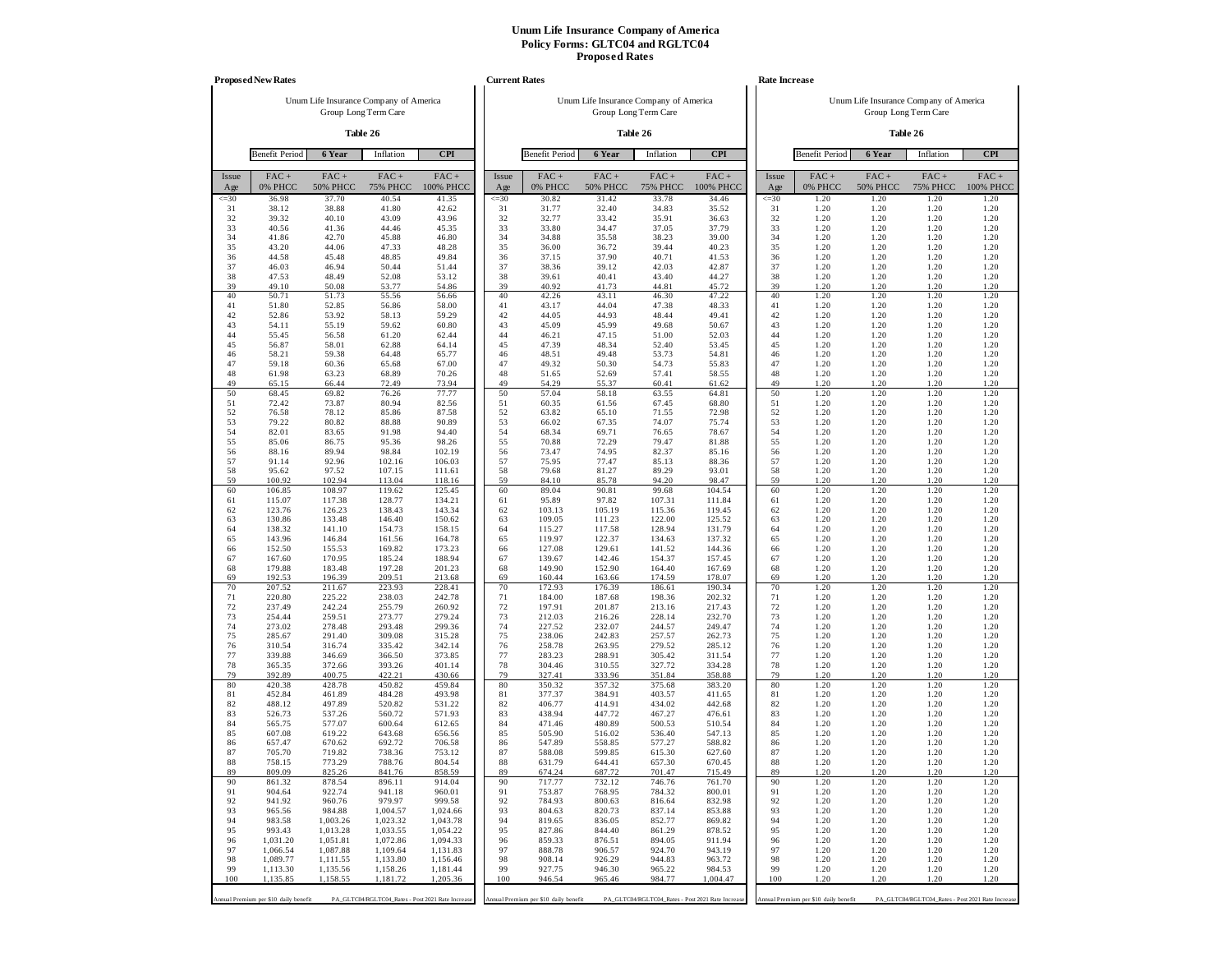**Unum Life Insurance Company of America**
**Policy Forms: GLTC04 and RGLTC04**
**Proposed Rates**

**Proposed New Rates**

Unum Life Insurance Company of America
Group Long Term Care

**Table 26**

| Benefit Period | **6 Year** | Inflation | **CPI** |
|---|---|---|---|

| Issue Age | FAC + 0% PHCC | FAC + 50% PHCC | FAC + 75% PHCC | FAC + 100% PHCC |
|---|---|---|---|---|
| <=30 | 36.98 | 37.70 | 40.54 | 41.35 |
| 31 | 38.12 | 38.88 | 41.80 | 42.62 |
| 32 | 39.32 | 40.10 | 43.09 | 43.96 |
| 33 | 40.56 | 41.36 | 44.46 | 45.35 |
| 34 | 41.86 | 42.70 | 45.88 | 46.80 |
| 35 | 43.20 | 44.06 | 47.33 | 48.28 |
| 36 | 44.58 | 45.48 | 48.85 | 49.84 |
| 37 | 46.03 | 46.94 | 50.44 | 51.44 |
| 38 | 47.53 | 48.49 | 52.08 | 53.12 |
| 39 | 49.10 | 50.08 | 53.77 | 54.86 |
| 40 | 50.71 | 51.73 | 55.56 | 56.66 |
| 41 | 51.80 | 52.85 | 56.86 | 58.00 |
| 42 | 52.86 | 53.92 | 58.13 | 59.29 |
| 43 | 54.11 | 55.19 | 59.62 | 60.80 |
| 44 | 55.45 | 56.58 | 61.20 | 62.44 |
| 45 | 56.87 | 58.01 | 62.88 | 64.14 |
| 46 | 58.21 | 59.38 | 64.48 | 65.77 |
| 47 | 59.18 | 60.36 | 65.68 | 67.00 |
| 48 | 61.98 | 63.23 | 68.89 | 70.26 |
| 49 | 65.15 | 66.44 | 72.49 | 73.94 |
| 50 | 68.45 | 69.82 | 76.26 | 77.77 |
| 51 | 72.42 | 73.87 | 80.94 | 82.56 |
| 52 | 76.58 | 78.12 | 85.86 | 87.58 |
| 53 | 79.22 | 80.82 | 88.88 | 90.89 |
| 54 | 82.01 | 83.65 | 91.98 | 94.40 |
| 55 | 85.06 | 86.75 | 95.36 | 98.26 |
| 56 | 88.16 | 89.94 | 98.84 | 102.19 |
| 57 | 91.14 | 92.96 | 102.16 | 106.03 |
| 58 | 95.62 | 97.52 | 107.15 | 111.61 |
| 59 | 100.92 | 102.94 | 113.04 | 118.16 |
| 60 | 106.85 | 108.97 | 119.62 | 125.45 |
| 61 | 115.07 | 117.38 | 128.77 | 134.21 |
| 62 | 123.76 | 126.23 | 138.43 | 143.34 |
| 63 | 130.86 | 133.48 | 146.40 | 150.62 |
| 64 | 138.32 | 141.10 | 154.73 | 158.15 |
| 65 | 143.96 | 146.84 | 161.56 | 164.78 |
| 66 | 152.50 | 155.53 | 169.82 | 173.23 |
| 67 | 167.60 | 170.95 | 185.24 | 188.94 |
| 68 | 179.88 | 183.48 | 197.28 | 201.23 |
| 69 | 192.53 | 196.39 | 209.51 | 213.68 |
| 70 | 207.52 | 211.67 | 223.93 | 228.41 |
| 71 | 220.80 | 225.22 | 238.03 | 242.78 |
| 72 | 237.49 | 242.24 | 255.79 | 260.92 |
| 73 | 254.44 | 259.51 | 273.77 | 279.24 |
| 74 | 273.02 | 278.48 | 293.48 | 299.36 |
| 75 | 285.67 | 291.40 | 309.08 | 315.28 |
| 76 | 310.54 | 316.74 | 335.42 | 342.14 |
| 77 | 339.88 | 346.69 | 366.50 | 373.85 |
| 78 | 365.35 | 372.66 | 393.26 | 401.14 |
| 79 | 392.89 | 400.75 | 422.21 | 430.66 |
| 80 | 420.38 | 428.78 | 450.82 | 459.84 |
| 81 | 452.84 | 461.89 | 484.28 | 493.98 |
| 82 | 488.12 | 497.89 | 520.82 | 531.22 |
| 83 | 526.73 | 537.26 | 560.72 | 571.93 |
| 84 | 565.75 | 577.07 | 600.64 | 612.65 |
| 85 | 607.08 | 619.22 | 643.68 | 656.56 |
| 86 | 657.47 | 670.62 | 692.72 | 706.58 |
| 87 | 705.70 | 719.82 | 738.36 | 753.12 |
| 88 | 758.15 | 773.29 | 788.76 | 804.54 |
| 89 | 809.09 | 825.26 | 841.76 | 858.59 |
| 90 | 861.32 | 878.54 | 896.11 | 914.04 |
| 91 | 904.64 | 922.74 | 941.18 | 960.01 |
| 92 | 941.92 | 960.76 | 979.97 | 999.58 |
| 93 | 965.56 | 984.88 | 1,004.57 | 1,024.66 |
| 94 | 983.58 | 1,003.26 | 1,023.32 | 1,043.78 |
| 95 | 993.43 | 1,013.28 | 1,033.55 | 1,054.22 |
| 96 | 1,031.20 | 1,051.81 | 1,072.86 | 1,094.33 |
| 97 | 1,066.54 | 1,087.88 | 1,109.64 | 1,131.83 |
| 98 | 1,089.77 | 1,111.55 | 1,133.80 | 1,156.46 |
| 99 | 1,113.30 | 1,135.56 | 1,158.26 | 1,181.44 |
| 100 | 1,135.85 | 1,158.55 | 1,181.72 | 1,205.36 |

Annual Premium per $10 daily benefit — PA_GLTC04/RGLTC04_Rates - Post 2021 Rate Increase

**Current Rates**

Unum Life Insurance Company of America
Group Long Term Care

**Table 26**

| Benefit Period | **6 Year** | Inflation | **CPI** |
|---|---|---|---|

| Issue Age | FAC + 0% PHCC | FAC + 50% PHCC | FAC + 75% PHCC | FAC + 100% PHCC |
|---|---|---|---|---|
| <=30 | 30.82 | 31.42 | 33.78 | 34.46 |
| 31 | 31.77 | 32.40 | 34.83 | 35.52 |
| 32 | 32.77 | 33.42 | 35.91 | 36.63 |
| 33 | 33.80 | 34.47 | 37.05 | 37.79 |
| 34 | 34.88 | 35.58 | 38.23 | 39.00 |
| 35 | 36.00 | 36.72 | 39.44 | 40.23 |
| 36 | 37.15 | 37.90 | 40.71 | 41.53 |
| 37 | 38.36 | 39.12 | 42.03 | 42.87 |
| 38 | 39.61 | 40.41 | 43.40 | 44.27 |
| 39 | 40.92 | 41.73 | 44.81 | 45.72 |
| 40 | 42.26 | 43.11 | 46.30 | 47.22 |
| 41 | 43.17 | 44.04 | 47.38 | 48.33 |
| 42 | 44.05 | 44.93 | 48.44 | 49.41 |
| 43 | 45.09 | 45.99 | 49.68 | 50.67 |
| 44 | 46.21 | 47.15 | 51.00 | 52.03 |
| 45 | 47.39 | 48.34 | 52.40 | 53.45 |
| 46 | 48.51 | 49.48 | 53.73 | 54.81 |
| 47 | 49.32 | 50.30 | 54.73 | 55.83 |
| 48 | 51.65 | 52.69 | 57.41 | 58.55 |
| 49 | 54.29 | 55.37 | 60.41 | 61.62 |
| 50 | 57.04 | 58.18 | 63.55 | 64.81 |
| 51 | 60.35 | 61.56 | 67.45 | 68.80 |
| 52 | 63.82 | 65.10 | 71.55 | 72.98 |
| 53 | 66.02 | 67.35 | 74.07 | 75.74 |
| 54 | 68.34 | 69.71 | 76.65 | 78.67 |
| 55 | 70.88 | 72.29 | 79.47 | 81.88 |
| 56 | 73.47 | 74.95 | 82.37 | 85.16 |
| 57 | 75.95 | 77.47 | 85.13 | 88.36 |
| 58 | 79.68 | 81.27 | 89.29 | 93.01 |
| 59 | 84.10 | 85.78 | 94.20 | 98.47 |
| 60 | 89.04 | 90.81 | 99.68 | 104.54 |
| 61 | 95.89 | 97.82 | 107.31 | 111.84 |
| 62 | 103.13 | 105.19 | 115.36 | 119.45 |
| 63 | 109.05 | 111.23 | 122.00 | 125.52 |
| 64 | 115.27 | 117.58 | 128.94 | 131.79 |
| 65 | 119.97 | 122.37 | 134.63 | 137.32 |
| 66 | 127.08 | 129.61 | 141.52 | 144.36 |
| 67 | 139.67 | 142.46 | 154.37 | 157.45 |
| 68 | 149.90 | 152.90 | 164.40 | 167.69 |
| 69 | 160.44 | 163.66 | 174.59 | 178.07 |
| 70 | 172.93 | 176.39 | 186.61 | 190.34 |
| 71 | 184.00 | 187.68 | 198.36 | 202.32 |
| 72 | 197.91 | 201.87 | 213.16 | 217.43 |
| 73 | 212.03 | 216.26 | 228.14 | 232.70 |
| 74 | 227.52 | 232.07 | 244.57 | 249.47 |
| 75 | 238.06 | 242.83 | 257.57 | 262.73 |
| 76 | 258.78 | 263.95 | 279.52 | 285.12 |
| 77 | 283.23 | 288.91 | 305.42 | 311.54 |
| 78 | 304.46 | 310.55 | 327.72 | 334.28 |
| 79 | 327.41 | 333.96 | 351.84 | 358.88 |
| 80 | 350.32 | 357.32 | 375.68 | 383.20 |
| 81 | 377.37 | 384.91 | 403.57 | 411.65 |
| 82 | 406.77 | 414.91 | 434.02 | 442.68 |
| 83 | 438.94 | 447.72 | 467.27 | 476.61 |
| 84 | 471.46 | 480.89 | 500.53 | 510.54 |
| 85 | 505.90 | 516.02 | 536.40 | 547.13 |
| 86 | 547.89 | 558.85 | 577.27 | 588.82 |
| 87 | 588.08 | 599.85 | 615.30 | 627.60 |
| 88 | 631.79 | 644.41 | 657.30 | 670.45 |
| 89 | 674.24 | 687.72 | 701.47 | 715.49 |
| 90 | 717.77 | 732.12 | 746.76 | 761.70 |
| 91 | 753.87 | 768.95 | 784.32 | 800.01 |
| 92 | 784.93 | 800.63 | 816.64 | 832.98 |
| 93 | 804.63 | 820.73 | 837.14 | 853.88 |
| 94 | 819.65 | 836.05 | 852.77 | 869.82 |
| 95 | 827.86 | 844.40 | 861.29 | 878.52 |
| 96 | 859.33 | 876.51 | 894.05 | 911.94 |
| 97 | 888.78 | 906.57 | 924.70 | 943.19 |
| 98 | 908.14 | 926.29 | 944.83 | 963.72 |
| 99 | 927.75 | 946.30 | 965.22 | 984.53 |
| 100 | 946.54 | 965.46 | 984.77 | 1,004.47 |

Annual Premium per $10 daily benefit — PA_GLTC04/RGLTC04_Rates - Post 2021 Rate Increase

**Rate Increase**

Unum Life Insurance Company of America
Group Long Term Care

**Table 26**

| Benefit Period | **6 Year** | Inflation | **CPI** |
|---|---|---|---|

| Issue Age | FAC + 0% PHCC | FAC + 50% PHCC | FAC + 75% PHCC | FAC + 100% PHCC |
|---|---|---|---|---|
| <=30 | 1.20 | 1.20 | 1.20 | 1.20 |
| 31 | 1.20 | 1.20 | 1.20 | 1.20 |
| 32 | 1.20 | 1.20 | 1.20 | 1.20 |
| 33 | 1.20 | 1.20 | 1.20 | 1.20 |
| 34 | 1.20 | 1.20 | 1.20 | 1.20 |
| 35 | 1.20 | 1.20 | 1.20 | 1.20 |
| 36 | 1.20 | 1.20 | 1.20 | 1.20 |
| 37 | 1.20 | 1.20 | 1.20 | 1.20 |
| 38 | 1.20 | 1.20 | 1.20 | 1.20 |
| 39 | 1.20 | 1.20 | 1.20 | 1.20 |
| 40 | 1.20 | 1.20 | 1.20 | 1.20 |
| 41 | 1.20 | 1.20 | 1.20 | 1.20 |
| 42 | 1.20 | 1.20 | 1.20 | 1.20 |
| 43 | 1.20 | 1.20 | 1.20 | 1.20 |
| 44 | 1.20 | 1.20 | 1.20 | 1.20 |
| 45 | 1.20 | 1.20 | 1.20 | 1.20 |
| 46 | 1.20 | 1.20 | 1.20 | 1.20 |
| 47 | 1.20 | 1.20 | 1.20 | 1.20 |
| 48 | 1.20 | 1.20 | 1.20 | 1.20 |
| 49 | 1.20 | 1.20 | 1.20 | 1.20 |
| 50 | 1.20 | 1.20 | 1.20 | 1.20 |
| 51 | 1.20 | 1.20 | 1.20 | 1.20 |
| 52 | 1.20 | 1.20 | 1.20 | 1.20 |
| 53 | 1.20 | 1.20 | 1.20 | 1.20 |
| 54 | 1.20 | 1.20 | 1.20 | 1.20 |
| 55 | 1.20 | 1.20 | 1.20 | 1.20 |
| 56 | 1.20 | 1.20 | 1.20 | 1.20 |
| 57 | 1.20 | 1.20 | 1.20 | 1.20 |
| 58 | 1.20 | 1.20 | 1.20 | 1.20 |
| 59 | 1.20 | 1.20 | 1.20 | 1.20 |
| 60 | 1.20 | 1.20 | 1.20 | 1.20 |
| 61 | 1.20 | 1.20 | 1.20 | 1.20 |
| 62 | 1.20 | 1.20 | 1.20 | 1.20 |
| 63 | 1.20 | 1.20 | 1.20 | 1.20 |
| 64 | 1.20 | 1.20 | 1.20 | 1.20 |
| 65 | 1.20 | 1.20 | 1.20 | 1.20 |
| 66 | 1.20 | 1.20 | 1.20 | 1.20 |
| 67 | 1.20 | 1.20 | 1.20 | 1.20 |
| 68 | 1.20 | 1.20 | 1.20 | 1.20 |
| 69 | 1.20 | 1.20 | 1.20 | 1.20 |
| 70 | 1.20 | 1.20 | 1.20 | 1.20 |
| 71 | 1.20 | 1.20 | 1.20 | 1.20 |
| 72 | 1.20 | 1.20 | 1.20 | 1.20 |
| 73 | 1.20 | 1.20 | 1.20 | 1.20 |
| 74 | 1.20 | 1.20 | 1.20 | 1.20 |
| 75 | 1.20 | 1.20 | 1.20 | 1.20 |
| 76 | 1.20 | 1.20 | 1.20 | 1.20 |
| 77 | 1.20 | 1.20 | 1.20 | 1.20 |
| 78 | 1.20 | 1.20 | 1.20 | 1.20 |
| 79 | 1.20 | 1.20 | 1.20 | 1.20 |
| 80 | 1.20 | 1.20 | 1.20 | 1.20 |
| 81 | 1.20 | 1.20 | 1.20 | 1.20 |
| 82 | 1.20 | 1.20 | 1.20 | 1.20 |
| 83 | 1.20 | 1.20 | 1.20 | 1.20 |
| 84 | 1.20 | 1.20 | 1.20 | 1.20 |
| 85 | 1.20 | 1.20 | 1.20 | 1.20 |
| 86 | 1.20 | 1.20 | 1.20 | 1.20 |
| 87 | 1.20 | 1.20 | 1.20 | 1.20 |
| 88 | 1.20 | 1.20 | 1.20 | 1.20 |
| 89 | 1.20 | 1.20 | 1.20 | 1.20 |
| 90 | 1.20 | 1.20 | 1.20 | 1.20 |
| 91 | 1.20 | 1.20 | 1.20 | 1.20 |
| 92 | 1.20 | 1.20 | 1.20 | 1.20 |
| 93 | 1.20 | 1.20 | 1.20 | 1.20 |
| 94 | 1.20 | 1.20 | 1.20 | 1.20 |
| 95 | 1.20 | 1.20 | 1.20 | 1.20 |
| 96 | 1.20 | 1.20 | 1.20 | 1.20 |
| 97 | 1.20 | 1.20 | 1.20 | 1.20 |
| 98 | 1.20 | 1.20 | 1.20 | 1.20 |
| 99 | 1.20 | 1.20 | 1.20 | 1.20 |
| 100 | 1.20 | 1.20 | 1.20 | 1.20 |

Annual Premium per $10 daily benefit — PA_GLTC04/RGLTC04_Rates - Post 2021 Rate Increase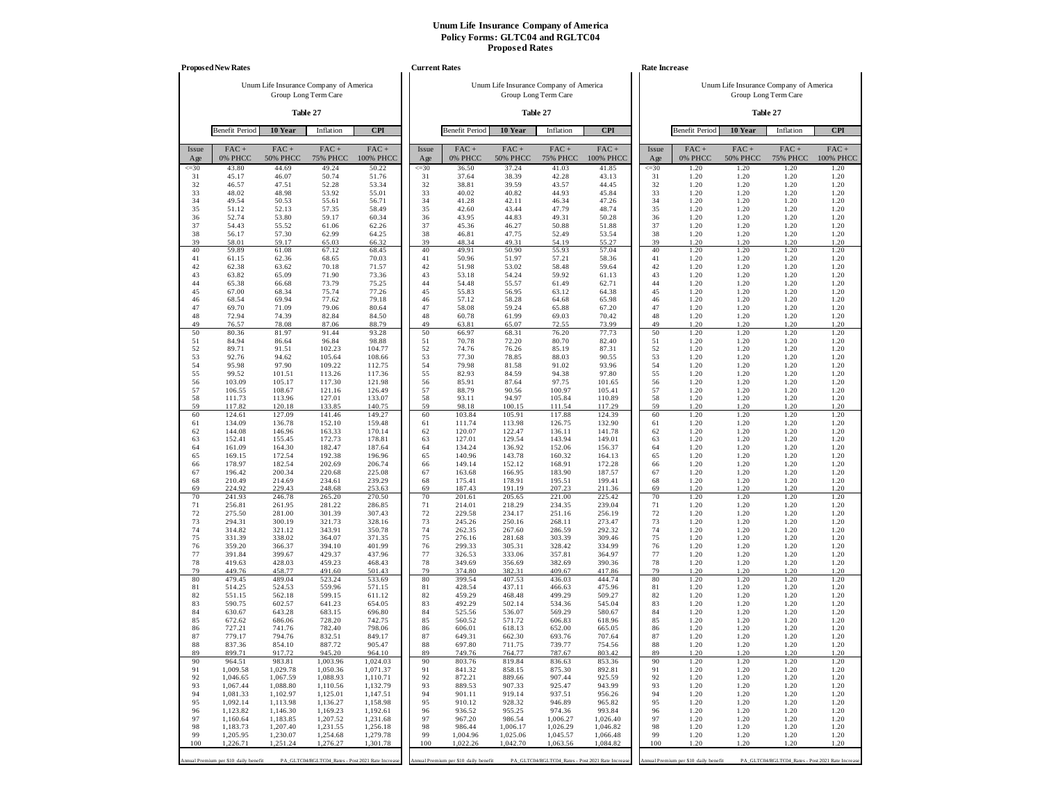# Unum Life Insurance Company of America
## Policy Forms: GLTC04 and RGLTC04
## Proposed Rates

### Proposed New Rates

Unum Life Insurance Company of America
Group Long Term Care

**Table 27**

Benefit Period: **10 Year** — Inflation: **CPI**

| Issue Age | FAC + 0% PHCC | FAC + 50% PHCC | FAC + 75% PHCC | FAC + 100% PHCC |
|---|---|---|---|---|
| <=30 | 43.80 | 44.69 | 49.24 | 50.22 |
| 31 | 45.17 | 46.07 | 50.74 | 51.76 |
| 32 | 46.57 | 47.51 | 52.28 | 53.34 |
| 33 | 48.02 | 48.98 | 53.92 | 55.01 |
| 34 | 49.54 | 50.53 | 55.61 | 56.71 |
| 35 | 51.12 | 52.13 | 57.35 | 58.49 |
| 36 | 52.74 | 53.80 | 59.17 | 60.34 |
| 37 | 54.43 | 55.52 | 61.06 | 62.26 |
| 38 | 56.17 | 57.30 | 62.99 | 64.25 |
| 39 | 58.01 | 59.17 | 65.03 | 66.32 |
| 40 | 59.89 | 61.08 | 67.12 | 68.45 |
| 41 | 61.15 | 62.36 | 68.65 | 70.03 |
| 42 | 62.38 | 63.62 | 70.18 | 71.57 |
| 43 | 63.82 | 65.09 | 71.90 | 73.36 |
| 44 | 65.38 | 66.68 | 73.79 | 75.25 |
| 45 | 67.00 | 68.34 | 75.74 | 77.26 |
| 46 | 68.54 | 69.94 | 77.62 | 79.18 |
| 47 | 69.70 | 71.09 | 79.06 | 80.64 |
| 48 | 72.94 | 74.39 | 82.84 | 84.50 |
| 49 | 76.57 | 78.08 | 87.06 | 88.79 |
| 50 | 80.36 | 81.97 | 91.44 | 93.28 |
| 51 | 84.94 | 86.64 | 96.84 | 98.88 |
| 52 | 89.71 | 91.51 | 102.23 | 104.77 |
| 53 | 92.76 | 94.62 | 105.64 | 108.66 |
| 54 | 95.98 | 97.90 | 109.22 | 112.75 |
| 55 | 99.52 | 101.51 | 113.26 | 117.36 |
| 56 | 103.09 | 105.17 | 117.30 | 121.98 |
| 57 | 106.55 | 108.67 | 121.16 | 126.49 |
| 58 | 111.73 | 113.96 | 127.01 | 133.07 |
| 59 | 117.82 | 120.18 | 133.85 | 140.75 |
| 60 | 124.61 | 127.09 | 141.46 | 149.27 |
| 61 | 134.09 | 136.78 | 152.10 | 159.48 |
| 62 | 144.08 | 146.96 | 163.33 | 170.14 |
| 63 | 152.41 | 155.45 | 172.73 | 178.81 |
| 64 | 161.09 | 164.30 | 182.47 | 187.64 |
| 65 | 169.15 | 172.54 | 192.38 | 196.96 |
| 66 | 178.97 | 182.54 | 202.69 | 206.74 |
| 67 | 196.42 | 200.34 | 220.68 | 225.08 |
| 68 | 210.49 | 214.69 | 234.61 | 239.29 |
| 69 | 224.92 | 229.43 | 248.68 | 253.63 |
| 70 | 241.93 | 246.78 | 265.20 | 270.50 |
| 71 | 256.81 | 261.95 | 281.22 | 286.85 |
| 72 | 275.50 | 281.00 | 301.39 | 307.43 |
| 73 | 294.31 | 300.19 | 321.73 | 328.16 |
| 74 | 314.82 | 321.12 | 343.91 | 350.78 |
| 75 | 331.39 | 338.02 | 364.07 | 371.35 |
| 76 | 359.20 | 366.37 | 394.10 | 401.99 |
| 77 | 391.84 | 399.67 | 429.37 | 437.96 |
| 78 | 419.63 | 428.03 | 459.23 | 468.43 |
| 79 | 449.76 | 458.77 | 491.60 | 501.43 |
| 80 | 479.45 | 489.04 | 523.24 | 533.69 |
| 81 | 514.25 | 524.53 | 559.96 | 571.15 |
| 82 | 551.15 | 562.18 | 599.15 | 611.12 |
| 83 | 590.75 | 602.57 | 641.23 | 654.05 |
| 84 | 630.67 | 643.28 | 683.15 | 696.80 |
| 85 | 672.62 | 686.06 | 728.20 | 742.75 |
| 86 | 727.21 | 741.76 | 782.40 | 798.06 |
| 87 | 779.17 | 794.76 | 832.51 | 849.17 |
| 88 | 837.36 | 854.10 | 887.72 | 905.47 |
| 89 | 899.71 | 917.72 | 945.20 | 964.10 |
| 90 | 964.51 | 983.81 | 1,003.96 | 1,024.03 |
| 91 | 1,009.58 | 1,029.78 | 1,050.36 | 1,071.37 |
| 92 | 1,046.65 | 1,067.59 | 1,088.93 | 1,110.71 |
| 93 | 1,067.44 | 1,088.80 | 1,110.56 | 1,132.79 |
| 94 | 1,081.33 | 1,102.97 | 1,125.01 | 1,147.51 |
| 95 | 1,092.14 | 1,113.98 | 1,136.27 | 1,158.98 |
| 96 | 1,123.82 | 1,146.30 | 1,169.23 | 1,192.61 |
| 97 | 1,160.64 | 1,183.85 | 1,207.52 | 1,231.68 |
| 98 | 1,183.73 | 1,207.40 | 1,231.55 | 1,256.18 |
| 99 | 1,205.95 | 1,230.07 | 1,254.68 | 1,279.78 |
| 100 | 1,226.71 | 1,251.24 | 1,276.27 | 1,301.78 |

Annual Premium per $10 daily benefit — PA_GLTC04/RGLTC04_Rates - Post 2021 Rate Increase

### Current Rates

Unum Life Insurance Company of America
Group Long Term Care

**Table 27**

Benefit Period: **10 Year** — Inflation: **CPI**

| Issue Age | FAC + 0% PHCC | FAC + 50% PHCC | FAC + 75% PHCC | FAC + 100% PHCC |
|---|---|---|---|---|
| <=30 | 36.50 | 37.24 | 41.03 | 41.85 |
| 31 | 37.64 | 38.39 | 42.28 | 43.13 |
| 32 | 38.81 | 39.59 | 43.57 | 44.45 |
| 33 | 40.02 | 40.82 | 44.93 | 45.84 |
| 34 | 41.28 | 42.11 | 46.34 | 47.26 |
| 35 | 42.60 | 43.44 | 47.79 | 48.74 |
| 36 | 43.95 | 44.83 | 49.31 | 50.28 |
| 37 | 45.36 | 46.27 | 50.88 | 51.88 |
| 38 | 46.81 | 47.75 | 52.49 | 53.54 |
| 39 | 48.34 | 49.31 | 54.19 | 55.27 |
| 40 | 49.91 | 50.90 | 55.93 | 57.04 |
| 41 | 50.96 | 51.97 | 57.21 | 58.36 |
| 42 | 51.98 | 53.02 | 58.48 | 59.64 |
| 43 | 53.18 | 54.24 | 59.92 | 61.13 |
| 44 | 54.48 | 55.57 | 61.49 | 62.71 |
| 45 | 55.83 | 56.95 | 63.12 | 64.38 |
| 46 | 57.12 | 58.28 | 64.68 | 65.98 |
| 47 | 58.08 | 59.24 | 65.88 | 67.20 |
| 48 | 60.78 | 61.99 | 69.03 | 70.42 |
| 49 | 63.81 | 65.07 | 72.55 | 73.99 |
| 50 | 66.97 | 68.31 | 76.20 | 77.73 |
| 51 | 70.78 | 72.20 | 80.70 | 82.40 |
| 52 | 74.76 | 76.26 | 85.19 | 87.31 |
| 53 | 77.30 | 78.85 | 88.03 | 90.55 |
| 54 | 79.98 | 81.58 | 91.02 | 93.96 |
| 55 | 82.93 | 84.59 | 94.38 | 97.80 |
| 56 | 85.91 | 87.64 | 97.75 | 101.65 |
| 57 | 88.79 | 90.56 | 100.97 | 105.41 |
| 58 | 93.11 | 94.97 | 105.84 | 110.89 |
| 59 | 98.18 | 100.15 | 111.54 | 117.29 |
| 60 | 103.84 | 105.91 | 117.88 | 124.39 |
| 61 | 111.74 | 113.98 | 126.75 | 132.90 |
| 62 | 120.07 | 122.47 | 136.11 | 141.78 |
| 63 | 127.01 | 129.54 | 143.94 | 149.01 |
| 64 | 134.24 | 136.92 | 152.06 | 156.37 |
| 65 | 140.96 | 143.78 | 160.32 | 164.13 |
| 66 | 149.14 | 152.12 | 168.91 | 172.28 |
| 67 | 163.68 | 166.95 | 183.90 | 187.57 |
| 68 | 175.41 | 178.91 | 195.51 | 199.41 |
| 69 | 187.43 | 191.19 | 207.23 | 211.36 |
| 70 | 201.61 | 205.65 | 221.00 | 225.42 |
| 71 | 214.01 | 218.29 | 234.35 | 239.04 |
| 72 | 229.58 | 234.17 | 251.16 | 256.19 |
| 73 | 245.26 | 250.16 | 268.11 | 273.47 |
| 74 | 262.35 | 267.60 | 286.59 | 292.32 |
| 75 | 276.16 | 281.68 | 303.39 | 309.46 |
| 76 | 299.33 | 305.31 | 328.42 | 334.99 |
| 77 | 326.53 | 333.06 | 357.81 | 364.97 |
| 78 | 349.69 | 356.69 | 382.69 | 390.36 |
| 79 | 374.80 | 382.31 | 409.67 | 417.86 |
| 80 | 399.54 | 407.53 | 436.03 | 444.74 |
| 81 | 428.54 | 437.11 | 466.63 | 475.96 |
| 82 | 459.29 | 468.48 | 499.29 | 509.27 |
| 83 | 492.29 | 502.14 | 534.36 | 545.04 |
| 84 | 525.56 | 536.07 | 569.29 | 580.67 |
| 85 | 560.52 | 571.72 | 606.83 | 618.96 |
| 86 | 606.01 | 618.13 | 652.00 | 665.05 |
| 87 | 649.31 | 662.30 | 693.76 | 707.64 |
| 88 | 697.80 | 711.75 | 739.77 | 754.56 |
| 89 | 749.76 | 764.77 | 787.67 | 803.42 |
| 90 | 803.76 | 819.84 | 836.63 | 853.36 |
| 91 | 841.32 | 858.15 | 875.30 | 892.81 |
| 92 | 872.21 | 889.66 | 907.44 | 925.59 |
| 93 | 889.53 | 907.33 | 925.47 | 943.99 |
| 94 | 901.11 | 919.14 | 937.51 | 956.26 |
| 95 | 910.12 | 928.32 | 946.89 | 965.82 |
| 96 | 936.52 | 955.25 | 974.36 | 993.84 |
| 97 | 967.20 | 986.54 | 1,006.27 | 1,026.40 |
| 98 | 986.44 | 1,006.17 | 1,026.29 | 1,046.82 |
| 99 | 1,004.96 | 1,025.06 | 1,045.57 | 1,066.48 |
| 100 | 1,022.26 | 1,042.70 | 1,063.56 | 1,084.82 |

Annual Premium per $10 daily benefit — PA_GLTC04/RGLTC04_Rates - Post 2021 Rate Increase

### Rate Increase

Unum Life Insurance Company of America
Group Long Term Care

**Table 27**

Benefit Period: **10 Year** — Inflation: **CPI**

| Issue Age | FAC + 0% PHCC | FAC + 50% PHCC | FAC + 75% PHCC | FAC + 100% PHCC |
|---|---|---|---|---|
| <=30 | 1.20 | 1.20 | 1.20 | 1.20 |
| 31 | 1.20 | 1.20 | 1.20 | 1.20 |
| 32 | 1.20 | 1.20 | 1.20 | 1.20 |
| 33 | 1.20 | 1.20 | 1.20 | 1.20 |
| 34 | 1.20 | 1.20 | 1.20 | 1.20 |
| 35 | 1.20 | 1.20 | 1.20 | 1.20 |
| 36 | 1.20 | 1.20 | 1.20 | 1.20 |
| 37 | 1.20 | 1.20 | 1.20 | 1.20 |
| 38 | 1.20 | 1.20 | 1.20 | 1.20 |
| 39 | 1.20 | 1.20 | 1.20 | 1.20 |
| 40 | 1.20 | 1.20 | 1.20 | 1.20 |
| 41 | 1.20 | 1.20 | 1.20 | 1.20 |
| 42 | 1.20 | 1.20 | 1.20 | 1.20 |
| 43 | 1.20 | 1.20 | 1.20 | 1.20 |
| 44 | 1.20 | 1.20 | 1.20 | 1.20 |
| 45 | 1.20 | 1.20 | 1.20 | 1.20 |
| 46 | 1.20 | 1.20 | 1.20 | 1.20 |
| 47 | 1.20 | 1.20 | 1.20 | 1.20 |
| 48 | 1.20 | 1.20 | 1.20 | 1.20 |
| 49 | 1.20 | 1.20 | 1.20 | 1.20 |
| 50 | 1.20 | 1.20 | 1.20 | 1.20 |
| 51 | 1.20 | 1.20 | 1.20 | 1.20 |
| 52 | 1.20 | 1.20 | 1.20 | 1.20 |
| 53 | 1.20 | 1.20 | 1.20 | 1.20 |
| 54 | 1.20 | 1.20 | 1.20 | 1.20 |
| 55 | 1.20 | 1.20 | 1.20 | 1.20 |
| 56 | 1.20 | 1.20 | 1.20 | 1.20 |
| 57 | 1.20 | 1.20 | 1.20 | 1.20 |
| 58 | 1.20 | 1.20 | 1.20 | 1.20 |
| 59 | 1.20 | 1.20 | 1.20 | 1.20 |
| 60 | 1.20 | 1.20 | 1.20 | 1.20 |
| 61 | 1.20 | 1.20 | 1.20 | 1.20 |
| 62 | 1.20 | 1.20 | 1.20 | 1.20 |
| 63 | 1.20 | 1.20 | 1.20 | 1.20 |
| 64 | 1.20 | 1.20 | 1.20 | 1.20 |
| 65 | 1.20 | 1.20 | 1.20 | 1.20 |
| 66 | 1.20 | 1.20 | 1.20 | 1.20 |
| 67 | 1.20 | 1.20 | 1.20 | 1.20 |
| 68 | 1.20 | 1.20 | 1.20 | 1.20 |
| 69 | 1.20 | 1.20 | 1.20 | 1.20 |
| 70 | 1.20 | 1.20 | 1.20 | 1.20 |
| 71 | 1.20 | 1.20 | 1.20 | 1.20 |
| 72 | 1.20 | 1.20 | 1.20 | 1.20 |
| 73 | 1.20 | 1.20 | 1.20 | 1.20 |
| 74 | 1.20 | 1.20 | 1.20 | 1.20 |
| 75 | 1.20 | 1.20 | 1.20 | 1.20 |
| 76 | 1.20 | 1.20 | 1.20 | 1.20 |
| 77 | 1.20 | 1.20 | 1.20 | 1.20 |
| 78 | 1.20 | 1.20 | 1.20 | 1.20 |
| 79 | 1.20 | 1.20 | 1.20 | 1.20 |
| 80 | 1.20 | 1.20 | 1.20 | 1.20 |
| 81 | 1.20 | 1.20 | 1.20 | 1.20 |
| 82 | 1.20 | 1.20 | 1.20 | 1.20 |
| 83 | 1.20 | 1.20 | 1.20 | 1.20 |
| 84 | 1.20 | 1.20 | 1.20 | 1.20 |
| 85 | 1.20 | 1.20 | 1.20 | 1.20 |
| 86 | 1.20 | 1.20 | 1.20 | 1.20 |
| 87 | 1.20 | 1.20 | 1.20 | 1.20 |
| 88 | 1.20 | 1.20 | 1.20 | 1.20 |
| 89 | 1.20 | 1.20 | 1.20 | 1.20 |
| 90 | 1.20 | 1.20 | 1.20 | 1.20 |
| 91 | 1.20 | 1.20 | 1.20 | 1.20 |
| 92 | 1.20 | 1.20 | 1.20 | 1.20 |
| 93 | 1.20 | 1.20 | 1.20 | 1.20 |
| 94 | 1.20 | 1.20 | 1.20 | 1.20 |
| 95 | 1.20 | 1.20 | 1.20 | 1.20 |
| 96 | 1.20 | 1.20 | 1.20 | 1.20 |
| 97 | 1.20 | 1.20 | 1.20 | 1.20 |
| 98 | 1.20 | 1.20 | 1.20 | 1.20 |
| 99 | 1.20 | 1.20 | 1.20 | 1.20 |
| 100 | 1.20 | 1.20 | 1.20 | 1.20 |

Annual Premium per $10 daily benefit — PA_GLTC04/RGLTC04_Rates - Post 2021 Rate Increase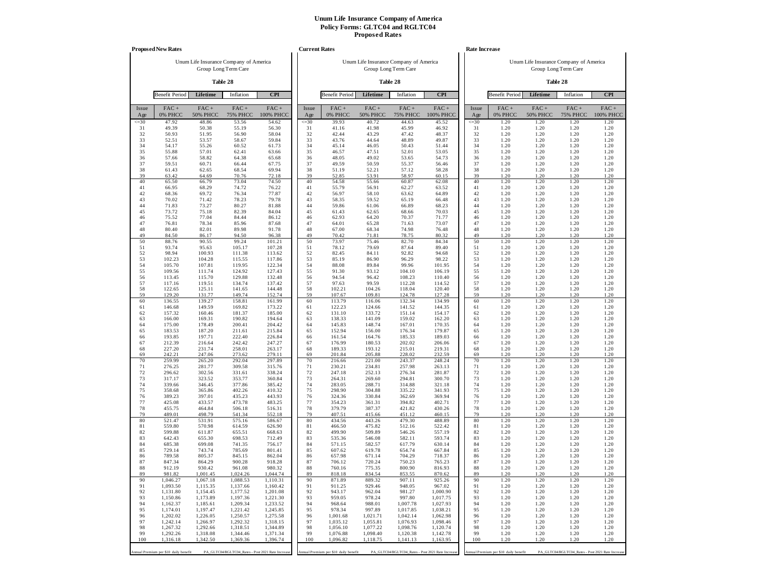**Unum Life Insurance Company of America**
**Policy Forms: GLTC04 and RGLTC04**
**Proposed Rates**

**Proposed New Rates**

Unum Life Insurance Company of America
Group Long Term Care

**Table 28**

| Benefit Period | **Lifetime** | Inflation | **CPI** |
|---|---|---|---|

| Issue Age | FAC + 0% PHCC | FAC + 50% PHCC | FAC + 75% PHCC | FAC + 100% PHCC |
|---|---|---|---|---|
| <=30 | 47.92 | 48.86 | 53.56 | 54.62 |
| 31 | 49.39 | 50.38 | 55.19 | 56.30 |
| 32 | 50.93 | 51.95 | 56.90 | 58.04 |
| 33 | 52.51 | 53.57 | 58.67 | 59.84 |
| 34 | 54.17 | 55.26 | 60.52 | 61.73 |
| 35 | 55.88 | 57.01 | 62.41 | 63.66 |
| 36 | 57.66 | 58.82 | 64.38 | 65.68 |
| 37 | 59.51 | 60.71 | 66.44 | 67.75 |
| 38 | 61.43 | 62.65 | 68.54 | 69.94 |
| 39 | 63.42 | 64.69 | 70.76 | 72.18 |
| 40 | 65.50 | 66.79 | 73.04 | 74.50 |
| 41 | 66.95 | 68.29 | 74.72 | 76.22 |
| 42 | 68.36 | 69.72 | 76.34 | 77.87 |
| 43 | 70.02 | 71.42 | 78.23 | 79.78 |
| 44 | 71.83 | 73.27 | 80.27 | 81.88 |
| 45 | 73.72 | 75.18 | 82.39 | 84.04 |
| 46 | 75.52 | 77.04 | 84.44 | 86.12 |
| 47 | 76.81 | 78.34 | 85.96 | 87.68 |
| 48 | 80.40 | 82.01 | 89.98 | 91.78 |
| 49 | 84.50 | 86.17 | 94.50 | 96.38 |
| 50 | 88.76 | 90.55 | 99.24 | 101.21 |
| 51 | 93.74 | 95.63 | 105.17 | 107.28 |
| 52 | 98.94 | 100.93 | 111.38 | 113.62 |
| 53 | 102.23 | 104.28 | 115.55 | 117.86 |
| 54 | 105.70 | 107.81 | 119.95 | 122.34 |
| 55 | 109.56 | 111.74 | 124.92 | 127.43 |
| 56 | 113.45 | 115.70 | 129.88 | 132.48 |
| 57 | 117.16 | 119.51 | 134.74 | 137.42 |
| 58 | 122.65 | 125.11 | 141.65 | 144.48 |
| 59 | 129.20 | 131.77 | 149.74 | 152.74 |
| 60 | 136.55 | 139.27 | 158.81 | 161.99 |
| 61 | 146.68 | 149.59 | 169.82 | 173.22 |
| 62 | 157.32 | 160.46 | 181.37 | 185.00 |
| 63 | 166.00 | 169.31 | 190.82 | 194.64 |
| 64 | 175.00 | 178.49 | 200.41 | 204.42 |
| 65 | 183.53 | 187.20 | 211.61 | 215.84 |
| 66 | 193.85 | 197.71 | 222.40 | 226.84 |
| 67 | 212.39 | 216.64 | 242.42 | 247.27 |
| 68 | 227.20 | 231.74 | 258.01 | 263.17 |
| 69 | 242.21 | 247.06 | 273.62 | 279.11 |
| 70 | 259.99 | 265.20 | 292.04 | 297.89 |
| 71 | 276.25 | 281.77 | 309.58 | 315.76 |
| 72 | 296.62 | 302.56 | 331.61 | 338.24 |
| 73 | 317.17 | 323.52 | 353.77 | 360.84 |
| 74 | 339.66 | 346.45 | 377.86 | 385.42 |
| 75 | 358.68 | 365.86 | 402.26 | 410.32 |
| 76 | 389.23 | 397.01 | 435.23 | 443.93 |
| 77 | 425.08 | 433.57 | 473.78 | 483.25 |
| 78 | 455.75 | 464.84 | 506.18 | 516.31 |
| 79 | 489.01 | 498.79 | 541.34 | 552.18 |
| 80 | 521.47 | 531.91 | 575.16 | 586.67 |
| 81 | 559.80 | 570.98 | 614.59 | 626.90 |
| 82 | 599.88 | 611.87 | 655.51 | 668.63 |
| 83 | 642.43 | 655.30 | 698.53 | 712.49 |
| 84 | 685.38 | 699.08 | 741.35 | 756.17 |
| 85 | 729.14 | 743.74 | 785.69 | 801.41 |
| 86 | 789.58 | 805.37 | 845.15 | 862.04 |
| 87 | 847.34 | 864.29 | 900.28 | 918.28 |
| 88 | 912.19 | 930.42 | 961.08 | 980.32 |
| 89 | 981.82 | 1,001.45 | 1,024.26 | 1,044.74 |
| 90 | 1,046.27 | 1,067.18 | 1,088.53 | 1,110.31 |
| 91 | 1,093.50 | 1,115.35 | 1,137.66 | 1,160.42 |
| 92 | 1,131.80 | 1,154.45 | 1,177.52 | 1,201.08 |
| 93 | 1,150.86 | 1,173.89 | 1,197.36 | 1,221.30 |
| 94 | 1,162.37 | 1,185.61 | 1,209.34 | 1,233.52 |
| 95 | 1,174.01 | 1,197.47 | 1,221.42 | 1,245.85 |
| 96 | 1,202.02 | 1,226.05 | 1,250.57 | 1,275.58 |
| 97 | 1,242.14 | 1,266.97 | 1,292.32 | 1,318.15 |
| 98 | 1,267.32 | 1,292.66 | 1,318.51 | 1,344.89 |
| 99 | 1,292.26 | 1,318.08 | 1,344.46 | 1,371.34 |
| 100 | 1,316.18 | 1,342.50 | 1,369.36 | 1,396.74 |

Annual Premium per $10 daily benefit — PA_GLTC04/RGLTC04_Rates - Post 2021 Rate Increase

**Current Rates**

Unum Life Insurance Company of America
Group Long Term Care

**Table 28**

| Benefit Period | **Lifetime** | Inflation | **CPI** |
|---|---|---|---|

| Issue Age | FAC + 0% PHCC | FAC + 50% PHCC | FAC + 75% PHCC | FAC + 100% PHCC |
|---|---|---|---|---|
| <=30 | 39.93 | 40.72 | 44.63 | 45.52 |
| 31 | 41.16 | 41.98 | 45.99 | 46.92 |
| 32 | 42.44 | 43.29 | 47.42 | 48.37 |
| 33 | 43.76 | 44.64 | 48.89 | 49.87 |
| 34 | 45.14 | 46.05 | 50.43 | 51.44 |
| 35 | 46.57 | 47.51 | 52.01 | 53.05 |
| 36 | 48.05 | 49.02 | 53.65 | 54.73 |
| 37 | 49.59 | 50.59 | 55.37 | 56.46 |
| 38 | 51.19 | 52.21 | 57.12 | 58.28 |
| 39 | 52.85 | 53.91 | 58.97 | 60.15 |
| 40 | 54.58 | 55.66 | 60.87 | 62.08 |
| 41 | 55.79 | 56.91 | 62.27 | 63.52 |
| 42 | 56.97 | 58.10 | 63.62 | 64.89 |
| 43 | 58.35 | 59.52 | 65.19 | 66.48 |
| 44 | 59.86 | 61.06 | 66.89 | 68.23 |
| 45 | 61.43 | 62.65 | 68.66 | 70.03 |
| 46 | 62.93 | 64.20 | 70.37 | 71.77 |
| 47 | 64.01 | 65.28 | 71.63 | 73.07 |
| 48 | 67.00 | 68.34 | 74.98 | 76.48 |
| 49 | 70.42 | 71.81 | 78.75 | 80.32 |
| 50 | 73.97 | 75.46 | 82.70 | 84.34 |
| 51 | 78.12 | 79.69 | 87.64 | 89.40 |
| 52 | 82.45 | 84.11 | 92.82 | 94.68 |
| 53 | 85.19 | 86.90 | 96.29 | 98.22 |
| 54 | 88.08 | 89.84 | 99.96 | 101.95 |
| 55 | 91.30 | 93.12 | 104.10 | 106.19 |
| 56 | 94.54 | 96.42 | 108.23 | 110.40 |
| 57 | 97.63 | 99.59 | 112.28 | 114.52 |
| 58 | 102.21 | 104.26 | 118.04 | 120.40 |
| 59 | 107.67 | 109.81 | 124.78 | 127.28 |
| 60 | 113.79 | 116.06 | 132.34 | 134.99 |
| 61 | 122.23 | 124.66 | 141.52 | 144.35 |
| 62 | 131.10 | 133.72 | 151.14 | 154.17 |
| 63 | 138.33 | 141.09 | 159.02 | 162.20 |
| 64 | 145.83 | 148.74 | 167.01 | 170.35 |
| 65 | 152.94 | 156.00 | 176.34 | 179.87 |
| 66 | 161.54 | 164.76 | 185.33 | 189.03 |
| 67 | 176.99 | 180.53 | 202.02 | 206.06 |
| 68 | 189.33 | 193.12 | 215.01 | 219.31 |
| 69 | 201.84 | 205.88 | 228.02 | 232.59 |
| 70 | 216.66 | 221.00 | 243.37 | 248.24 |
| 71 | 230.21 | 234.81 | 257.98 | 263.13 |
| 72 | 247.18 | 252.13 | 276.34 | 281.87 |
| 73 | 264.31 | 269.60 | 294.81 | 300.70 |
| 74 | 283.05 | 288.71 | 314.88 | 321.18 |
| 75 | 298.90 | 304.88 | 335.22 | 341.93 |
| 76 | 324.36 | 330.84 | 362.69 | 369.94 |
| 77 | 354.23 | 361.31 | 394.82 | 402.71 |
| 78 | 379.79 | 387.37 | 421.82 | 430.26 |
| 79 | 407.51 | 415.66 | 451.12 | 460.15 |
| 80 | 434.56 | 443.26 | 479.30 | 488.89 |
| 81 | 466.50 | 475.82 | 512.16 | 522.42 |
| 82 | 499.90 | 509.89 | 546.26 | 557.19 |
| 83 | 535.36 | 546.08 | 582.11 | 593.74 |
| 84 | 571.15 | 582.57 | 617.79 | 630.14 |
| 85 | 607.62 | 619.78 | 654.74 | 667.84 |
| 86 | 657.98 | 671.14 | 704.29 | 718.37 |
| 87 | 706.12 | 720.24 | 750.23 | 765.23 |
| 88 | 760.16 | 775.35 | 800.90 | 816.93 |
| 89 | 818.18 | 834.54 | 853.55 | 870.62 |
| 90 | 871.89 | 889.32 | 907.11 | 925.26 |
| 91 | 911.25 | 929.46 | 948.05 | 967.02 |
| 92 | 943.17 | 962.04 | 981.27 | 1,000.90 |
| 93 | 959.05 | 978.24 | 997.80 | 1,017.75 |
| 94 | 968.64 | 988.01 | 1,007.78 | 1,027.93 |
| 95 | 978.34 | 997.89 | 1,017.85 | 1,038.21 |
| 96 | 1,001.68 | 1,021.71 | 1,042.14 | 1,062.98 |
| 97 | 1,035.12 | 1,055.81 | 1,076.93 | 1,098.46 |
| 98 | 1,056.10 | 1,077.22 | 1,098.76 | 1,120.74 |
| 99 | 1,076.88 | 1,098.40 | 1,120.38 | 1,142.78 |
| 100 | 1,096.82 | 1,118.75 | 1,141.13 | 1,163.95 |

Annual Premium per $10 daily benefit — PA_GLTC04/RGLTC04_Rates - Post 2021 Rate Increase

**Rate Increase**

Unum Life Insurance Company of America
Group Long Term Care

**Table 28**

| Benefit Period | **Lifetime** | Inflation | **CPI** |
|---|---|---|---|

| Issue Age | FAC + 0% PHCC | FAC + 50% PHCC | FAC + 75% PHCC | FAC + 100% PHCC |
|---|---|---|---|---|
| <=30 | 1.20 | 1.20 | 1.20 | 1.20 |
| 31 | 1.20 | 1.20 | 1.20 | 1.20 |
| 32 | 1.20 | 1.20 | 1.20 | 1.20 |
| 33 | 1.20 | 1.20 | 1.20 | 1.20 |
| 34 | 1.20 | 1.20 | 1.20 | 1.20 |
| 35 | 1.20 | 1.20 | 1.20 | 1.20 |
| 36 | 1.20 | 1.20 | 1.20 | 1.20 |
| 37 | 1.20 | 1.20 | 1.20 | 1.20 |
| 38 | 1.20 | 1.20 | 1.20 | 1.20 |
| 39 | 1.20 | 1.20 | 1.20 | 1.20 |
| 40 | 1.20 | 1.20 | 1.20 | 1.20 |
| 41 | 1.20 | 1.20 | 1.20 | 1.20 |
| 42 | 1.20 | 1.20 | 1.20 | 1.20 |
| 43 | 1.20 | 1.20 | 1.20 | 1.20 |
| 44 | 1.20 | 1.20 | 1.20 | 1.20 |
| 45 | 1.20 | 1.20 | 1.20 | 1.20 |
| 46 | 1.20 | 1.20 | 1.20 | 1.20 |
| 47 | 1.20 | 1.20 | 1.20 | 1.20 |
| 48 | 1.20 | 1.20 | 1.20 | 1.20 |
| 49 | 1.20 | 1.20 | 1.20 | 1.20 |
| 50 | 1.20 | 1.20 | 1.20 | 1.20 |
| 51 | 1.20 | 1.20 | 1.20 | 1.20 |
| 52 | 1.20 | 1.20 | 1.20 | 1.20 |
| 53 | 1.20 | 1.20 | 1.20 | 1.20 |
| 54 | 1.20 | 1.20 | 1.20 | 1.20 |
| 55 | 1.20 | 1.20 | 1.20 | 1.20 |
| 56 | 1.20 | 1.20 | 1.20 | 1.20 |
| 57 | 1.20 | 1.20 | 1.20 | 1.20 |
| 58 | 1.20 | 1.20 | 1.20 | 1.20 |
| 59 | 1.20 | 1.20 | 1.20 | 1.20 |
| 60 | 1.20 | 1.20 | 1.20 | 1.20 |
| 61 | 1.20 | 1.20 | 1.20 | 1.20 |
| 62 | 1.20 | 1.20 | 1.20 | 1.20 |
| 63 | 1.20 | 1.20 | 1.20 | 1.20 |
| 64 | 1.20 | 1.20 | 1.20 | 1.20 |
| 65 | 1.20 | 1.20 | 1.20 | 1.20 |
| 66 | 1.20 | 1.20 | 1.20 | 1.20 |
| 67 | 1.20 | 1.20 | 1.20 | 1.20 |
| 68 | 1.20 | 1.20 | 1.20 | 1.20 |
| 69 | 1.20 | 1.20 | 1.20 | 1.20 |
| 70 | 1.20 | 1.20 | 1.20 | 1.20 |
| 71 | 1.20 | 1.20 | 1.20 | 1.20 |
| 72 | 1.20 | 1.20 | 1.20 | 1.20 |
| 73 | 1.20 | 1.20 | 1.20 | 1.20 |
| 74 | 1.20 | 1.20 | 1.20 | 1.20 |
| 75 | 1.20 | 1.20 | 1.20 | 1.20 |
| 76 | 1.20 | 1.20 | 1.20 | 1.20 |
| 77 | 1.20 | 1.20 | 1.20 | 1.20 |
| 78 | 1.20 | 1.20 | 1.20 | 1.20 |
| 79 | 1.20 | 1.20 | 1.20 | 1.20 |
| 80 | 1.20 | 1.20 | 1.20 | 1.20 |
| 81 | 1.20 | 1.20 | 1.20 | 1.20 |
| 82 | 1.20 | 1.20 | 1.20 | 1.20 |
| 83 | 1.20 | 1.20 | 1.20 | 1.20 |
| 84 | 1.20 | 1.20 | 1.20 | 1.20 |
| 85 | 1.20 | 1.20 | 1.20 | 1.20 |
| 86 | 1.20 | 1.20 | 1.20 | 1.20 |
| 87 | 1.20 | 1.20 | 1.20 | 1.20 |
| 88 | 1.20 | 1.20 | 1.20 | 1.20 |
| 89 | 1.20 | 1.20 | 1.20 | 1.20 |
| 90 | 1.20 | 1.20 | 1.20 | 1.20 |
| 91 | 1.20 | 1.20 | 1.20 | 1.20 |
| 92 | 1.20 | 1.20 | 1.20 | 1.20 |
| 93 | 1.20 | 1.20 | 1.20 | 1.20 |
| 94 | 1.20 | 1.20 | 1.20 | 1.20 |
| 95 | 1.20 | 1.20 | 1.20 | 1.20 |
| 96 | 1.20 | 1.20 | 1.20 | 1.20 |
| 97 | 1.20 | 1.20 | 1.20 | 1.20 |
| 98 | 1.20 | 1.20 | 1.20 | 1.20 |
| 99 | 1.20 | 1.20 | 1.20 | 1.20 |
| 100 | 1.20 | 1.20 | 1.20 | 1.20 |

Annual Premium per $10 daily benefit — PA_GLTC04/RGLTC04_Rates - Post 2021 Rate Increase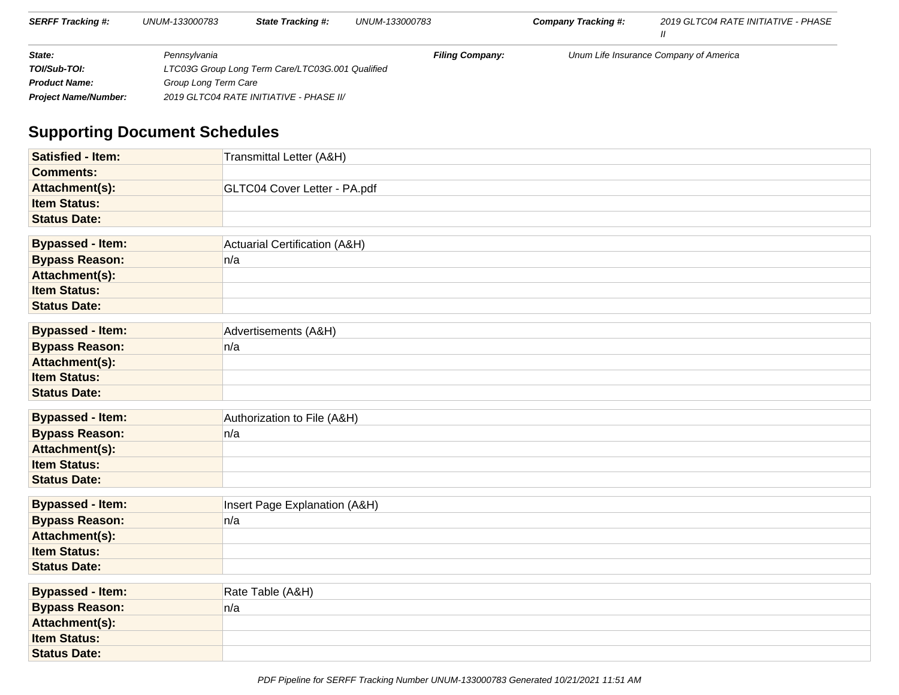| | | | | | |
|---|---|---|---|---|---|
| **SERFF Tracking #:** | UNUM-133000783 | **State Tracking #:** | UNUM-133000783 | **Company Tracking #:** | 2019 GLTC04 RATE INITIATIVE - PHASE II |

| | | | |
|---|---|---|---|
| **State:** | Pennsylvania | **Filing Company:** | Unum Life Insurance Company of America |
| **TOI/Sub-TOI:** | LTC03G Group Long Term Care/LTC03G.001 Qualified | | |
| **Product Name:** | Group Long Term Care | | |
| **Project Name/Number:** | 2019 GLTC04 RATE INITIATIVE - PHASE II/ | | |

## Supporting Document Schedules

| | |
|---|---|
| **Satisfied - Item:** | Transmittal Letter (A&H) |
| **Comments:** | |
| **Attachment(s):** | GLTC04 Cover Letter - PA.pdf |
| **Item Status:** | |
| **Status Date:** | |

| | |
|---|---|
| **Bypassed - Item:** | Actuarial Certification (A&H) |
| **Bypass Reason:** | n/a |
| **Attachment(s):** | |
| **Item Status:** | |
| **Status Date:** | |

| | |
|---|---|
| **Bypassed - Item:** | Advertisements (A&H) |
| **Bypass Reason:** | n/a |
| **Attachment(s):** | |
| **Item Status:** | |
| **Status Date:** | |

| | |
|---|---|
| **Bypassed - Item:** | Authorization to File (A&H) |
| **Bypass Reason:** | n/a |
| **Attachment(s):** | |
| **Item Status:** | |
| **Status Date:** | |

| | |
|---|---|
| **Bypassed - Item:** | Insert Page Explanation (A&H) |
| **Bypass Reason:** | n/a |
| **Attachment(s):** | |
| **Item Status:** | |
| **Status Date:** | |

| | |
|---|---|
| **Bypassed - Item:** | Rate Table (A&H) |
| **Bypass Reason:** | n/a |
| **Attachment(s):** | |
| **Item Status:** | |
| **Status Date:** | |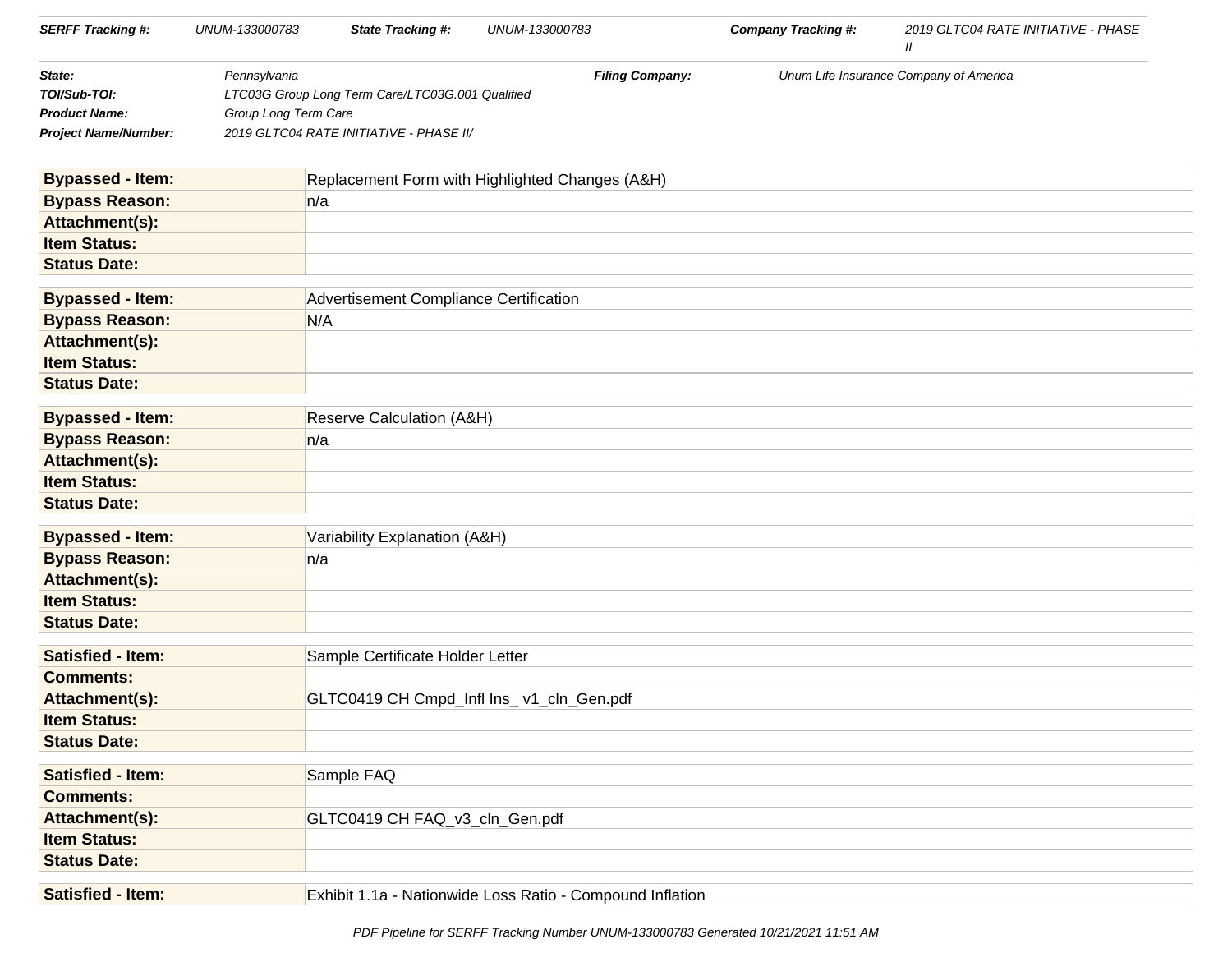| Bypassed - Item: | Replacement Form with Highlighted Changes (A&H) |
|---|---|
| Bypass Reason: | n/a |
| Attachment(s): | |
| Item Status: | |
| Status Date: | |

| Bypassed - Item: | Advertisement Compliance Certification |
|---|---|
| Bypass Reason: | N/A |
| Attachment(s): | |
| Item Status: | |
| Status Date: | |

| Bypassed - Item: | Reserve Calculation (A&H) |
|---|---|
| Bypass Reason: | n/a |
| Attachment(s): | |
| Item Status: | |
| Status Date: | |

| Bypassed - Item: | Variability Explanation (A&H) |
|---|---|
| Bypass Reason: | n/a |
| Attachment(s): | |
| Item Status: | |
| Status Date: | |

| Satisfied - Item: | Sample Certificate Holder Letter |
|---|---|
| Comments: | |
| Attachment(s): | GLTC0419 CH Cmpd_Infl Ins_ v1_cln_Gen.pdf |
| Item Status: | |
| Status Date: | |

| Satisfied - Item: | Sample FAQ |
|---|---|
| Comments: | |
| Attachment(s): | GLTC0419 CH FAQ_v3_cln_Gen.pdf |
| Item Status: | |
| Status Date: | |

| Satisfied - Item: | Exhibit 1.1a - Nationwide Loss Ratio - Compound Inflation |
|---|---|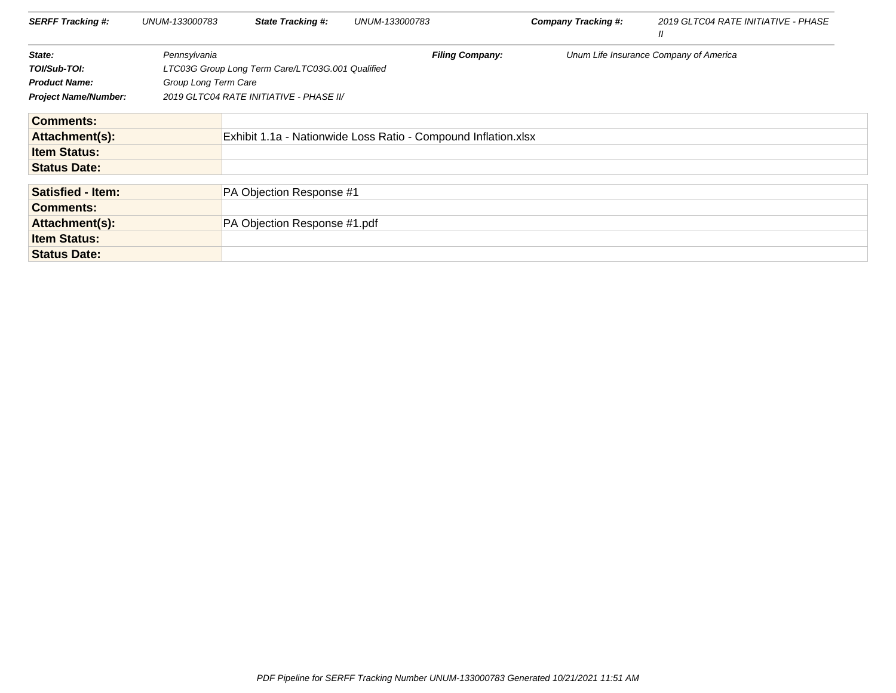| | | | | | |
|---|---|---|---|---|---|
| **SERFF Tracking #:** | UNUM-133000783 | **State Tracking #:** | UNUM-133000783 | **Company Tracking #:** | 2019 GLTC04 RATE INITIATIVE - PHASE II |

| | | | |
|---|---|---|---|
| **State:** | Pennsylvania | **Filing Company:** | Unum Life Insurance Company of America |
| **TOI/Sub-TOI:** | LTC03G Group Long Term Care/LTC03G.001 Qualified | | |
| **Product Name:** | Group Long Term Care | | |
| **Project Name/Number:** | 2019 GLTC04 RATE INITIATIVE - PHASE II/ | | |

| | |
|---|---|
| **Comments:** | |
| **Attachment(s):** | Exhibit 1.1a - Nationwide Loss Ratio - Compound Inflation.xlsx |
| **Item Status:** | |
| **Status Date:** | |

| | |
|---|---|
| **Satisfied - Item:** | PA Objection Response #1 |
| **Comments:** | |
| **Attachment(s):** | PA Objection Response #1.pdf |
| **Item Status:** | |
| **Status Date:** | |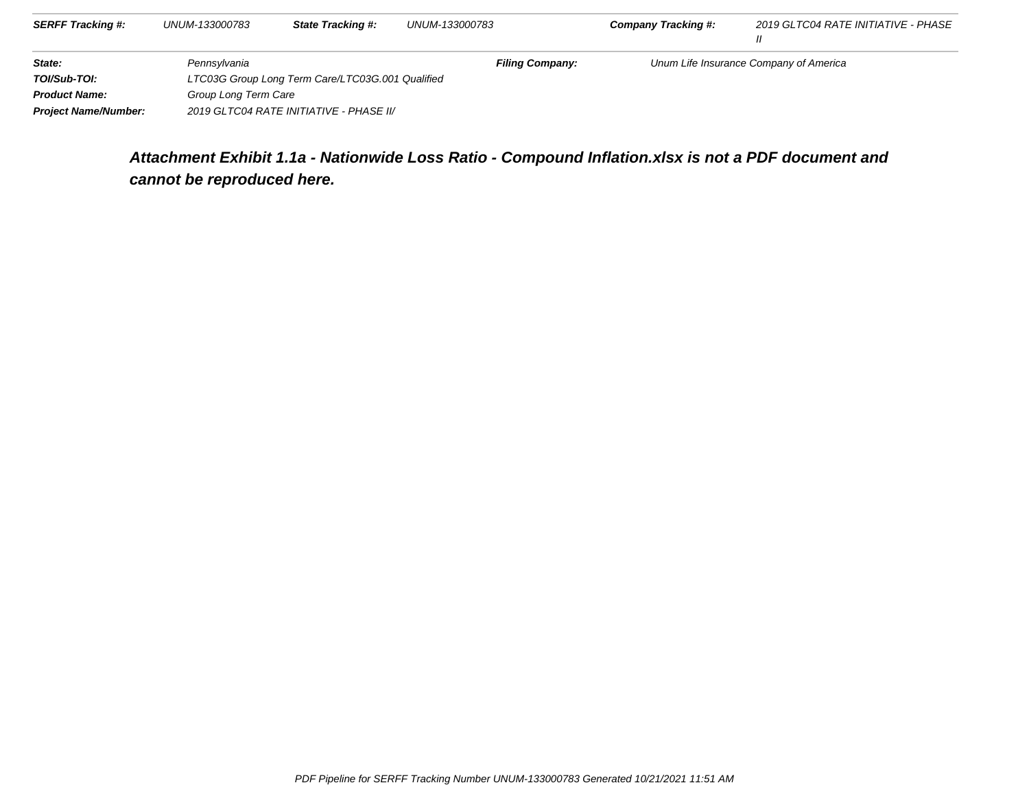| **SERFF Tracking #:** | UNUM-133000783 | **State Tracking #:** | UNUM-133000783 | **Company Tracking #:** | 2019 GLTC04 RATE INITIATIVE - PHASE II |
| --- | --- | --- | --- | --- | --- |

| | | | |
| --- | --- | --- | --- |
| **State:** | Pennsylvania | **Filing Company:** | Unum Life Insurance Company of America |
| **TOI/Sub-TOI:** | LTC03G Group Long Term Care/LTC03G.001 Qualified | | |
| **Product Name:** | Group Long Term Care | | |
| **Project Name/Number:** | 2019 GLTC04 RATE INITIATIVE - PHASE II/ | | |

***Attachment Exhibit 1.1a - Nationwide Loss Ratio - Compound Inflation.xlsx is not a PDF document and cannot be reproduced here.***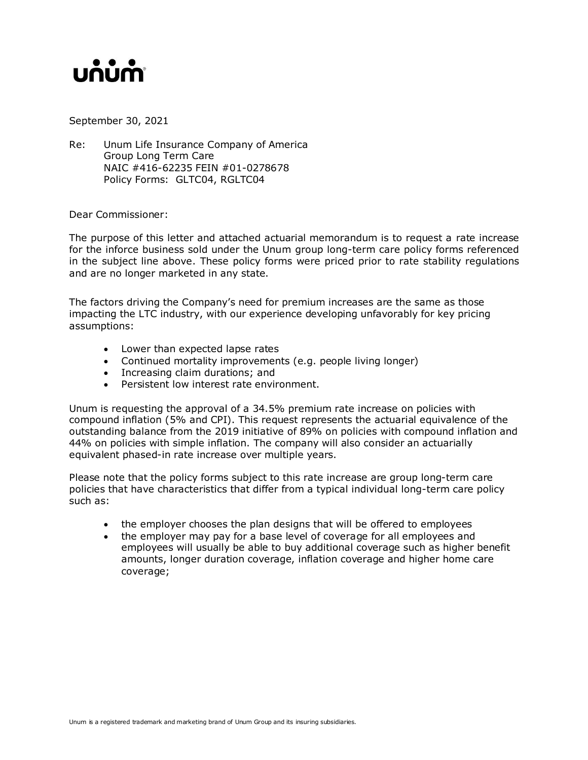unum

September 30, 2021

Re: Unum Life Insurance Company of America
Group Long Term Care
NAIC #416-62235 FEIN #01-0278678
Policy Forms: GLTC04, RGLTC04

Dear Commissioner:

The purpose of this letter and attached actuarial memorandum is to request a rate increase for the inforce business sold under the Unum group long-term care policy forms referenced in the subject line above. These policy forms were priced prior to rate stability regulations and are no longer marketed in any state.

The factors driving the Company's need for premium increases are the same as those impacting the LTC industry, with our experience developing unfavorably for key pricing assumptions:

- Lower than expected lapse rates
- Continued mortality improvements (e.g. people living longer)
- Increasing claim durations; and
- Persistent low interest rate environment.

Unum is requesting the approval of a 34.5% premium rate increase on policies with compound inflation (5% and CPI). This request represents the actuarial equivalence of the outstanding balance from the 2019 initiative of 89% on policies with compound inflation and 44% on policies with simple inflation. The company will also consider an actuarially equivalent phased-in rate increase over multiple years.

Please note that the policy forms subject to this rate increase are group long-term care policies that have characteristics that differ from a typical individual long-term care policy such as:

- the employer chooses the plan designs that will be offered to employees
- the employer may pay for a base level of coverage for all employees and employees will usually be able to buy additional coverage such as higher benefit amounts, longer duration coverage, inflation coverage and higher home care coverage;

Unum is a registered trademark and marketing brand of Unum Group and its insuring subsidiaries.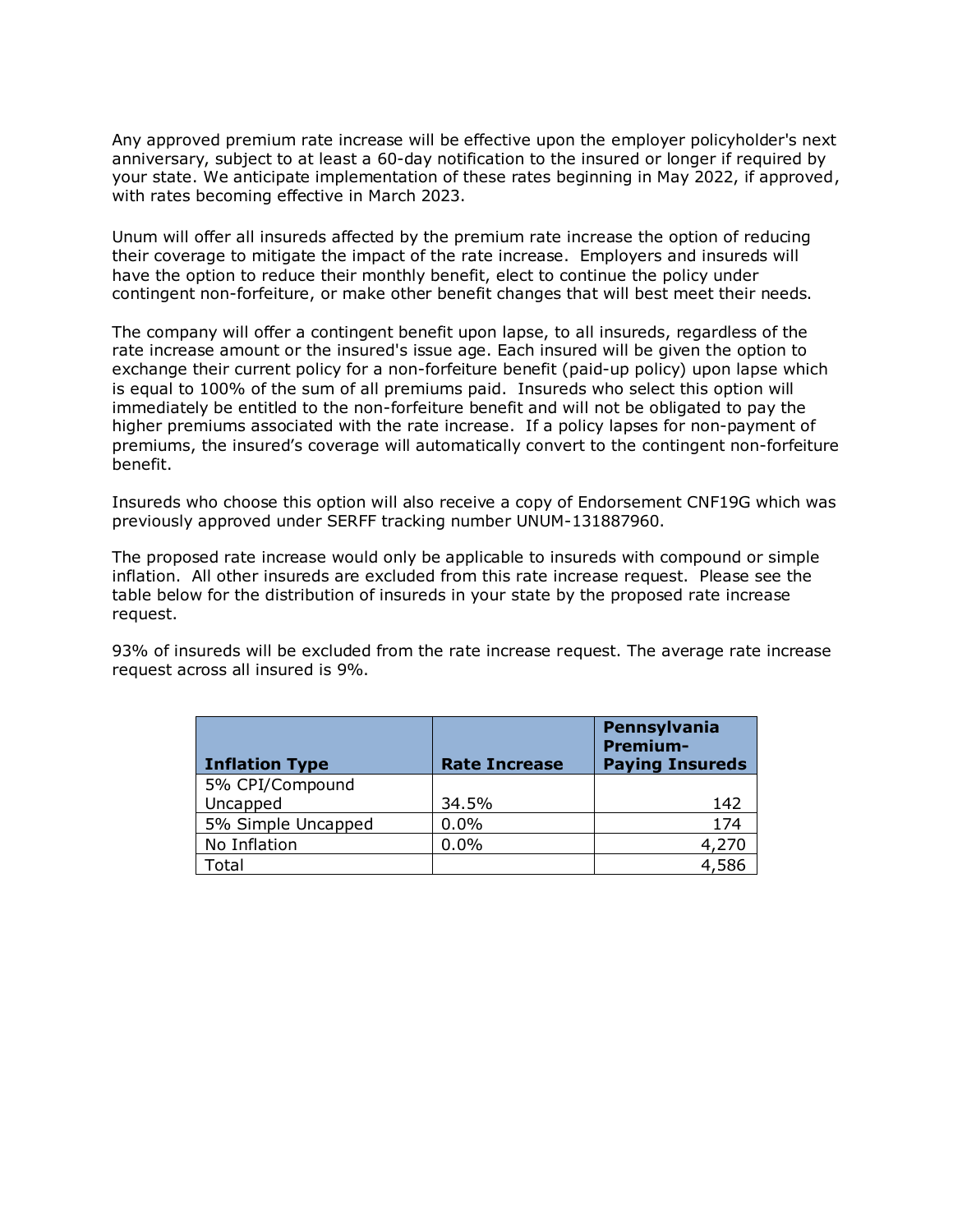Any approved premium rate increase will be effective upon the employer policyholder's next anniversary, subject to at least a 60-day notification to the insured or longer if required by your state. We anticipate implementation of these rates beginning in May 2022, if approved, with rates becoming effective in March 2023.

Unum will offer all insureds affected by the premium rate increase the option of reducing their coverage to mitigate the impact of the rate increase. Employers and insureds will have the option to reduce their monthly benefit, elect to continue the policy under contingent non-forfeiture, or make other benefit changes that will best meet their needs.

The company will offer a contingent benefit upon lapse, to all insureds, regardless of the rate increase amount or the insured's issue age. Each insured will be given the option to exchange their current policy for a non-forfeiture benefit (paid-up policy) upon lapse which is equal to 100% of the sum of all premiums paid. Insureds who select this option will immediately be entitled to the non-forfeiture benefit and will not be obligated to pay the higher premiums associated with the rate increase. If a policy lapses for non-payment of premiums, the insured's coverage will automatically convert to the contingent non-forfeiture benefit.

Insureds who choose this option will also receive a copy of Endorsement CNF19G which was previously approved under SERFF tracking number UNUM-131887960.

The proposed rate increase would only be applicable to insureds with compound or simple inflation. All other insureds are excluded from this rate increase request. Please see the table below for the distribution of insureds in your state by the proposed rate increase request.

93% of insureds will be excluded from the rate increase request. The average rate increase request across all insured is 9%.

| Inflation Type | Rate Increase | Pennsylvania Premium-Paying Insureds |
|---|---|---|
| 5% CPI/Compound Uncapped | 34.5% | 142 |
| 5% Simple Uncapped | 0.0% | 174 |
| No Inflation | 0.0% | 4,270 |
| Total | | 4,586 |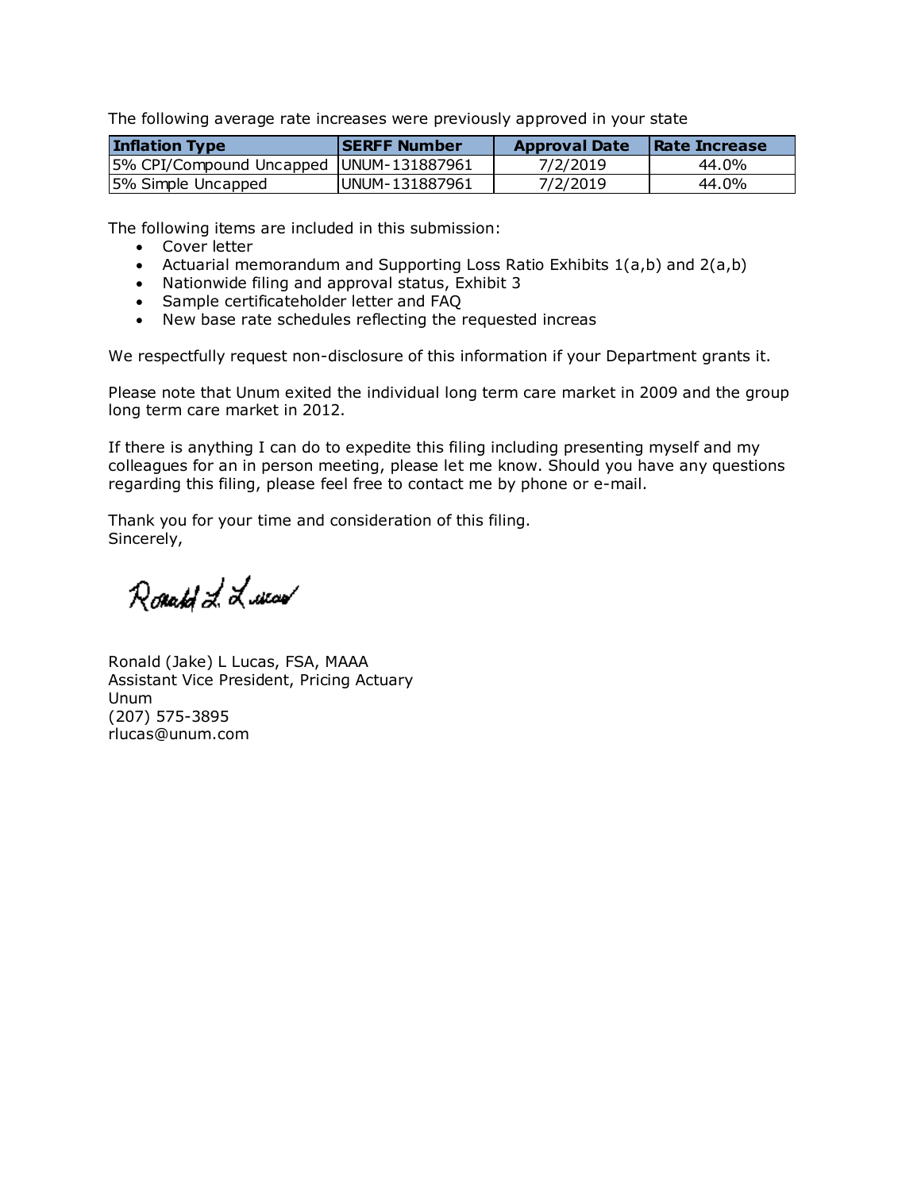The following average rate increases were previously approved in your state

| Inflation Type | SERFF Number | Approval Date | Rate Increase |
| --- | --- | --- | --- |
| 5% CPI/Compound Uncapped | UNUM-131887961 | 7/2/2019 | 44.0% |
| 5% Simple Uncapped | UNUM-131887961 | 7/2/2019 | 44.0% |

The following items are included in this submission:

- Cover letter
- Actuarial memorandum and Supporting Loss Ratio Exhibits 1(a,b) and 2(a,b)
- Nationwide filing and approval status, Exhibit 3
- Sample certificateholder letter and FAQ
- New base rate schedules reflecting the requested increas

We respectfully request non-disclosure of this information if your Department grants it.

Please note that Unum exited the individual long term care market in 2009 and the group long term care market in 2012.

If there is anything I can do to expedite this filing including presenting myself and my colleagues for an in person meeting, please let me know. Should you have any questions regarding this filing, please feel free to contact me by phone or e-mail.

Thank you for your time and consideration of this filing.
Sincerely,

Ronald L. Lucas

Ronald (Jake) L Lucas, FSA, MAAA
Assistant Vice President, Pricing Actuary
Unum
(207) 575-3895
rlucas@unum.com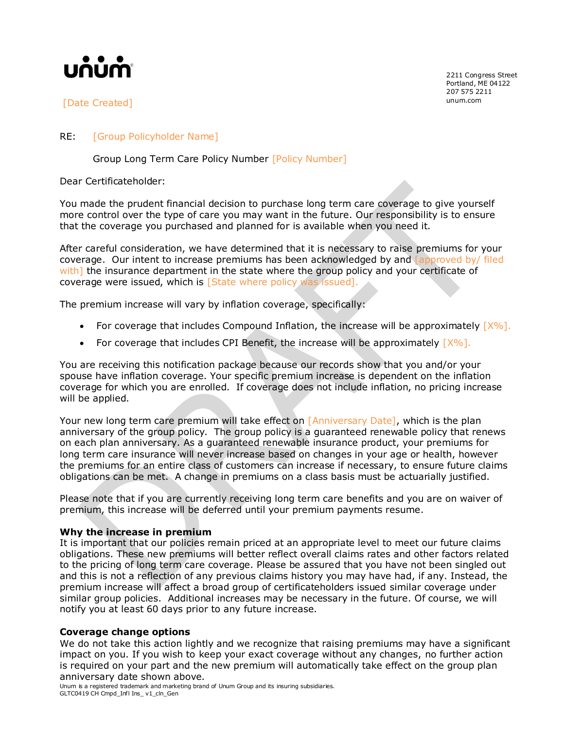unum

[Date Created]

2211 Congress Street
Portland, ME 04122
207 575 2211
unum.com

RE: [Group Policyholder Name]

Group Long Term Care Policy Number [Policy Number]

Dear Certificateholder:

You made the prudent financial decision to purchase long term care coverage to give yourself more control over the type of care you may want in the future. Our responsibility is to ensure that the coverage you purchased and planned for is available when you need it.

After careful consideration, we have determined that it is necessary to raise premiums for your coverage. Our intent to increase premiums has been acknowledged by and [approved by/ filed with] the insurance department in the state where the group policy and your certificate of coverage were issued, which is [State where policy was issued].

The premium increase will vary by inflation coverage, specifically:

- For coverage that includes Compound Inflation, the increase will be approximately [X%].
- For coverage that includes CPI Benefit, the increase will be approximately [X%].

You are receiving this notification package because our records show that you and/or your spouse have inflation coverage. Your specific premium increase is dependent on the inflation coverage for which you are enrolled. If coverage does not include inflation, no pricing increase will be applied.

Your new long term care premium will take effect on [Anniversary Date], which is the plan anniversary of the group policy. The group policy is a guaranteed renewable policy that renews on each plan anniversary. As a guaranteed renewable insurance product, your premiums for long term care insurance will never increase based on changes in your age or health, however the premiums for an entire class of customers can increase if necessary, to ensure future claims obligations can be met. A change in premiums on a class basis must be actuarially justified.

Please note that if you are currently receiving long term care benefits and you are on waiver of premium, this increase will be deferred until your premium payments resume.

**Why the increase in premium**
It is important that our policies remain priced at an appropriate level to meet our future claims obligations. These new premiums will better reflect overall claims rates and other factors related to the pricing of long term care coverage. Please be assured that you have not been singled out and this is not a reflection of any previous claims history you may have had, if any. Instead, the premium increase will affect a broad group of certificateholders issued similar coverage under similar group policies. Additional increases may be necessary in the future. Of course, we will notify you at least 60 days prior to any future increase.

**Coverage change options**
We do not take this action lightly and we recognize that raising premiums may have a significant impact on you. If you wish to keep your exact coverage without any changes, no further action is required on your part and the new premium will automatically take effect on the group plan anniversary date shown above.

Unum is a registered trademark and marketing brand of Unum Group and its insuring subsidiaries.
GLTC0419 CH Cmpd_Infl Ins_ v1_cln_Gen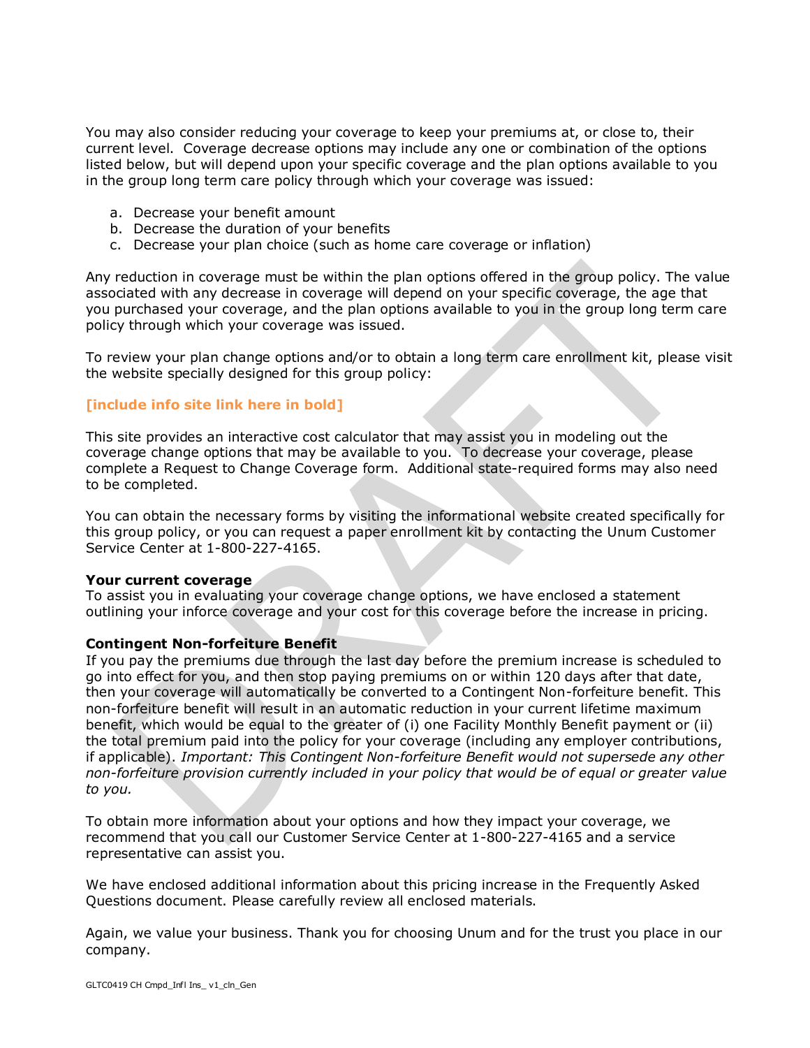You may also consider reducing your coverage to keep your premiums at, or close to, their current level. Coverage decrease options may include any one or combination of the options listed below, but will depend upon your specific coverage and the plan options available to you in the group long term care policy through which your coverage was issued:

a. Decrease your benefit amount
b. Decrease the duration of your benefits
c. Decrease your plan choice (such as home care coverage or inflation)

Any reduction in coverage must be within the plan options offered in the group policy. The value associated with any decrease in coverage will depend on your specific coverage, the age that you purchased your coverage, and the plan options available to you in the group long term care policy through which your coverage was issued.

To review your plan change options and/or to obtain a long term care enrollment kit, please visit the website specially designed for this group policy:

**[include info site link here in bold]**

This site provides an interactive cost calculator that may assist you in modeling out the coverage change options that may be available to you. To decrease your coverage, please complete a Request to Change Coverage form. Additional state-required forms may also need to be completed.

You can obtain the necessary forms by visiting the informational website created specifically for this group policy, or you can request a paper enrollment kit by contacting the Unum Customer Service Center at 1-800-227-4165.

**Your current coverage**
To assist you in evaluating your coverage change options, we have enclosed a statement outlining your inforce coverage and your cost for this coverage before the increase in pricing.

**Contingent Non-forfeiture Benefit**
If you pay the premiums due through the last day before the premium increase is scheduled to go into effect for you, and then stop paying premiums on or within 120 days after that date, then your coverage will automatically be converted to a Contingent Non-forfeiture benefit. This non-forfeiture benefit will result in an automatic reduction in your current lifetime maximum benefit, which would be equal to the greater of (i) one Facility Monthly Benefit payment or (ii) the total premium paid into the policy for your coverage (including any employer contributions, if applicable). *Important: This Contingent Non-forfeiture Benefit would not supersede any other non-forfeiture provision currently included in your policy that would be of equal or greater value to you.*

To obtain more information about your options and how they impact your coverage, we recommend that you call our Customer Service Center at 1-800-227-4165 and a service representative can assist you.

We have enclosed additional information about this pricing increase in the Frequently Asked Questions document. Please carefully review all enclosed materials.

Again, we value your business. Thank you for choosing Unum and for the trust you place in our company.

GLTC0419 CH Cmpd_Infl Ins_ v1_cln_Gen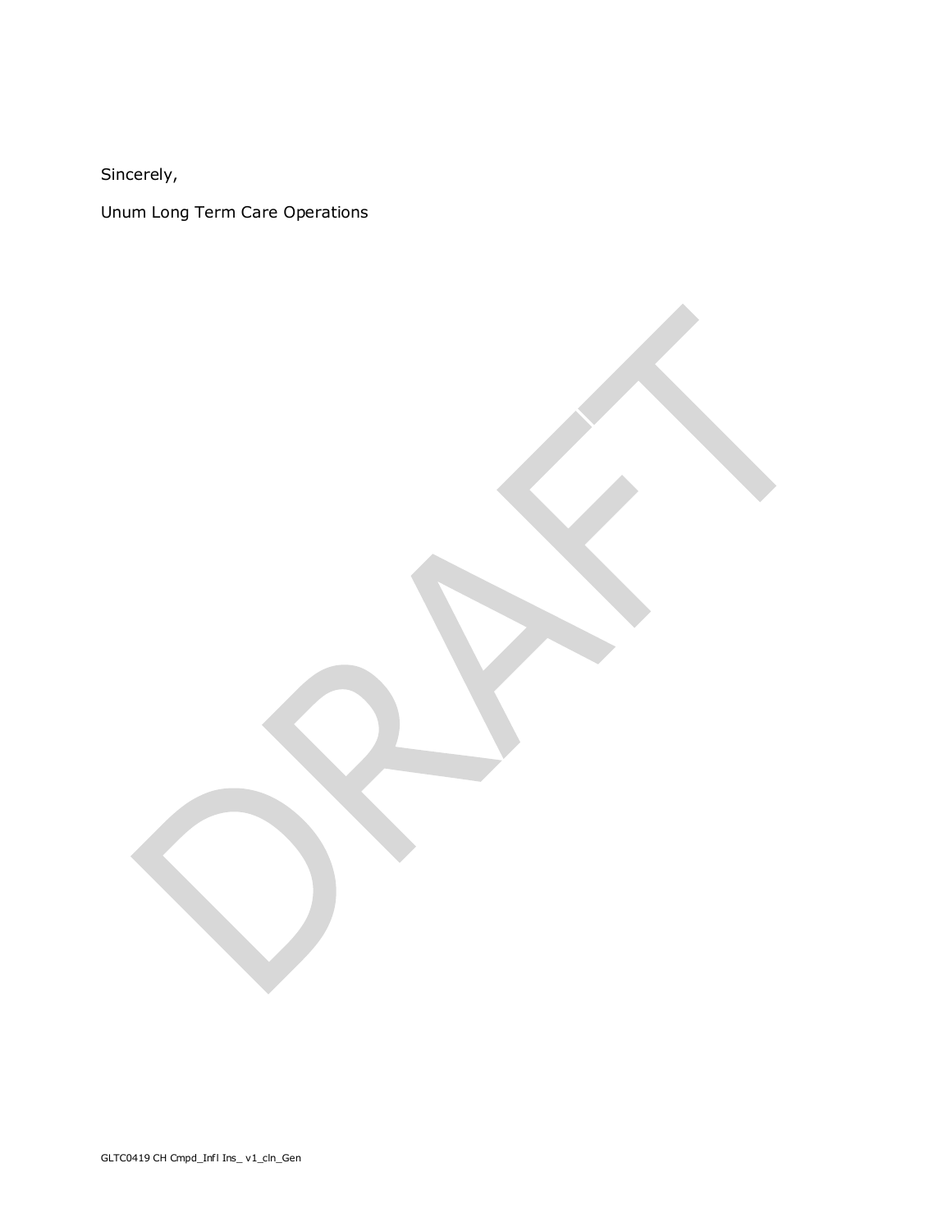Sincerely,

Unum Long Term Care Operations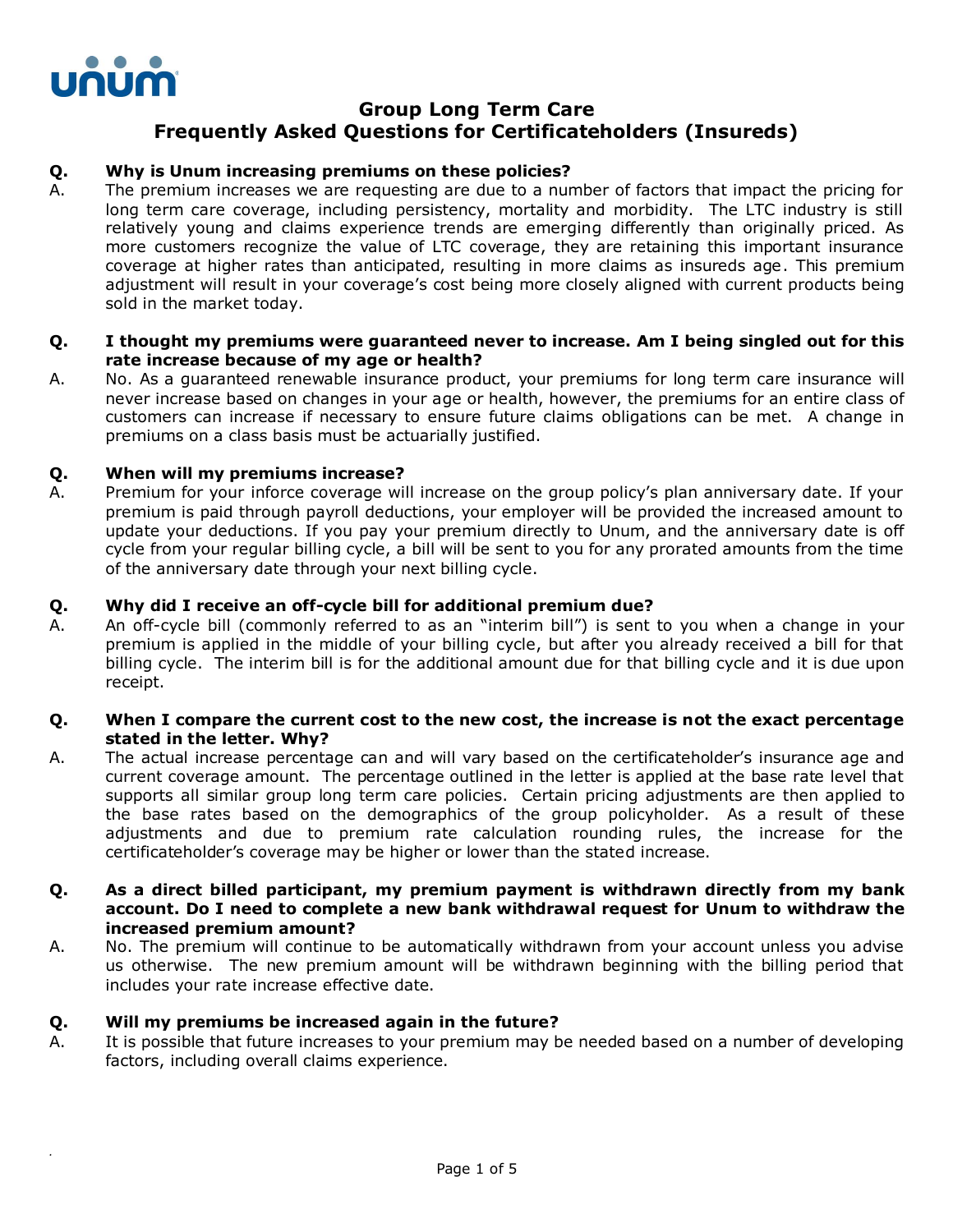unum

# Group Long Term Care
## Frequently Asked Questions for Certificateholders (Insureds)

**Q. Why is Unum increasing premiums on these policies?**

A. The premium increases we are requesting are due to a number of factors that impact the pricing for long term care coverage, including persistency, mortality and morbidity. The LTC industry is still relatively young and claims experience trends are emerging differently than originally priced. As more customers recognize the value of LTC coverage, they are retaining this important insurance coverage at higher rates than anticipated, resulting in more claims as insureds age. This premium adjustment will result in your coverage's cost being more closely aligned with current products being sold in the market today.

**Q. I thought my premiums were guaranteed never to increase. Am I being singled out for this rate increase because of my age or health?**

A. No. As a guaranteed renewable insurance product, your premiums for long term care insurance will never increase based on changes in your age or health, however, the premiums for an entire class of customers can increase if necessary to ensure future claims obligations can be met. A change in premiums on a class basis must be actuarially justified.

**Q. When will my premiums increase?**

A. Premium for your inforce coverage will increase on the group policy's plan anniversary date. If your premium is paid through payroll deductions, your employer will be provided the increased amount to update your deductions. If you pay your premium directly to Unum, and the anniversary date is off cycle from your regular billing cycle, a bill will be sent to you for any prorated amounts from the time of the anniversary date through your next billing cycle.

**Q. Why did I receive an off-cycle bill for additional premium due?**

A. An off-cycle bill (commonly referred to as an "interim bill") is sent to you when a change in your premium is applied in the middle of your billing cycle, but after you already received a bill for that billing cycle. The interim bill is for the additional amount due for that billing cycle and it is due upon receipt.

**Q. When I compare the current cost to the new cost, the increase is not the exact percentage stated in the letter. Why?**

A. The actual increase percentage can and will vary based on the certificateholder's insurance age and current coverage amount. The percentage outlined in the letter is applied at the base rate level that supports all similar group long term care policies. Certain pricing adjustments are then applied to the base rates based on the demographics of the group policyholder. As a result of these adjustments and due to premium rate calculation rounding rules, the increase for the certificateholder's coverage may be higher or lower than the stated increase.

**Q. As a direct billed participant, my premium payment is withdrawn directly from my bank account. Do I need to complete a new bank withdrawal request for Unum to withdraw the increased premium amount?**

A. No. The premium will continue to be automatically withdrawn from your account unless you advise us otherwise. The new premium amount will be withdrawn beginning with the billing period that includes your rate increase effective date.

**Q. Will my premiums be increased again in the future?**

A. It is possible that future increases to your premium may be needed based on a number of developing factors, including overall claims experience.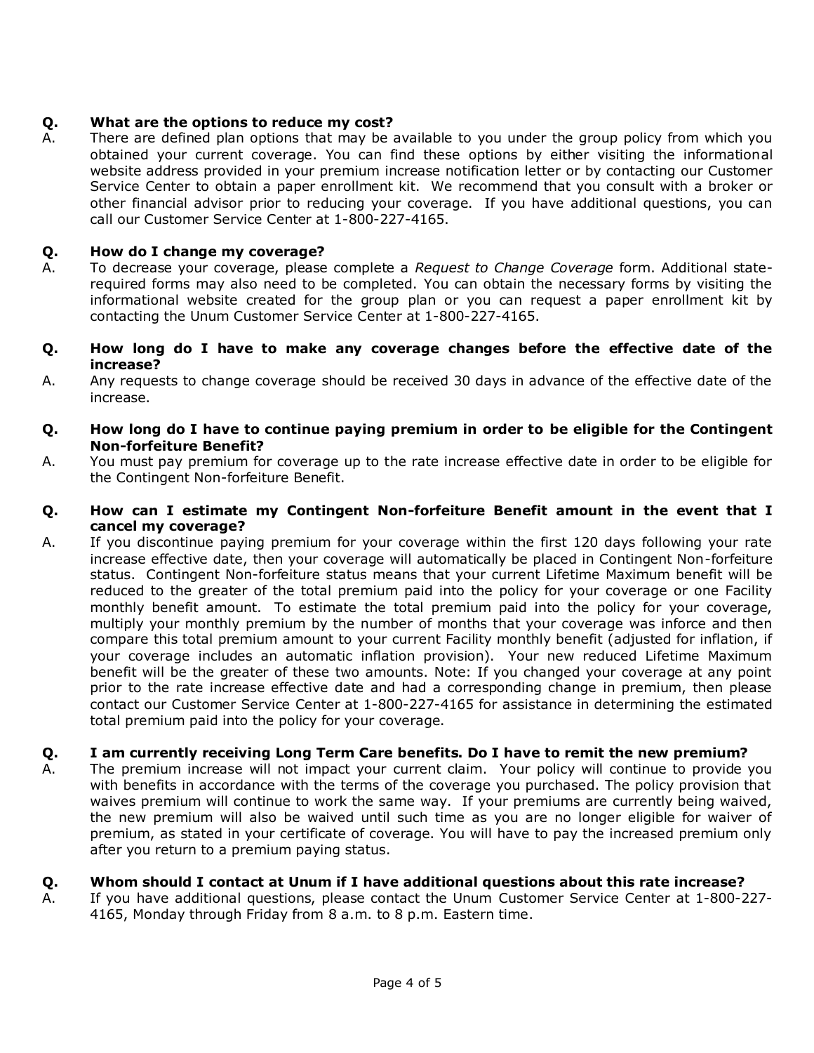**Q. What are the options to reduce my cost?**

A. There are defined plan options that may be available to you under the group policy from which you obtained your current coverage. You can find these options by either visiting the informational website address provided in your premium increase notification letter or by contacting our Customer Service Center to obtain a paper enrollment kit. We recommend that you consult with a broker or other financial advisor prior to reducing your coverage. If you have additional questions, you can call our Customer Service Center at 1-800-227-4165.

**Q. How do I change my coverage?**

A. To decrease your coverage, please complete a *Request to Change Coverage* form. Additional state-required forms may also need to be completed. You can obtain the necessary forms by visiting the informational website created for the group plan or you can request a paper enrollment kit by contacting the Unum Customer Service Center at 1-800-227-4165.

**Q. How long do I have to make any coverage changes before the effective date of the increase?**

A. Any requests to change coverage should be received 30 days in advance of the effective date of the increase.

**Q. How long do I have to continue paying premium in order to be eligible for the Contingent Non-forfeiture Benefit?**

A. You must pay premium for coverage up to the rate increase effective date in order to be eligible for the Contingent Non-forfeiture Benefit.

**Q. How can I estimate my Contingent Non-forfeiture Benefit amount in the event that I cancel my coverage?**

A. If you discontinue paying premium for your coverage within the first 120 days following your rate increase effective date, then your coverage will automatically be placed in Contingent Non-forfeiture status. Contingent Non-forfeiture status means that your current Lifetime Maximum benefit will be reduced to the greater of the total premium paid into the policy for your coverage or one Facility monthly benefit amount. To estimate the total premium paid into the policy for your coverage, multiply your monthly premium by the number of months that your coverage was inforce and then compare this total premium amount to your current Facility monthly benefit (adjusted for inflation, if your coverage includes an automatic inflation provision). Your new reduced Lifetime Maximum benefit will be the greater of these two amounts. Note: If you changed your coverage at any point prior to the rate increase effective date and had a corresponding change in premium, then please contact our Customer Service Center at 1-800-227-4165 for assistance in determining the estimated total premium paid into the policy for your coverage.

**Q. I am currently receiving Long Term Care benefits. Do I have to remit the new premium?**

A. The premium increase will not impact your current claim. Your policy will continue to provide you with benefits in accordance with the terms of the coverage you purchased. The policy provision that waives premium will continue to work the same way. If your premiums are currently being waived, the new premium will also be waived until such time as you are no longer eligible for waiver of premium, as stated in your certificate of coverage. You will have to pay the increased premium only after you return to a premium paying status.

**Q. Whom should I contact at Unum if I have additional questions about this rate increase?**

A. If you have additional questions, please contact the Unum Customer Service Center at 1-800-227-4165, Monday through Friday from 8 a.m. to 8 p.m. Eastern time.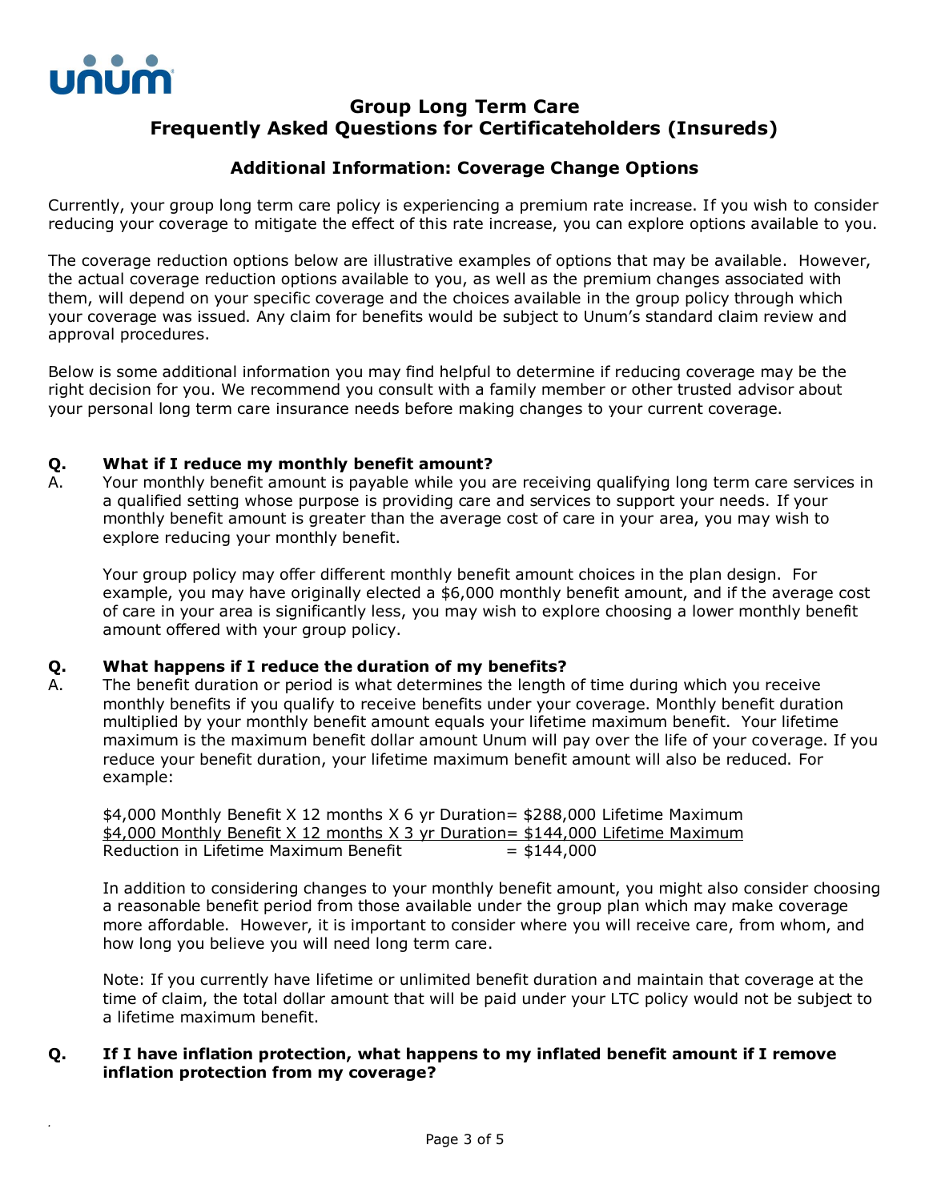# Group Long Term Care
## Frequently Asked Questions for Certificateholders (Insureds)

### Additional Information: Coverage Change Options

Currently, your group long term care policy is experiencing a premium rate increase. If you wish to consider reducing your coverage to mitigate the effect of this rate increase, you can explore options available to you.

The coverage reduction options below are illustrative examples of options that may be available. However, the actual coverage reduction options available to you, as well as the premium changes associated with them, will depend on your specific coverage and the choices available in the group policy through which your coverage was issued. Any claim for benefits would be subject to Unum's standard claim review and approval procedures.

Below is some additional information you may find helpful to determine if reducing coverage may be the right decision for you. We recommend you consult with a family member or other trusted advisor about your personal long term care insurance needs before making changes to your current coverage.

**Q. What if I reduce my monthly benefit amount?**

A. Your monthly benefit amount is payable while you are receiving qualifying long term care services in a qualified setting whose purpose is providing care and services to support your needs. If your monthly benefit amount is greater than the average cost of care in your area, you may wish to explore reducing your monthly benefit.

Your group policy may offer different monthly benefit amount choices in the plan design. For example, you may have originally elected a $6,000 monthly benefit amount, and if the average cost of care in your area is significantly less, you may wish to explore choosing a lower monthly benefit amount offered with your group policy.

**Q. What happens if I reduce the duration of my benefits?**

A. The benefit duration or period is what determines the length of time during which you receive monthly benefits if you qualify to receive benefits under your coverage. Monthly benefit duration multiplied by your monthly benefit amount equals your lifetime maximum benefit. Your lifetime maximum is the maximum benefit dollar amount Unum will pay over the life of your coverage. If you reduce your benefit duration, your lifetime maximum benefit amount will also be reduced. For example:

$4,000 Monthly Benefit X 12 months X 6 yr Duration= $288,000 Lifetime Maximum
<u>$4,000 Monthly Benefit X 12 months X 3 yr Duration= $144,000 Lifetime Maximum</u>
Reduction in Lifetime Maximum Benefit = $144,000

In addition to considering changes to your monthly benefit amount, you might also consider choosing a reasonable benefit period from those available under the group plan which may make coverage more affordable. However, it is important to consider where you will receive care, from whom, and how long you believe you will need long term care.

Note: If you currently have lifetime or unlimited benefit duration and maintain that coverage at the time of claim, the total dollar amount that will be paid under your LTC policy would not be subject to a lifetime maximum benefit.

**Q. If I have inflation protection, what happens to my inflated benefit amount if I remove inflation protection from my coverage?**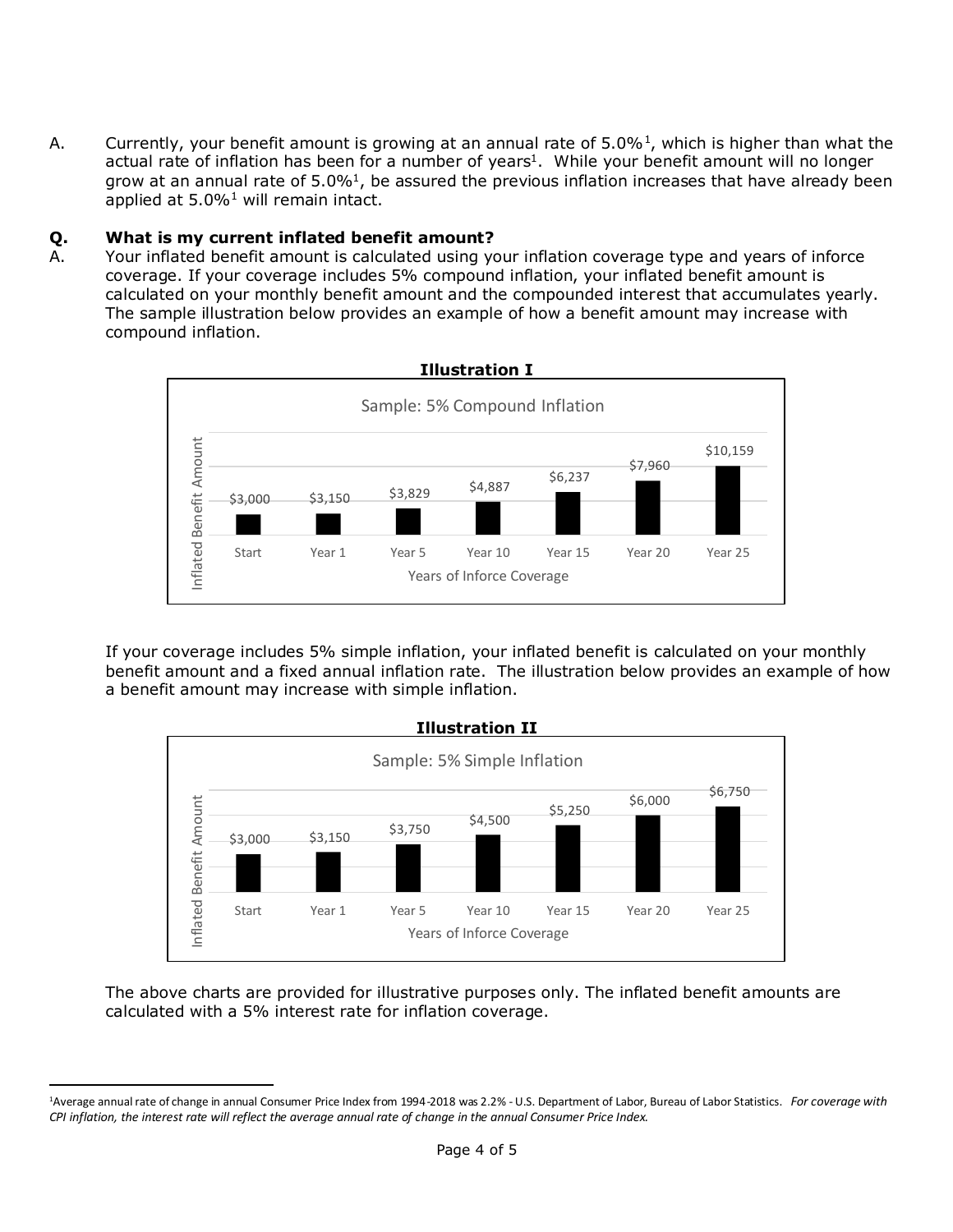A. Currently, your benefit amount is growing at an annual rate of 5.0%[1], which is higher than what the actual rate of inflation has been for a number of years[1]. While your benefit amount will no longer grow at an annual rate of 5.0%[1], be assured the previous inflation increases that have already been applied at 5.0%[1] will remain intact.

**Q. What is my current inflated benefit amount?**

A. Your inflated benefit amount is calculated using your inflation coverage type and years of inforce coverage. If your coverage includes 5% compound inflation, your inflated benefit amount is calculated on your monthly benefit amount and the compounded interest that accumulates yearly. The sample illustration below provides an example of how a benefit amount may increase with compound inflation.

**Illustration I**

Sample: 5% Compound Inflation

| Years of Inforce Coverage | Inflated Benefit Amount |
| --- | --- |
| Start | $3,000 |
| Year 1 | $3,150 |
| Year 5 | $3,829 |
| Year 10 | $4,887 |
| Year 15 | $6,237 |
| Year 20 | $7,960 |
| Year 25 | $10,159 |

If your coverage includes 5% simple inflation, your inflated benefit is calculated on your monthly benefit amount and a fixed annual inflation rate. The illustration below provides an example of how a benefit amount may increase with simple inflation.

**Illustration II**

Sample: 5% Simple Inflation

| Years of Inforce Coverage | Inflated Benefit Amount |
| --- | --- |
| Start | $3,000 |
| Year 1 | $3,150 |
| Year 5 | $3,750 |
| Year 10 | $4,500 |
| Year 15 | $5,250 |
| Year 20 | $6,000 |
| Year 25 | $6,750 |

The above charts are provided for illustrative purposes only. The inflated benefit amounts are calculated with a 5% interest rate for inflation coverage.

[1]Average annual rate of change in annual Consumer Price Index from 1994-2018 was 2.2% - U.S. Department of Labor, Bureau of Labor Statistics. *For coverage with CPI inflation, the interest rate will reflect the average annual rate of change in the annual Consumer Price Index.*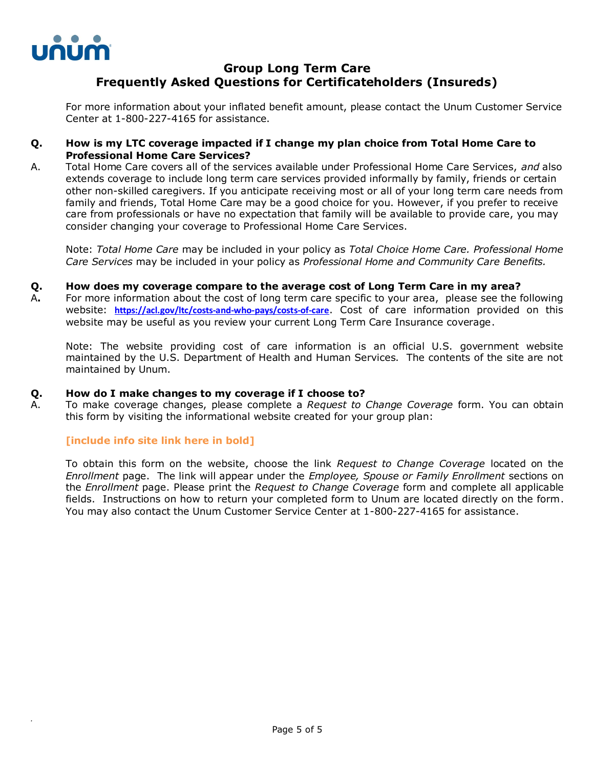For more information about your inflated benefit amount, please contact the Unum Customer Service Center at 1-800-227-4165 for assistance.

**Q. How is my LTC coverage impacted if I change my plan choice from Total Home Care to Professional Home Care Services?**

A. Total Home Care covers all of the services available under Professional Home Care Services, *and* also extends coverage to include long term care services provided informally by family, friends or certain other non-skilled caregivers. If you anticipate receiving most or all of your long term care needs from family and friends, Total Home Care may be a good choice for you. However, if you prefer to receive care from professionals or have no expectation that family will be available to provide care, you may consider changing your coverage to Professional Home Care Services.

Note: *Total Home Care* may be included in your policy as *Total Choice Home Care. Professional Home Care Services* may be included in your policy as *Professional Home and Community Care Benefits.*

**Q. How does my coverage compare to the average cost of Long Term Care in my area?**

A. For more information about the cost of long term care specific to your area, please see the following website: **https://acl.gov/ltc/costs-and-who-pays/costs-of-care**. Cost of care information provided on this website may be useful as you review your current Long Term Care Insurance coverage.

Note: The website providing cost of care information is an official U.S. government website maintained by the U.S. Department of Health and Human Services. The contents of the site are not maintained by Unum.

**Q. How do I make changes to my coverage if I choose to?**

A. To make coverage changes, please complete a *Request to Change Coverage* form. You can obtain this form by visiting the informational website created for your group plan:

**[include info site link here in bold]**

To obtain this form on the website, choose the link *Request to Change Coverage* located on the *Enrollment* page. The link will appear under the *Employee, Spouse or Family Enrollment* sections on the *Enrollment* page. Please print the *Request to Change Coverage* form and complete all applicable fields. Instructions on how to return your completed form to Unum are located directly on the form. You may also contact the Unum Customer Service Center at 1-800-227-4165 for assistance.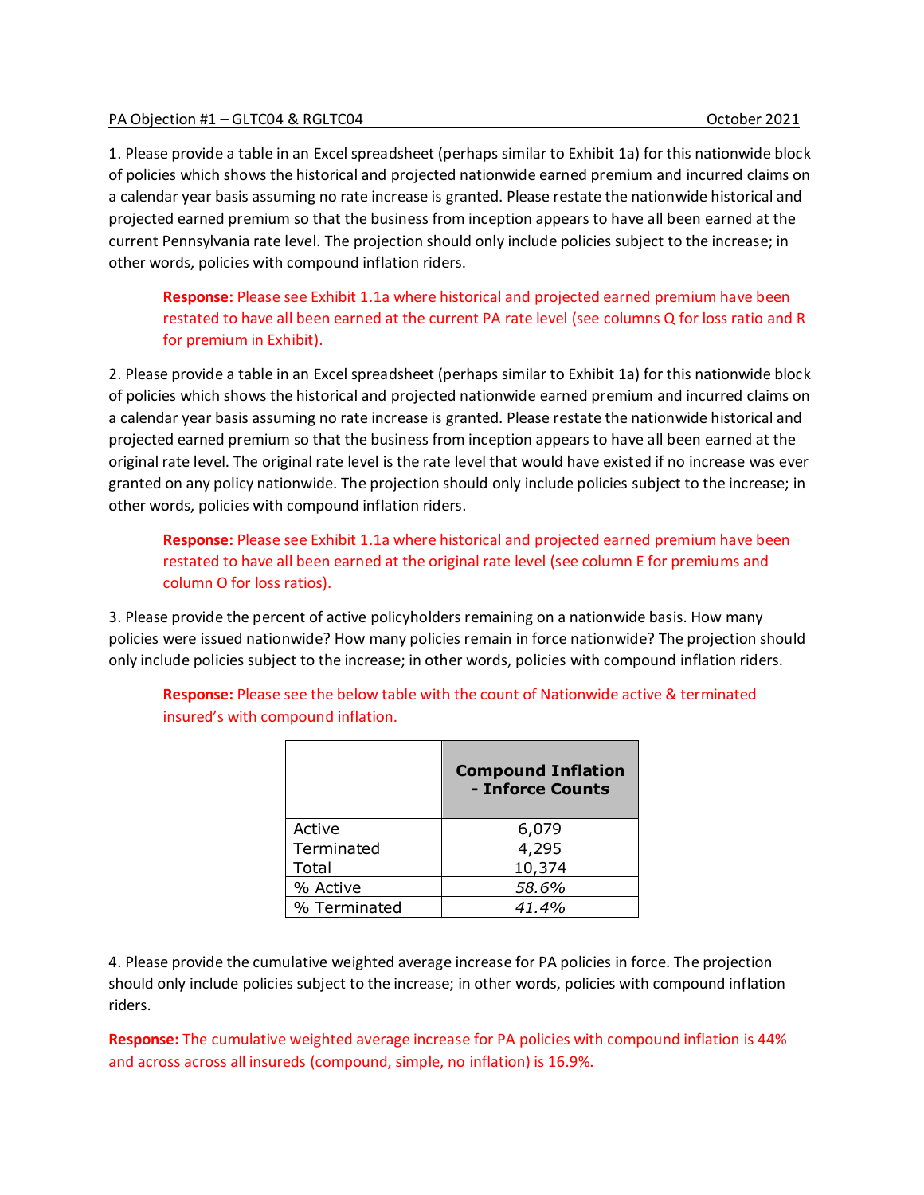PA Objection #1 – GLTC04 & RGLTC04 October 2021

1. Please provide a table in an Excel spreadsheet (perhaps similar to Exhibit 1a) for this nationwide block of policies which shows the historical and projected nationwide earned premium and incurred claims on a calendar year basis assuming no rate increase is granted. Please restate the nationwide historical and projected earned premium so that the business from inception appears to have all been earned at the current Pennsylvania rate level. The projection should only include policies subject to the increase; in other words, policies with compound inflation riders.

> **Response:** Please see Exhibit 1.1a where historical and projected earned premium have been restated to have all been earned at the current PA rate level (see columns Q for loss ratio and R for premium in Exhibit).

2. Please provide a table in an Excel spreadsheet (perhaps similar to Exhibit 1a) for this nationwide block of policies which shows the historical and projected nationwide earned premium and incurred claims on a calendar year basis assuming no rate increase is granted. Please restate the nationwide historical and projected earned premium so that the business from inception appears to have all been earned at the original rate level. The original rate level is the rate level that would have existed if no increase was ever granted on any policy nationwide. The projection should only include policies subject to the increase; in other words, policies with compound inflation riders.

> **Response:** Please see Exhibit 1.1a where historical and projected earned premium have been restated to have all been earned at the original rate level (see column E for premiums and column O for loss ratios).

3. Please provide the percent of active policyholders remaining on a nationwide basis. How many policies were issued nationwide? How many policies remain in force nationwide? The projection should only include policies subject to the increase; in other words, policies with compound inflation riders.

> **Response:** Please see the below table with the count of Nationwide active & terminated insured's with compound inflation.

| | Compound Inflation - Inforce Counts |
|---|---|
| Active | 6,079 |
| Terminated | 4,295 |
| Total | 10,374 |
| % Active | *58.6%* |
| % Terminated | *41.4%* |

4. Please provide the cumulative weighted average increase for PA policies in force. The projection should only include policies subject to the increase; in other words, policies with compound inflation riders.

**Response:** The cumulative weighted average increase for PA policies with compound inflation is 44% and across across all insureds (compound, simple, no inflation) is 16.9%.